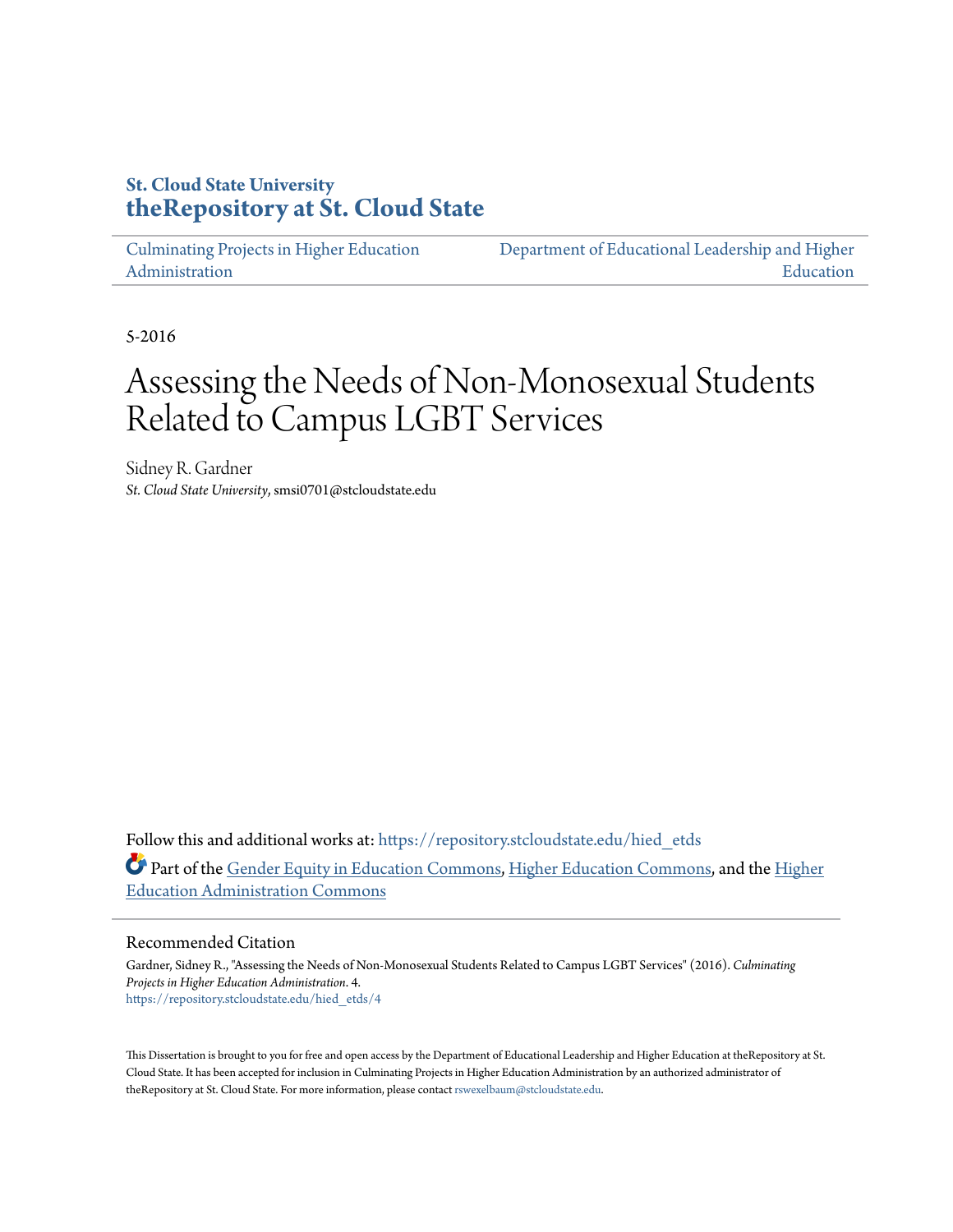St. Cloud State University
**theRepository at St. Cloud State**

Culminating Projects in Higher Education Administration | Department of Educational Leadership and Higher Education

5-2016

# Assessing the Needs of Non-Monosexual Students Related to Campus LGBT Services

Sidney R. Gardner
*St. Cloud State University*, smsi0701@stcloudstate.edu

Follow this and additional works at: https://repository.stcloudstate.edu/hied_etds

Part of the Gender Equity in Education Commons, Higher Education Commons, and the Higher Education Administration Commons

## Recommended Citation

Gardner, Sidney R., "Assessing the Needs of Non-Monosexual Students Related to Campus LGBT Services" (2016). *Culminating Projects in Higher Education Administration*. 4.
https://repository.stcloudstate.edu/hied_etds/4

This Dissertation is brought to you for free and open access by the Department of Educational Leadership and Higher Education at theRepository at St. Cloud State. It has been accepted for inclusion in Culminating Projects in Higher Education Administration by an authorized administrator of theRepository at St. Cloud State. For more information, please contact rswexelbaum@stcloudstate.edu.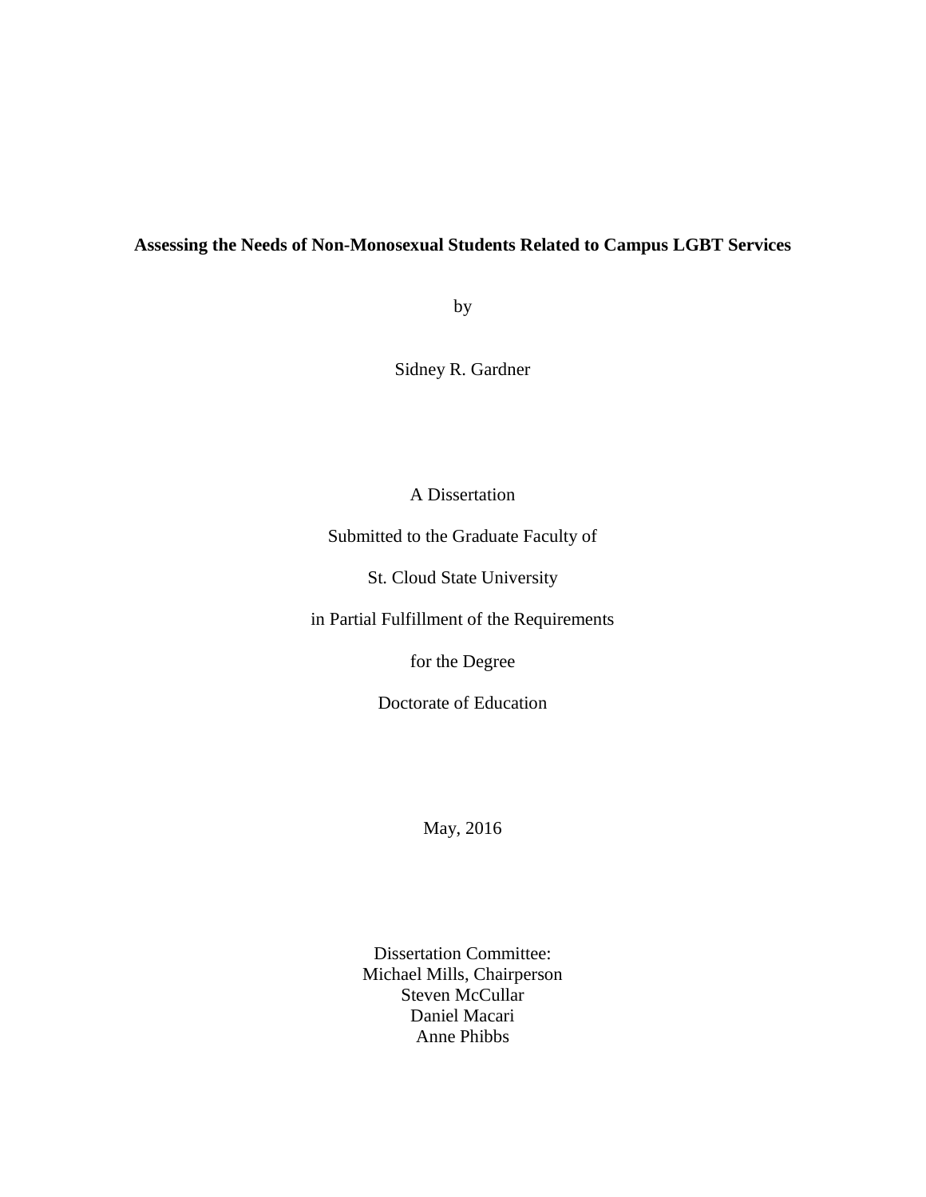**Assessing the Needs of Non-Monosexual Students Related to Campus LGBT Services**

by

Sidney R. Gardner

A Dissertation

Submitted to the Graduate Faculty of

St. Cloud State University

in Partial Fulfillment of the Requirements

for the Degree

Doctorate of Education

May, 2016

Dissertation Committee:
Michael Mills, Chairperson
Steven McCullar
Daniel Macari
Anne Phibbs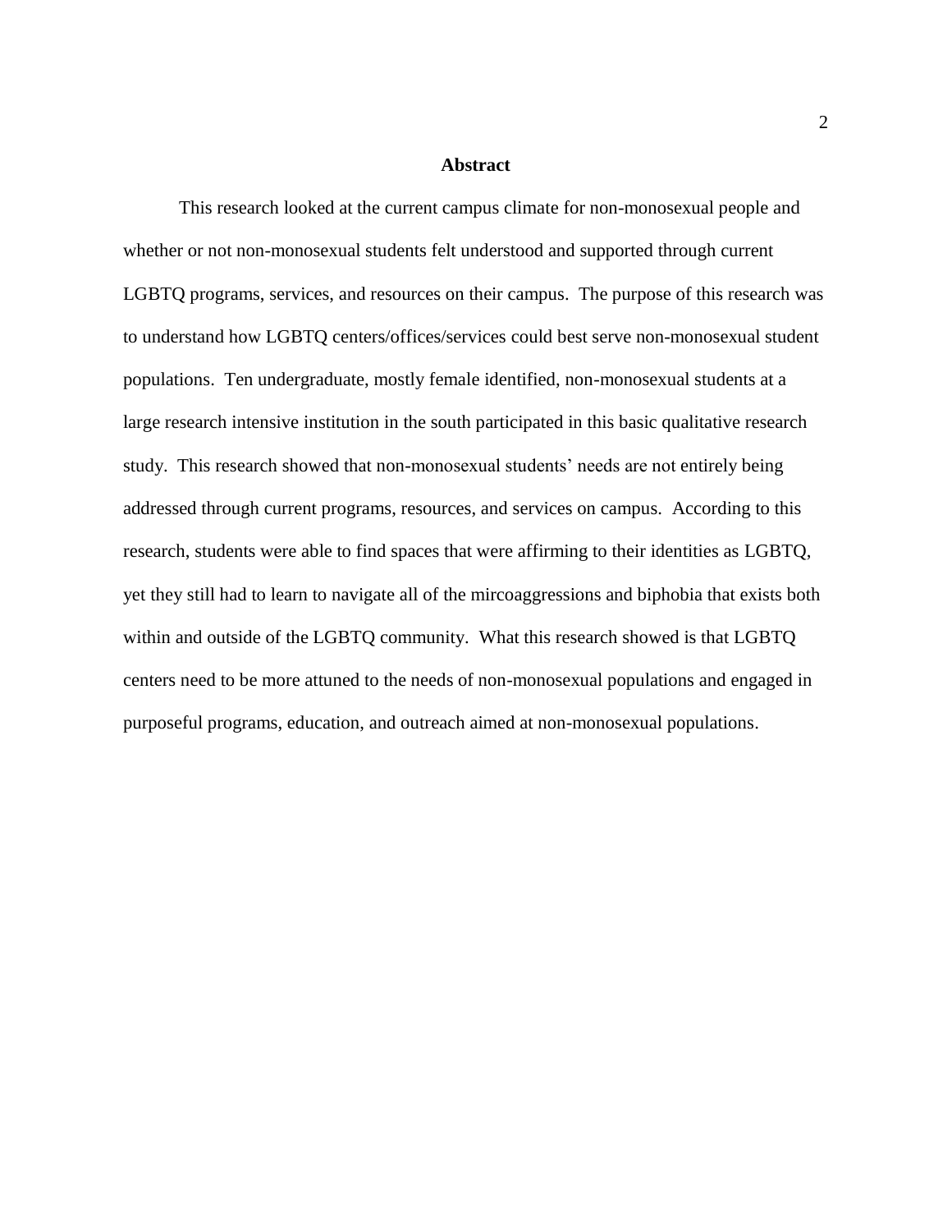# Abstract

This research looked at the current campus climate for non-monosexual people and whether or not non-monosexual students felt understood and supported through current LGBTQ programs, services, and resources on their campus. The purpose of this research was to understand how LGBTQ centers/offices/services could best serve non-monosexual student populations. Ten undergraduate, mostly female identified, non-monosexual students at a large research intensive institution in the south participated in this basic qualitative research study. This research showed that non-monosexual students' needs are not entirely being addressed through current programs, resources, and services on campus. According to this research, students were able to find spaces that were affirming to their identities as LGBTQ, yet they still had to learn to navigate all of the mircoaggressions and biphobia that exists both within and outside of the LGBTQ community. What this research showed is that LGBTQ centers need to be more attuned to the needs of non-monosexual populations and engaged in purposeful programs, education, and outreach aimed at non-monosexual populations.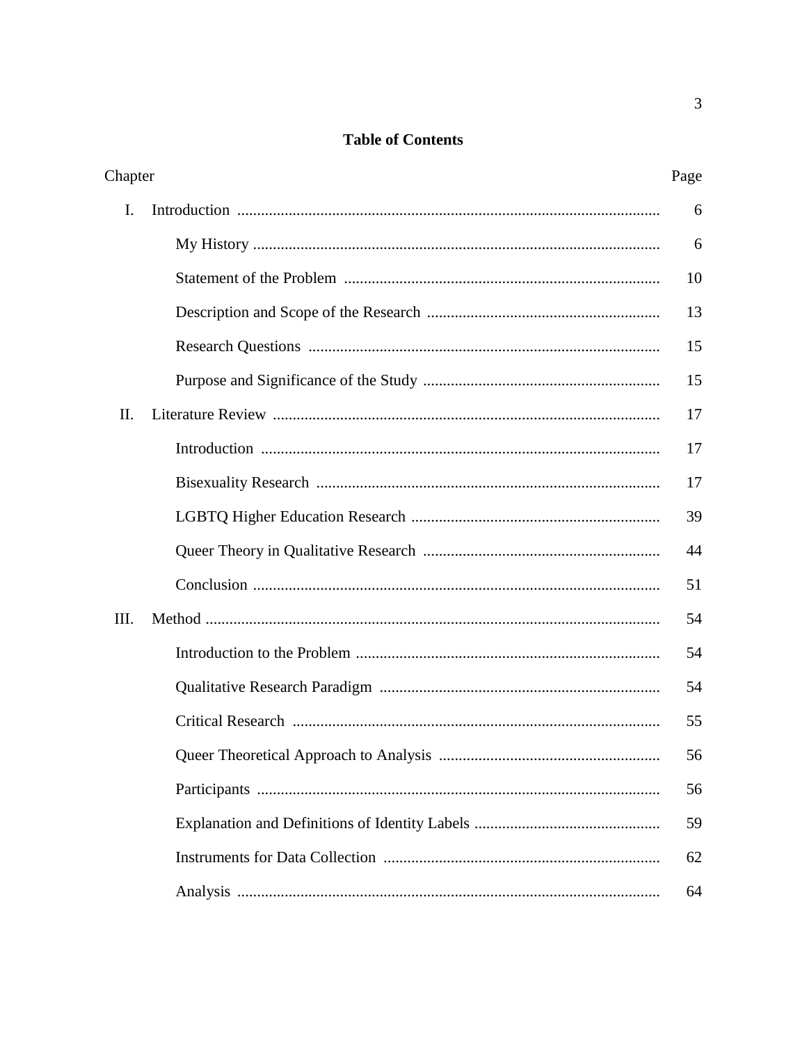# Table of Contents

| Chapter | | Page |
|---|---|---|
| I. | Introduction | 6 |
| | My History | 6 |
| | Statement of the Problem | 10 |
| | Description and Scope of the Research | 13 |
| | Research Questions | 15 |
| | Purpose and Significance of the Study | 15 |
| II. | Literature Review | 17 |
| | Introduction | 17 |
| | Bisexuality Research | 17 |
| | LGBTQ Higher Education Research | 39 |
| | Queer Theory in Qualitative Research | 44 |
| | Conclusion | 51 |
| III. | Method | 54 |
| | Introduction to the Problem | 54 |
| | Qualitative Research Paradigm | 54 |
| | Critical Research | 55 |
| | Queer Theoretical Approach to Analysis | 56 |
| | Participants | 56 |
| | Explanation and Definitions of Identity Labels | 59 |
| | Instruments for Data Collection | 62 |
| | Analysis | 64 |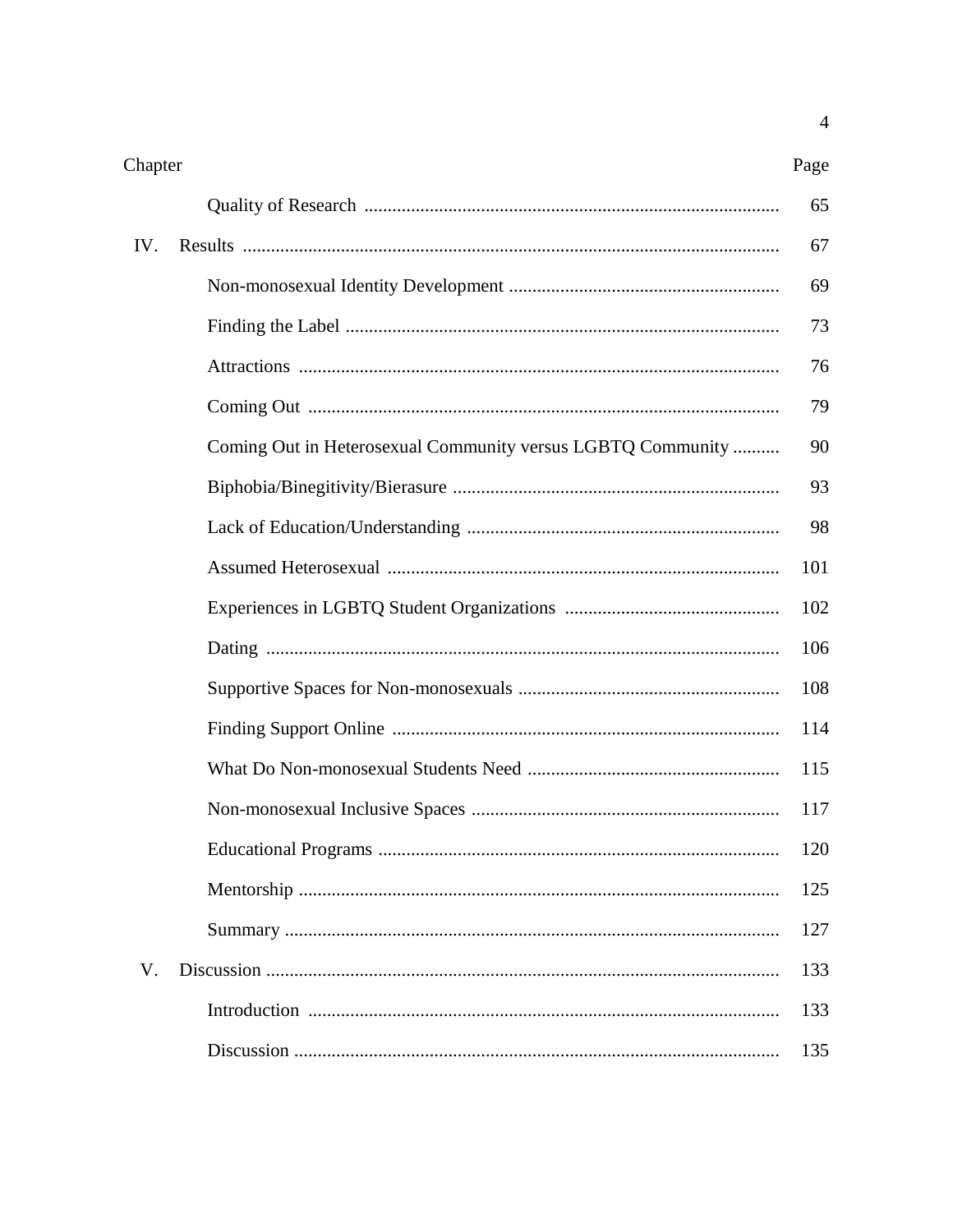| Chapter | | Page |
|---|---|---|
| | Quality of Research | 65 |
| IV. | Results | 67 |
| | Non-monosexual Identity Development | 69 |
| | Finding the Label | 73 |
| | Attractions | 76 |
| | Coming Out | 79 |
| | Coming Out in Heterosexual Community versus LGBTQ Community | 90 |
| | Biphobia/Binegitivity/Bierasure | 93 |
| | Lack of Education/Understanding | 98 |
| | Assumed Heterosexual | 101 |
| | Experiences in LGBTQ Student Organizations | 102 |
| | Dating | 106 |
| | Supportive Spaces for Non-monosexuals | 108 |
| | Finding Support Online | 114 |
| | What Do Non-monosexual Students Need | 115 |
| | Non-monosexual Inclusive Spaces | 117 |
| | Educational Programs | 120 |
| | Mentorship | 125 |
| | Summary | 127 |
| V. | Discussion | 133 |
| | Introduction | 133 |
| | Discussion | 135 |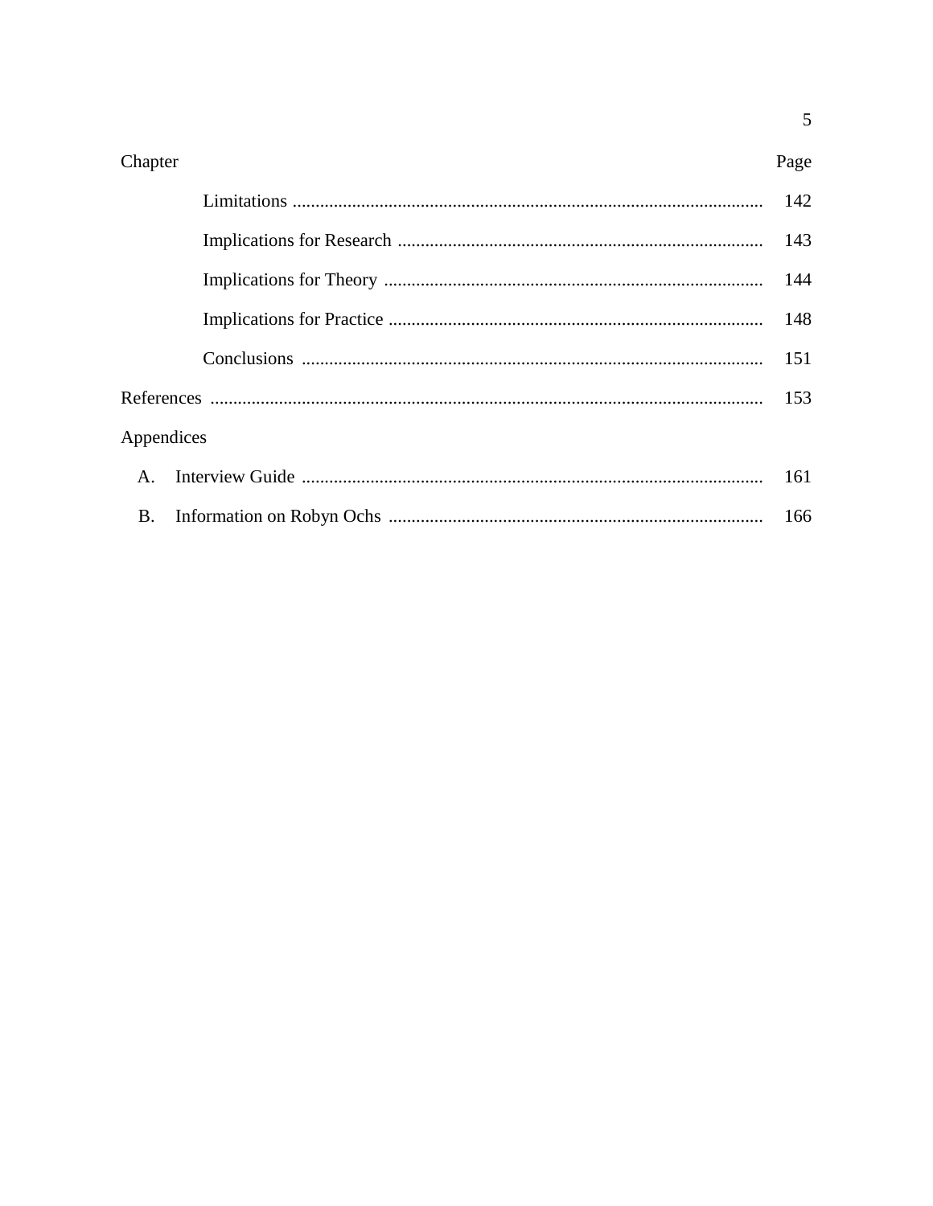| Chapter | Page |
|---|---|
| Limitations | 142 |
| Implications for Research | 143 |
| Implications for Theory | 144 |
| Implications for Practice | 148 |
| Conclusions | 151 |
| References | 153 |
| Appendices | |
| A. Interview Guide | 161 |
| B. Information on Robyn Ochs | 166 |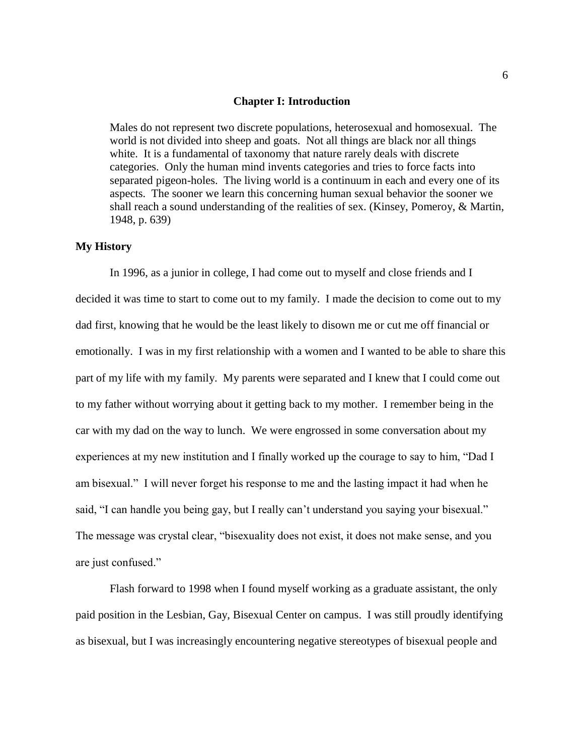# Chapter I: Introduction

> Males do not represent two discrete populations, heterosexual and homosexual. The world is not divided into sheep and goats. Not all things are black nor all things white. It is a fundamental of taxonomy that nature rarely deals with discrete categories. Only the human mind invents categories and tries to force facts into separated pigeon-holes. The living world is a continuum in each and every one of its aspects. The sooner we learn this concerning human sexual behavior the sooner we shall reach a sound understanding of the realities of sex. (Kinsey, Pomeroy, & Martin, 1948, p. 639)

## My History

In 1996, as a junior in college, I had come out to myself and close friends and I decided it was time to start to come out to my family. I made the decision to come out to my dad first, knowing that he would be the least likely to disown me or cut me off financial or emotionally. I was in my first relationship with a women and I wanted to be able to share this part of my life with my family. My parents were separated and I knew that I could come out to my father without worrying about it getting back to my mother. I remember being in the car with my dad on the way to lunch. We were engrossed in some conversation about my experiences at my new institution and I finally worked up the courage to say to him, "Dad I am bisexual." I will never forget his response to me and the lasting impact it had when he said, "I can handle you being gay, but I really can't understand you saying your bisexual." The message was crystal clear, "bisexuality does not exist, it does not make sense, and you are just confused."

Flash forward to 1998 when I found myself working as a graduate assistant, the only paid position in the Lesbian, Gay, Bisexual Center on campus. I was still proudly identifying as bisexual, but I was increasingly encountering negative stereotypes of bisexual people and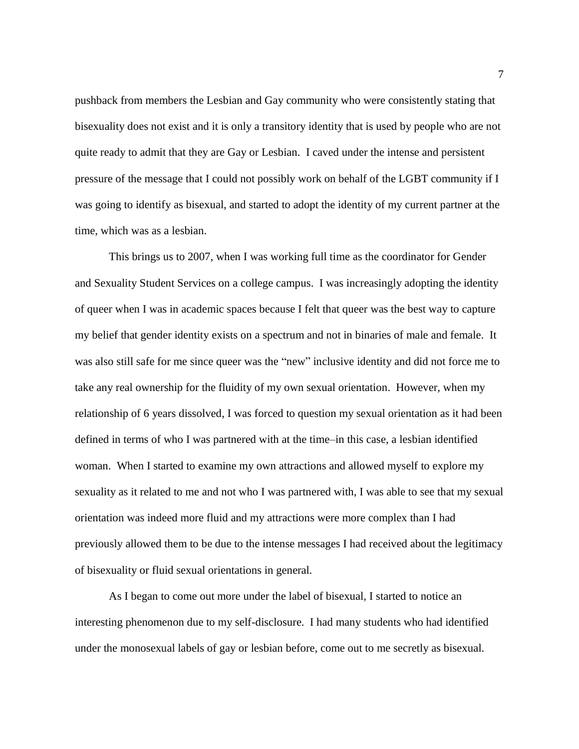pushback from members the Lesbian and Gay community who were consistently stating that bisexuality does not exist and it is only a transitory identity that is used by people who are not quite ready to admit that they are Gay or Lesbian. I caved under the intense and persistent pressure of the message that I could not possibly work on behalf of the LGBT community if I was going to identify as bisexual, and started to adopt the identity of my current partner at the time, which was as a lesbian.

This brings us to 2007, when I was working full time as the coordinator for Gender and Sexuality Student Services on a college campus. I was increasingly adopting the identity of queer when I was in academic spaces because I felt that queer was the best way to capture my belief that gender identity exists on a spectrum and not in binaries of male and female. It was also still safe for me since queer was the "new" inclusive identity and did not force me to take any real ownership for the fluidity of my own sexual orientation. However, when my relationship of 6 years dissolved, I was forced to question my sexual orientation as it had been defined in terms of who I was partnered with at the time–in this case, a lesbian identified woman. When I started to examine my own attractions and allowed myself to explore my sexuality as it related to me and not who I was partnered with, I was able to see that my sexual orientation was indeed more fluid and my attractions were more complex than I had previously allowed them to be due to the intense messages I had received about the legitimacy of bisexuality or fluid sexual orientations in general.

As I began to come out more under the label of bisexual, I started to notice an interesting phenomenon due to my self-disclosure. I had many students who had identified under the monosexual labels of gay or lesbian before, come out to me secretly as bisexual.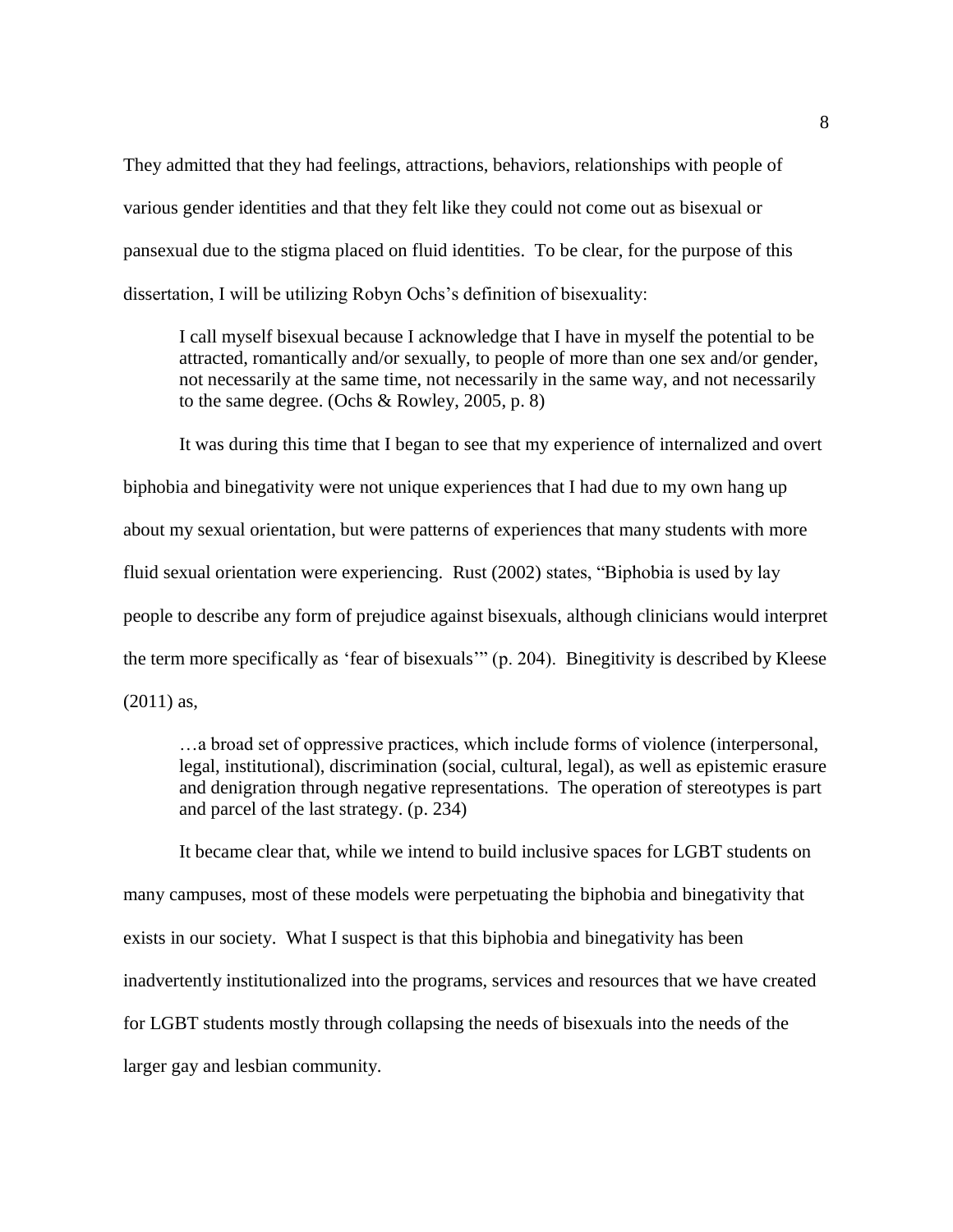They admitted that they had feelings, attractions, behaviors, relationships with people of various gender identities and that they felt like they could not come out as bisexual or pansexual due to the stigma placed on fluid identities. To be clear, for the purpose of this dissertation, I will be utilizing Robyn Ochs's definition of bisexuality:

> I call myself bisexual because I acknowledge that I have in myself the potential to be attracted, romantically and/or sexually, to people of more than one sex and/or gender, not necessarily at the same time, not necessarily in the same way, and not necessarily to the same degree. (Ochs & Rowley, 2005, p. 8)

It was during this time that I began to see that my experience of internalized and overt biphobia and binegativity were not unique experiences that I had due to my own hang up about my sexual orientation, but were patterns of experiences that many students with more fluid sexual orientation were experiencing. Rust (2002) states, "Biphobia is used by lay people to describe any form of prejudice against bisexuals, although clinicians would interpret the term more specifically as 'fear of bisexuals'" (p. 204). Binegitivity is described by Kleese (2011) as,

> …a broad set of oppressive practices, which include forms of violence (interpersonal, legal, institutional), discrimination (social, cultural, legal), as well as epistemic erasure and denigration through negative representations. The operation of stereotypes is part and parcel of the last strategy. (p. 234)

It became clear that, while we intend to build inclusive spaces for LGBT students on many campuses, most of these models were perpetuating the biphobia and binegativity that exists in our society. What I suspect is that this biphobia and binegativity has been inadvertently institutionalized into the programs, services and resources that we have created for LGBT students mostly through collapsing the needs of bisexuals into the needs of the larger gay and lesbian community.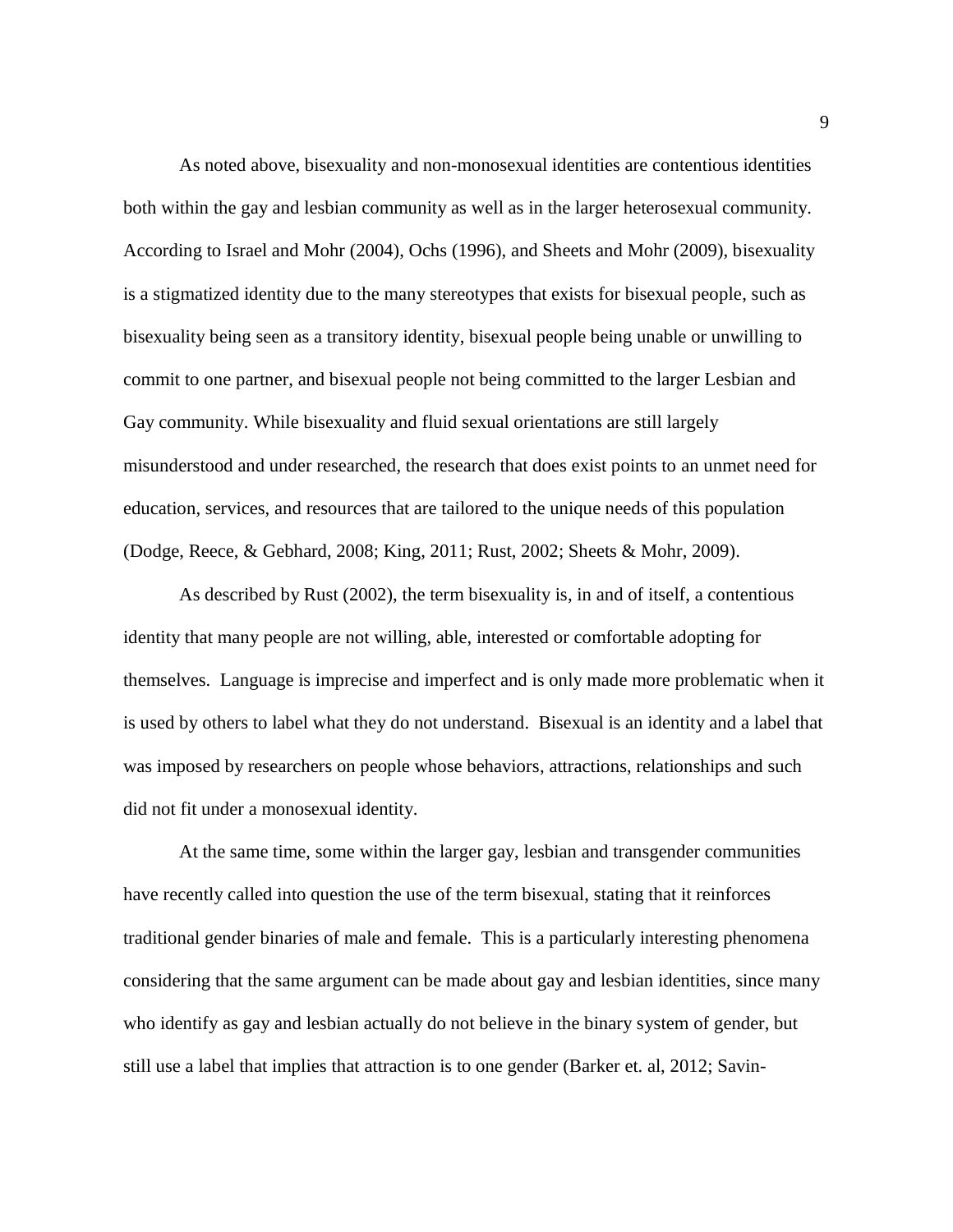As noted above, bisexuality and non-monosexual identities are contentious identities both within the gay and lesbian community as well as in the larger heterosexual community. According to Israel and Mohr (2004), Ochs (1996), and Sheets and Mohr (2009), bisexuality is a stigmatized identity due to the many stereotypes that exists for bisexual people, such as bisexuality being seen as a transitory identity, bisexual people being unable or unwilling to commit to one partner, and bisexual people not being committed to the larger Lesbian and Gay community. While bisexuality and fluid sexual orientations are still largely misunderstood and under researched, the research that does exist points to an unmet need for education, services, and resources that are tailored to the unique needs of this population (Dodge, Reece, & Gebhard, 2008; King, 2011; Rust, 2002; Sheets & Mohr, 2009).

As described by Rust (2002), the term bisexuality is, in and of itself, a contentious identity that many people are not willing, able, interested or comfortable adopting for themselves. Language is imprecise and imperfect and is only made more problematic when it is used by others to label what they do not understand. Bisexual is an identity and a label that was imposed by researchers on people whose behaviors, attractions, relationships and such did not fit under a monosexual identity.

At the same time, some within the larger gay, lesbian and transgender communities have recently called into question the use of the term bisexual, stating that it reinforces traditional gender binaries of male and female. This is a particularly interesting phenomena considering that the same argument can be made about gay and lesbian identities, since many who identify as gay and lesbian actually do not believe in the binary system of gender, but still use a label that implies that attraction is to one gender (Barker et. al, 2012; Savin-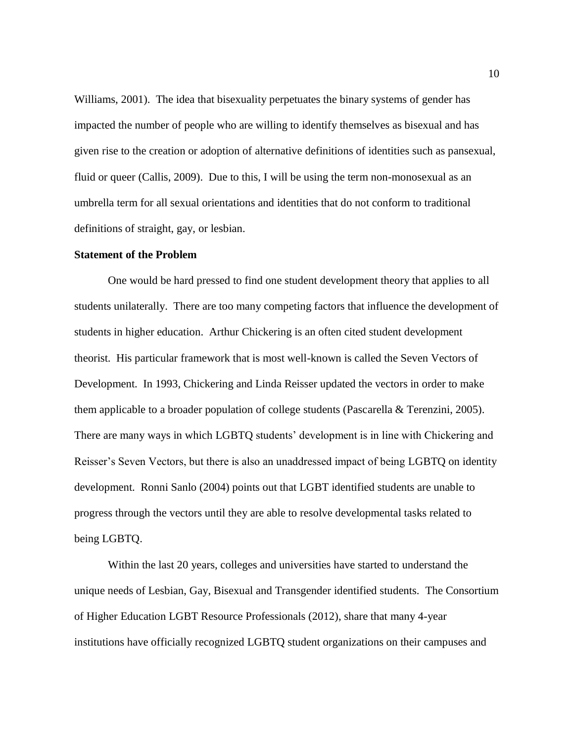Williams, 2001). The idea that bisexuality perpetuates the binary systems of gender has impacted the number of people who are willing to identify themselves as bisexual and has given rise to the creation or adoption of alternative definitions of identities such as pansexual, fluid or queer (Callis, 2009). Due to this, I will be using the term non-monosexual as an umbrella term for all sexual orientations and identities that do not conform to traditional definitions of straight, gay, or lesbian.

**Statement of the Problem**

One would be hard pressed to find one student development theory that applies to all students unilaterally. There are too many competing factors that influence the development of students in higher education. Arthur Chickering is an often cited student development theorist. His particular framework that is most well-known is called the Seven Vectors of Development. In 1993, Chickering and Linda Reisser updated the vectors in order to make them applicable to a broader population of college students (Pascarella & Terenzini, 2005). There are many ways in which LGBTQ students' development is in line with Chickering and Reisser's Seven Vectors, but there is also an unaddressed impact of being LGBTQ on identity development. Ronni Sanlo (2004) points out that LGBT identified students are unable to progress through the vectors until they are able to resolve developmental tasks related to being LGBTQ.

Within the last 20 years, colleges and universities have started to understand the unique needs of Lesbian, Gay, Bisexual and Transgender identified students. The Consortium of Higher Education LGBT Resource Professionals (2012), share that many 4-year institutions have officially recognized LGBTQ student organizations on their campuses and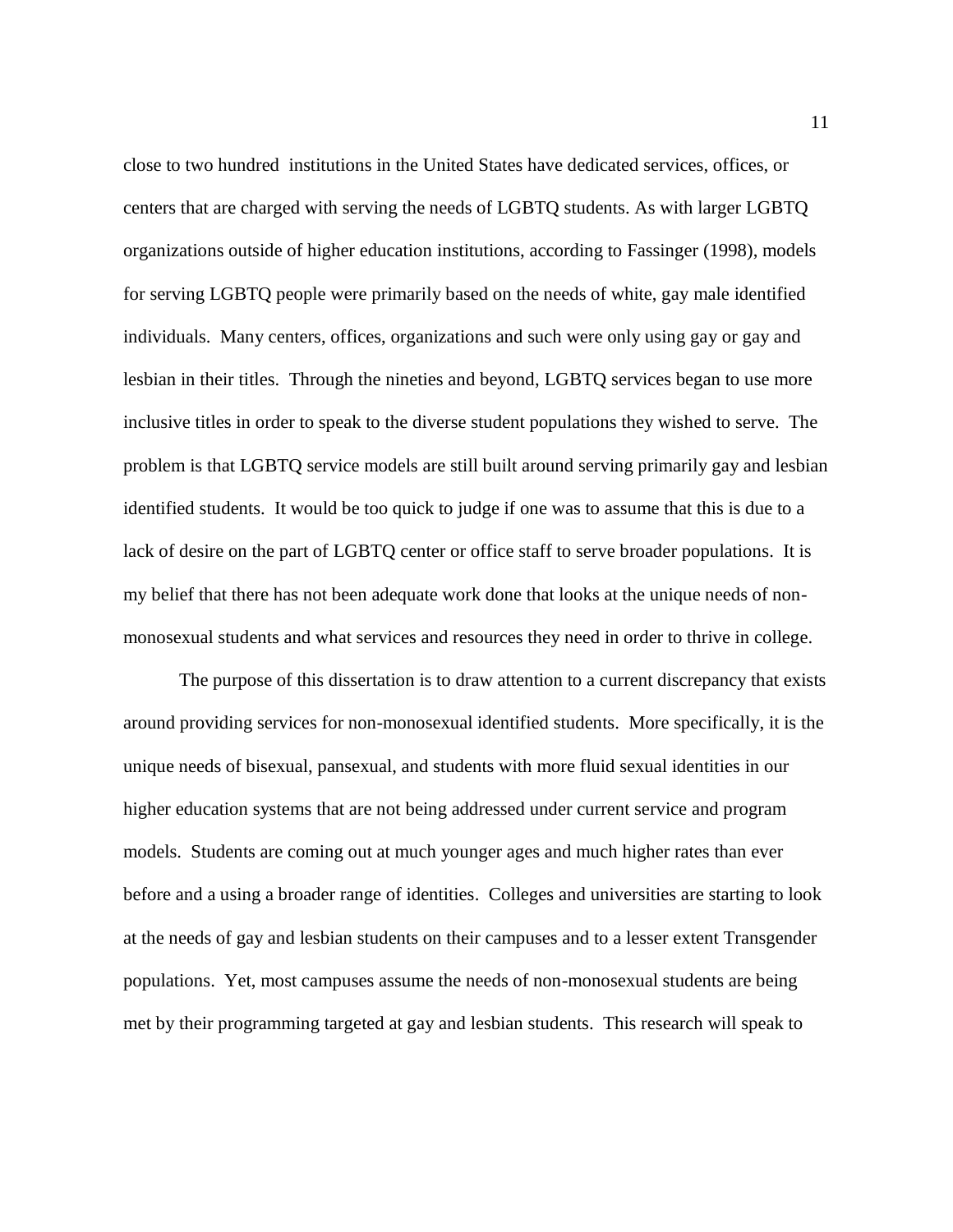close to two hundred  institutions in the United States have dedicated services, offices, or centers that are charged with serving the needs of LGBTQ students. As with larger LGBTQ organizations outside of higher education institutions, according to Fassinger (1998), models for serving LGBTQ people were primarily based on the needs of white, gay male identified individuals.  Many centers, offices, organizations and such were only using gay or gay and lesbian in their titles.  Through the nineties and beyond, LGBTQ services began to use more inclusive titles in order to speak to the diverse student populations they wished to serve.  The problem is that LGBTQ service models are still built around serving primarily gay and lesbian identified students.  It would be too quick to judge if one was to assume that this is due to a lack of desire on the part of LGBTQ center or office staff to serve broader populations.  It is my belief that there has not been adequate work done that looks at the unique needs of non-monosexual students and what services and resources they need in order to thrive in college.

The purpose of this dissertation is to draw attention to a current discrepancy that exists around providing services for non-monosexual identified students.  More specifically, it is the unique needs of bisexual, pansexual, and students with more fluid sexual identities in our higher education systems that are not being addressed under current service and program models.  Students are coming out at much younger ages and much higher rates than ever before and a using a broader range of identities.  Colleges and universities are starting to look at the needs of gay and lesbian students on their campuses and to a lesser extent Transgender populations.  Yet, most campuses assume the needs of non-monosexual students are being met by their programming targeted at gay and lesbian students.  This research will speak to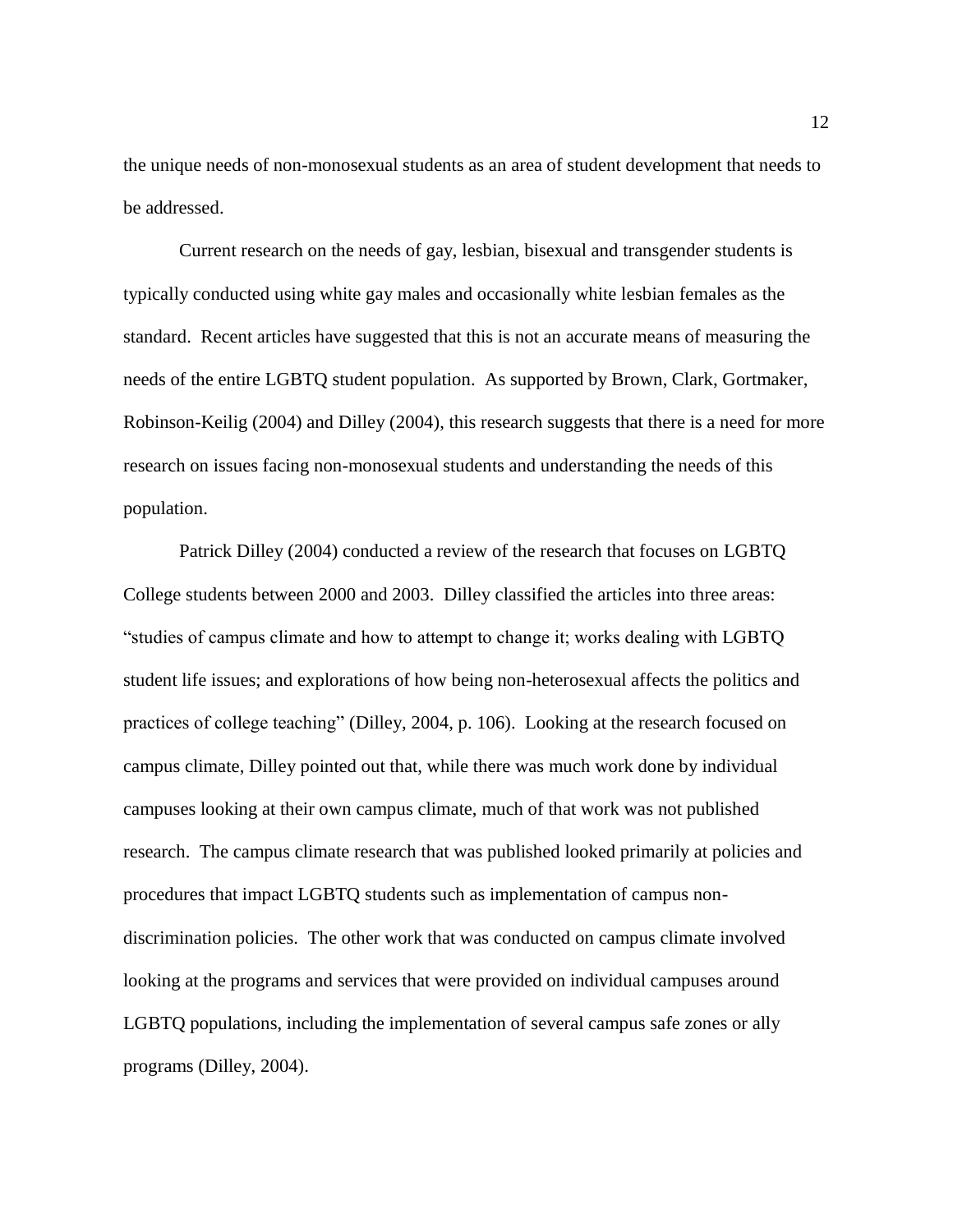the unique needs of non-monosexual students as an area of student development that needs to be addressed.

Current research on the needs of gay, lesbian, bisexual and transgender students is typically conducted using white gay males and occasionally white lesbian females as the standard. Recent articles have suggested that this is not an accurate means of measuring the needs of the entire LGBTQ student population. As supported by Brown, Clark, Gortmaker, Robinson-Keilig (2004) and Dilley (2004), this research suggests that there is a need for more research on issues facing non-monosexual students and understanding the needs of this population.

Patrick Dilley (2004) conducted a review of the research that focuses on LGBTQ College students between 2000 and 2003. Dilley classified the articles into three areas: "studies of campus climate and how to attempt to change it; works dealing with LGBTQ student life issues; and explorations of how being non-heterosexual affects the politics and practices of college teaching" (Dilley, 2004, p. 106). Looking at the research focused on campus climate, Dilley pointed out that, while there was much work done by individual campuses looking at their own campus climate, much of that work was not published research. The campus climate research that was published looked primarily at policies and procedures that impact LGBTQ students such as implementation of campus non-discrimination policies. The other work that was conducted on campus climate involved looking at the programs and services that were provided on individual campuses around LGBTQ populations, including the implementation of several campus safe zones or ally programs (Dilley, 2004).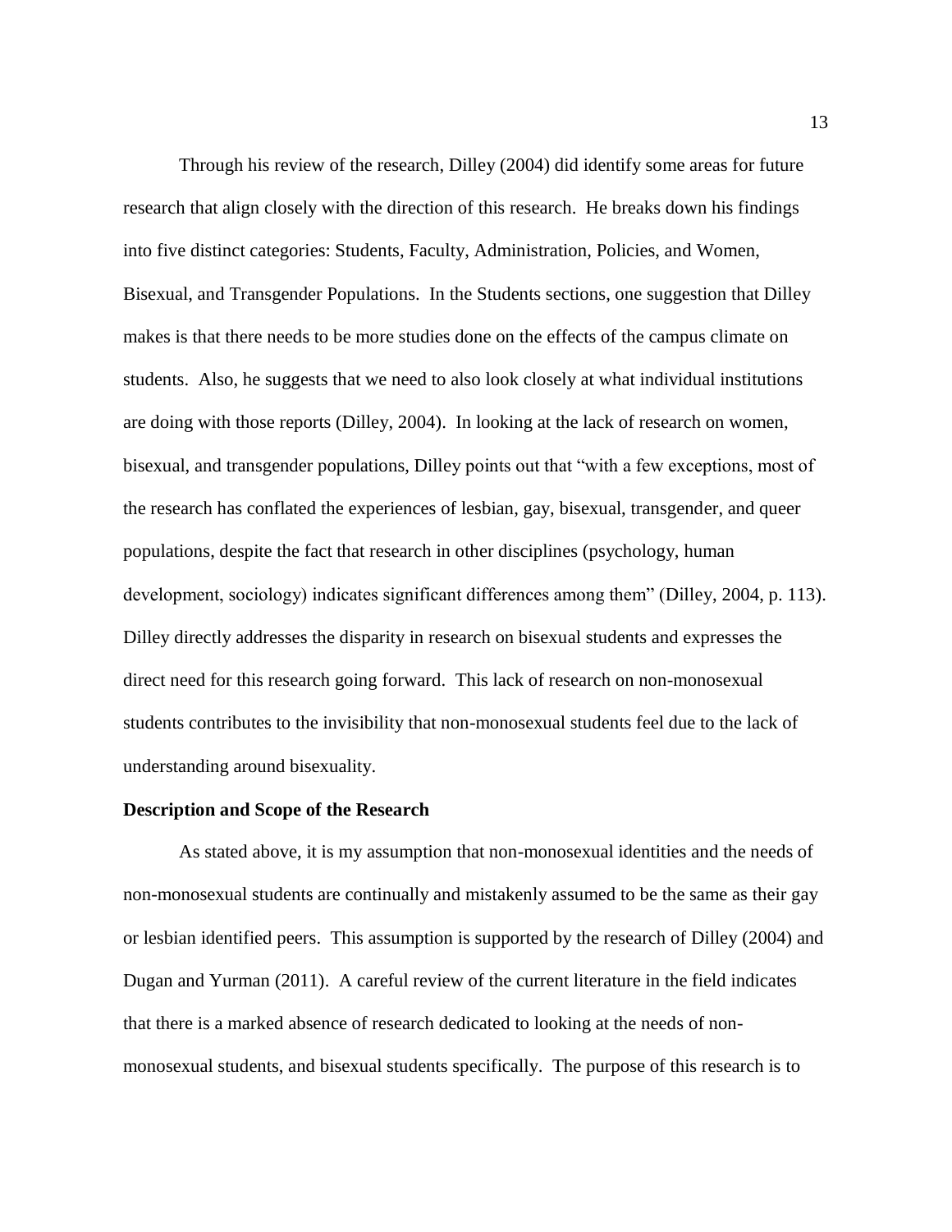Through his review of the research, Dilley (2004) did identify some areas for future research that align closely with the direction of this research. He breaks down his findings into five distinct categories: Students, Faculty, Administration, Policies, and Women, Bisexual, and Transgender Populations. In the Students sections, one suggestion that Dilley makes is that there needs to be more studies done on the effects of the campus climate on students. Also, he suggests that we need to also look closely at what individual institutions are doing with those reports (Dilley, 2004). In looking at the lack of research on women, bisexual, and transgender populations, Dilley points out that "with a few exceptions, most of the research has conflated the experiences of lesbian, gay, bisexual, transgender, and queer populations, despite the fact that research in other disciplines (psychology, human development, sociology) indicates significant differences among them" (Dilley, 2004, p. 113). Dilley directly addresses the disparity in research on bisexual students and expresses the direct need for this research going forward. This lack of research on non-monosexual students contributes to the invisibility that non-monosexual students feel due to the lack of understanding around bisexuality.

**Description and Scope of the Research**

As stated above, it is my assumption that non-monosexual identities and the needs of non-monosexual students are continually and mistakenly assumed to be the same as their gay or lesbian identified peers. This assumption is supported by the research of Dilley (2004) and Dugan and Yurman (2011). A careful review of the current literature in the field indicates that there is a marked absence of research dedicated to looking at the needs of non-monosexual students, and bisexual students specifically. The purpose of this research is to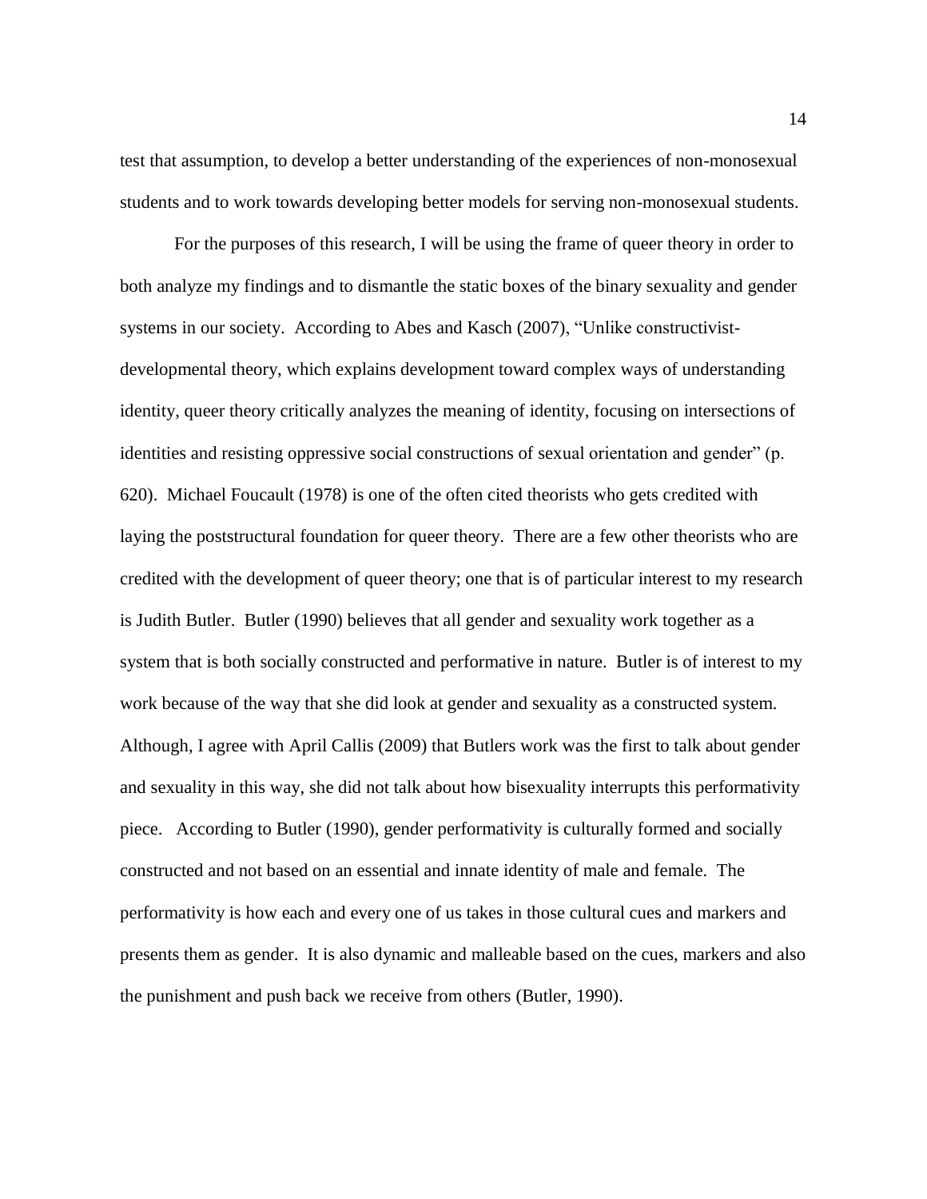test that assumption, to develop a better understanding of the experiences of non-monosexual students and to work towards developing better models for serving non-monosexual students.

For the purposes of this research, I will be using the frame of queer theory in order to both analyze my findings and to dismantle the static boxes of the binary sexuality and gender systems in our society. According to Abes and Kasch (2007), "Unlike constructivist-developmental theory, which explains development toward complex ways of understanding identity, queer theory critically analyzes the meaning of identity, focusing on intersections of identities and resisting oppressive social constructions of sexual orientation and gender" (p. 620). Michael Foucault (1978) is one of the often cited theorists who gets credited with laying the poststructural foundation for queer theory. There are a few other theorists who are credited with the development of queer theory; one that is of particular interest to my research is Judith Butler. Butler (1990) believes that all gender and sexuality work together as a system that is both socially constructed and performative in nature. Butler is of interest to my work because of the way that she did look at gender and sexuality as a constructed system. Although, I agree with April Callis (2009) that Butlers work was the first to talk about gender and sexuality in this way, she did not talk about how bisexuality interrupts this performativity piece. According to Butler (1990), gender performativity is culturally formed and socially constructed and not based on an essential and innate identity of male and female. The performativity is how each and every one of us takes in those cultural cues and markers and presents them as gender. It is also dynamic and malleable based on the cues, markers and also the punishment and push back we receive from others (Butler, 1990).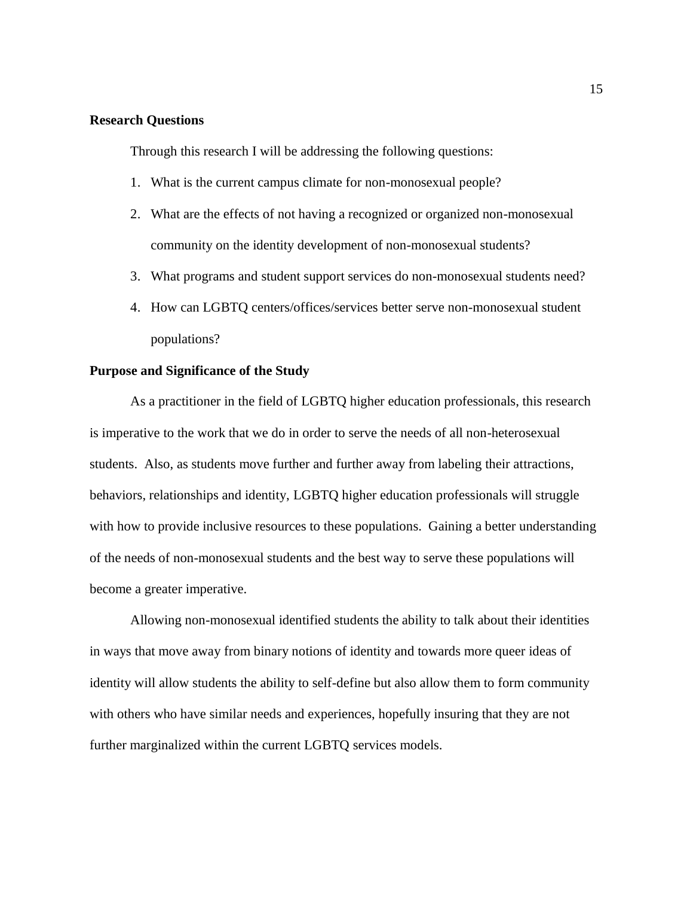**Research Questions**

Through this research I will be addressing the following questions:

1. What is the current campus climate for non-monosexual people?
2. What are the effects of not having a recognized or organized non-monosexual community on the identity development of non-monosexual students?
3. What programs and student support services do non-monosexual students need?
4. How can LGBTQ centers/offices/services better serve non-monosexual student populations?

**Purpose and Significance of the Study**

As a practitioner in the field of LGBTQ higher education professionals, this research is imperative to the work that we do in order to serve the needs of all non-heterosexual students. Also, as students move further and further away from labeling their attractions, behaviors, relationships and identity, LGBTQ higher education professionals will struggle with how to provide inclusive resources to these populations. Gaining a better understanding of the needs of non-monosexual students and the best way to serve these populations will become a greater imperative.

Allowing non-monosexual identified students the ability to talk about their identities in ways that move away from binary notions of identity and towards more queer ideas of identity will allow students the ability to self-define but also allow them to form community with others who have similar needs and experiences, hopefully insuring that they are not further marginalized within the current LGBTQ services models.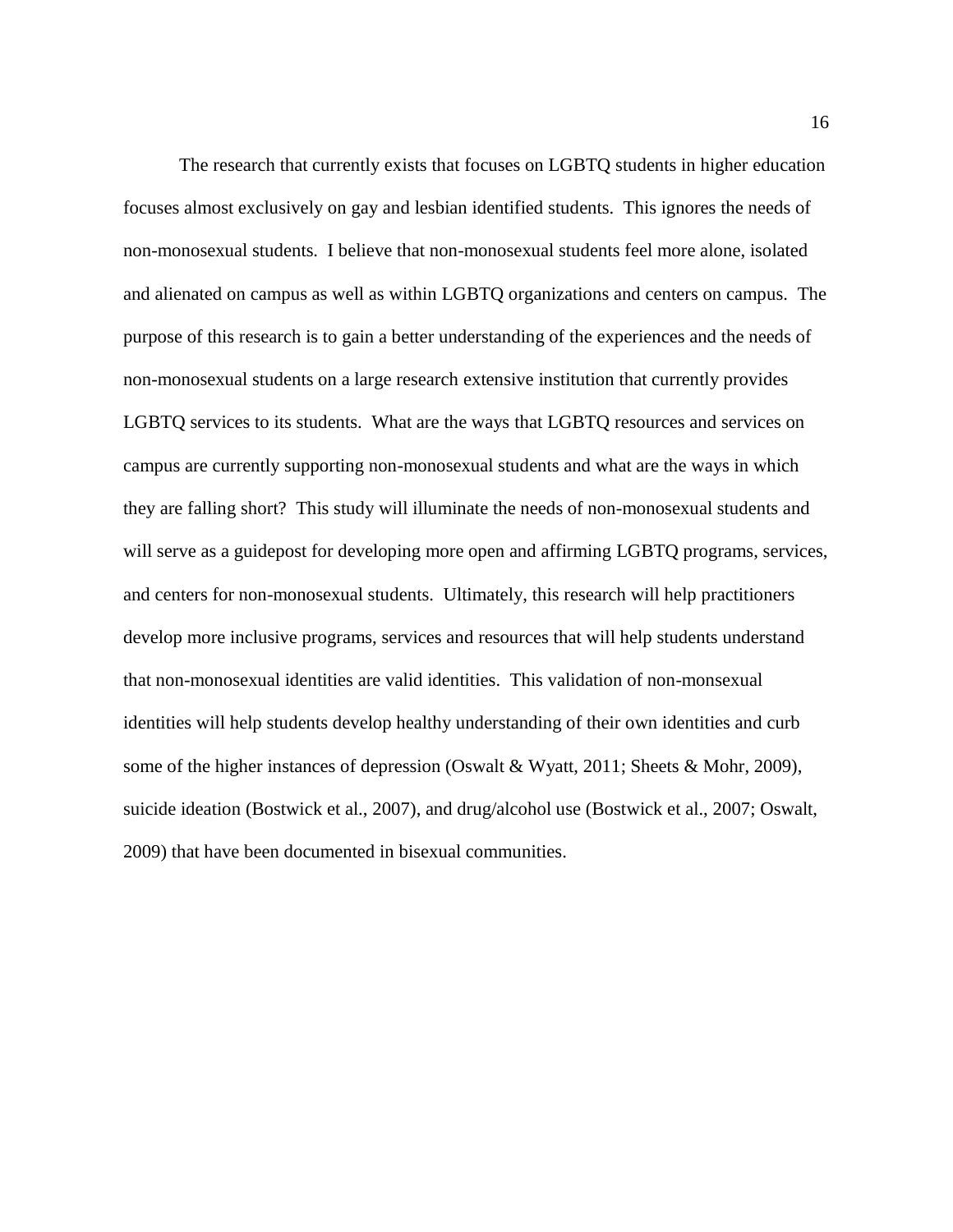The research that currently exists that focuses on LGBTQ students in higher education focuses almost exclusively on gay and lesbian identified students. This ignores the needs of non-monosexual students. I believe that non-monosexual students feel more alone, isolated and alienated on campus as well as within LGBTQ organizations and centers on campus. The purpose of this research is to gain a better understanding of the experiences and the needs of non-monosexual students on a large research extensive institution that currently provides LGBTQ services to its students. What are the ways that LGBTQ resources and services on campus are currently supporting non-monosexual students and what are the ways in which they are falling short? This study will illuminate the needs of non-monosexual students and will serve as a guidepost for developing more open and affirming LGBTQ programs, services, and centers for non-monosexual students. Ultimately, this research will help practitioners develop more inclusive programs, services and resources that will help students understand that non-monosexual identities are valid identities. This validation of non-monsexual identities will help students develop healthy understanding of their own identities and curb some of the higher instances of depression (Oswalt & Wyatt, 2011; Sheets & Mohr, 2009), suicide ideation (Bostwick et al., 2007), and drug/alcohol use (Bostwick et al., 2007; Oswalt, 2009) that have been documented in bisexual communities.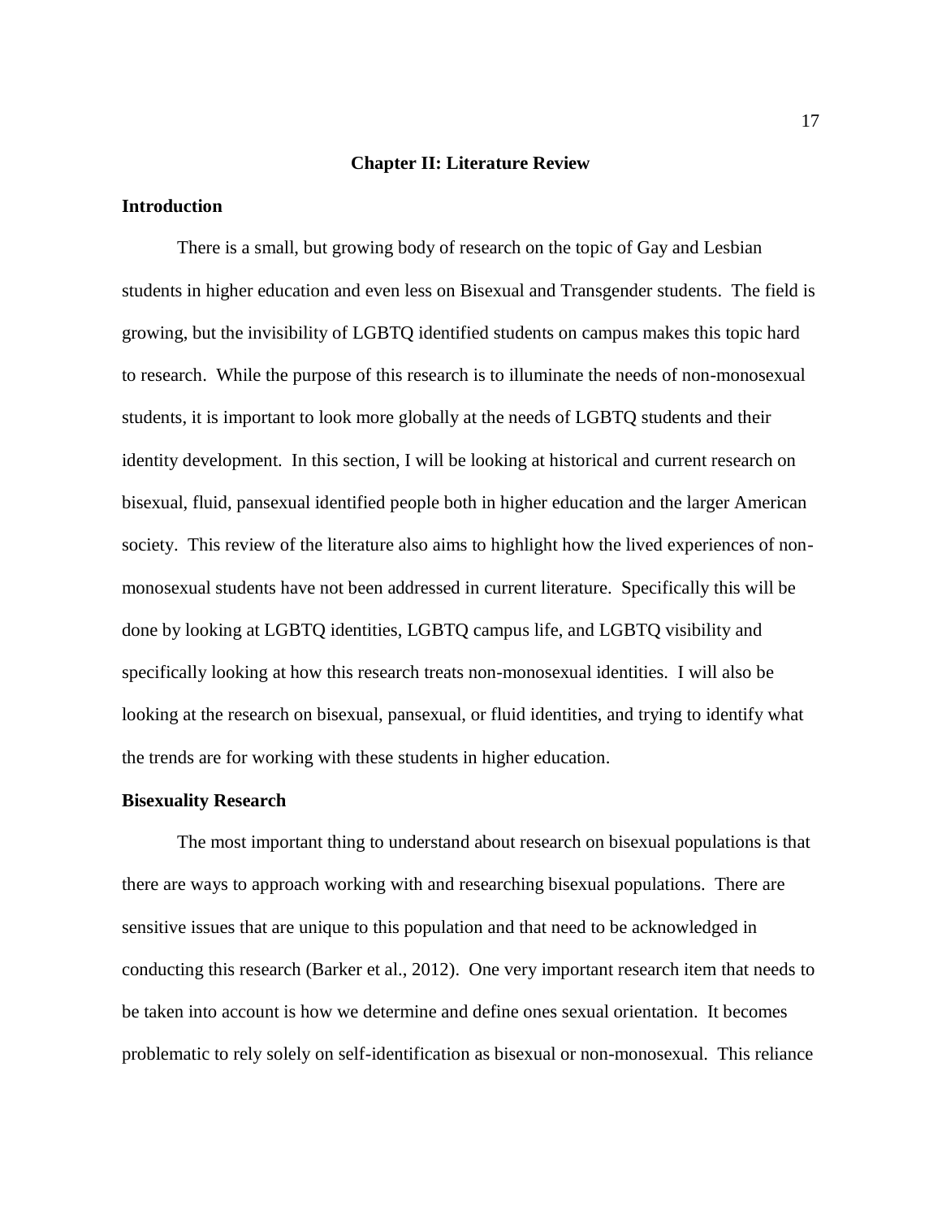# Chapter II: Literature Review

## Introduction

There is a small, but growing body of research on the topic of Gay and Lesbian students in higher education and even less on Bisexual and Transgender students. The field is growing, but the invisibility of LGBTQ identified students on campus makes this topic hard to research. While the purpose of this research is to illuminate the needs of non-monosexual students, it is important to look more globally at the needs of LGBTQ students and their identity development. In this section, I will be looking at historical and current research on bisexual, fluid, pansexual identified people both in higher education and the larger American society. This review of the literature also aims to highlight how the lived experiences of non-monosexual students have not been addressed in current literature. Specifically this will be done by looking at LGBTQ identities, LGBTQ campus life, and LGBTQ visibility and specifically looking at how this research treats non-monosexual identities. I will also be looking at the research on bisexual, pansexual, or fluid identities, and trying to identify what the trends are for working with these students in higher education.

## Bisexuality Research

The most important thing to understand about research on bisexual populations is that there are ways to approach working with and researching bisexual populations. There are sensitive issues that are unique to this population and that need to be acknowledged in conducting this research (Barker et al., 2012). One very important research item that needs to be taken into account is how we determine and define ones sexual orientation. It becomes problematic to rely solely on self-identification as bisexual or non-monosexual. This reliance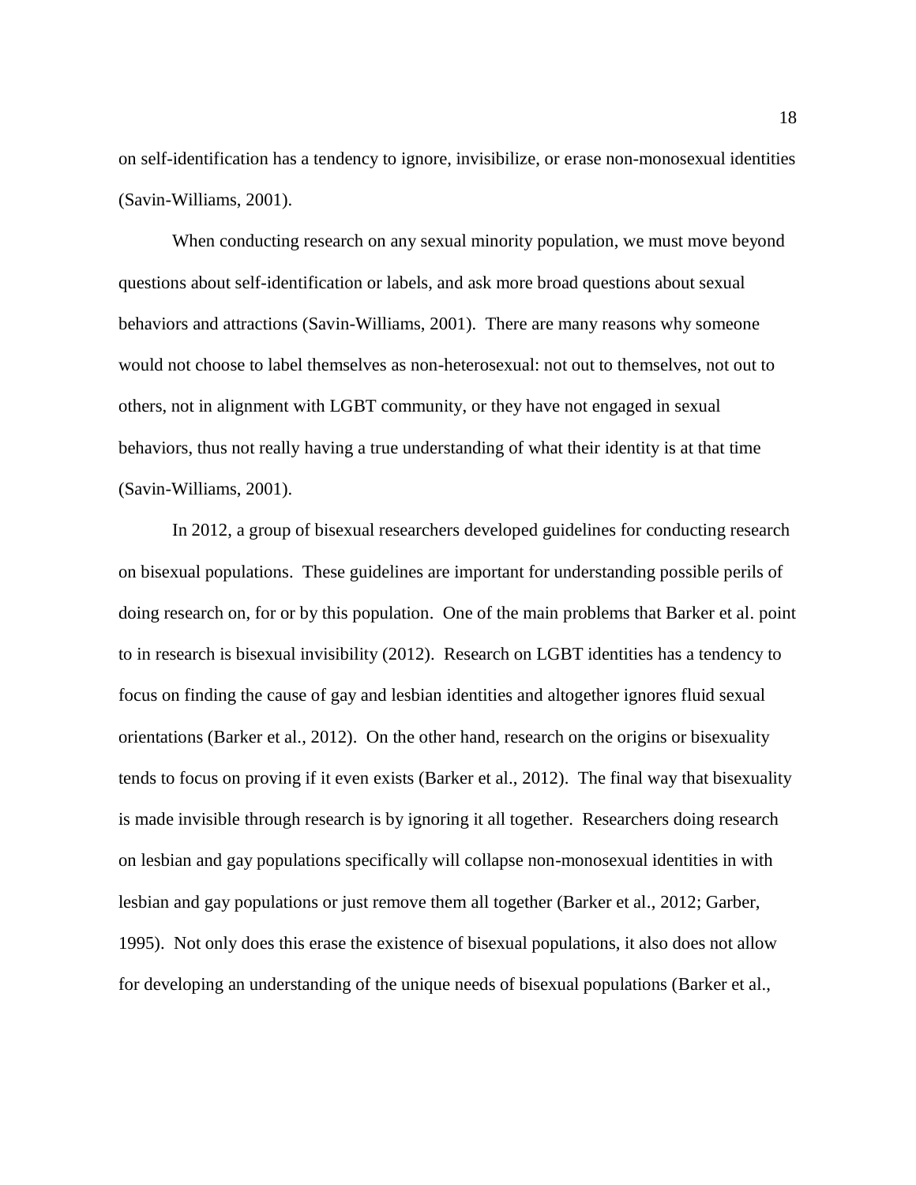on self-identification has a tendency to ignore, invisibilize, or erase non-monosexual identities (Savin-Williams, 2001).

When conducting research on any sexual minority population, we must move beyond questions about self-identification or labels, and ask more broad questions about sexual behaviors and attractions (Savin-Williams, 2001). There are many reasons why someone would not choose to label themselves as non-heterosexual: not out to themselves, not out to others, not in alignment with LGBT community, or they have not engaged in sexual behaviors, thus not really having a true understanding of what their identity is at that time (Savin-Williams, 2001).

In 2012, a group of bisexual researchers developed guidelines for conducting research on bisexual populations. These guidelines are important for understanding possible perils of doing research on, for or by this population. One of the main problems that Barker et al. point to in research is bisexual invisibility (2012). Research on LGBT identities has a tendency to focus on finding the cause of gay and lesbian identities and altogether ignores fluid sexual orientations (Barker et al., 2012). On the other hand, research on the origins or bisexuality tends to focus on proving if it even exists (Barker et al., 2012). The final way that bisexuality is made invisible through research is by ignoring it all together. Researchers doing research on lesbian and gay populations specifically will collapse non-monosexual identities in with lesbian and gay populations or just remove them all together (Barker et al., 2012; Garber, 1995). Not only does this erase the existence of bisexual populations, it also does not allow for developing an understanding of the unique needs of bisexual populations (Barker et al.,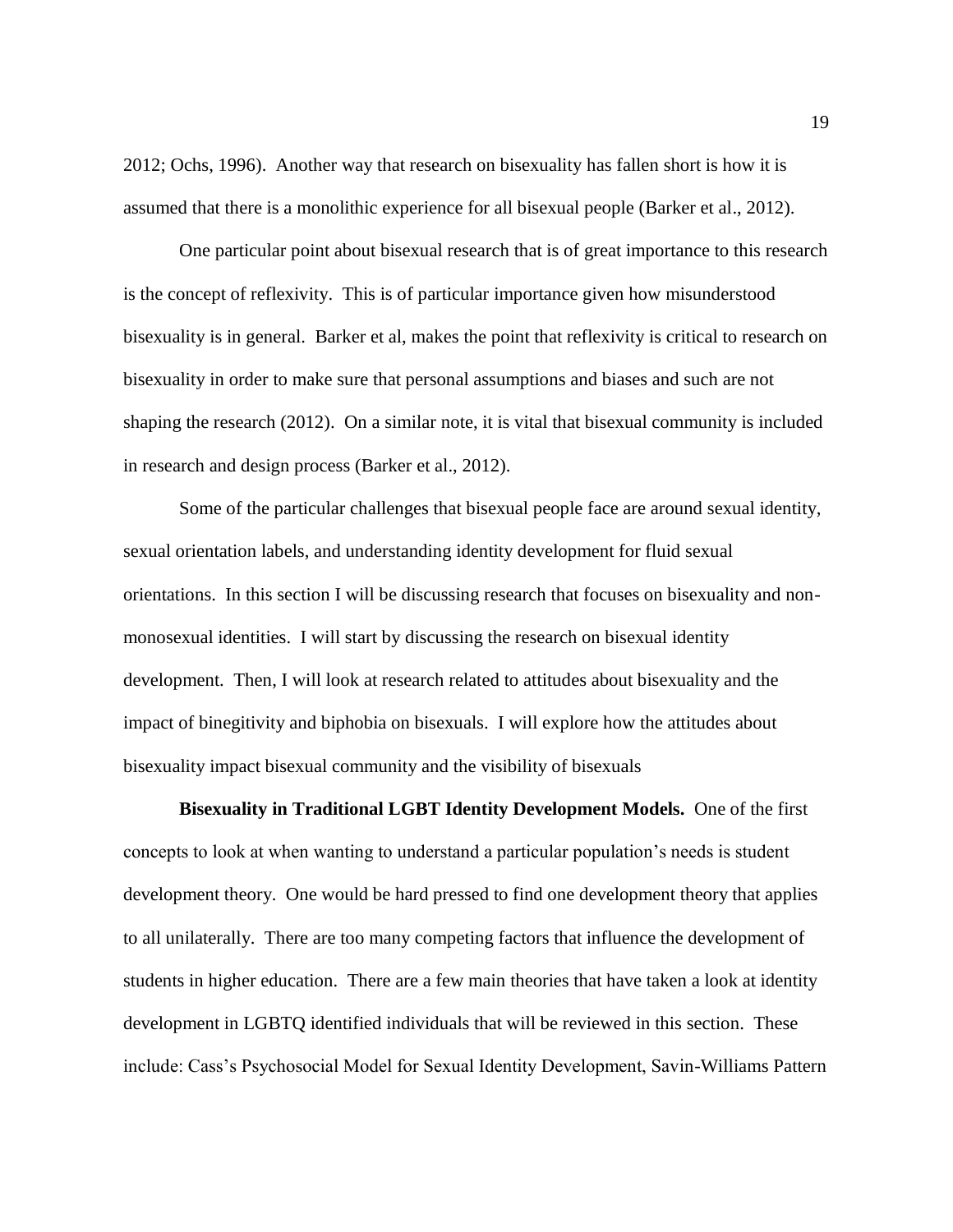2012; Ochs, 1996). Another way that research on bisexuality has fallen short is how it is assumed that there is a monolithic experience for all bisexual people (Barker et al., 2012).

One particular point about bisexual research that is of great importance to this research is the concept of reflexivity. This is of particular importance given how misunderstood bisexuality is in general. Barker et al, makes the point that reflexivity is critical to research on bisexuality in order to make sure that personal assumptions and biases and such are not shaping the research (2012). On a similar note, it is vital that bisexual community is included in research and design process (Barker et al., 2012).

Some of the particular challenges that bisexual people face are around sexual identity, sexual orientation labels, and understanding identity development for fluid sexual orientations. In this section I will be discussing research that focuses on bisexuality and non-monosexual identities. I will start by discussing the research on bisexual identity development. Then, I will look at research related to attitudes about bisexuality and the impact of binegitivity and biphobia on bisexuals. I will explore how the attitudes about bisexuality impact bisexual community and the visibility of bisexuals

**Bisexuality in Traditional LGBT Identity Development Models.** One of the first concepts to look at when wanting to understand a particular population's needs is student development theory. One would be hard pressed to find one development theory that applies to all unilaterally. There are too many competing factors that influence the development of students in higher education. There are a few main theories that have taken a look at identity development in LGBTQ identified individuals that will be reviewed in this section. These include: Cass's Psychosocial Model for Sexual Identity Development, Savin-Williams Pattern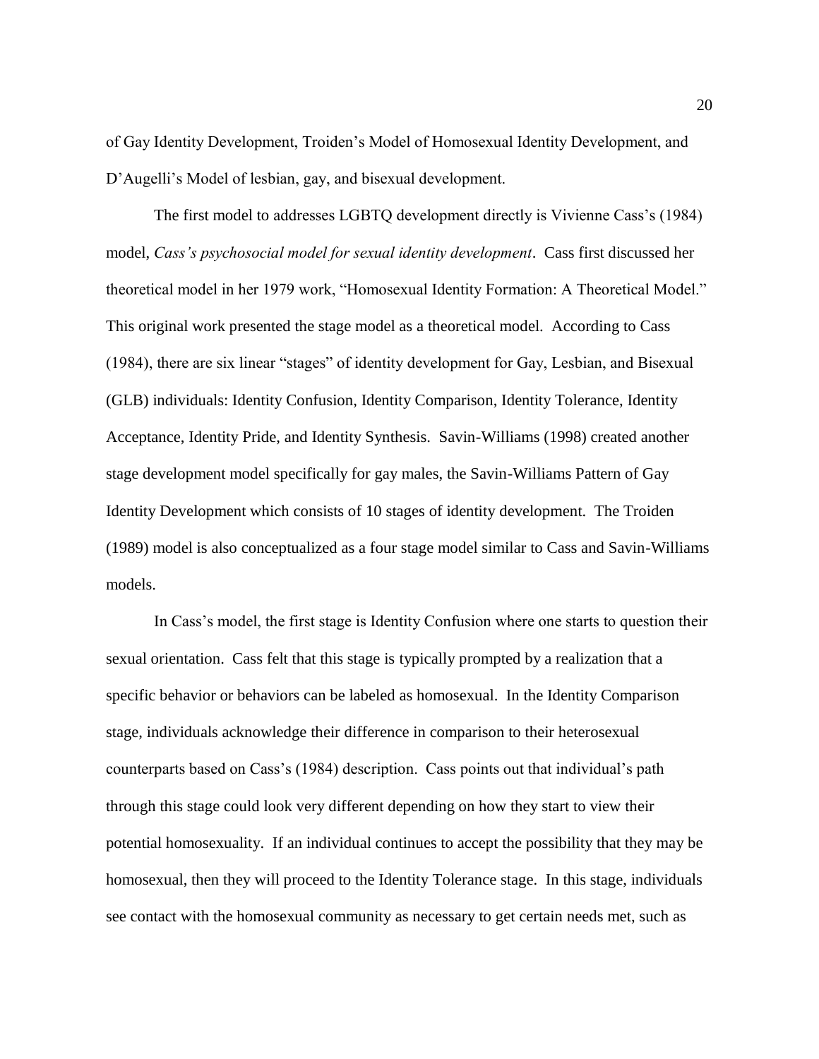of Gay Identity Development, Troiden's Model of Homosexual Identity Development, and D'Augelli's Model of lesbian, gay, and bisexual development.

The first model to addresses LGBTQ development directly is Vivienne Cass's (1984) model, *Cass's psychosocial model for sexual identity development*. Cass first discussed her theoretical model in her 1979 work, "Homosexual Identity Formation: A Theoretical Model." This original work presented the stage model as a theoretical model. According to Cass (1984), there are six linear "stages" of identity development for Gay, Lesbian, and Bisexual (GLB) individuals: Identity Confusion, Identity Comparison, Identity Tolerance, Identity Acceptance, Identity Pride, and Identity Synthesis. Savin-Williams (1998) created another stage development model specifically for gay males, the Savin-Williams Pattern of Gay Identity Development which consists of 10 stages of identity development. The Troiden (1989) model is also conceptualized as a four stage model similar to Cass and Savin-Williams models.

In Cass's model, the first stage is Identity Confusion where one starts to question their sexual orientation. Cass felt that this stage is typically prompted by a realization that a specific behavior or behaviors can be labeled as homosexual. In the Identity Comparison stage, individuals acknowledge their difference in comparison to their heterosexual counterparts based on Cass's (1984) description. Cass points out that individual's path through this stage could look very different depending on how they start to view their potential homosexuality. If an individual continues to accept the possibility that they may be homosexual, then they will proceed to the Identity Tolerance stage. In this stage, individuals see contact with the homosexual community as necessary to get certain needs met, such as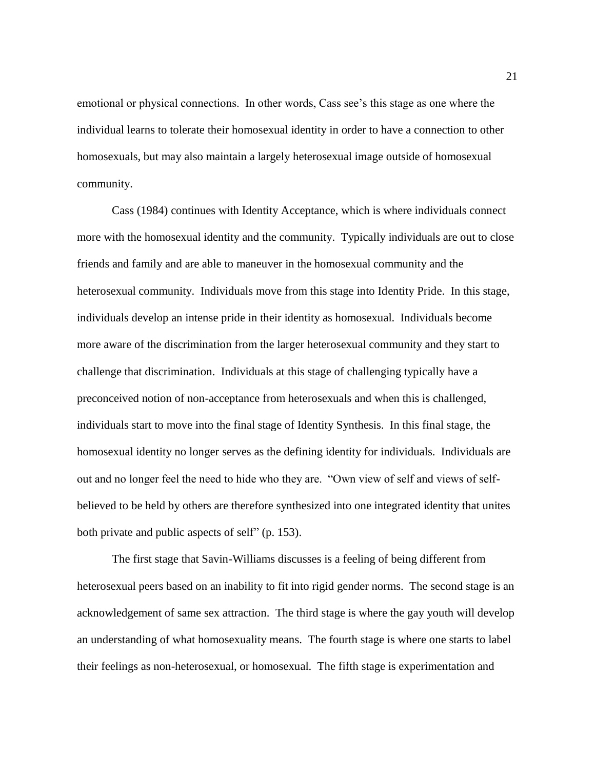emotional or physical connections. In other words, Cass see's this stage as one where the individual learns to tolerate their homosexual identity in order to have a connection to other homosexuals, but may also maintain a largely heterosexual image outside of homosexual community.

Cass (1984) continues with Identity Acceptance, which is where individuals connect more with the homosexual identity and the community. Typically individuals are out to close friends and family and are able to maneuver in the homosexual community and the heterosexual community. Individuals move from this stage into Identity Pride. In this stage, individuals develop an intense pride in their identity as homosexual. Individuals become more aware of the discrimination from the larger heterosexual community and they start to challenge that discrimination. Individuals at this stage of challenging typically have a preconceived notion of non-acceptance from heterosexuals and when this is challenged, individuals start to move into the final stage of Identity Synthesis. In this final stage, the homosexual identity no longer serves as the defining identity for individuals. Individuals are out and no longer feel the need to hide who they are. "Own view of self and views of self-believed to be held by others are therefore synthesized into one integrated identity that unites both private and public aspects of self" (p. 153).

The first stage that Savin-Williams discusses is a feeling of being different from heterosexual peers based on an inability to fit into rigid gender norms. The second stage is an acknowledgement of same sex attraction. The third stage is where the gay youth will develop an understanding of what homosexuality means. The fourth stage is where one starts to label their feelings as non-heterosexual, or homosexual. The fifth stage is experimentation and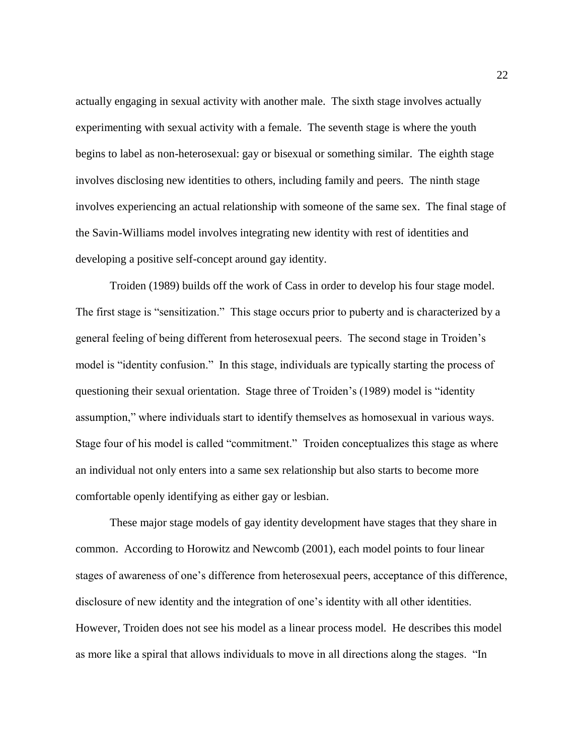actually engaging in sexual activity with another male. The sixth stage involves actually experimenting with sexual activity with a female. The seventh stage is where the youth begins to label as non-heterosexual: gay or bisexual or something similar. The eighth stage involves disclosing new identities to others, including family and peers. The ninth stage involves experiencing an actual relationship with someone of the same sex. The final stage of the Savin-Williams model involves integrating new identity with rest of identities and developing a positive self-concept around gay identity.

Troiden (1989) builds off the work of Cass in order to develop his four stage model. The first stage is "sensitization." This stage occurs prior to puberty and is characterized by a general feeling of being different from heterosexual peers. The second stage in Troiden's model is "identity confusion." In this stage, individuals are typically starting the process of questioning their sexual orientation. Stage three of Troiden's (1989) model is "identity assumption," where individuals start to identify themselves as homosexual in various ways. Stage four of his model is called "commitment." Troiden conceptualizes this stage as where an individual not only enters into a same sex relationship but also starts to become more comfortable openly identifying as either gay or lesbian.

These major stage models of gay identity development have stages that they share in common. According to Horowitz and Newcomb (2001), each model points to four linear stages of awareness of one's difference from heterosexual peers, acceptance of this difference, disclosure of new identity and the integration of one's identity with all other identities. However, Troiden does not see his model as a linear process model. He describes this model as more like a spiral that allows individuals to move in all directions along the stages. "In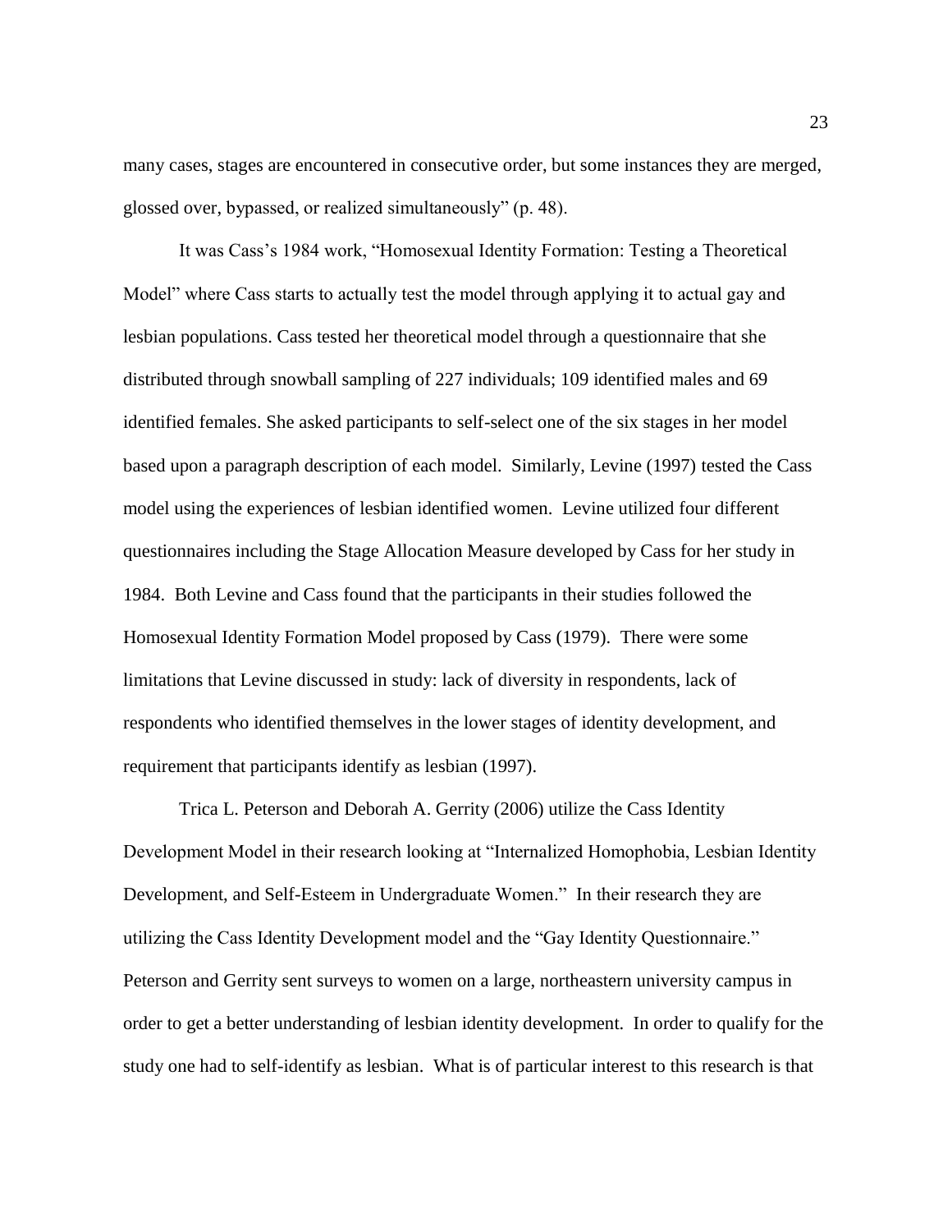many cases, stages are encountered in consecutive order, but some instances they are merged, glossed over, bypassed, or realized simultaneously" (p. 48).

It was Cass's 1984 work, "Homosexual Identity Formation: Testing a Theoretical Model" where Cass starts to actually test the model through applying it to actual gay and lesbian populations. Cass tested her theoretical model through a questionnaire that she distributed through snowball sampling of 227 individuals; 109 identified males and 69 identified females. She asked participants to self-select one of the six stages in her model based upon a paragraph description of each model. Similarly, Levine (1997) tested the Cass model using the experiences of lesbian identified women. Levine utilized four different questionnaires including the Stage Allocation Measure developed by Cass for her study in 1984. Both Levine and Cass found that the participants in their studies followed the Homosexual Identity Formation Model proposed by Cass (1979). There were some limitations that Levine discussed in study: lack of diversity in respondents, lack of respondents who identified themselves in the lower stages of identity development, and requirement that participants identify as lesbian (1997).

Trica L. Peterson and Deborah A. Gerrity (2006) utilize the Cass Identity Development Model in their research looking at "Internalized Homophobia, Lesbian Identity Development, and Self-Esteem in Undergraduate Women." In their research they are utilizing the Cass Identity Development model and the "Gay Identity Questionnaire." Peterson and Gerrity sent surveys to women on a large, northeastern university campus in order to get a better understanding of lesbian identity development. In order to qualify for the study one had to self-identify as lesbian. What is of particular interest to this research is that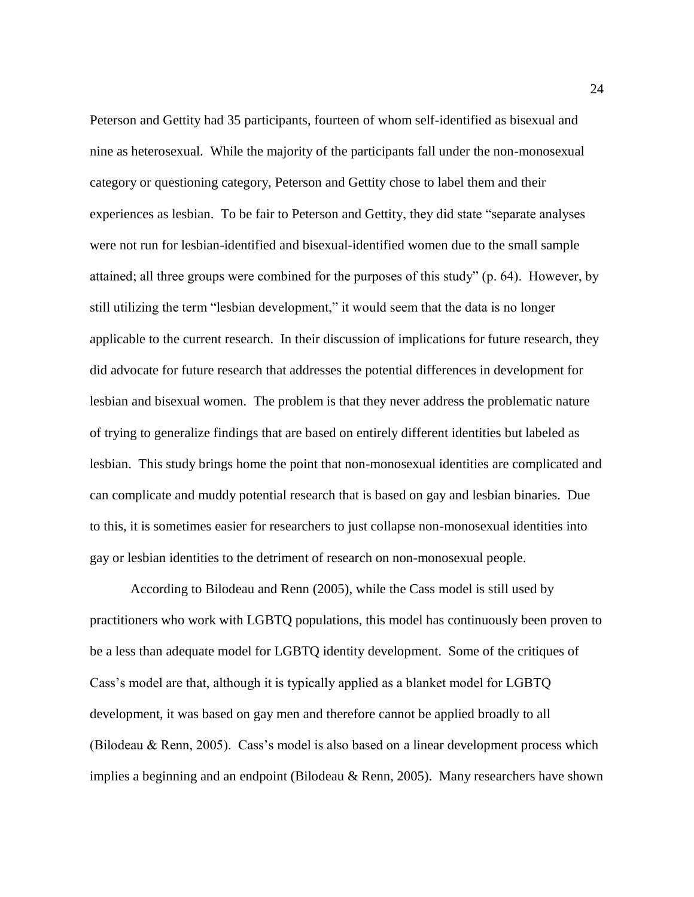Peterson and Gettity had 35 participants, fourteen of whom self-identified as bisexual and nine as heterosexual. While the majority of the participants fall under the non-monosexual category or questioning category, Peterson and Gettity chose to label them and their experiences as lesbian. To be fair to Peterson and Gettity, they did state "separate analyses were not run for lesbian-identified and bisexual-identified women due to the small sample attained; all three groups were combined for the purposes of this study" (p. 64). However, by still utilizing the term "lesbian development," it would seem that the data is no longer applicable to the current research. In their discussion of implications for future research, they did advocate for future research that addresses the potential differences in development for lesbian and bisexual women. The problem is that they never address the problematic nature of trying to generalize findings that are based on entirely different identities but labeled as lesbian. This study brings home the point that non-monosexual identities are complicated and can complicate and muddy potential research that is based on gay and lesbian binaries. Due to this, it is sometimes easier for researchers to just collapse non-monosexual identities into gay or lesbian identities to the detriment of research on non-monosexual people.

According to Bilodeau and Renn (2005), while the Cass model is still used by practitioners who work with LGBTQ populations, this model has continuously been proven to be a less than adequate model for LGBTQ identity development. Some of the critiques of Cass's model are that, although it is typically applied as a blanket model for LGBTQ development, it was based on gay men and therefore cannot be applied broadly to all (Bilodeau & Renn, 2005). Cass's model is also based on a linear development process which implies a beginning and an endpoint (Bilodeau & Renn, 2005). Many researchers have shown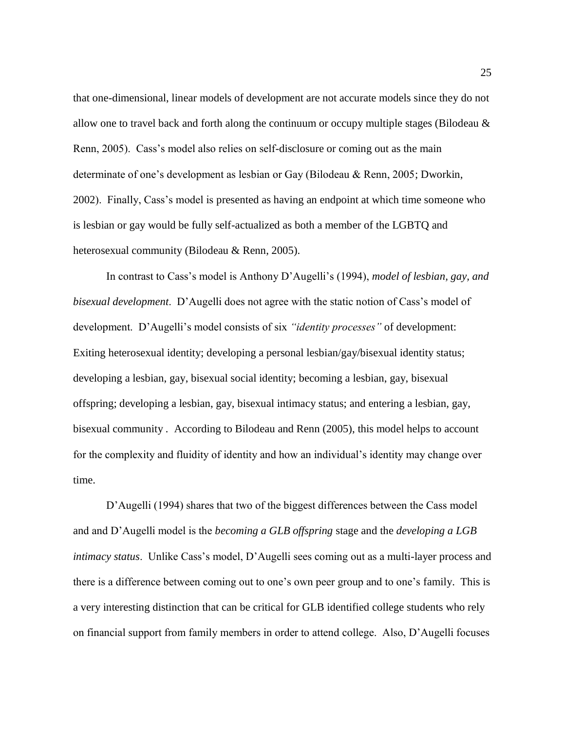that one-dimensional, linear models of development are not accurate models since they do not allow one to travel back and forth along the continuum or occupy multiple stages (Bilodeau & Renn, 2005). Cass's model also relies on self-disclosure or coming out as the main determinate of one's development as lesbian or Gay (Bilodeau & Renn, 2005; Dworkin, 2002). Finally, Cass's model is presented as having an endpoint at which time someone who is lesbian or gay would be fully self-actualized as both a member of the LGBTQ and heterosexual community (Bilodeau & Renn, 2005).

In contrast to Cass's model is Anthony D'Augelli's (1994), *model of lesbian, gay, and bisexual development*. D'Augelli does not agree with the static notion of Cass's model of development. D'Augelli's model consists of six *"identity processes"* of development: Exiting heterosexual identity; developing a personal lesbian/gay/bisexual identity status; developing a lesbian, gay, bisexual social identity; becoming a lesbian, gay, bisexual offspring; developing a lesbian, gay, bisexual intimacy status; and entering a lesbian, gay, bisexual community . According to Bilodeau and Renn (2005), this model helps to account for the complexity and fluidity of identity and how an individual's identity may change over time.

D'Augelli (1994) shares that two of the biggest differences between the Cass model and and D'Augelli model is the *becoming a GLB offspring* stage and the *developing a LGB intimacy status*. Unlike Cass's model, D'Augelli sees coming out as a multi-layer process and there is a difference between coming out to one's own peer group and to one's family. This is a very interesting distinction that can be critical for GLB identified college students who rely on financial support from family members in order to attend college. Also, D'Augelli focuses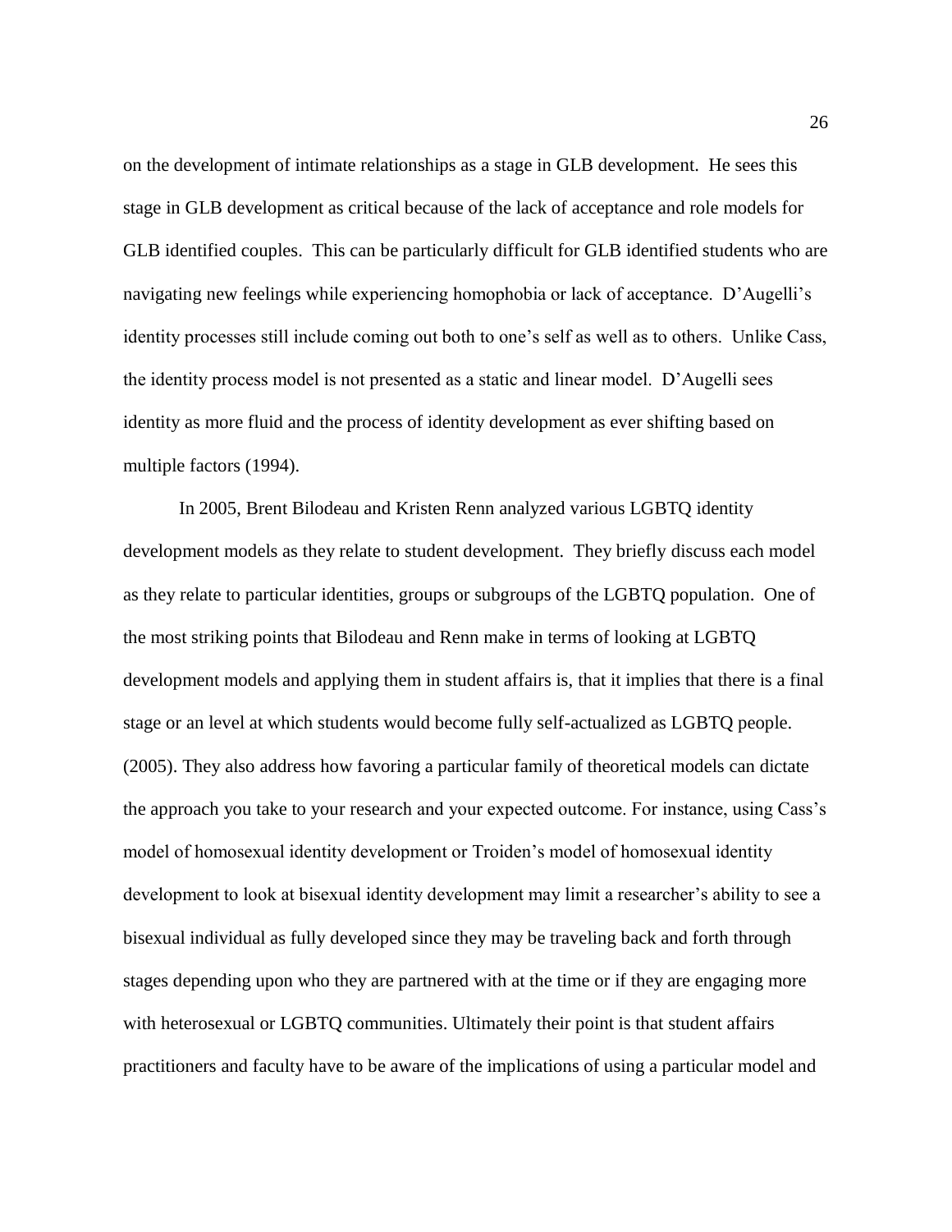on the development of intimate relationships as a stage in GLB development. He sees this stage in GLB development as critical because of the lack of acceptance and role models for GLB identified couples. This can be particularly difficult for GLB identified students who are navigating new feelings while experiencing homophobia or lack of acceptance. D'Augelli's identity processes still include coming out both to one's self as well as to others. Unlike Cass, the identity process model is not presented as a static and linear model. D'Augelli sees identity as more fluid and the process of identity development as ever shifting based on multiple factors (1994).

In 2005, Brent Bilodeau and Kristen Renn analyzed various LGBTQ identity development models as they relate to student development. They briefly discuss each model as they relate to particular identities, groups or subgroups of the LGBTQ population. One of the most striking points that Bilodeau and Renn make in terms of looking at LGBTQ development models and applying them in student affairs is, that it implies that there is a final stage or an level at which students would become fully self-actualized as LGBTQ people. (2005). They also address how favoring a particular family of theoretical models can dictate the approach you take to your research and your expected outcome. For instance, using Cass's model of homosexual identity development or Troiden's model of homosexual identity development to look at bisexual identity development may limit a researcher's ability to see a bisexual individual as fully developed since they may be traveling back and forth through stages depending upon who they are partnered with at the time or if they are engaging more with heterosexual or LGBTQ communities. Ultimately their point is that student affairs practitioners and faculty have to be aware of the implications of using a particular model and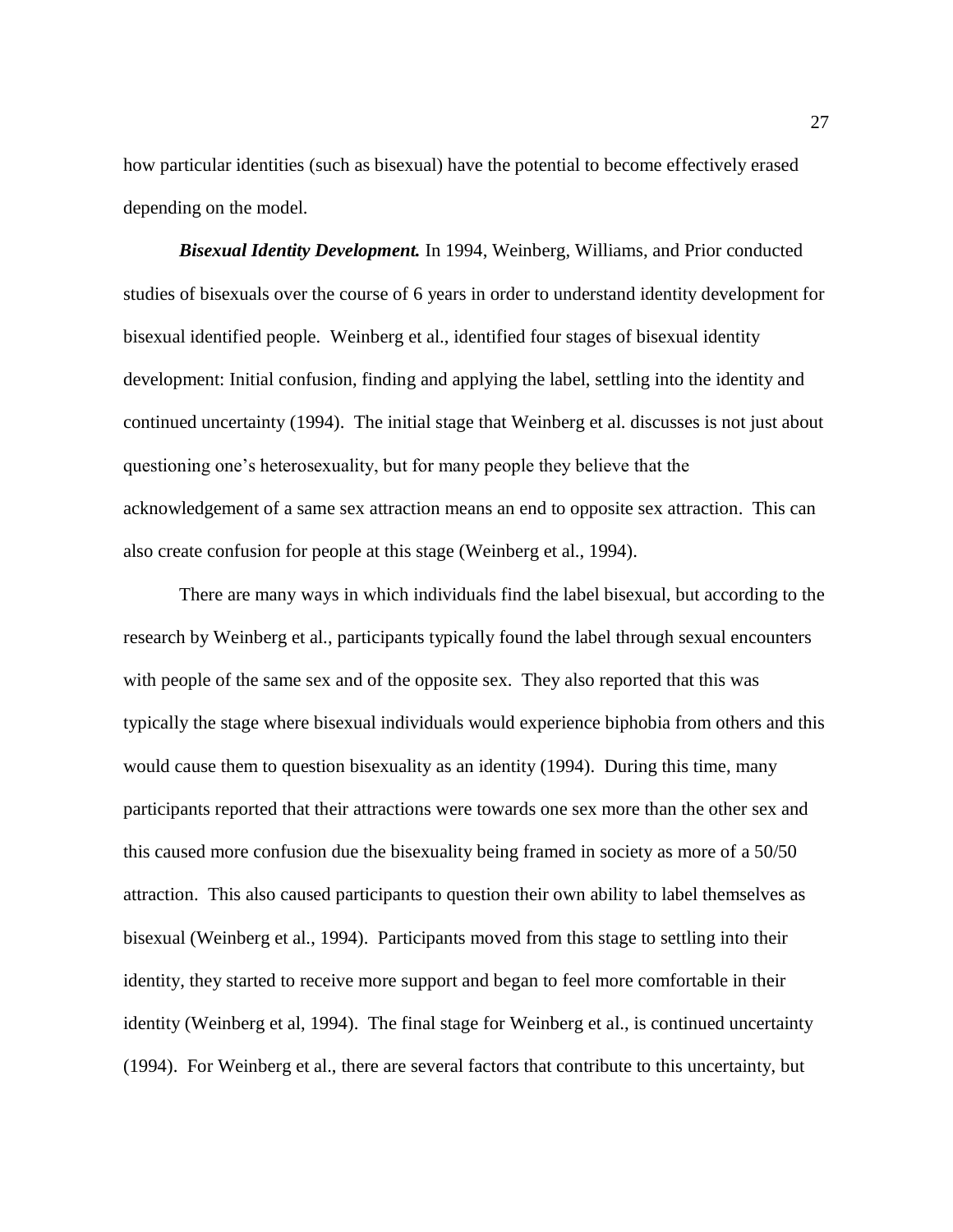how particular identities (such as bisexual) have the potential to become effectively erased depending on the model.

***Bisexual Identity Development.*** In 1994, Weinberg, Williams, and Prior conducted studies of bisexuals over the course of 6 years in order to understand identity development for bisexual identified people. Weinberg et al., identified four stages of bisexual identity development: Initial confusion, finding and applying the label, settling into the identity and continued uncertainty (1994). The initial stage that Weinberg et al. discusses is not just about questioning one's heterosexuality, but for many people they believe that the acknowledgement of a same sex attraction means an end to opposite sex attraction. This can also create confusion for people at this stage (Weinberg et al., 1994).

There are many ways in which individuals find the label bisexual, but according to the research by Weinberg et al., participants typically found the label through sexual encounters with people of the same sex and of the opposite sex. They also reported that this was typically the stage where bisexual individuals would experience biphobia from others and this would cause them to question bisexuality as an identity (1994). During this time, many participants reported that their attractions were towards one sex more than the other sex and this caused more confusion due the bisexuality being framed in society as more of a 50/50 attraction. This also caused participants to question their own ability to label themselves as bisexual (Weinberg et al., 1994). Participants moved from this stage to settling into their identity, they started to receive more support and began to feel more comfortable in their identity (Weinberg et al, 1994). The final stage for Weinberg et al., is continued uncertainty (1994). For Weinberg et al., there are several factors that contribute to this uncertainty, but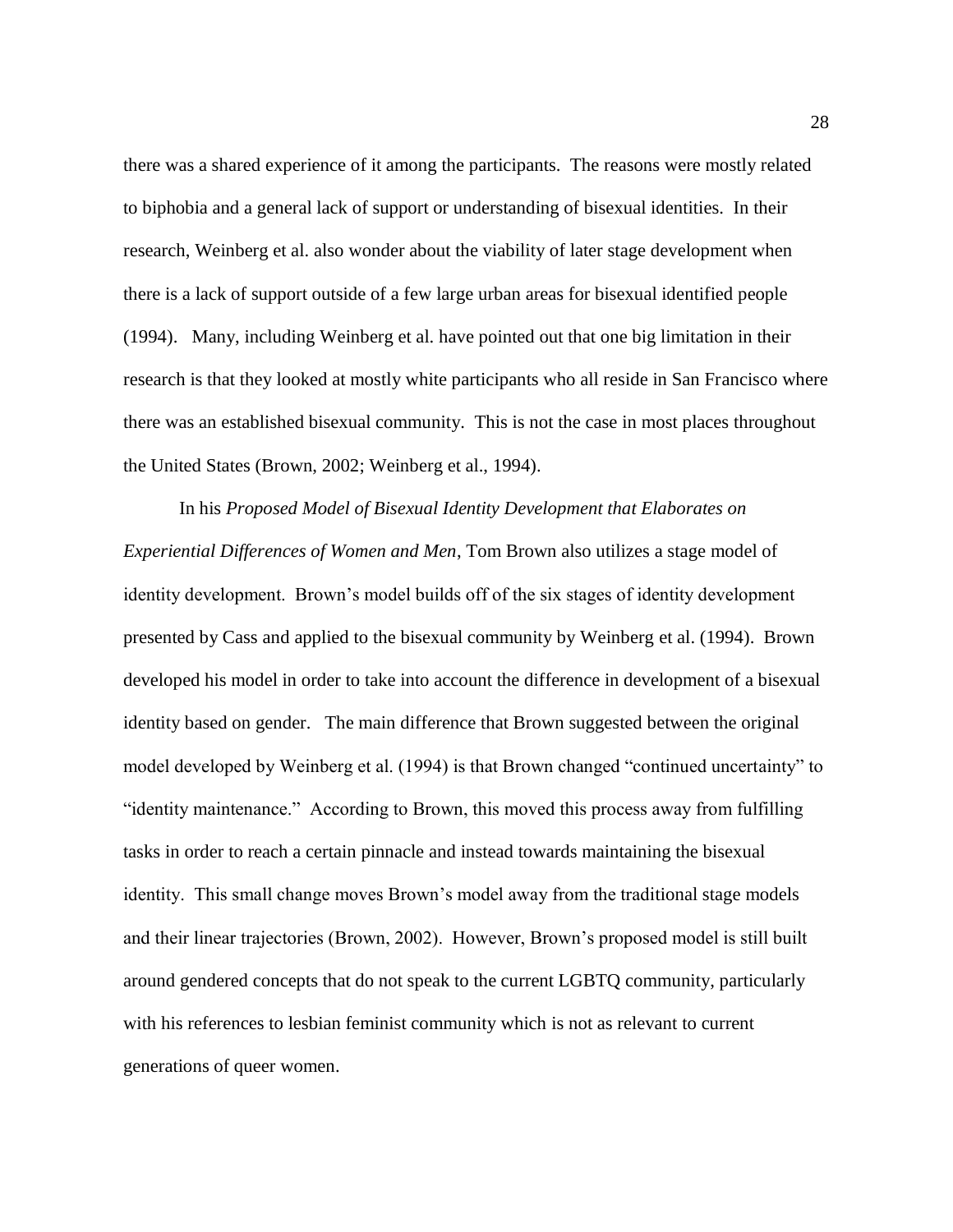there was a shared experience of it among the participants. The reasons were mostly related to biphobia and a general lack of support or understanding of bisexual identities. In their research, Weinberg et al. also wonder about the viability of later stage development when there is a lack of support outside of a few large urban areas for bisexual identified people (1994). Many, including Weinberg et al. have pointed out that one big limitation in their research is that they looked at mostly white participants who all reside in San Francisco where there was an established bisexual community. This is not the case in most places throughout the United States (Brown, 2002; Weinberg et al., 1994).

In his *Proposed Model of Bisexual Identity Development that Elaborates on Experiential Differences of Women and Men*, Tom Brown also utilizes a stage model of identity development. Brown's model builds off of the six stages of identity development presented by Cass and applied to the bisexual community by Weinberg et al. (1994). Brown developed his model in order to take into account the difference in development of a bisexual identity based on gender. The main difference that Brown suggested between the original model developed by Weinberg et al. (1994) is that Brown changed "continued uncertainty" to "identity maintenance." According to Brown, this moved this process away from fulfilling tasks in order to reach a certain pinnacle and instead towards maintaining the bisexual identity. This small change moves Brown's model away from the traditional stage models and their linear trajectories (Brown, 2002). However, Brown's proposed model is still built around gendered concepts that do not speak to the current LGBTQ community, particularly with his references to lesbian feminist community which is not as relevant to current generations of queer women.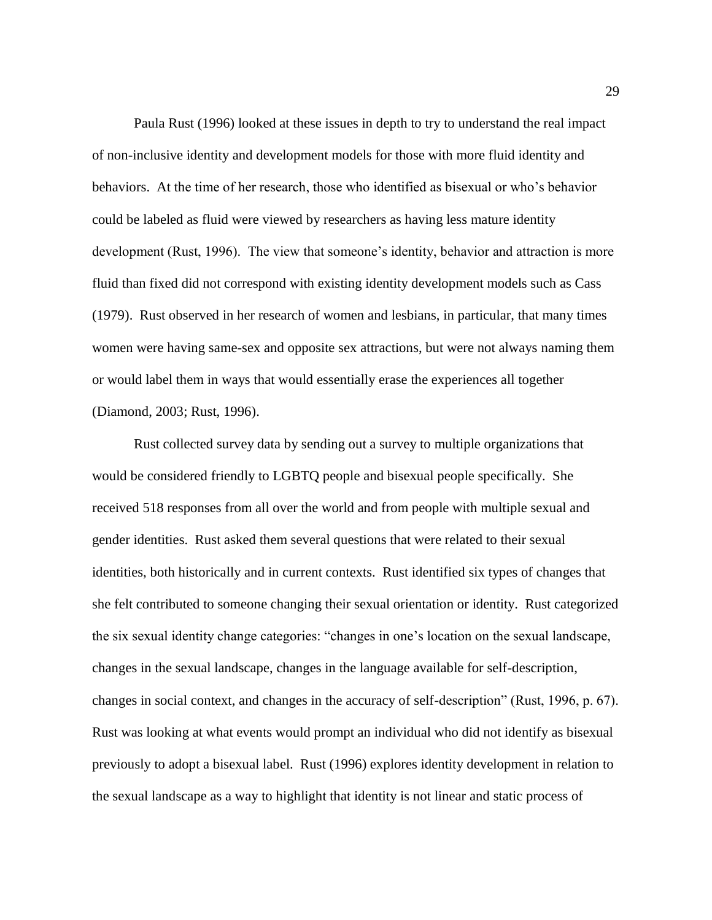Paula Rust (1996) looked at these issues in depth to try to understand the real impact of non-inclusive identity and development models for those with more fluid identity and behaviors. At the time of her research, those who identified as bisexual or who's behavior could be labeled as fluid were viewed by researchers as having less mature identity development (Rust, 1996). The view that someone's identity, behavior and attraction is more fluid than fixed did not correspond with existing identity development models such as Cass (1979). Rust observed in her research of women and lesbians, in particular, that many times women were having same-sex and opposite sex attractions, but were not always naming them or would label them in ways that would essentially erase the experiences all together (Diamond, 2003; Rust, 1996).

Rust collected survey data by sending out a survey to multiple organizations that would be considered friendly to LGBTQ people and bisexual people specifically. She received 518 responses from all over the world and from people with multiple sexual and gender identities. Rust asked them several questions that were related to their sexual identities, both historically and in current contexts. Rust identified six types of changes that she felt contributed to someone changing their sexual orientation or identity. Rust categorized the six sexual identity change categories: "changes in one's location on the sexual landscape, changes in the sexual landscape, changes in the language available for self-description, changes in social context, and changes in the accuracy of self-description" (Rust, 1996, p. 67). Rust was looking at what events would prompt an individual who did not identify as bisexual previously to adopt a bisexual label. Rust (1996) explores identity development in relation to the sexual landscape as a way to highlight that identity is not linear and static process of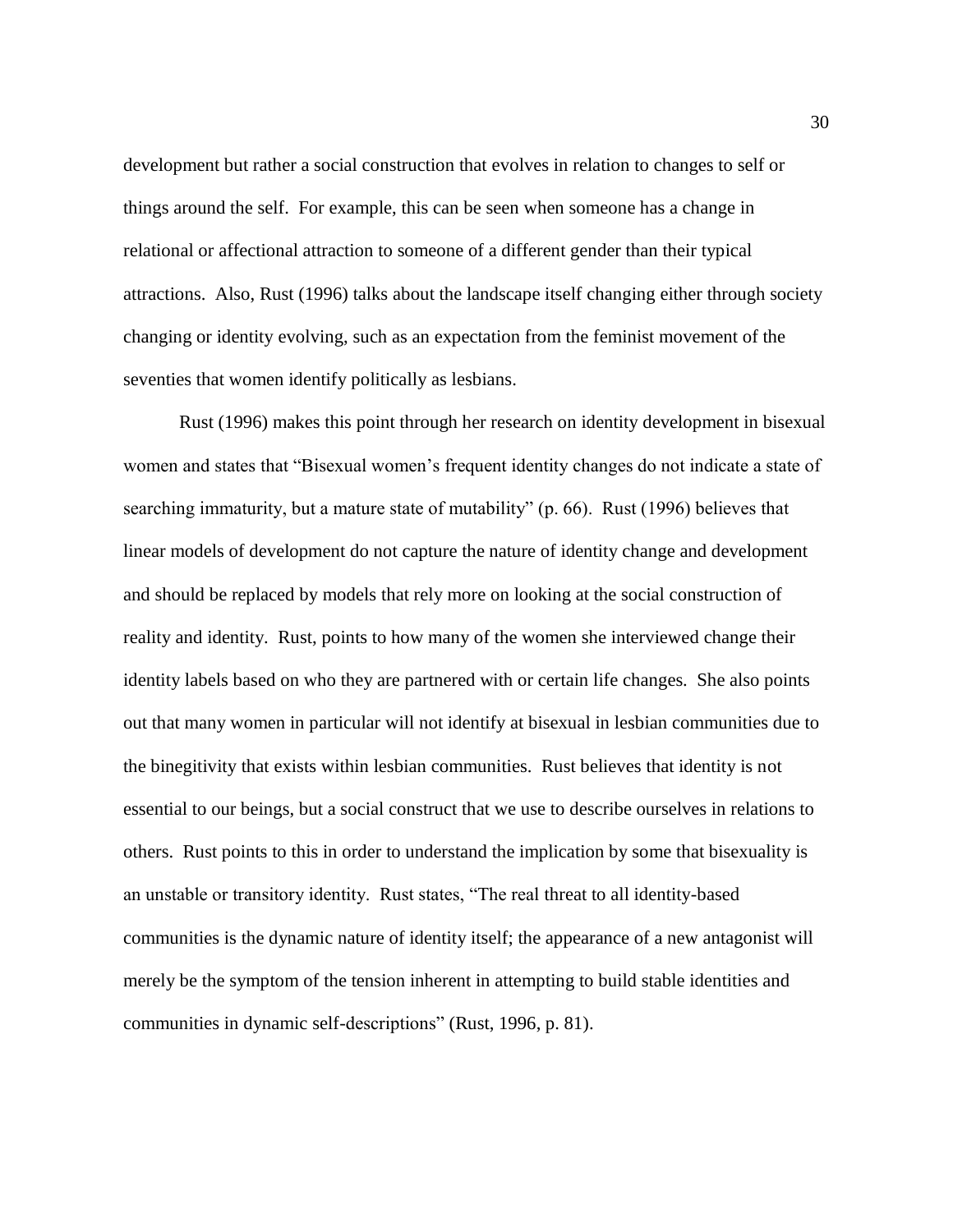development but rather a social construction that evolves in relation to changes to self or things around the self. For example, this can be seen when someone has a change in relational or affectional attraction to someone of a different gender than their typical attractions. Also, Rust (1996) talks about the landscape itself changing either through society changing or identity evolving, such as an expectation from the feminist movement of the seventies that women identify politically as lesbians.

Rust (1996) makes this point through her research on identity development in bisexual women and states that "Bisexual women's frequent identity changes do not indicate a state of searching immaturity, but a mature state of mutability" (p. 66). Rust (1996) believes that linear models of development do not capture the nature of identity change and development and should be replaced by models that rely more on looking at the social construction of reality and identity. Rust, points to how many of the women she interviewed change their identity labels based on who they are partnered with or certain life changes. She also points out that many women in particular will not identify at bisexual in lesbian communities due to the binegitivity that exists within lesbian communities. Rust believes that identity is not essential to our beings, but a social construct that we use to describe ourselves in relations to others. Rust points to this in order to understand the implication by some that bisexuality is an unstable or transitory identity. Rust states, "The real threat to all identity-based communities is the dynamic nature of identity itself; the appearance of a new antagonist will merely be the symptom of the tension inherent in attempting to build stable identities and communities in dynamic self-descriptions" (Rust, 1996, p. 81).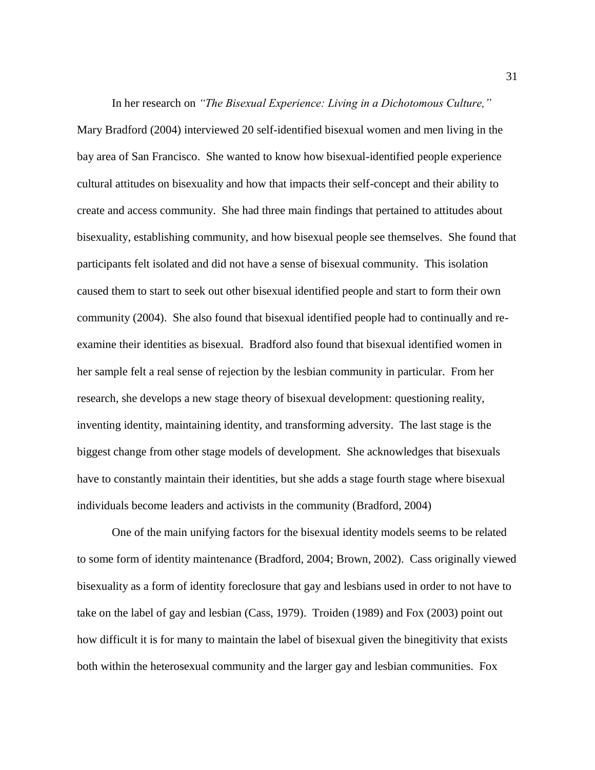In her research on *"The Bisexual Experience: Living in a Dichotomous Culture,"* Mary Bradford (2004) interviewed 20 self-identified bisexual women and men living in the bay area of San Francisco. She wanted to know how bisexual-identified people experience cultural attitudes on bisexuality and how that impacts their self-concept and their ability to create and access community. She had three main findings that pertained to attitudes about bisexuality, establishing community, and how bisexual people see themselves. She found that participants felt isolated and did not have a sense of bisexual community. This isolation caused them to start to seek out other bisexual identified people and start to form their own community (2004). She also found that bisexual identified people had to continually and re-examine their identities as bisexual. Bradford also found that bisexual identified women in her sample felt a real sense of rejection by the lesbian community in particular. From her research, she develops a new stage theory of bisexual development: questioning reality, inventing identity, maintaining identity, and transforming adversity. The last stage is the biggest change from other stage models of development. She acknowledges that bisexuals have to constantly maintain their identities, but she adds a stage fourth stage where bisexual individuals become leaders and activists in the community (Bradford, 2004)

One of the main unifying factors for the bisexual identity models seems to be related to some form of identity maintenance (Bradford, 2004; Brown, 2002). Cass originally viewed bisexuality as a form of identity foreclosure that gay and lesbians used in order to not have to take on the label of gay and lesbian (Cass, 1979). Troiden (1989) and Fox (2003) point out how difficult it is for many to maintain the label of bisexual given the binegitivity that exists both within the heterosexual community and the larger gay and lesbian communities. Fox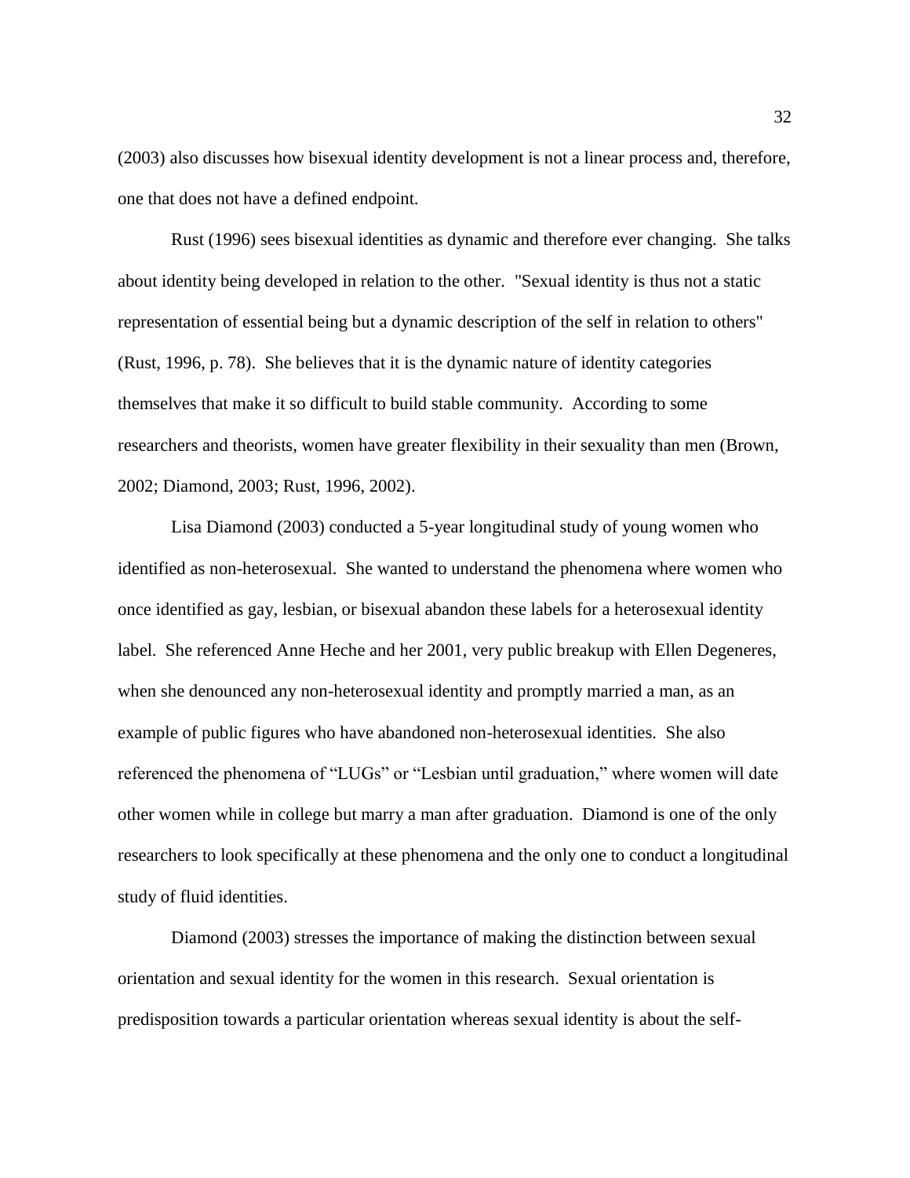(2003) also discusses how bisexual identity development is not a linear process and, therefore, one that does not have a defined endpoint.

Rust (1996) sees bisexual identities as dynamic and therefore ever changing. She talks about identity being developed in relation to the other. "Sexual identity is thus not a static representation of essential being but a dynamic description of the self in relation to others" (Rust, 1996, p. 78). She believes that it is the dynamic nature of identity categories themselves that make it so difficult to build stable community. According to some researchers and theorists, women have greater flexibility in their sexuality than men (Brown, 2002; Diamond, 2003; Rust, 1996, 2002).

Lisa Diamond (2003) conducted a 5-year longitudinal study of young women who identified as non-heterosexual. She wanted to understand the phenomena where women who once identified as gay, lesbian, or bisexual abandon these labels for a heterosexual identity label. She referenced Anne Heche and her 2001, very public breakup with Ellen Degeneres, when she denounced any non-heterosexual identity and promptly married a man, as an example of public figures who have abandoned non-heterosexual identities. She also referenced the phenomena of "LUGs" or "Lesbian until graduation," where women will date other women while in college but marry a man after graduation. Diamond is one of the only researchers to look specifically at these phenomena and the only one to conduct a longitudinal study of fluid identities.

Diamond (2003) stresses the importance of making the distinction between sexual orientation and sexual identity for the women in this research. Sexual orientation is predisposition towards a particular orientation whereas sexual identity is about the self-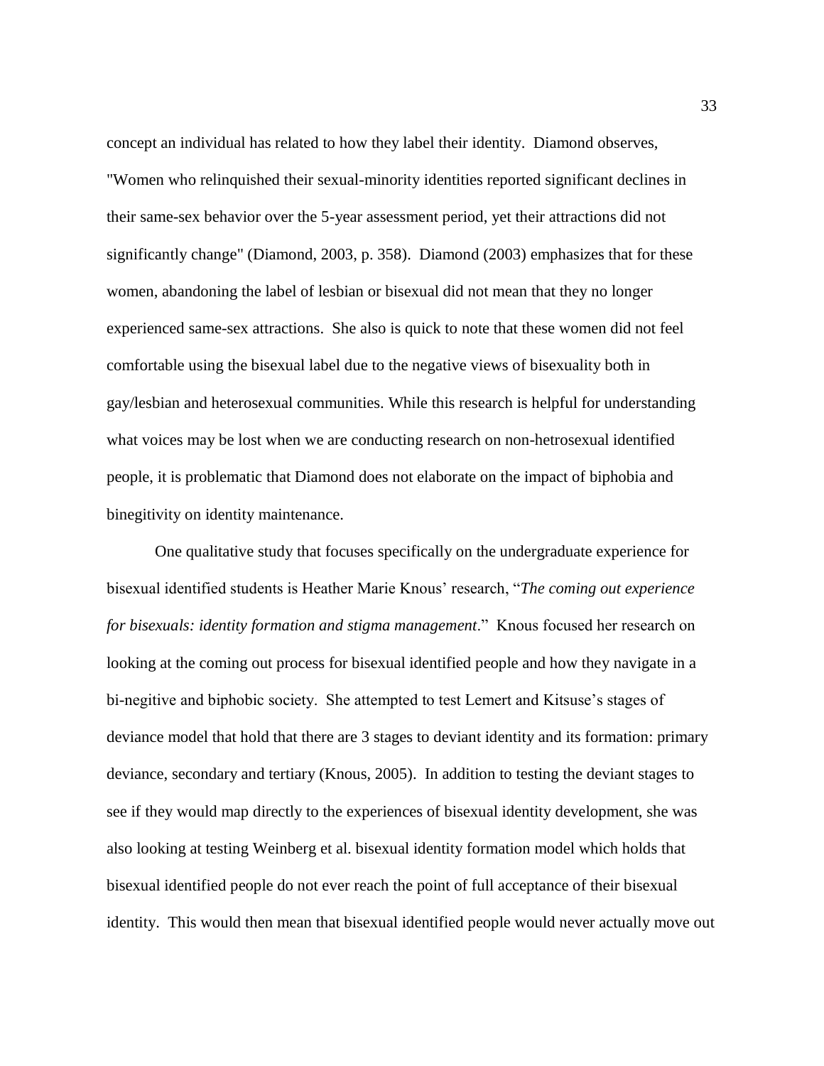concept an individual has related to how they label their identity. Diamond observes, "Women who relinquished their sexual-minority identities reported significant declines in their same-sex behavior over the 5-year assessment period, yet their attractions did not significantly change" (Diamond, 2003, p. 358). Diamond (2003) emphasizes that for these women, abandoning the label of lesbian or bisexual did not mean that they no longer experienced same-sex attractions. She also is quick to note that these women did not feel comfortable using the bisexual label due to the negative views of bisexuality both in gay/lesbian and heterosexual communities. While this research is helpful for understanding what voices may be lost when we are conducting research on non-hetrosexual identified people, it is problematic that Diamond does not elaborate on the impact of biphobia and binegitivity on identity maintenance.

One qualitative study that focuses specifically on the undergraduate experience for bisexual identified students is Heather Marie Knous' research, "*The coming out experience for bisexuals: identity formation and stigma management*." Knous focused her research on looking at the coming out process for bisexual identified people and how they navigate in a bi-negitive and biphobic society. She attempted to test Lemert and Kitsuse's stages of deviance model that hold that there are 3 stages to deviant identity and its formation: primary deviance, secondary and tertiary (Knous, 2005). In addition to testing the deviant stages to see if they would map directly to the experiences of bisexual identity development, she was also looking at testing Weinberg et al. bisexual identity formation model which holds that bisexual identified people do not ever reach the point of full acceptance of their bisexual identity. This would then mean that bisexual identified people would never actually move out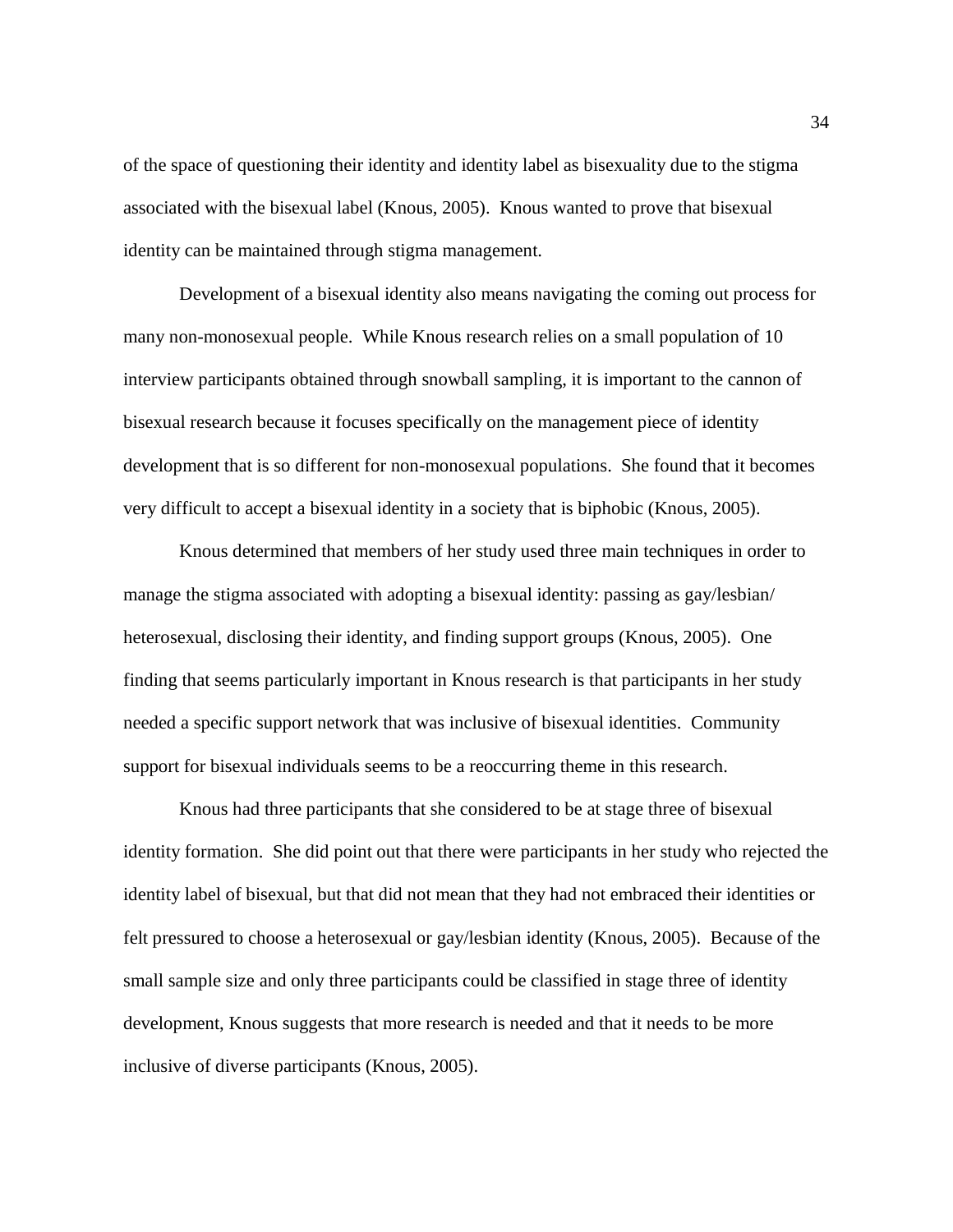of the space of questioning their identity and identity label as bisexuality due to the stigma associated with the bisexual label (Knous, 2005). Knous wanted to prove that bisexual identity can be maintained through stigma management.

Development of a bisexual identity also means navigating the coming out process for many non-monosexual people. While Knous research relies on a small population of 10 interview participants obtained through snowball sampling, it is important to the cannon of bisexual research because it focuses specifically on the management piece of identity development that is so different for non-monosexual populations. She found that it becomes very difficult to accept a bisexual identity in a society that is biphobic (Knous, 2005).

Knous determined that members of her study used three main techniques in order to manage the stigma associated with adopting a bisexual identity: passing as gay/lesbian/ heterosexual, disclosing their identity, and finding support groups (Knous, 2005). One finding that seems particularly important in Knous research is that participants in her study needed a specific support network that was inclusive of bisexual identities. Community support for bisexual individuals seems to be a reoccurring theme in this research.

Knous had three participants that she considered to be at stage three of bisexual identity formation. She did point out that there were participants in her study who rejected the identity label of bisexual, but that did not mean that they had not embraced their identities or felt pressured to choose a heterosexual or gay/lesbian identity (Knous, 2005). Because of the small sample size and only three participants could be classified in stage three of identity development, Knous suggests that more research is needed and that it needs to be more inclusive of diverse participants (Knous, 2005).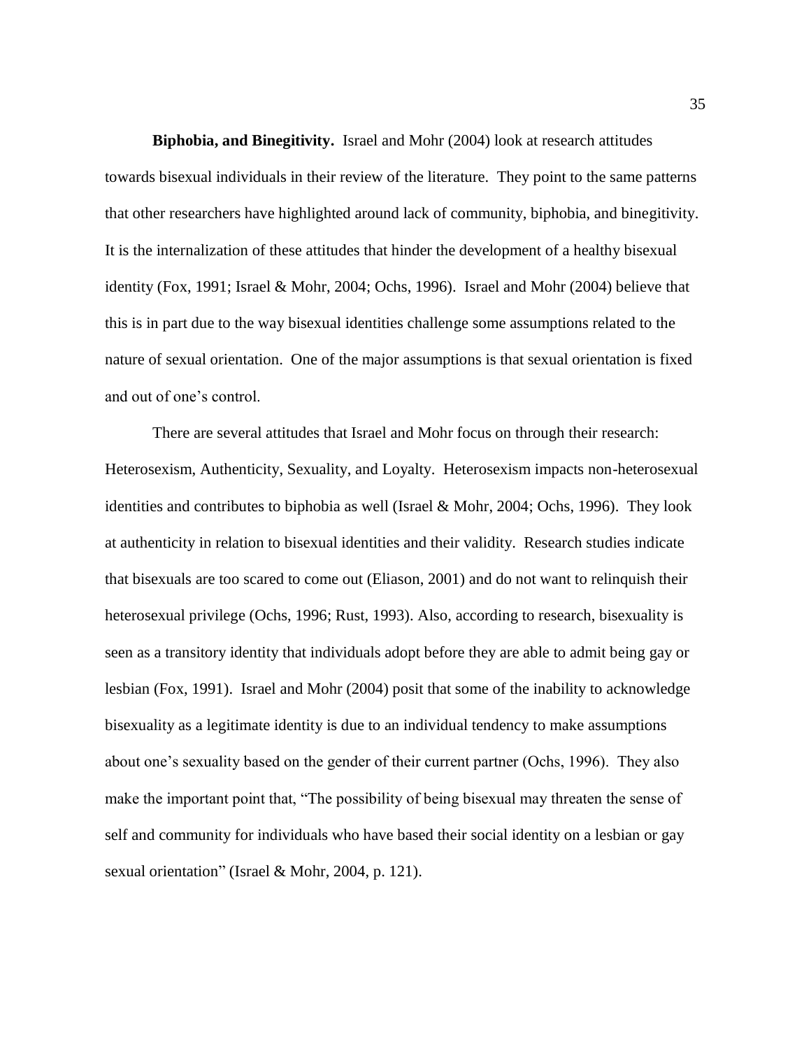**Biphobia, and Binegitivity.** Israel and Mohr (2004) look at research attitudes towards bisexual individuals in their review of the literature. They point to the same patterns that other researchers have highlighted around lack of community, biphobia, and binegitivity. It is the internalization of these attitudes that hinder the development of a healthy bisexual identity (Fox, 1991; Israel & Mohr, 2004; Ochs, 1996). Israel and Mohr (2004) believe that this is in part due to the way bisexual identities challenge some assumptions related to the nature of sexual orientation. One of the major assumptions is that sexual orientation is fixed and out of one's control.

There are several attitudes that Israel and Mohr focus on through their research: Heterosexism, Authenticity, Sexuality, and Loyalty. Heterosexism impacts non-heterosexual identities and contributes to biphobia as well (Israel & Mohr, 2004; Ochs, 1996). They look at authenticity in relation to bisexual identities and their validity. Research studies indicate that bisexuals are too scared to come out (Eliason, 2001) and do not want to relinquish their heterosexual privilege (Ochs, 1996; Rust, 1993). Also, according to research, bisexuality is seen as a transitory identity that individuals adopt before they are able to admit being gay or lesbian (Fox, 1991). Israel and Mohr (2004) posit that some of the inability to acknowledge bisexuality as a legitimate identity is due to an individual tendency to make assumptions about one's sexuality based on the gender of their current partner (Ochs, 1996). They also make the important point that, "The possibility of being bisexual may threaten the sense of self and community for individuals who have based their social identity on a lesbian or gay sexual orientation" (Israel & Mohr, 2004, p. 121).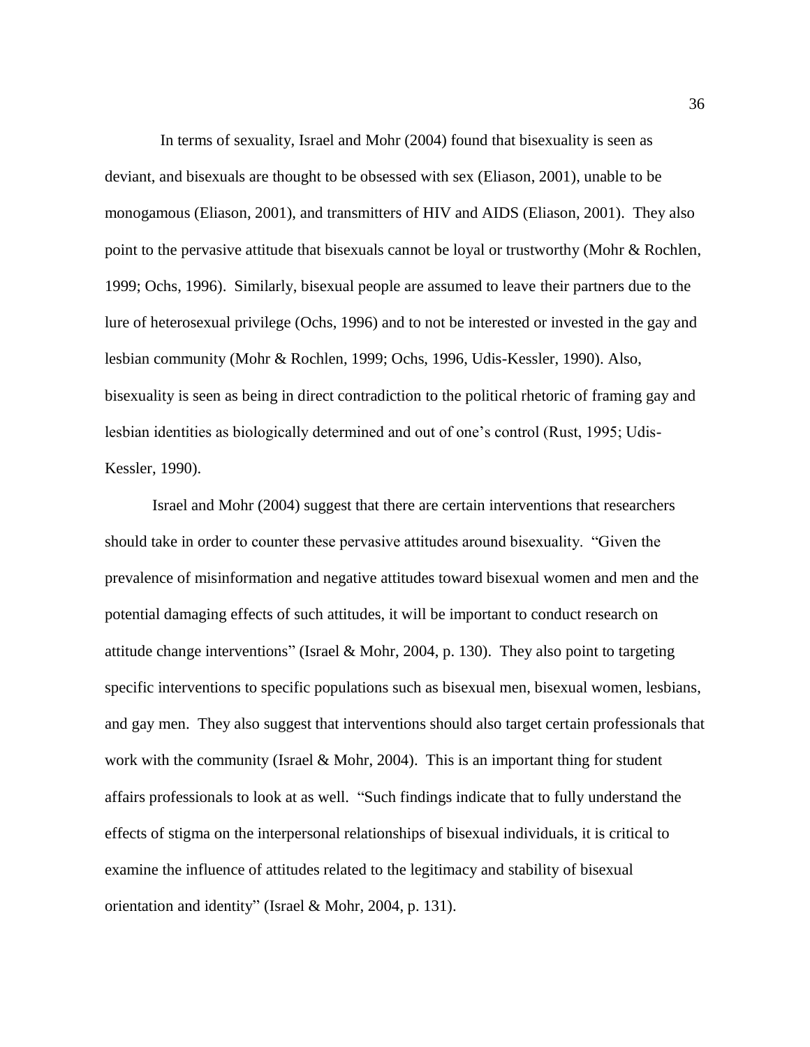In terms of sexuality, Israel and Mohr (2004) found that bisexuality is seen as deviant, and bisexuals are thought to be obsessed with sex (Eliason, 2001), unable to be monogamous (Eliason, 2001), and transmitters of HIV and AIDS (Eliason, 2001). They also point to the pervasive attitude that bisexuals cannot be loyal or trustworthy (Mohr & Rochlen, 1999; Ochs, 1996). Similarly, bisexual people are assumed to leave their partners due to the lure of heterosexual privilege (Ochs, 1996) and to not be interested or invested in the gay and lesbian community (Mohr & Rochlen, 1999; Ochs, 1996, Udis-Kessler, 1990). Also, bisexuality is seen as being in direct contradiction to the political rhetoric of framing gay and lesbian identities as biologically determined and out of one's control (Rust, 1995; Udis-Kessler, 1990).

Israel and Mohr (2004) suggest that there are certain interventions that researchers should take in order to counter these pervasive attitudes around bisexuality. "Given the prevalence of misinformation and negative attitudes toward bisexual women and men and the potential damaging effects of such attitudes, it will be important to conduct research on attitude change interventions" (Israel & Mohr, 2004, p. 130). They also point to targeting specific interventions to specific populations such as bisexual men, bisexual women, lesbians, and gay men. They also suggest that interventions should also target certain professionals that work with the community (Israel & Mohr, 2004). This is an important thing for student affairs professionals to look at as well. "Such findings indicate that to fully understand the effects of stigma on the interpersonal relationships of bisexual individuals, it is critical to examine the influence of attitudes related to the legitimacy and stability of bisexual orientation and identity" (Israel & Mohr, 2004, p. 131).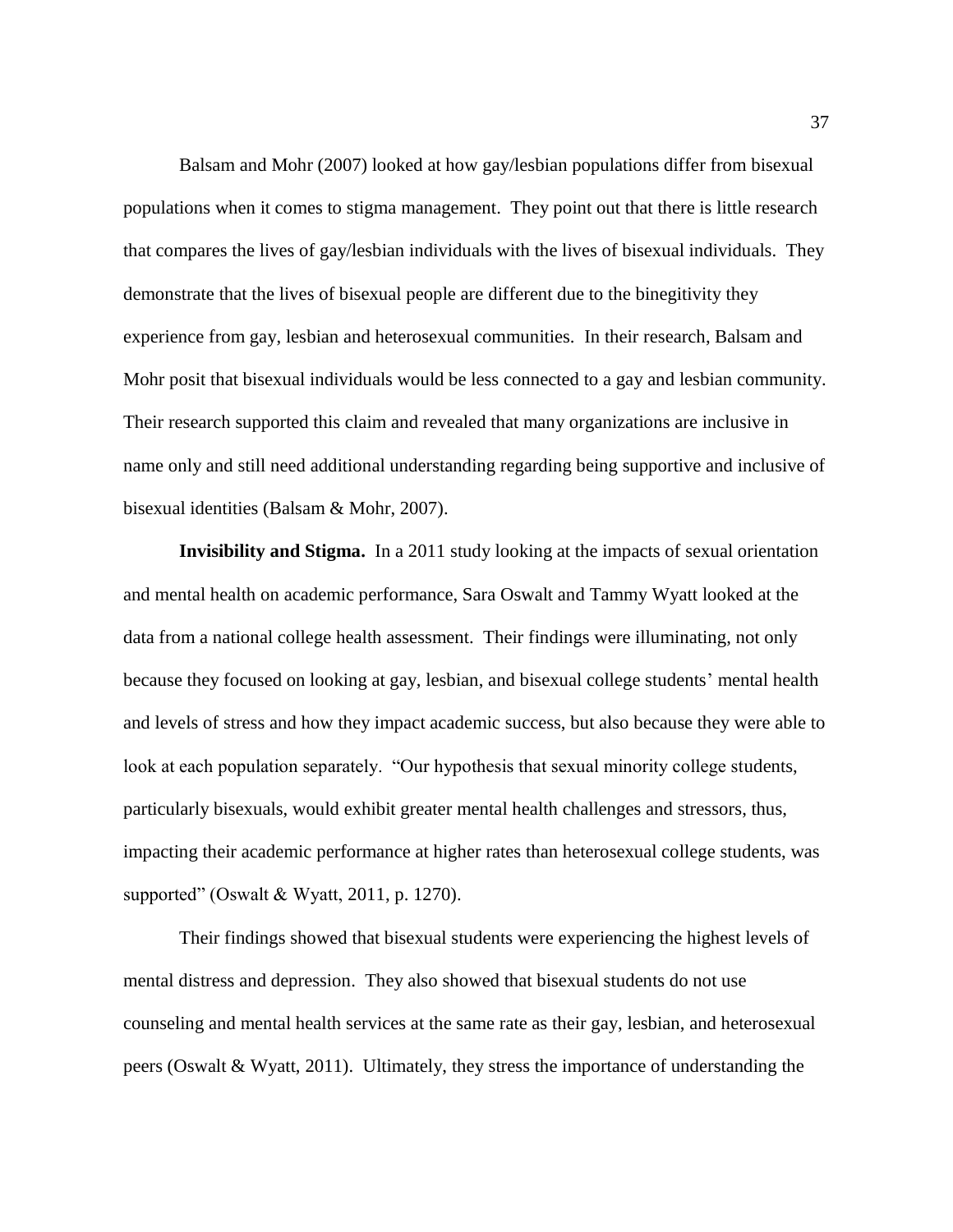Balsam and Mohr (2007) looked at how gay/lesbian populations differ from bisexual populations when it comes to stigma management. They point out that there is little research that compares the lives of gay/lesbian individuals with the lives of bisexual individuals. They demonstrate that the lives of bisexual people are different due to the binegitivity they experience from gay, lesbian and heterosexual communities. In their research, Balsam and Mohr posit that bisexual individuals would be less connected to a gay and lesbian community. Their research supported this claim and revealed that many organizations are inclusive in name only and still need additional understanding regarding being supportive and inclusive of bisexual identities (Balsam & Mohr, 2007).

**Invisibility and Stigma.** In a 2011 study looking at the impacts of sexual orientation and mental health on academic performance, Sara Oswalt and Tammy Wyatt looked at the data from a national college health assessment. Their findings were illuminating, not only because they focused on looking at gay, lesbian, and bisexual college students' mental health and levels of stress and how they impact academic success, but also because they were able to look at each population separately. "Our hypothesis that sexual minority college students, particularly bisexuals, would exhibit greater mental health challenges and stressors, thus, impacting their academic performance at higher rates than heterosexual college students, was supported" (Oswalt & Wyatt, 2011, p. 1270).

Their findings showed that bisexual students were experiencing the highest levels of mental distress and depression. They also showed that bisexual students do not use counseling and mental health services at the same rate as their gay, lesbian, and heterosexual peers (Oswalt & Wyatt, 2011). Ultimately, they stress the importance of understanding the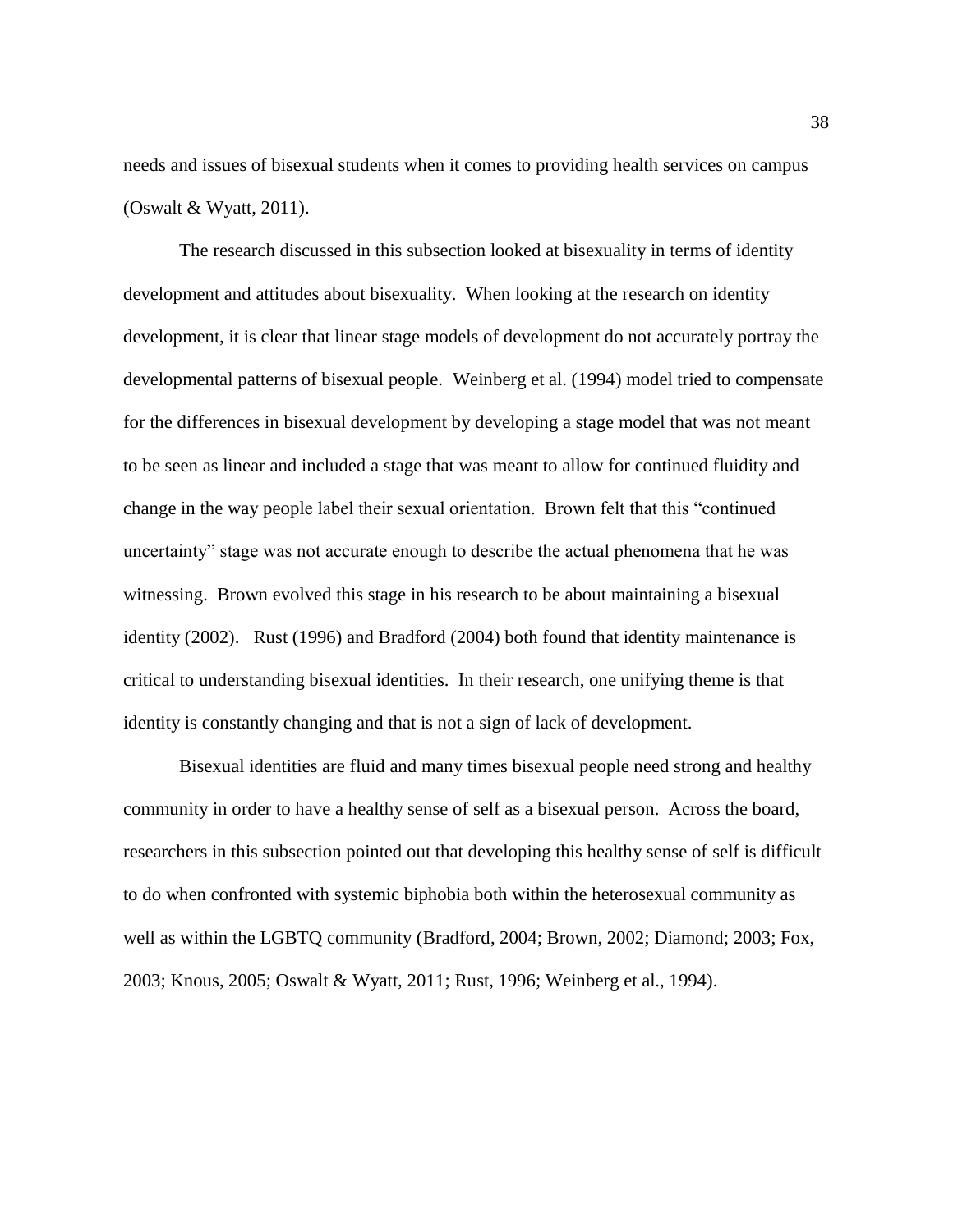needs and issues of bisexual students when it comes to providing health services on campus (Oswalt & Wyatt, 2011).

The research discussed in this subsection looked at bisexuality in terms of identity development and attitudes about bisexuality. When looking at the research on identity development, it is clear that linear stage models of development do not accurately portray the developmental patterns of bisexual people. Weinberg et al. (1994) model tried to compensate for the differences in bisexual development by developing a stage model that was not meant to be seen as linear and included a stage that was meant to allow for continued fluidity and change in the way people label their sexual orientation. Brown felt that this "continued uncertainty" stage was not accurate enough to describe the actual phenomena that he was witnessing. Brown evolved this stage in his research to be about maintaining a bisexual identity (2002). Rust (1996) and Bradford (2004) both found that identity maintenance is critical to understanding bisexual identities. In their research, one unifying theme is that identity is constantly changing and that is not a sign of lack of development.

Bisexual identities are fluid and many times bisexual people need strong and healthy community in order to have a healthy sense of self as a bisexual person. Across the board, researchers in this subsection pointed out that developing this healthy sense of self is difficult to do when confronted with systemic biphobia both within the heterosexual community as well as within the LGBTQ community (Bradford, 2004; Brown, 2002; Diamond; 2003; Fox, 2003; Knous, 2005; Oswalt & Wyatt, 2011; Rust, 1996; Weinberg et al., 1994).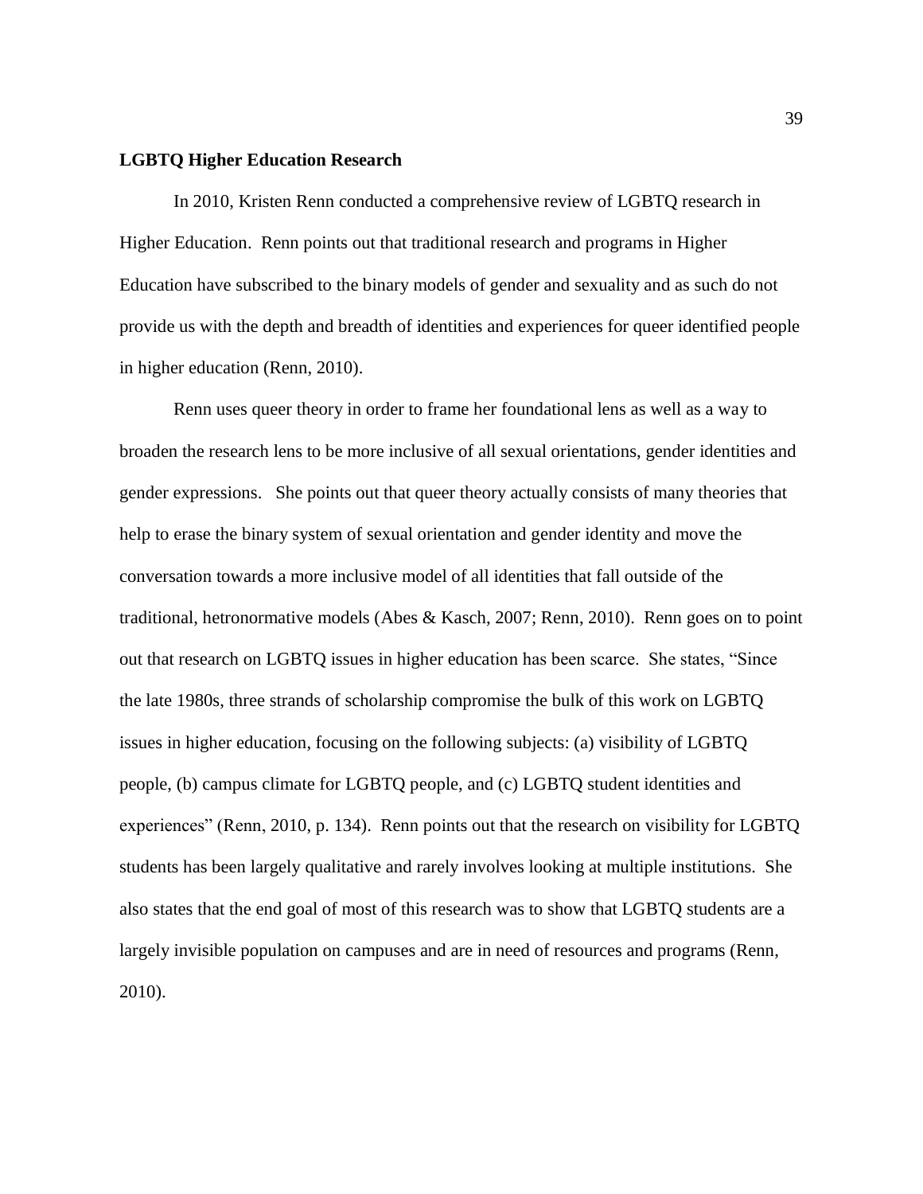**LGBTQ Higher Education Research**

In 2010, Kristen Renn conducted a comprehensive review of LGBTQ research in Higher Education. Renn points out that traditional research and programs in Higher Education have subscribed to the binary models of gender and sexuality and as such do not provide us with the depth and breadth of identities and experiences for queer identified people in higher education (Renn, 2010).

Renn uses queer theory in order to frame her foundational lens as well as a way to broaden the research lens to be more inclusive of all sexual orientations, gender identities and gender expressions. She points out that queer theory actually consists of many theories that help to erase the binary system of sexual orientation and gender identity and move the conversation towards a more inclusive model of all identities that fall outside of the traditional, hetronormative models (Abes & Kasch, 2007; Renn, 2010). Renn goes on to point out that research on LGBTQ issues in higher education has been scarce. She states, "Since the late 1980s, three strands of scholarship compromise the bulk of this work on LGBTQ issues in higher education, focusing on the following subjects: (a) visibility of LGBTQ people, (b) campus climate for LGBTQ people, and (c) LGBTQ student identities and experiences" (Renn, 2010, p. 134). Renn points out that the research on visibility for LGBTQ students has been largely qualitative and rarely involves looking at multiple institutions. She also states that the end goal of most of this research was to show that LGBTQ students are a largely invisible population on campuses and are in need of resources and programs (Renn, 2010).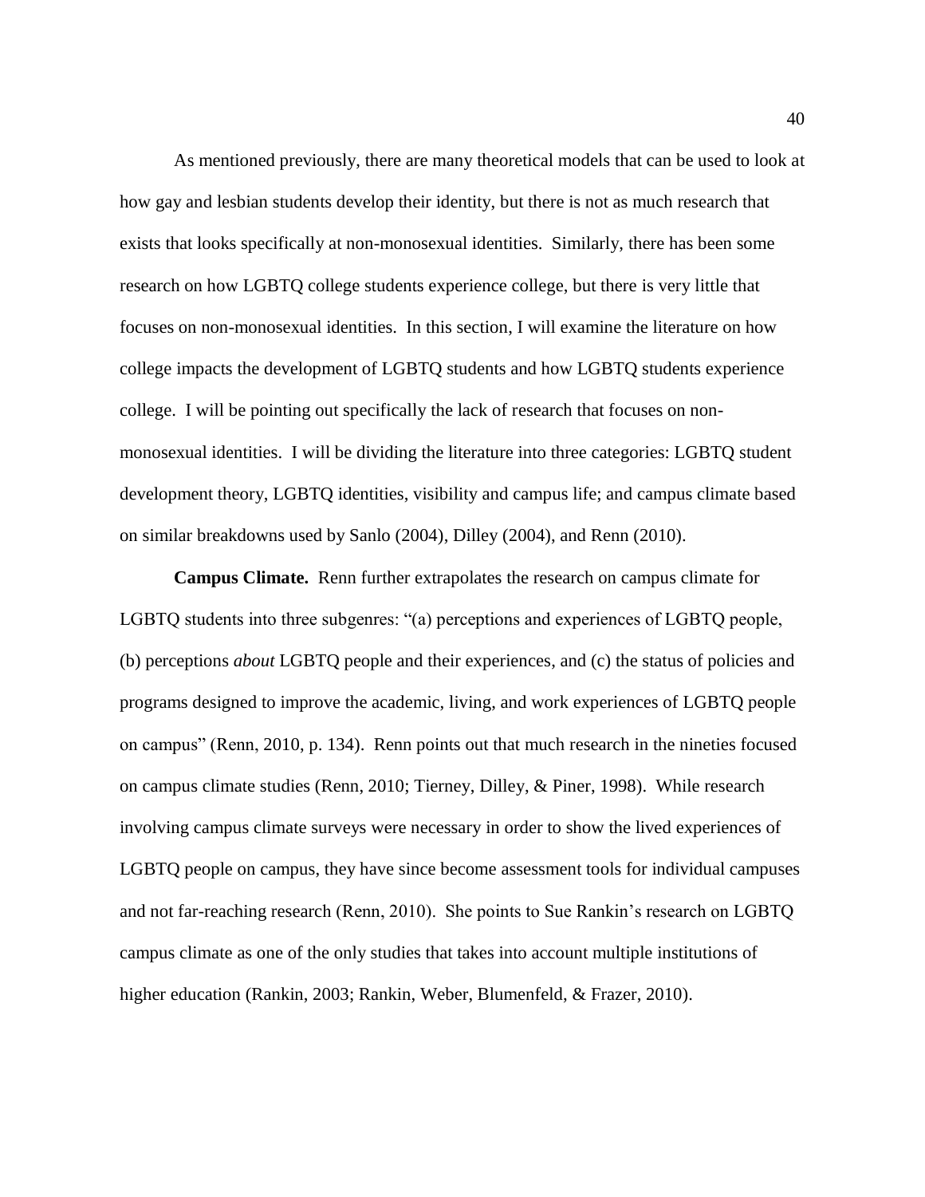As mentioned previously, there are many theoretical models that can be used to look at how gay and lesbian students develop their identity, but there is not as much research that exists that looks specifically at non-monosexual identities. Similarly, there has been some research on how LGBTQ college students experience college, but there is very little that focuses on non-monosexual identities. In this section, I will examine the literature on how college impacts the development of LGBTQ students and how LGBTQ students experience college. I will be pointing out specifically the lack of research that focuses on non-monosexual identities. I will be dividing the literature into three categories: LGBTQ student development theory, LGBTQ identities, visibility and campus life; and campus climate based on similar breakdowns used by Sanlo (2004), Dilley (2004), and Renn (2010).

**Campus Climate.** Renn further extrapolates the research on campus climate for LGBTQ students into three subgenres: "(a) perceptions and experiences of LGBTQ people, (b) perceptions *about* LGBTQ people and their experiences, and (c) the status of policies and programs designed to improve the academic, living, and work experiences of LGBTQ people on campus" (Renn, 2010, p. 134). Renn points out that much research in the nineties focused on campus climate studies (Renn, 2010; Tierney, Dilley, & Piner, 1998). While research involving campus climate surveys were necessary in order to show the lived experiences of LGBTQ people on campus, they have since become assessment tools for individual campuses and not far-reaching research (Renn, 2010). She points to Sue Rankin's research on LGBTQ campus climate as one of the only studies that takes into account multiple institutions of higher education (Rankin, 2003; Rankin, Weber, Blumenfeld, & Frazer, 2010).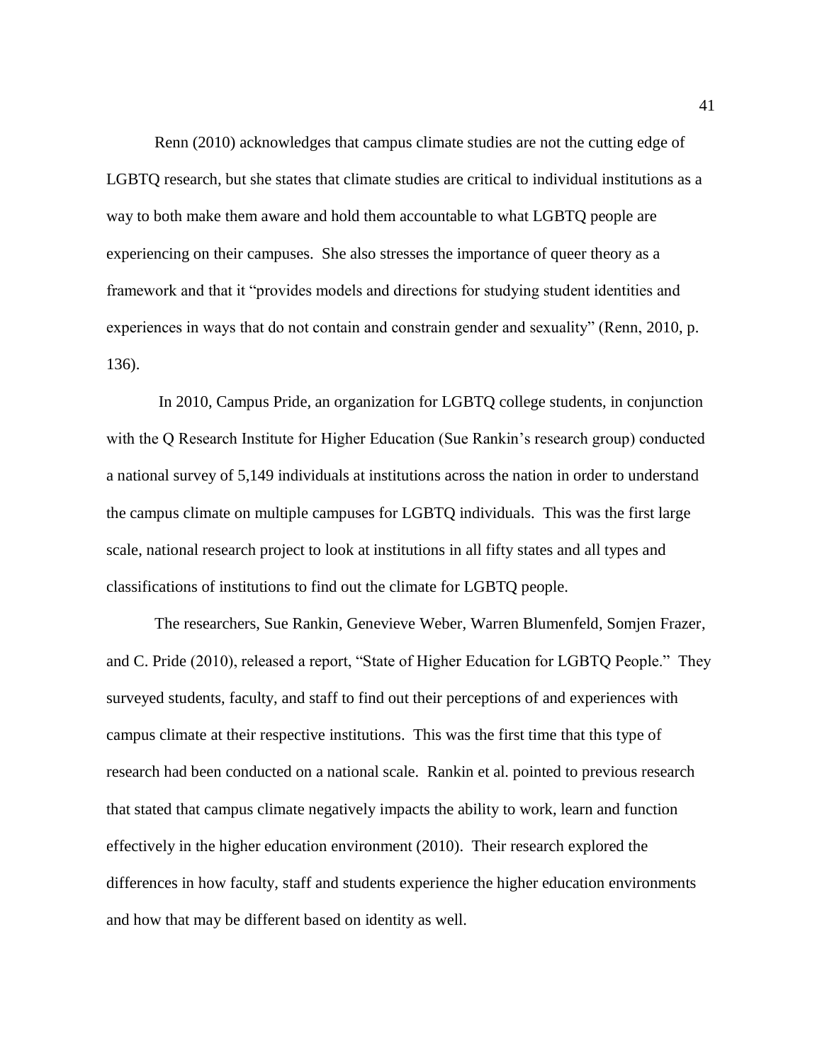Renn (2010) acknowledges that campus climate studies are not the cutting edge of LGBTQ research, but she states that climate studies are critical to individual institutions as a way to both make them aware and hold them accountable to what LGBTQ people are experiencing on their campuses. She also stresses the importance of queer theory as a framework and that it "provides models and directions for studying student identities and experiences in ways that do not contain and constrain gender and sexuality" (Renn, 2010, p. 136).

In 2010, Campus Pride, an organization for LGBTQ college students, in conjunction with the Q Research Institute for Higher Education (Sue Rankin's research group) conducted a national survey of 5,149 individuals at institutions across the nation in order to understand the campus climate on multiple campuses for LGBTQ individuals. This was the first large scale, national research project to look at institutions in all fifty states and all types and classifications of institutions to find out the climate for LGBTQ people.

The researchers, Sue Rankin, Genevieve Weber, Warren Blumenfeld, Somjen Frazer, and C. Pride (2010), released a report, "State of Higher Education for LGBTQ People." They surveyed students, faculty, and staff to find out their perceptions of and experiences with campus climate at their respective institutions. This was the first time that this type of research had been conducted on a national scale. Rankin et al. pointed to previous research that stated that campus climate negatively impacts the ability to work, learn and function effectively in the higher education environment (2010). Their research explored the differences in how faculty, staff and students experience the higher education environments and how that may be different based on identity as well.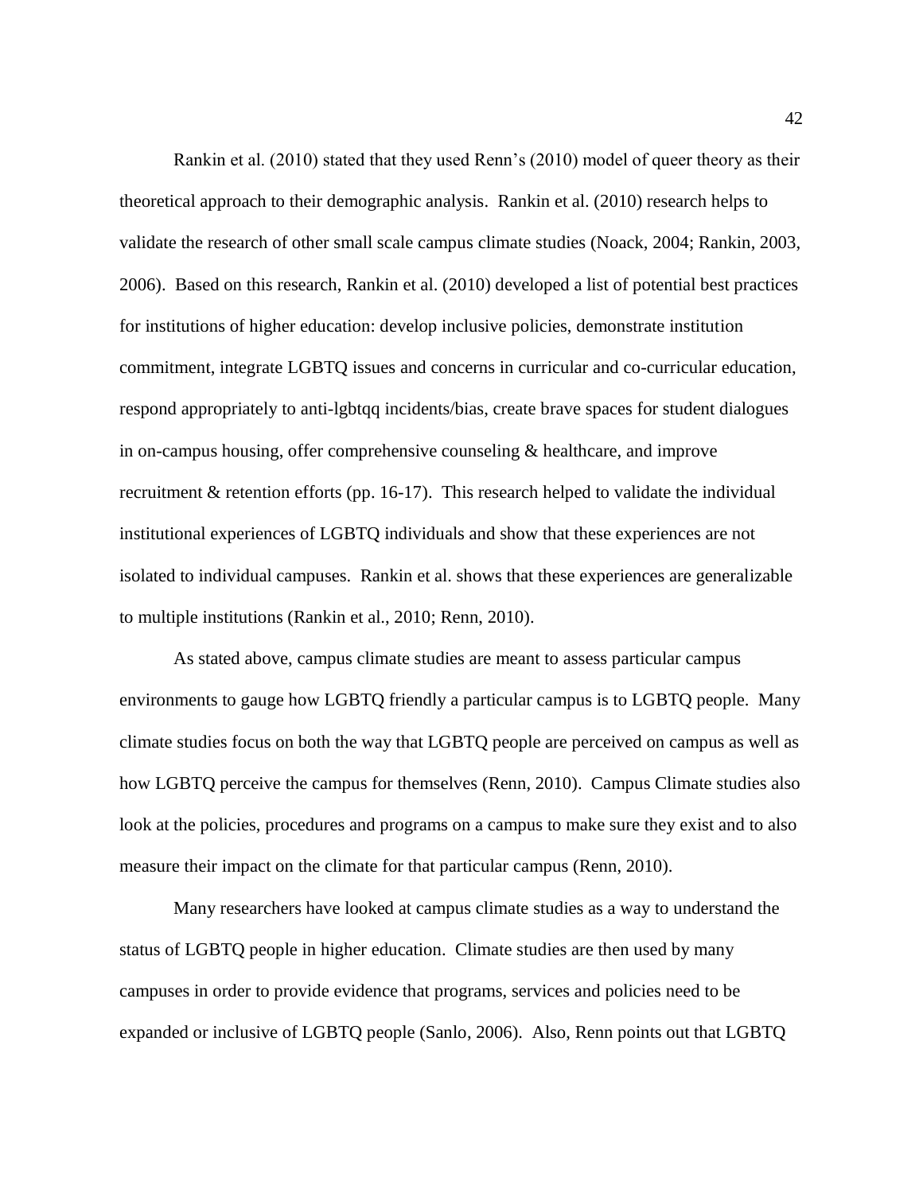Rankin et al. (2010) stated that they used Renn's (2010) model of queer theory as their theoretical approach to their demographic analysis. Rankin et al. (2010) research helps to validate the research of other small scale campus climate studies (Noack, 2004; Rankin, 2003, 2006). Based on this research, Rankin et al. (2010) developed a list of potential best practices for institutions of higher education: develop inclusive policies, demonstrate institution commitment, integrate LGBTQ issues and concerns in curricular and co-curricular education, respond appropriately to anti-lgbtqq incidents/bias, create brave spaces for student dialogues in on-campus housing, offer comprehensive counseling & healthcare, and improve recruitment & retention efforts (pp. 16-17). This research helped to validate the individual institutional experiences of LGBTQ individuals and show that these experiences are not isolated to individual campuses. Rankin et al. shows that these experiences are generalizable to multiple institutions (Rankin et al., 2010; Renn, 2010).

As stated above, campus climate studies are meant to assess particular campus environments to gauge how LGBTQ friendly a particular campus is to LGBTQ people. Many climate studies focus on both the way that LGBTQ people are perceived on campus as well as how LGBTQ perceive the campus for themselves (Renn, 2010). Campus Climate studies also look at the policies, procedures and programs on a campus to make sure they exist and to also measure their impact on the climate for that particular campus (Renn, 2010).

Many researchers have looked at campus climate studies as a way to understand the status of LGBTQ people in higher education. Climate studies are then used by many campuses in order to provide evidence that programs, services and policies need to be expanded or inclusive of LGBTQ people (Sanlo, 2006). Also, Renn points out that LGBTQ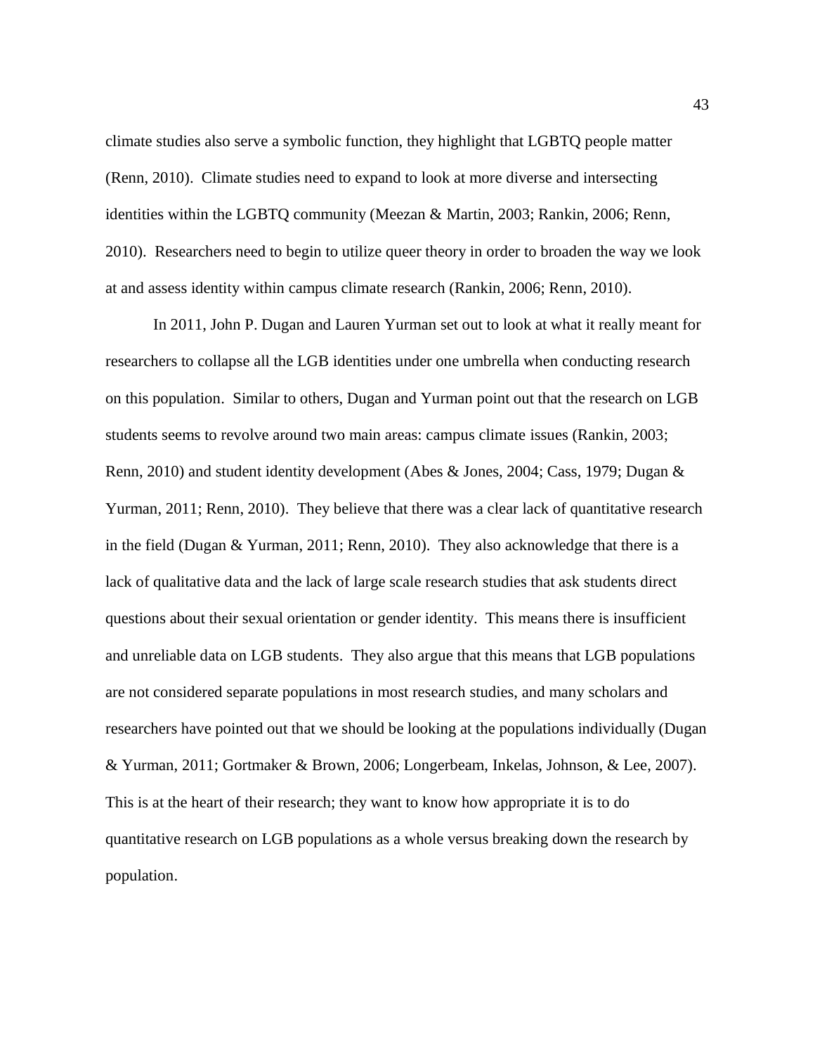climate studies also serve a symbolic function, they highlight that LGBTQ people matter (Renn, 2010). Climate studies need to expand to look at more diverse and intersecting identities within the LGBTQ community (Meezan & Martin, 2003; Rankin, 2006; Renn, 2010). Researchers need to begin to utilize queer theory in order to broaden the way we look at and assess identity within campus climate research (Rankin, 2006; Renn, 2010).

In 2011, John P. Dugan and Lauren Yurman set out to look at what it really meant for researchers to collapse all the LGB identities under one umbrella when conducting research on this population. Similar to others, Dugan and Yurman point out that the research on LGB students seems to revolve around two main areas: campus climate issues (Rankin, 2003; Renn, 2010) and student identity development (Abes & Jones, 2004; Cass, 1979; Dugan & Yurman, 2011; Renn, 2010). They believe that there was a clear lack of quantitative research in the field (Dugan & Yurman, 2011; Renn, 2010). They also acknowledge that there is a lack of qualitative data and the lack of large scale research studies that ask students direct questions about their sexual orientation or gender identity. This means there is insufficient and unreliable data on LGB students. They also argue that this means that LGB populations are not considered separate populations in most research studies, and many scholars and researchers have pointed out that we should be looking at the populations individually (Dugan & Yurman, 2011; Gortmaker & Brown, 2006; Longerbeam, Inkelas, Johnson, & Lee, 2007). This is at the heart of their research; they want to know how appropriate it is to do quantitative research on LGB populations as a whole versus breaking down the research by population.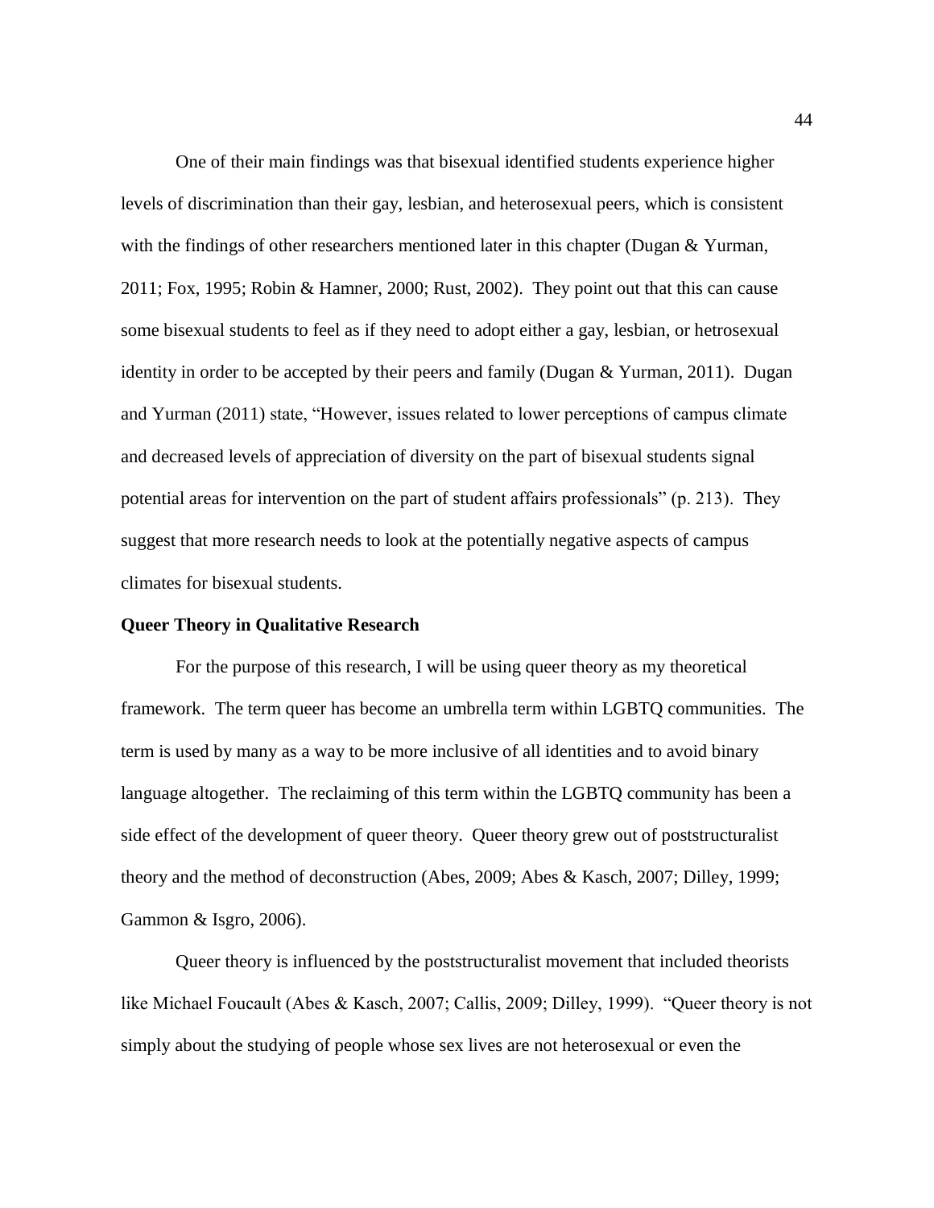One of their main findings was that bisexual identified students experience higher levels of discrimination than their gay, lesbian, and heterosexual peers, which is consistent with the findings of other researchers mentioned later in this chapter (Dugan & Yurman, 2011; Fox, 1995; Robin & Hamner, 2000; Rust, 2002). They point out that this can cause some bisexual students to feel as if they need to adopt either a gay, lesbian, or hetrosexual identity in order to be accepted by their peers and family (Dugan & Yurman, 2011). Dugan and Yurman (2011) state, "However, issues related to lower perceptions of campus climate and decreased levels of appreciation of diversity on the part of bisexual students signal potential areas for intervention on the part of student affairs professionals" (p. 213). They suggest that more research needs to look at the potentially negative aspects of campus climates for bisexual students.

**Queer Theory in Qualitative Research**

For the purpose of this research, I will be using queer theory as my theoretical framework. The term queer has become an umbrella term within LGBTQ communities. The term is used by many as a way to be more inclusive of all identities and to avoid binary language altogether. The reclaiming of this term within the LGBTQ community has been a side effect of the development of queer theory. Queer theory grew out of poststructuralist theory and the method of deconstruction (Abes, 2009; Abes & Kasch, 2007; Dilley, 1999; Gammon & Isgro, 2006).

Queer theory is influenced by the poststructuralist movement that included theorists like Michael Foucault (Abes & Kasch, 2007; Callis, 2009; Dilley, 1999). "Queer theory is not simply about the studying of people whose sex lives are not heterosexual or even the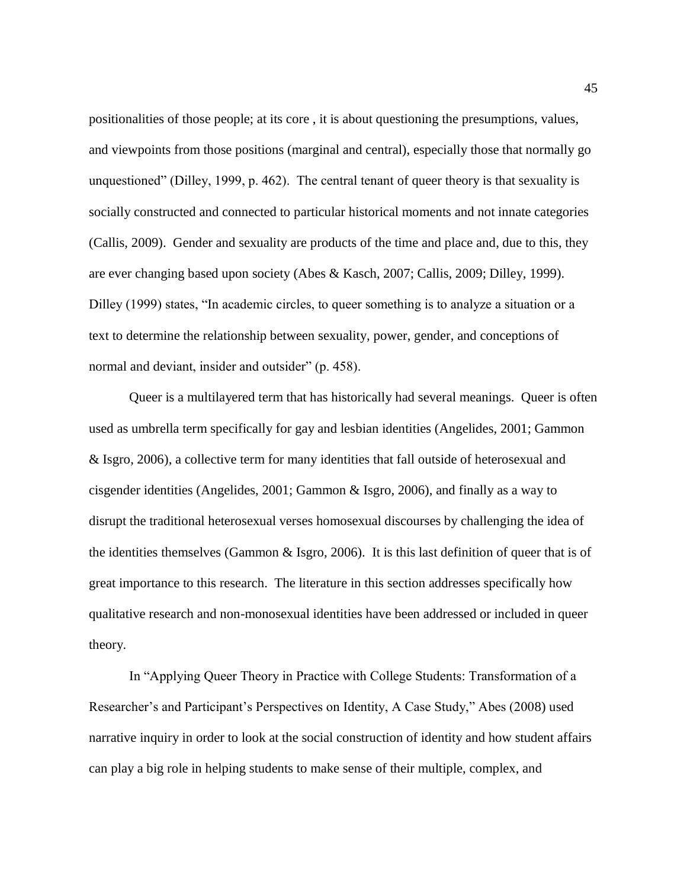positionalities of those people; at its core , it is about questioning the presumptions, values, and viewpoints from those positions (marginal and central), especially those that normally go unquestioned" (Dilley, 1999, p. 462). The central tenant of queer theory is that sexuality is socially constructed and connected to particular historical moments and not innate categories (Callis, 2009). Gender and sexuality are products of the time and place and, due to this, they are ever changing based upon society (Abes & Kasch, 2007; Callis, 2009; Dilley, 1999). Dilley (1999) states, "In academic circles, to queer something is to analyze a situation or a text to determine the relationship between sexuality, power, gender, and conceptions of normal and deviant, insider and outsider" (p. 458).

Queer is a multilayered term that has historically had several meanings. Queer is often used as umbrella term specifically for gay and lesbian identities (Angelides, 2001; Gammon & Isgro, 2006), a collective term for many identities that fall outside of heterosexual and cisgender identities (Angelides, 2001; Gammon & Isgro, 2006), and finally as a way to disrupt the traditional heterosexual verses homosexual discourses by challenging the idea of the identities themselves (Gammon & Isgro, 2006). It is this last definition of queer that is of great importance to this research. The literature in this section addresses specifically how qualitative research and non-monosexual identities have been addressed or included in queer theory.

In "Applying Queer Theory in Practice with College Students: Transformation of a Researcher's and Participant's Perspectives on Identity, A Case Study," Abes (2008) used narrative inquiry in order to look at the social construction of identity and how student affairs can play a big role in helping students to make sense of their multiple, complex, and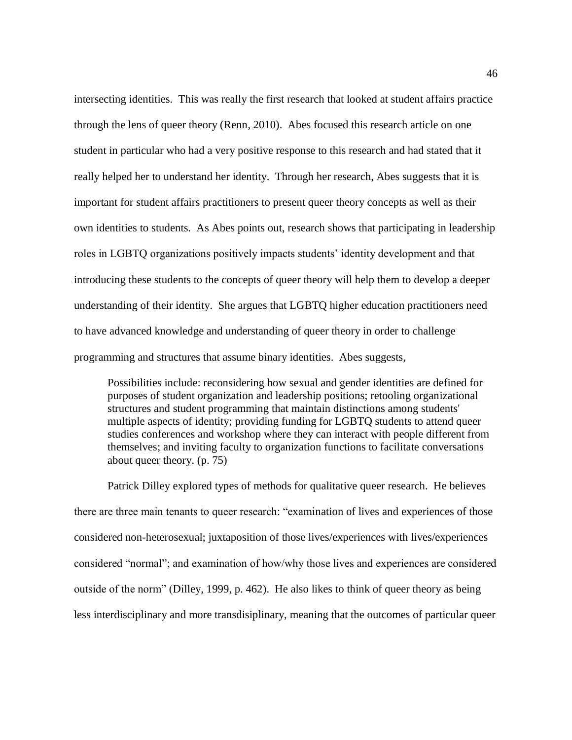intersecting identities. This was really the first research that looked at student affairs practice through the lens of queer theory (Renn, 2010). Abes focused this research article on one student in particular who had a very positive response to this research and had stated that it really helped her to understand her identity. Through her research, Abes suggests that it is important for student affairs practitioners to present queer theory concepts as well as their own identities to students. As Abes points out, research shows that participating in leadership roles in LGBTQ organizations positively impacts students' identity development and that introducing these students to the concepts of queer theory will help them to develop a deeper understanding of their identity. She argues that LGBTQ higher education practitioners need to have advanced knowledge and understanding of queer theory in order to challenge programming and structures that assume binary identities. Abes suggests,

> Possibilities include: reconsidering how sexual and gender identities are defined for purposes of student organization and leadership positions; retooling organizational structures and student programming that maintain distinctions among students' multiple aspects of identity; providing funding for LGBTQ students to attend queer studies conferences and workshop where they can interact with people different from themselves; and inviting faculty to organization functions to facilitate conversations about queer theory. (p. 75)

Patrick Dilley explored types of methods for qualitative queer research. He believes there are three main tenants to queer research: "examination of lives and experiences of those considered non-heterosexual; juxtaposition of those lives/experiences with lives/experiences considered "normal"; and examination of how/why those lives and experiences are considered outside of the norm" (Dilley, 1999, p. 462). He also likes to think of queer theory as being less interdisciplinary and more transdisiplinary, meaning that the outcomes of particular queer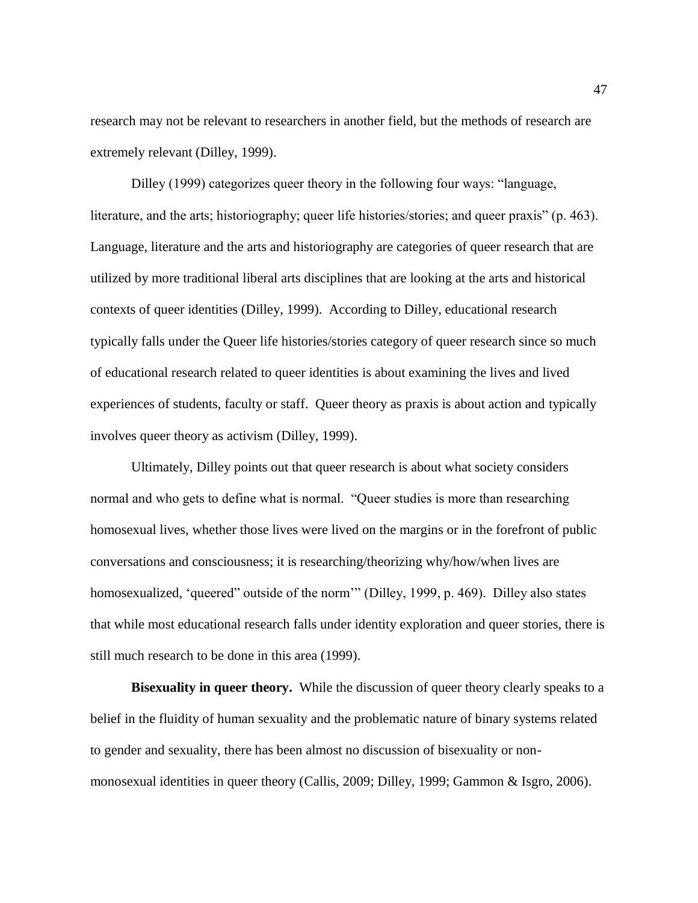research may not be relevant to researchers in another field, but the methods of research are extremely relevant (Dilley, 1999).

Dilley (1999) categorizes queer theory in the following four ways: "language, literature, and the arts; historiography; queer life histories/stories; and queer praxis" (p. 463). Language, literature and the arts and historiography are categories of queer research that are utilized by more traditional liberal arts disciplines that are looking at the arts and historical contexts of queer identities (Dilley, 1999). According to Dilley, educational research typically falls under the Queer life histories/stories category of queer research since so much of educational research related to queer identities is about examining the lives and lived experiences of students, faculty or staff. Queer theory as praxis is about action and typically involves queer theory as activism (Dilley, 1999).

Ultimately, Dilley points out that queer research is about what society considers normal and who gets to define what is normal. "Queer studies is more than researching homosexual lives, whether those lives were lived on the margins or in the forefront of public conversations and consciousness; it is researching/theorizing why/how/when lives are homosexualized, 'queered" outside of the norm'" (Dilley, 1999, p. 469). Dilley also states that while most educational research falls under identity exploration and queer stories, there is still much research to be done in this area (1999).

**Bisexuality in queer theory.** While the discussion of queer theory clearly speaks to a belief in the fluidity of human sexuality and the problematic nature of binary systems related to gender and sexuality, there has been almost no discussion of bisexuality or non-monosexual identities in queer theory (Callis, 2009; Dilley, 1999; Gammon & Isgro, 2006).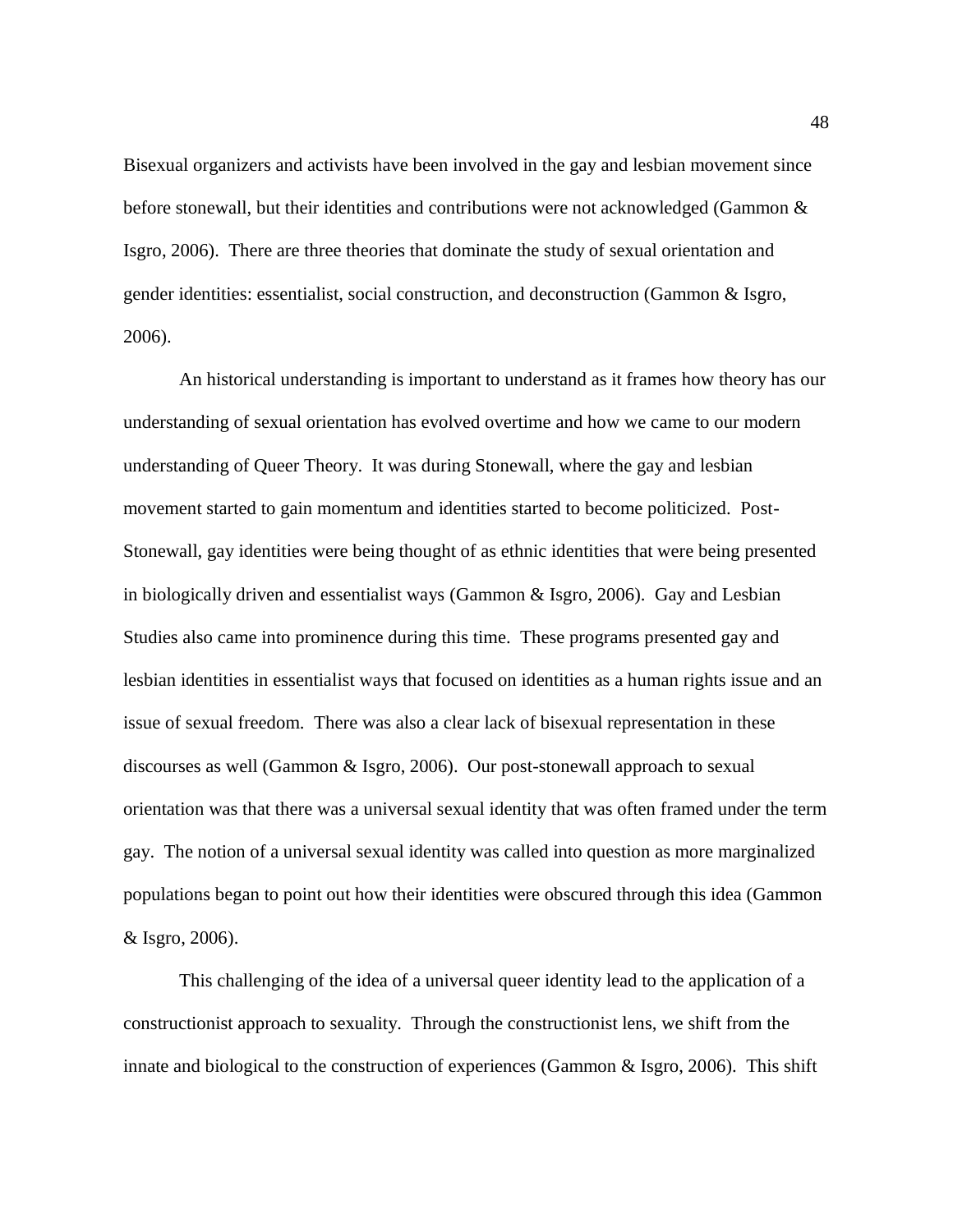Bisexual organizers and activists have been involved in the gay and lesbian movement since before stonewall, but their identities and contributions were not acknowledged (Gammon & Isgro, 2006). There are three theories that dominate the study of sexual orientation and gender identities: essentialist, social construction, and deconstruction (Gammon & Isgro, 2006).

An historical understanding is important to understand as it frames how theory has our understanding of sexual orientation has evolved overtime and how we came to our modern understanding of Queer Theory. It was during Stonewall, where the gay and lesbian movement started to gain momentum and identities started to become politicized. Post-Stonewall, gay identities were being thought of as ethnic identities that were being presented in biologically driven and essentialist ways (Gammon & Isgro, 2006). Gay and Lesbian Studies also came into prominence during this time. These programs presented gay and lesbian identities in essentialist ways that focused on identities as a human rights issue and an issue of sexual freedom. There was also a clear lack of bisexual representation in these discourses as well (Gammon & Isgro, 2006). Our post-stonewall approach to sexual orientation was that there was a universal sexual identity that was often framed under the term gay. The notion of a universal sexual identity was called into question as more marginalized populations began to point out how their identities were obscured through this idea (Gammon & Isgro, 2006).

This challenging of the idea of a universal queer identity lead to the application of a constructionist approach to sexuality. Through the constructionist lens, we shift from the innate and biological to the construction of experiences (Gammon & Isgro, 2006). This shift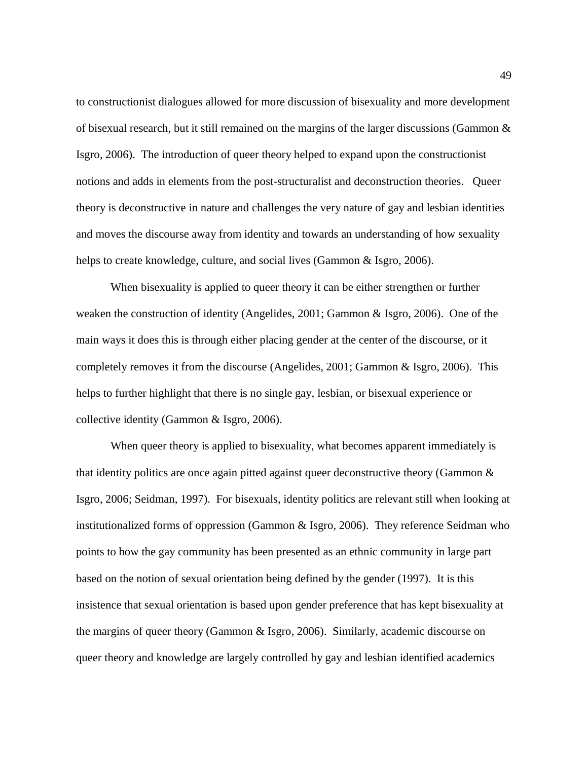to constructionist dialogues allowed for more discussion of bisexuality and more development of bisexual research, but it still remained on the margins of the larger discussions (Gammon & Isgro, 2006). The introduction of queer theory helped to expand upon the constructionist notions and adds in elements from the post-structuralist and deconstruction theories. Queer theory is deconstructive in nature and challenges the very nature of gay and lesbian identities and moves the discourse away from identity and towards an understanding of how sexuality helps to create knowledge, culture, and social lives (Gammon & Isgro, 2006).

When bisexuality is applied to queer theory it can be either strengthen or further weaken the construction of identity (Angelides, 2001; Gammon & Isgro, 2006). One of the main ways it does this is through either placing gender at the center of the discourse, or it completely removes it from the discourse (Angelides, 2001; Gammon & Isgro, 2006). This helps to further highlight that there is no single gay, lesbian, or bisexual experience or collective identity (Gammon & Isgro, 2006).

When queer theory is applied to bisexuality, what becomes apparent immediately is that identity politics are once again pitted against queer deconstructive theory (Gammon & Isgro, 2006; Seidman, 1997). For bisexuals, identity politics are relevant still when looking at institutionalized forms of oppression (Gammon & Isgro, 2006). They reference Seidman who points to how the gay community has been presented as an ethnic community in large part based on the notion of sexual orientation being defined by the gender (1997). It is this insistence that sexual orientation is based upon gender preference that has kept bisexuality at the margins of queer theory (Gammon & Isgro, 2006). Similarly, academic discourse on queer theory and knowledge are largely controlled by gay and lesbian identified academics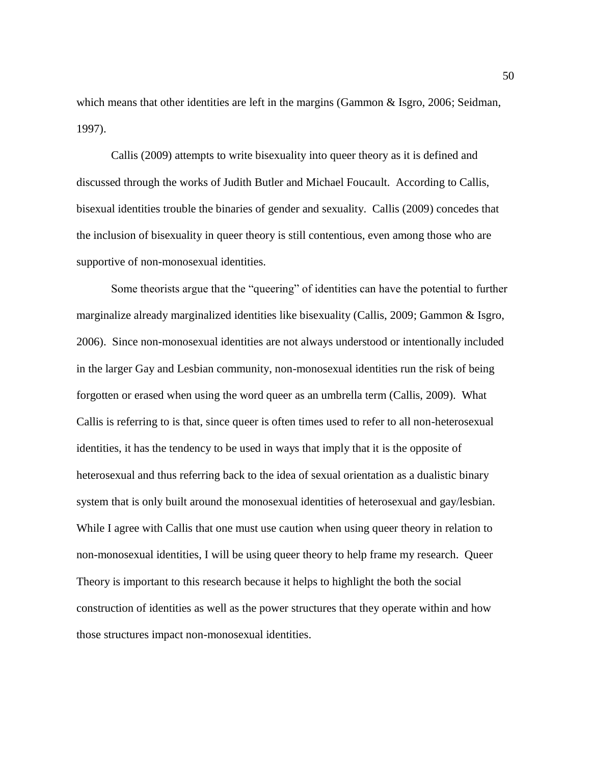which means that other identities are left in the margins (Gammon & Isgro, 2006; Seidman, 1997).

Callis (2009) attempts to write bisexuality into queer theory as it is defined and discussed through the works of Judith Butler and Michael Foucault. According to Callis, bisexual identities trouble the binaries of gender and sexuality. Callis (2009) concedes that the inclusion of bisexuality in queer theory is still contentious, even among those who are supportive of non-monosexual identities.

Some theorists argue that the "queering" of identities can have the potential to further marginalize already marginalized identities like bisexuality (Callis, 2009; Gammon & Isgro, 2006). Since non-monosexual identities are not always understood or intentionally included in the larger Gay and Lesbian community, non-monosexual identities run the risk of being forgotten or erased when using the word queer as an umbrella term (Callis, 2009). What Callis is referring to is that, since queer is often times used to refer to all non-heterosexual identities, it has the tendency to be used in ways that imply that it is the opposite of heterosexual and thus referring back to the idea of sexual orientation as a dualistic binary system that is only built around the monosexual identities of heterosexual and gay/lesbian. While I agree with Callis that one must use caution when using queer theory in relation to non-monosexual identities, I will be using queer theory to help frame my research. Queer Theory is important to this research because it helps to highlight the both the social construction of identities as well as the power structures that they operate within and how those structures impact non-monosexual identities.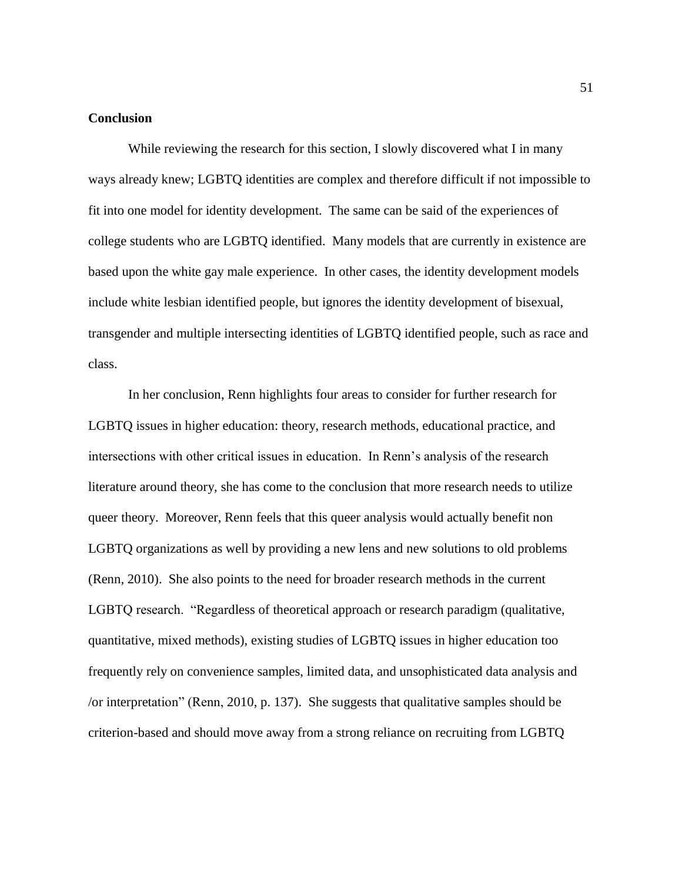**Conclusion**

While reviewing the research for this section, I slowly discovered what I in many ways already knew; LGBTQ identities are complex and therefore difficult if not impossible to fit into one model for identity development. The same can be said of the experiences of college students who are LGBTQ identified. Many models that are currently in existence are based upon the white gay male experience. In other cases, the identity development models include white lesbian identified people, but ignores the identity development of bisexual, transgender and multiple intersecting identities of LGBTQ identified people, such as race and class.

In her conclusion, Renn highlights four areas to consider for further research for LGBTQ issues in higher education: theory, research methods, educational practice, and intersections with other critical issues in education. In Renn's analysis of the research literature around theory, she has come to the conclusion that more research needs to utilize queer theory. Moreover, Renn feels that this queer analysis would actually benefit non LGBTQ organizations as well by providing a new lens and new solutions to old problems (Renn, 2010). She also points to the need for broader research methods in the current LGBTQ research. "Regardless of theoretical approach or research paradigm (qualitative, quantitative, mixed methods), existing studies of LGBTQ issues in higher education too frequently rely on convenience samples, limited data, and unsophisticated data analysis and /or interpretation" (Renn, 2010, p. 137). She suggests that qualitative samples should be criterion-based and should move away from a strong reliance on recruiting from LGBTQ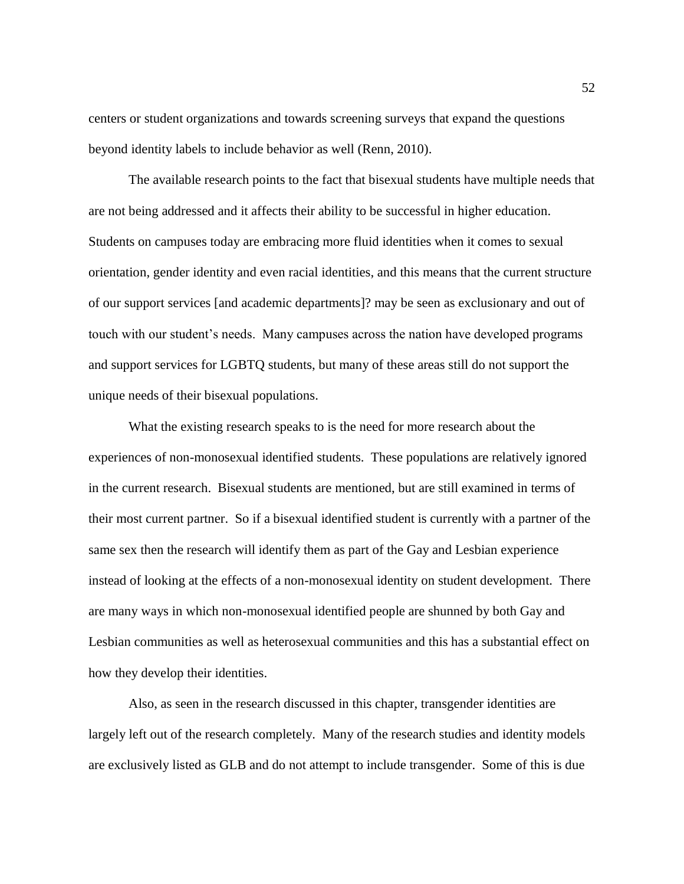centers or student organizations and towards screening surveys that expand the questions beyond identity labels to include behavior as well (Renn, 2010).

The available research points to the fact that bisexual students have multiple needs that are not being addressed and it affects their ability to be successful in higher education. Students on campuses today are embracing more fluid identities when it comes to sexual orientation, gender identity and even racial identities, and this means that the current structure of our support services [and academic departments]? may be seen as exclusionary and out of touch with our student's needs. Many campuses across the nation have developed programs and support services for LGBTQ students, but many of these areas still do not support the unique needs of their bisexual populations.

What the existing research speaks to is the need for more research about the experiences of non-monosexual identified students. These populations are relatively ignored in the current research. Bisexual students are mentioned, but are still examined in terms of their most current partner. So if a bisexual identified student is currently with a partner of the same sex then the research will identify them as part of the Gay and Lesbian experience instead of looking at the effects of a non-monosexual identity on student development. There are many ways in which non-monosexual identified people are shunned by both Gay and Lesbian communities as well as heterosexual communities and this has a substantial effect on how they develop their identities.

Also, as seen in the research discussed in this chapter, transgender identities are largely left out of the research completely. Many of the research studies and identity models are exclusively listed as GLB and do not attempt to include transgender. Some of this is due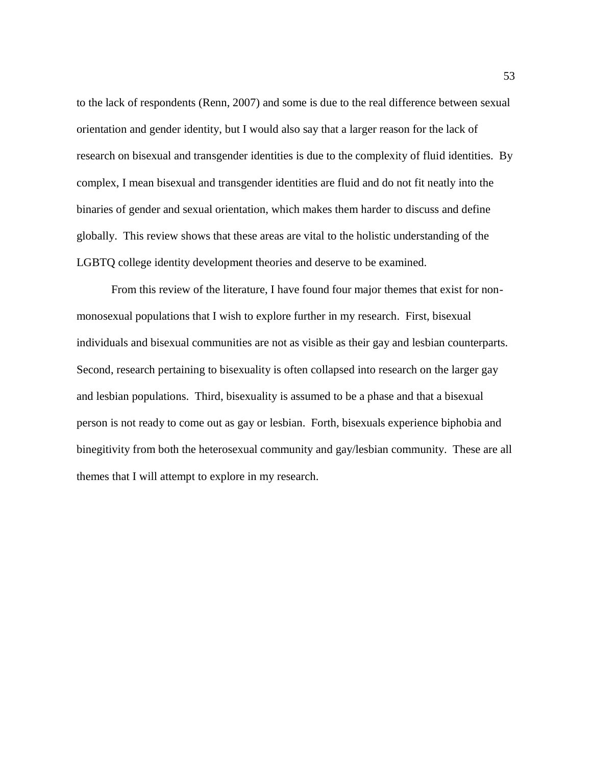to the lack of respondents (Renn, 2007) and some is due to the real difference between sexual orientation and gender identity, but I would also say that a larger reason for the lack of research on bisexual and transgender identities is due to the complexity of fluid identities. By complex, I mean bisexual and transgender identities are fluid and do not fit neatly into the binaries of gender and sexual orientation, which makes them harder to discuss and define globally. This review shows that these areas are vital to the holistic understanding of the LGBTQ college identity development theories and deserve to be examined.

From this review of the literature, I have found four major themes that exist for non-monosexual populations that I wish to explore further in my research. First, bisexual individuals and bisexual communities are not as visible as their gay and lesbian counterparts. Second, research pertaining to bisexuality is often collapsed into research on the larger gay and lesbian populations. Third, bisexuality is assumed to be a phase and that a bisexual person is not ready to come out as gay or lesbian. Forth, bisexuals experience biphobia and binegitivity from both the heterosexual community and gay/lesbian community. These are all themes that I will attempt to explore in my research.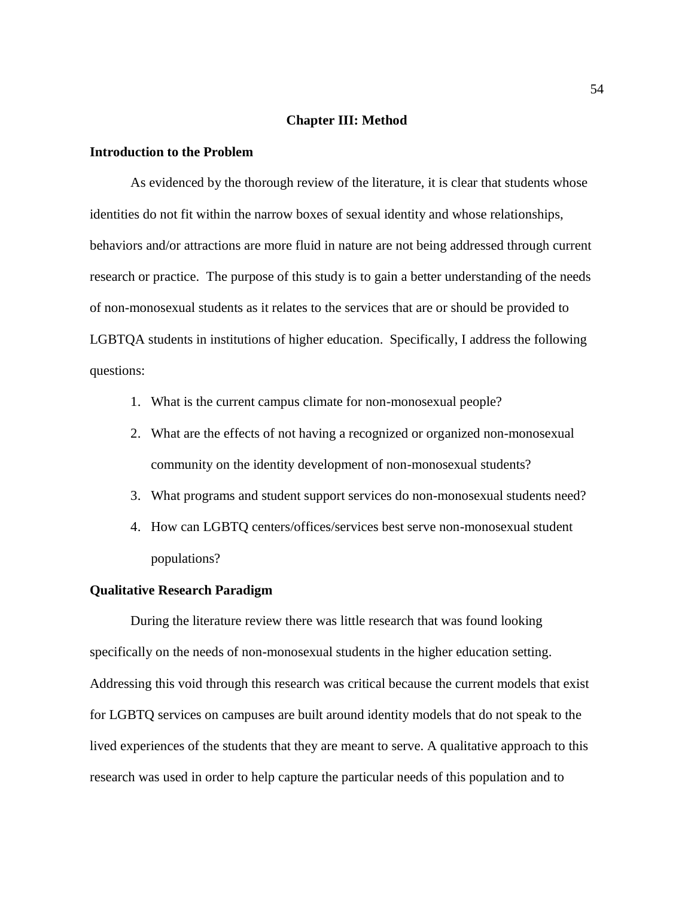# Chapter III: Method

## Introduction to the Problem

As evidenced by the thorough review of the literature, it is clear that students whose identities do not fit within the narrow boxes of sexual identity and whose relationships, behaviors and/or attractions are more fluid in nature are not being addressed through current research or practice. The purpose of this study is to gain a better understanding of the needs of non-monosexual students as it relates to the services that are or should be provided to LGBTQA students in institutions of higher education. Specifically, I address the following questions:

1. What is the current campus climate for non-monosexual people?
2. What are the effects of not having a recognized or organized non-monosexual community on the identity development of non-monosexual students?
3. What programs and student support services do non-monosexual students need?
4. How can LGBTQ centers/offices/services best serve non-monosexual student populations?

## Qualitative Research Paradigm

During the literature review there was little research that was found looking specifically on the needs of non-monosexual students in the higher education setting. Addressing this void through this research was critical because the current models that exist for LGBTQ services on campuses are built around identity models that do not speak to the lived experiences of the students that they are meant to serve. A qualitative approach to this research was used in order to help capture the particular needs of this population and to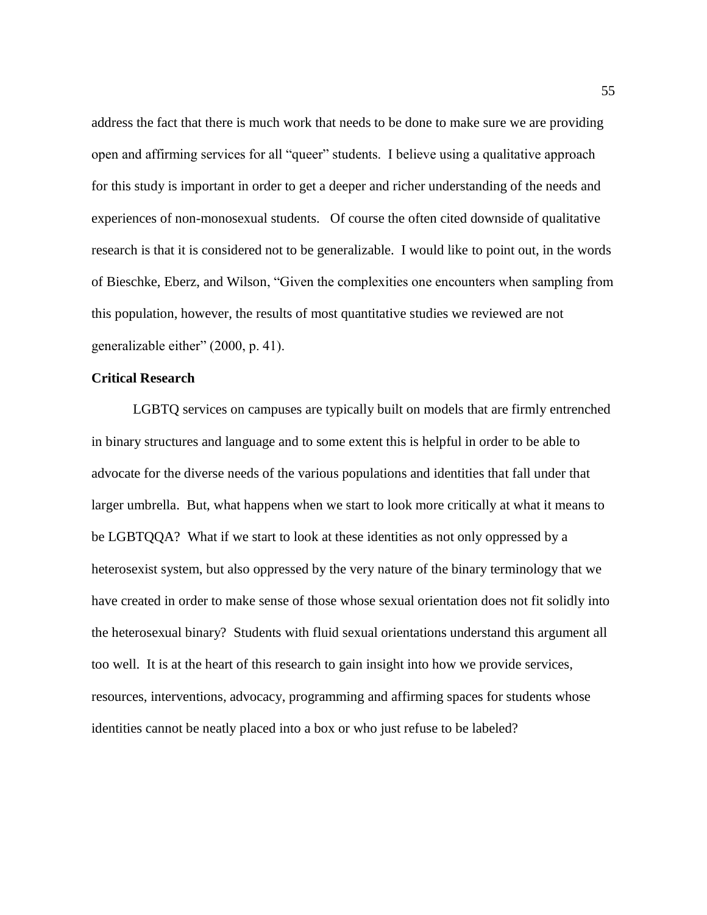address the fact that there is much work that needs to be done to make sure we are providing open and affirming services for all "queer" students. I believe using a qualitative approach for this study is important in order to get a deeper and richer understanding of the needs and experiences of non-monosexual students. Of course the often cited downside of qualitative research is that it is considered not to be generalizable. I would like to point out, in the words of Bieschke, Eberz, and Wilson, "Given the complexities one encounters when sampling from this population, however, the results of most quantitative studies we reviewed are not generalizable either" (2000, p. 41).

**Critical Research**

LGBTQ services on campuses are typically built on models that are firmly entrenched in binary structures and language and to some extent this is helpful in order to be able to advocate for the diverse needs of the various populations and identities that fall under that larger umbrella. But, what happens when we start to look more critically at what it means to be LGBTQQA? What if we start to look at these identities as not only oppressed by a heterosexist system, but also oppressed by the very nature of the binary terminology that we have created in order to make sense of those whose sexual orientation does not fit solidly into the heterosexual binary? Students with fluid sexual orientations understand this argument all too well. It is at the heart of this research to gain insight into how we provide services, resources, interventions, advocacy, programming and affirming spaces for students whose identities cannot be neatly placed into a box or who just refuse to be labeled?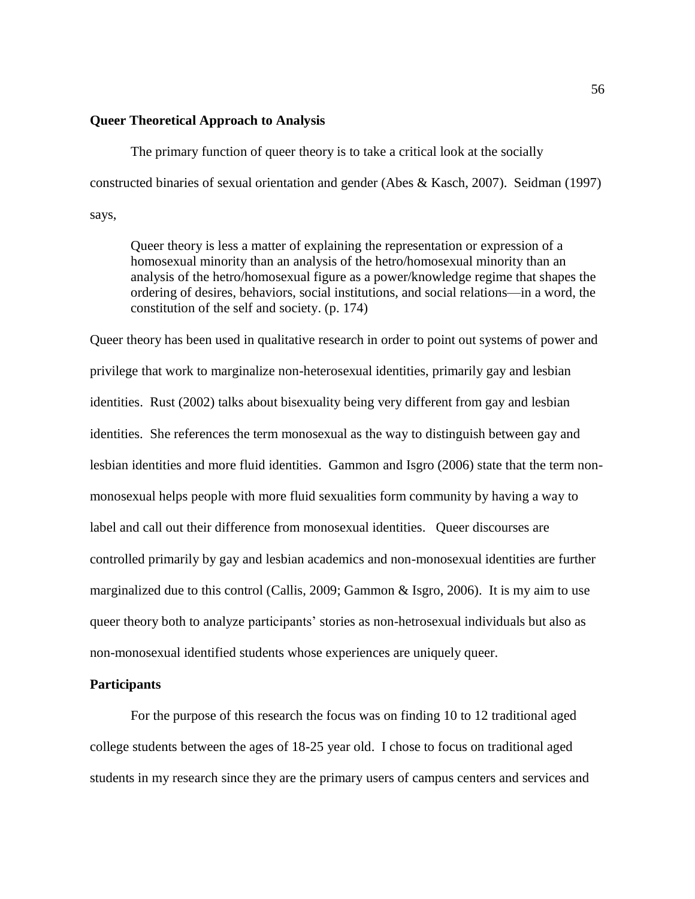**Queer Theoretical Approach to Analysis**

The primary function of queer theory is to take a critical look at the socially constructed binaries of sexual orientation and gender (Abes & Kasch, 2007). Seidman (1997) says,

> Queer theory is less a matter of explaining the representation or expression of a homosexual minority than an analysis of the hetro/homosexual minority than an analysis of the hetro/homosexual figure as a power/knowledge regime that shapes the ordering of desires, behaviors, social institutions, and social relations—in a word, the constitution of the self and society. (p. 174)

Queer theory has been used in qualitative research in order to point out systems of power and privilege that work to marginalize non-heterosexual identities, primarily gay and lesbian identities. Rust (2002) talks about bisexuality being very different from gay and lesbian identities. She references the term monosexual as the way to distinguish between gay and lesbian identities and more fluid identities. Gammon and Isgro (2006) state that the term non-monosexual helps people with more fluid sexualities form community by having a way to label and call out their difference from monosexual identities. Queer discourses are controlled primarily by gay and lesbian academics and non-monosexual identities are further marginalized due to this control (Callis, 2009; Gammon & Isgro, 2006). It is my aim to use queer theory both to analyze participants' stories as non-hetrosexual individuals but also as non-monosexual identified students whose experiences are uniquely queer.

**Participants**

For the purpose of this research the focus was on finding 10 to 12 traditional aged college students between the ages of 18-25 year old. I chose to focus on traditional aged students in my research since they are the primary users of campus centers and services and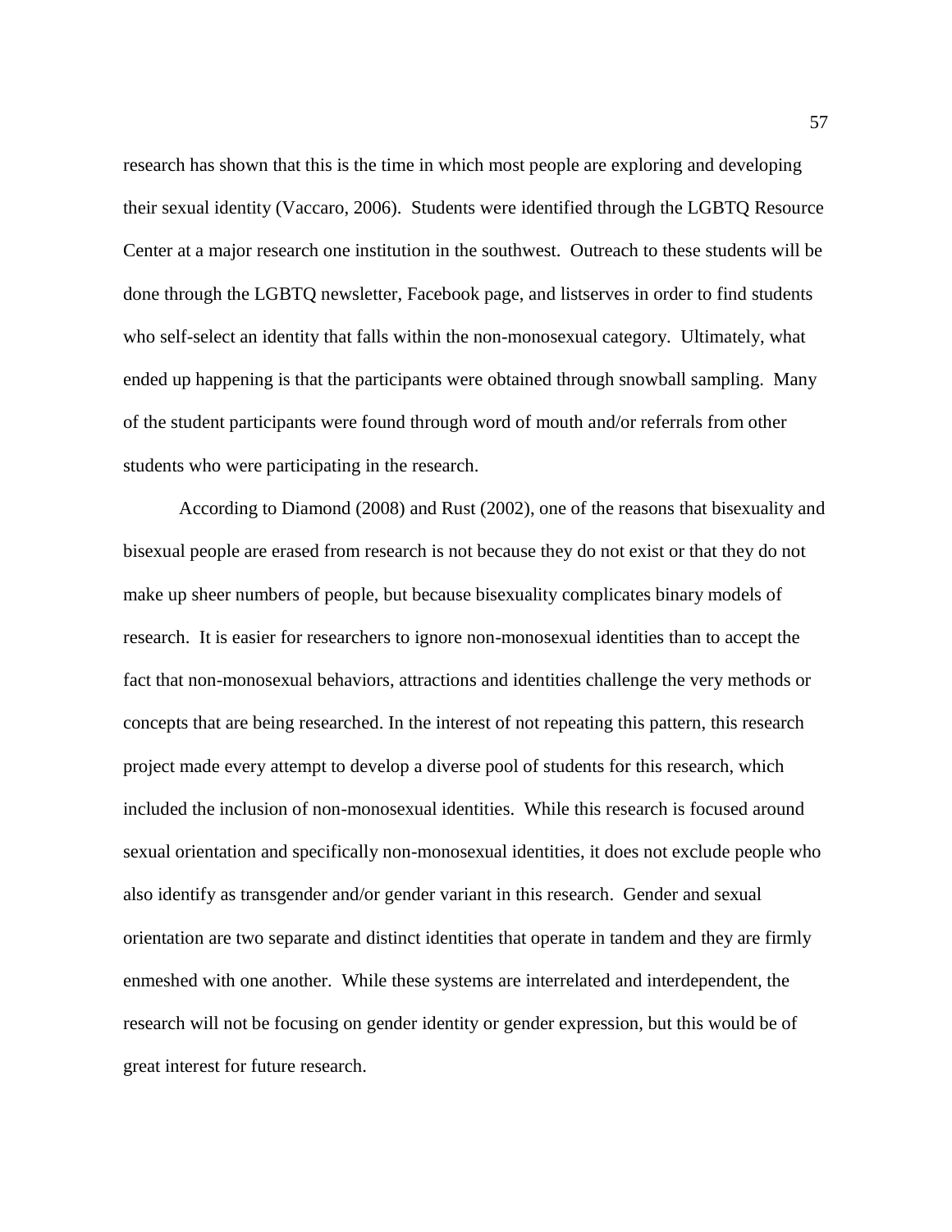research has shown that this is the time in which most people are exploring and developing their sexual identity (Vaccaro, 2006). Students were identified through the LGBTQ Resource Center at a major research one institution in the southwest. Outreach to these students will be done through the LGBTQ newsletter, Facebook page, and listserves in order to find students who self-select an identity that falls within the non-monosexual category. Ultimately, what ended up happening is that the participants were obtained through snowball sampling. Many of the student participants were found through word of mouth and/or referrals from other students who were participating in the research.

According to Diamond (2008) and Rust (2002), one of the reasons that bisexuality and bisexual people are erased from research is not because they do not exist or that they do not make up sheer numbers of people, but because bisexuality complicates binary models of research. It is easier for researchers to ignore non-monosexual identities than to accept the fact that non-monosexual behaviors, attractions and identities challenge the very methods or concepts that are being researched. In the interest of not repeating this pattern, this research project made every attempt to develop a diverse pool of students for this research, which included the inclusion of non-monosexual identities. While this research is focused around sexual orientation and specifically non-monosexual identities, it does not exclude people who also identify as transgender and/or gender variant in this research. Gender and sexual orientation are two separate and distinct identities that operate in tandem and they are firmly enmeshed with one another. While these systems are interrelated and interdependent, the research will not be focusing on gender identity or gender expression, but this would be of great interest for future research.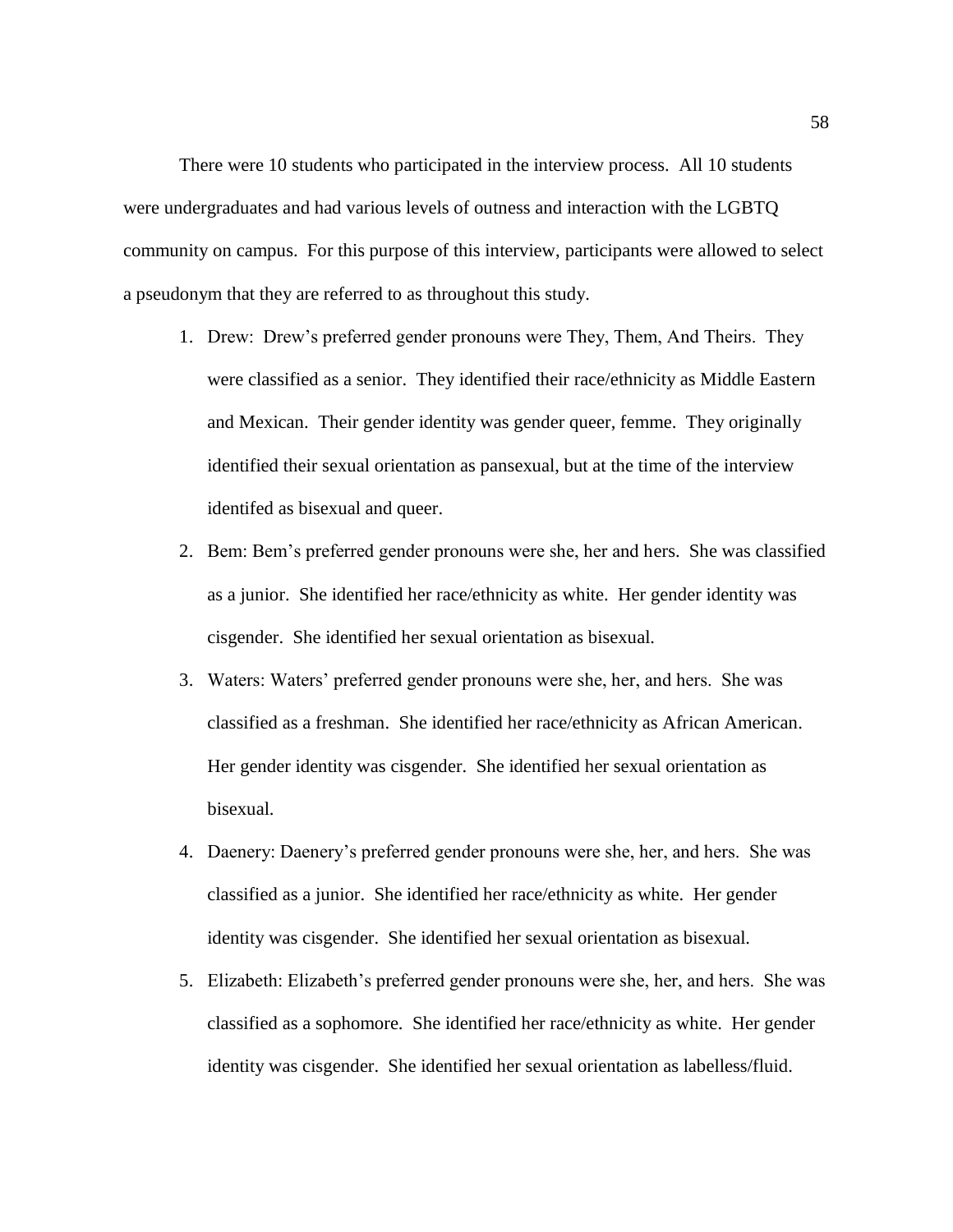There were 10 students who participated in the interview process. All 10 students were undergraduates and had various levels of outness and interaction with the LGBTQ community on campus. For this purpose of this interview, participants were allowed to select a pseudonym that they are referred to as throughout this study.

1. Drew: Drew's preferred gender pronouns were They, Them, And Theirs. They were classified as a senior. They identified their race/ethnicity as Middle Eastern and Mexican. Their gender identity was gender queer, femme. They originally identified their sexual orientation as pansexual, but at the time of the interview identifed as bisexual and queer.
2. Bem: Bem's preferred gender pronouns were she, her and hers. She was classified as a junior. She identified her race/ethnicity as white. Her gender identity was cisgender. She identified her sexual orientation as bisexual.
3. Waters: Waters' preferred gender pronouns were she, her, and hers. She was classified as a freshman. She identified her race/ethnicity as African American. Her gender identity was cisgender. She identified her sexual orientation as bisexual.
4. Daenery: Daenery's preferred gender pronouns were she, her, and hers. She was classified as a junior. She identified her race/ethnicity as white. Her gender identity was cisgender. She identified her sexual orientation as bisexual.
5. Elizabeth: Elizabeth's preferred gender pronouns were she, her, and hers. She was classified as a sophomore. She identified her race/ethnicity as white. Her gender identity was cisgender. She identified her sexual orientation as labelless/fluid.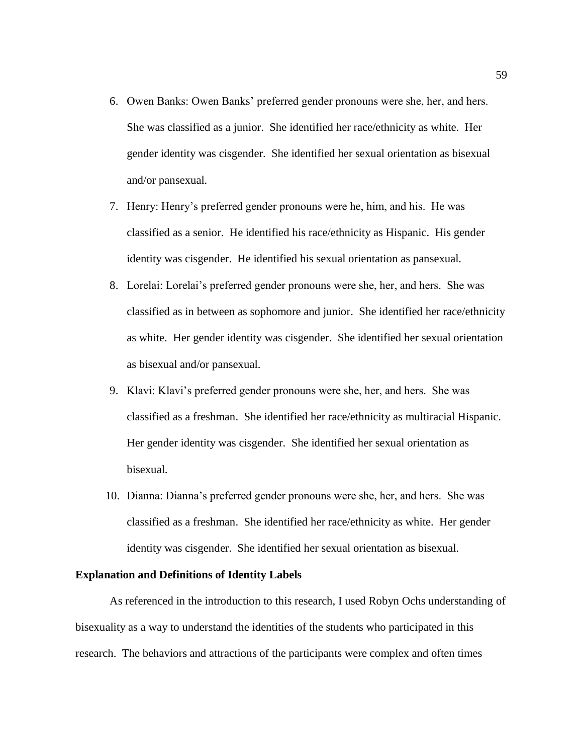6. Owen Banks: Owen Banks' preferred gender pronouns were she, her, and hers. She was classified as a junior. She identified her race/ethnicity as white. Her gender identity was cisgender. She identified her sexual orientation as bisexual and/or pansexual.
7. Henry: Henry's preferred gender pronouns were he, him, and his. He was classified as a senior. He identified his race/ethnicity as Hispanic. His gender identity was cisgender. He identified his sexual orientation as pansexual.
8. Lorelai: Lorelai's preferred gender pronouns were she, her, and hers. She was classified as in between as sophomore and junior. She identified her race/ethnicity as white. Her gender identity was cisgender. She identified her sexual orientation as bisexual and/or pansexual.
9. Klavi: Klavi's preferred gender pronouns were she, her, and hers. She was classified as a freshman. She identified her race/ethnicity as multiracial Hispanic. Her gender identity was cisgender. She identified her sexual orientation as bisexual.
10. Dianna: Dianna's preferred gender pronouns were she, her, and hers. She was classified as a freshman. She identified her race/ethnicity as white. Her gender identity was cisgender. She identified her sexual orientation as bisexual.

**Explanation and Definitions of Identity Labels**

As referenced in the introduction to this research, I used Robyn Ochs understanding of bisexuality as a way to understand the identities of the students who participated in this research. The behaviors and attractions of the participants were complex and often times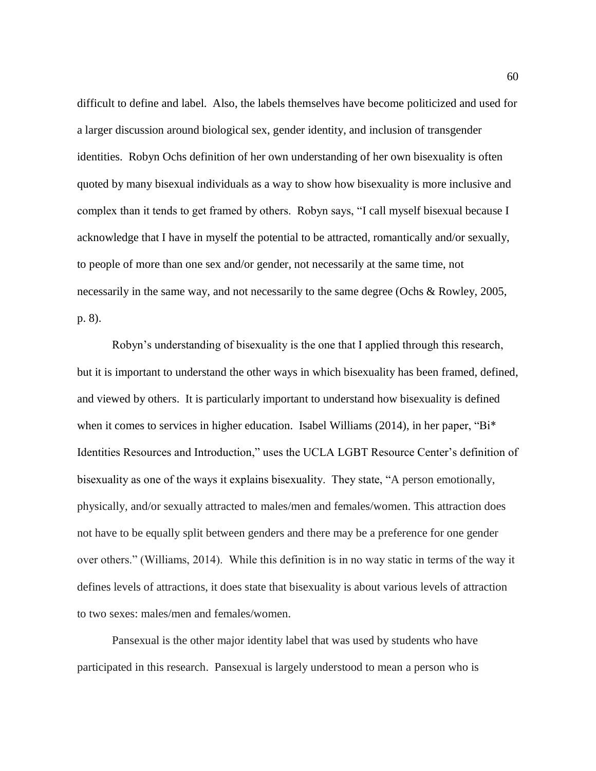difficult to define and label. Also, the labels themselves have become politicized and used for a larger discussion around biological sex, gender identity, and inclusion of transgender identities. Robyn Ochs definition of her own understanding of her own bisexuality is often quoted by many bisexual individuals as a way to show how bisexuality is more inclusive and complex than it tends to get framed by others. Robyn says, "I call myself bisexual because I acknowledge that I have in myself the potential to be attracted, romantically and/or sexually, to people of more than one sex and/or gender, not necessarily at the same time, not necessarily in the same way, and not necessarily to the same degree (Ochs & Rowley, 2005, p. 8).

Robyn's understanding of bisexuality is the one that I applied through this research, but it is important to understand the other ways in which bisexuality has been framed, defined, and viewed by others. It is particularly important to understand how bisexuality is defined when it comes to services in higher education. Isabel Williams (2014), in her paper, "Bi* Identities Resources and Introduction," uses the UCLA LGBT Resource Center's definition of bisexuality as one of the ways it explains bisexuality. They state, "A person emotionally, physically, and/or sexually attracted to males/men and females/women. This attraction does not have to be equally split between genders and there may be a preference for one gender over others." (Williams, 2014). While this definition is in no way static in terms of the way it defines levels of attractions, it does state that bisexuality is about various levels of attraction to two sexes: males/men and females/women.

Pansexual is the other major identity label that was used by students who have participated in this research. Pansexual is largely understood to mean a person who is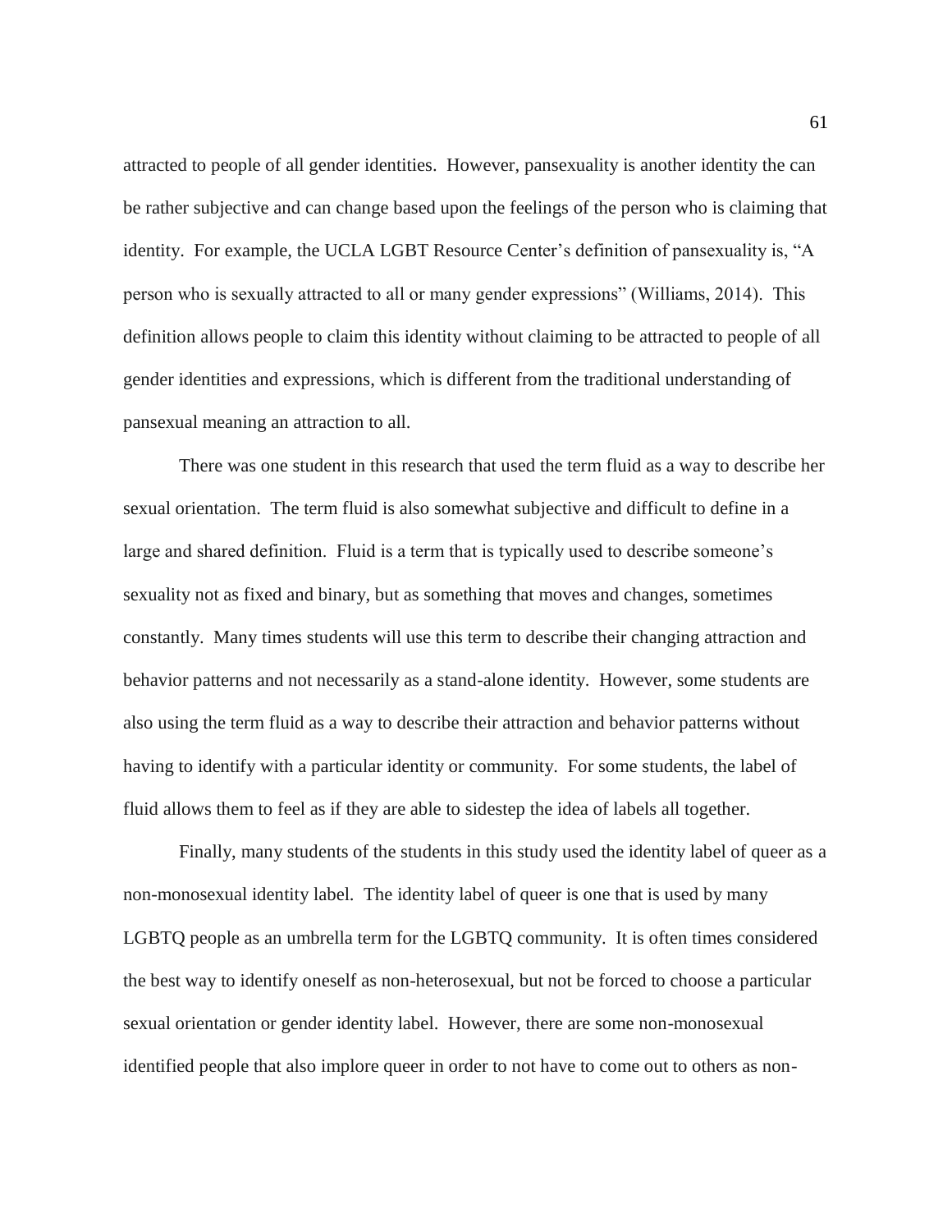attracted to people of all gender identities. However, pansexuality is another identity the can be rather subjective and can change based upon the feelings of the person who is claiming that identity. For example, the UCLA LGBT Resource Center's definition of pansexuality is, "A person who is sexually attracted to all or many gender expressions" (Williams, 2014). This definition allows people to claim this identity without claiming to be attracted to people of all gender identities and expressions, which is different from the traditional understanding of pansexual meaning an attraction to all.

There was one student in this research that used the term fluid as a way to describe her sexual orientation. The term fluid is also somewhat subjective and difficult to define in a large and shared definition. Fluid is a term that is typically used to describe someone's sexuality not as fixed and binary, but as something that moves and changes, sometimes constantly. Many times students will use this term to describe their changing attraction and behavior patterns and not necessarily as a stand-alone identity. However, some students are also using the term fluid as a way to describe their attraction and behavior patterns without having to identify with a particular identity or community. For some students, the label of fluid allows them to feel as if they are able to sidestep the idea of labels all together.

Finally, many students of the students in this study used the identity label of queer as a non-monosexual identity label. The identity label of queer is one that is used by many LGBTQ people as an umbrella term for the LGBTQ community. It is often times considered the best way to identify oneself as non-heterosexual, but not be forced to choose a particular sexual orientation or gender identity label. However, there are some non-monosexual identified people that also implore queer in order to not have to come out to others as non-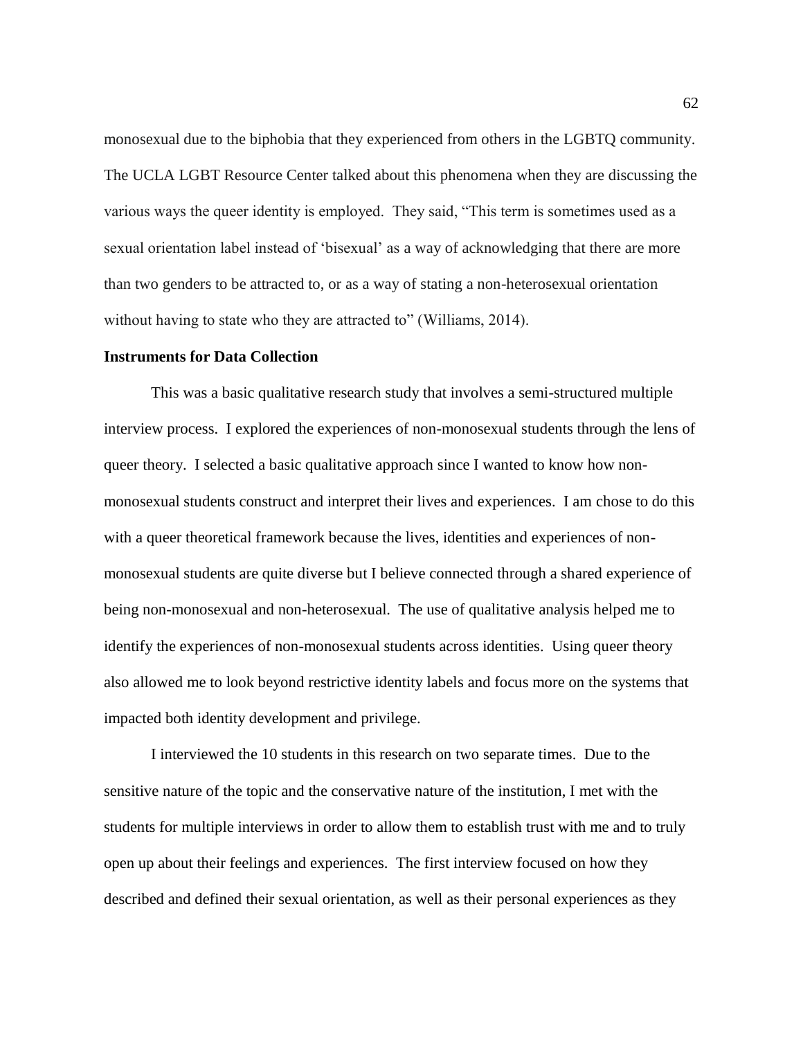monosexual due to the biphobia that they experienced from others in the LGBTQ community. The UCLA LGBT Resource Center talked about this phenomena when they are discussing the various ways the queer identity is employed. They said, "This term is sometimes used as a sexual orientation label instead of 'bisexual' as a way of acknowledging that there are more than two genders to be attracted to, or as a way of stating a non-heterosexual orientation without having to state who they are attracted to" (Williams, 2014).

**Instruments for Data Collection**

This was a basic qualitative research study that involves a semi-structured multiple interview process. I explored the experiences of non-monosexual students through the lens of queer theory. I selected a basic qualitative approach since I wanted to know how non-monosexual students construct and interpret their lives and experiences. I am chose to do this with a queer theoretical framework because the lives, identities and experiences of non-monosexual students are quite diverse but I believe connected through a shared experience of being non-monosexual and non-heterosexual. The use of qualitative analysis helped me to identify the experiences of non-monosexual students across identities. Using queer theory also allowed me to look beyond restrictive identity labels and focus more on the systems that impacted both identity development and privilege.

I interviewed the 10 students in this research on two separate times. Due to the sensitive nature of the topic and the conservative nature of the institution, I met with the students for multiple interviews in order to allow them to establish trust with me and to truly open up about their feelings and experiences. The first interview focused on how they described and defined their sexual orientation, as well as their personal experiences as they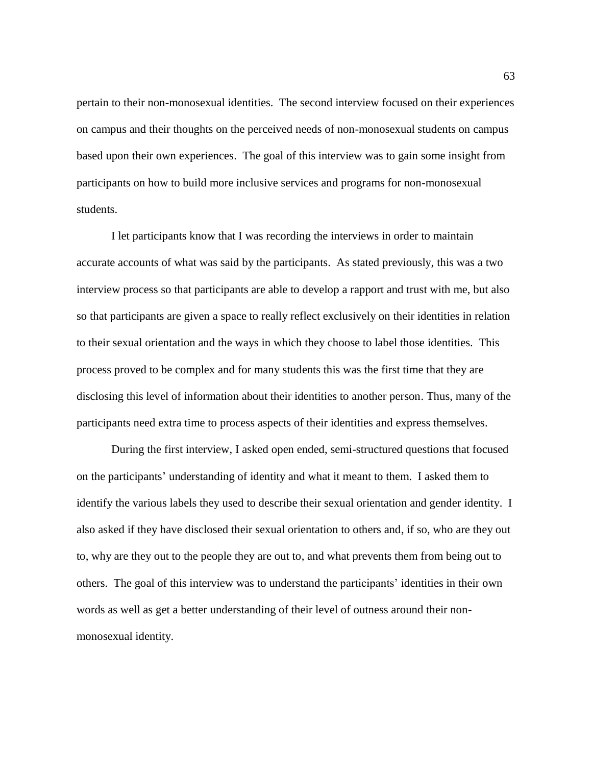pertain to their non-monosexual identities. The second interview focused on their experiences on campus and their thoughts on the perceived needs of non-monosexual students on campus based upon their own experiences. The goal of this interview was to gain some insight from participants on how to build more inclusive services and programs for non-monosexual students.

I let participants know that I was recording the interviews in order to maintain accurate accounts of what was said by the participants. As stated previously, this was a two interview process so that participants are able to develop a rapport and trust with me, but also so that participants are given a space to really reflect exclusively on their identities in relation to their sexual orientation and the ways in which they choose to label those identities. This process proved to be complex and for many students this was the first time that they are disclosing this level of information about their identities to another person. Thus, many of the participants need extra time to process aspects of their identities and express themselves.

During the first interview, I asked open ended, semi-structured questions that focused on the participants' understanding of identity and what it meant to them. I asked them to identify the various labels they used to describe their sexual orientation and gender identity. I also asked if they have disclosed their sexual orientation to others and, if so, who are they out to, why are they out to the people they are out to, and what prevents them from being out to others. The goal of this interview was to understand the participants' identities in their own words as well as get a better understanding of their level of outness around their non-monosexual identity.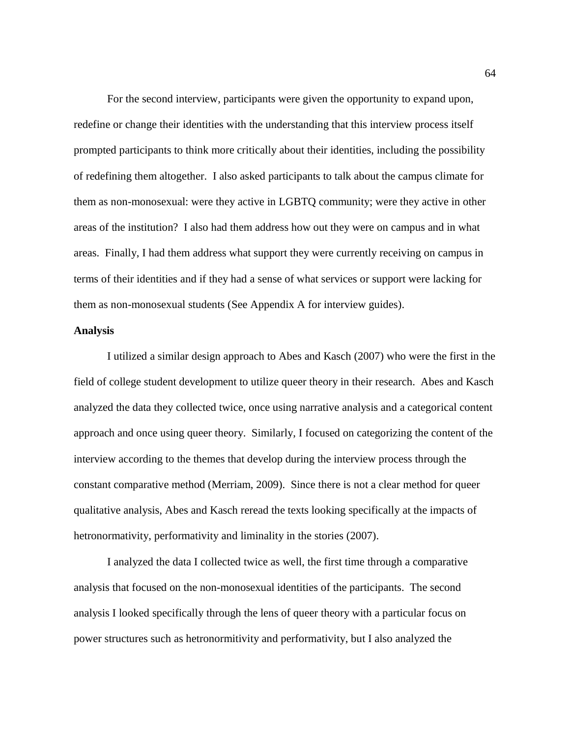For the second interview, participants were given the opportunity to expand upon, redefine or change their identities with the understanding that this interview process itself prompted participants to think more critically about their identities, including the possibility of redefining them altogether. I also asked participants to talk about the campus climate for them as non-monosexual: were they active in LGBTQ community; were they active in other areas of the institution? I also had them address how out they were on campus and in what areas. Finally, I had them address what support they were currently receiving on campus in terms of their identities and if they had a sense of what services or support were lacking for them as non-monosexual students (See Appendix A for interview guides).

**Analysis**

I utilized a similar design approach to Abes and Kasch (2007) who were the first in the field of college student development to utilize queer theory in their research. Abes and Kasch analyzed the data they collected twice, once using narrative analysis and a categorical content approach and once using queer theory. Similarly, I focused on categorizing the content of the interview according to the themes that develop during the interview process through the constant comparative method (Merriam, 2009). Since there is not a clear method for queer qualitative analysis, Abes and Kasch reread the texts looking specifically at the impacts of hetronormativity, performativity and liminality in the stories (2007).

I analyzed the data I collected twice as well, the first time through a comparative analysis that focused on the non-monosexual identities of the participants. The second analysis I looked specifically through the lens of queer theory with a particular focus on power structures such as hetronormitivity and performativity, but I also analyzed the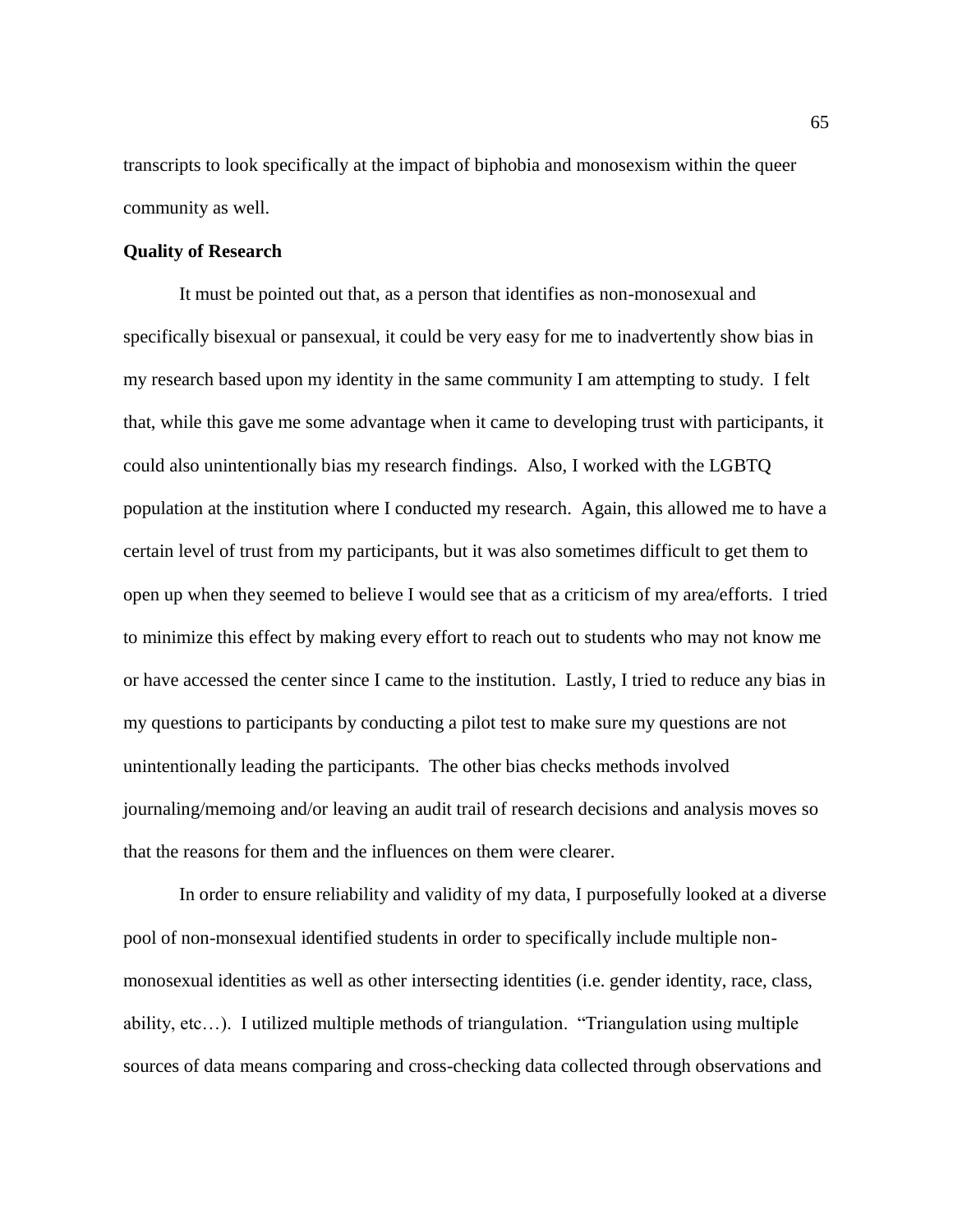transcripts to look specifically at the impact of biphobia and monosexism within the queer community as well.

**Quality of Research**

It must be pointed out that, as a person that identifies as non-monosexual and specifically bisexual or pansexual, it could be very easy for me to inadvertently show bias in my research based upon my identity in the same community I am attempting to study. I felt that, while this gave me some advantage when it came to developing trust with participants, it could also unintentionally bias my research findings. Also, I worked with the LGBTQ population at the institution where I conducted my research. Again, this allowed me to have a certain level of trust from my participants, but it was also sometimes difficult to get them to open up when they seemed to believe I would see that as a criticism of my area/efforts. I tried to minimize this effect by making every effort to reach out to students who may not know me or have accessed the center since I came to the institution. Lastly, I tried to reduce any bias in my questions to participants by conducting a pilot test to make sure my questions are not unintentionally leading the participants. The other bias checks methods involved journaling/memoing and/or leaving an audit trail of research decisions and analysis moves so that the reasons for them and the influences on them were clearer.

In order to ensure reliability and validity of my data, I purposefully looked at a diverse pool of non-monsexual identified students in order to specifically include multiple non-monosexual identities as well as other intersecting identities (i.e. gender identity, race, class, ability, etc…). I utilized multiple methods of triangulation. "Triangulation using multiple sources of data means comparing and cross-checking data collected through observations and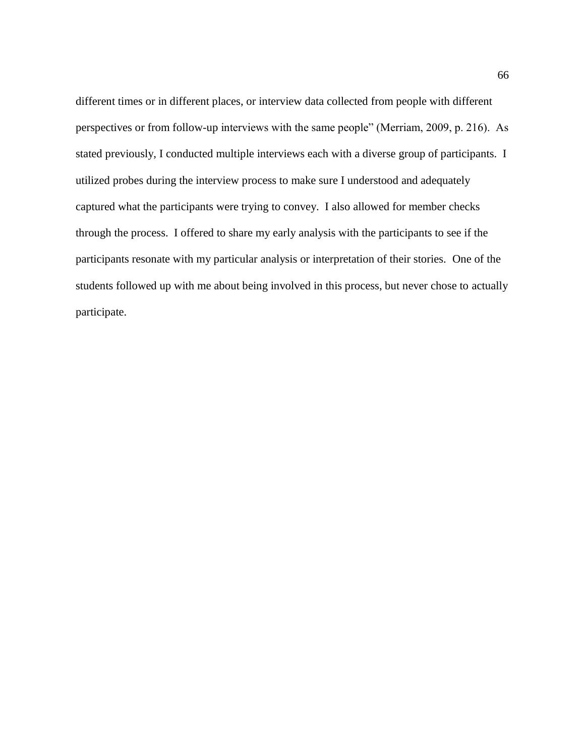different times or in different places, or interview data collected from people with different perspectives or from follow-up interviews with the same people" (Merriam, 2009, p. 216). As stated previously, I conducted multiple interviews each with a diverse group of participants. I utilized probes during the interview process to make sure I understood and adequately captured what the participants were trying to convey. I also allowed for member checks through the process. I offered to share my early analysis with the participants to see if the participants resonate with my particular analysis or interpretation of their stories. One of the students followed up with me about being involved in this process, but never chose to actually participate.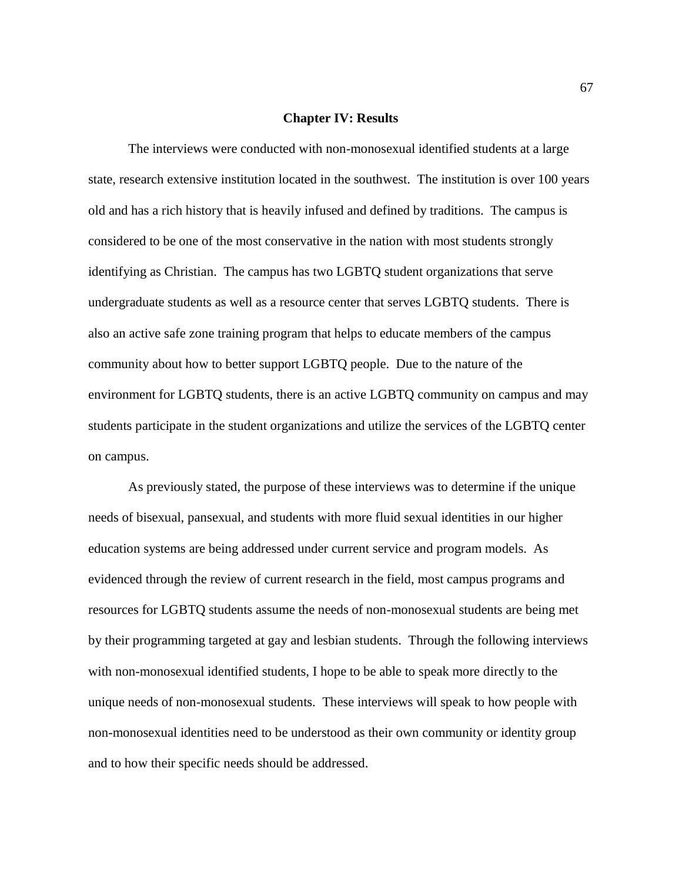# Chapter IV: Results

The interviews were conducted with non-monosexual identified students at a large state, research extensive institution located in the southwest. The institution is over 100 years old and has a rich history that is heavily infused and defined by traditions. The campus is considered to be one of the most conservative in the nation with most students strongly identifying as Christian. The campus has two LGBTQ student organizations that serve undergraduate students as well as a resource center that serves LGBTQ students. There is also an active safe zone training program that helps to educate members of the campus community about how to better support LGBTQ people. Due to the nature of the environment for LGBTQ students, there is an active LGBTQ community on campus and may students participate in the student organizations and utilize the services of the LGBTQ center on campus.

As previously stated, the purpose of these interviews was to determine if the unique needs of bisexual, pansexual, and students with more fluid sexual identities in our higher education systems are being addressed under current service and program models. As evidenced through the review of current research in the field, most campus programs and resources for LGBTQ students assume the needs of non-monosexual students are being met by their programming targeted at gay and lesbian students. Through the following interviews with non-monosexual identified students, I hope to be able to speak more directly to the unique needs of non-monosexual students. These interviews will speak to how people with non-monosexual identities need to be understood as their own community or identity group and to how their specific needs should be addressed.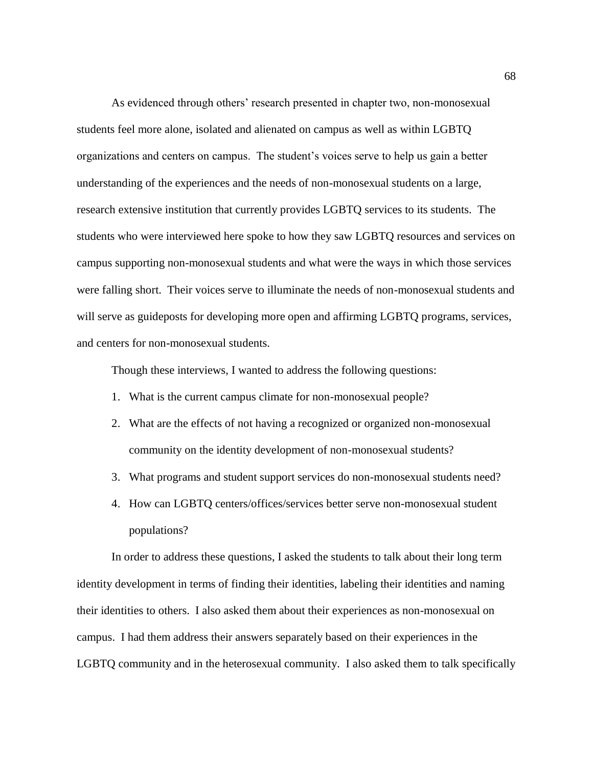As evidenced through others' research presented in chapter two, non-monosexual students feel more alone, isolated and alienated on campus as well as within LGBTQ organizations and centers on campus. The student's voices serve to help us gain a better understanding of the experiences and the needs of non-monosexual students on a large, research extensive institution that currently provides LGBTQ services to its students. The students who were interviewed here spoke to how they saw LGBTQ resources and services on campus supporting non-monosexual students and what were the ways in which those services were falling short. Their voices serve to illuminate the needs of non-monosexual students and will serve as guideposts for developing more open and affirming LGBTQ programs, services, and centers for non-monosexual students.

Though these interviews, I wanted to address the following questions:

1. What is the current campus climate for non-monosexual people?
2. What are the effects of not having a recognized or organized non-monosexual community on the identity development of non-monosexual students?
3. What programs and student support services do non-monosexual students need?
4. How can LGBTQ centers/offices/services better serve non-monosexual student populations?

In order to address these questions, I asked the students to talk about their long term identity development in terms of finding their identities, labeling their identities and naming their identities to others. I also asked them about their experiences as non-monosexual on campus. I had them address their answers separately based on their experiences in the LGBTQ community and in the heterosexual community. I also asked them to talk specifically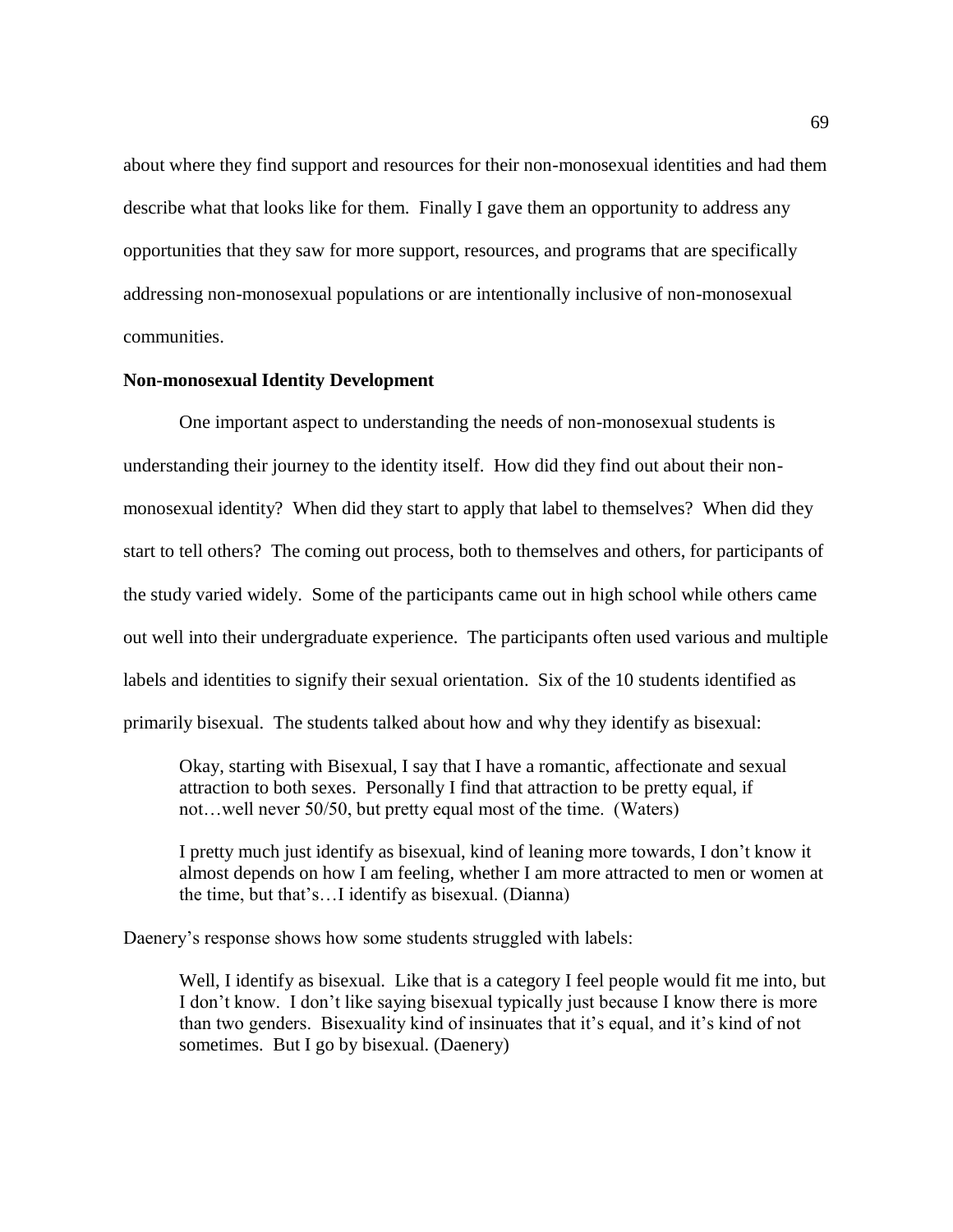about where they find support and resources for their non-monosexual identities and had them describe what that looks like for them. Finally I gave them an opportunity to address any opportunities that they saw for more support, resources, and programs that are specifically addressing non-monosexual populations or are intentionally inclusive of non-monosexual communities.

**Non-monosexual Identity Development**

One important aspect to understanding the needs of non-monosexual students is understanding their journey to the identity itself. How did they find out about their non-monosexual identity? When did they start to apply that label to themselves? When did they start to tell others? The coming out process, both to themselves and others, for participants of the study varied widely. Some of the participants came out in high school while others came out well into their undergraduate experience. The participants often used various and multiple labels and identities to signify their sexual orientation. Six of the 10 students identified as primarily bisexual. The students talked about how and why they identify as bisexual:

> Okay, starting with Bisexual, I say that I have a romantic, affectionate and sexual attraction to both sexes. Personally I find that attraction to be pretty equal, if not…well never 50/50, but pretty equal most of the time. (Waters)

> I pretty much just identify as bisexual, kind of leaning more towards, I don't know it almost depends on how I am feeling, whether I am more attracted to men or women at the time, but that's…I identify as bisexual. (Dianna)

Daenery's response shows how some students struggled with labels:

> Well, I identify as bisexual. Like that is a category I feel people would fit me into, but I don't know. I don't like saying bisexual typically just because I know there is more than two genders. Bisexuality kind of insinuates that it's equal, and it's kind of not sometimes. But I go by bisexual. (Daenery)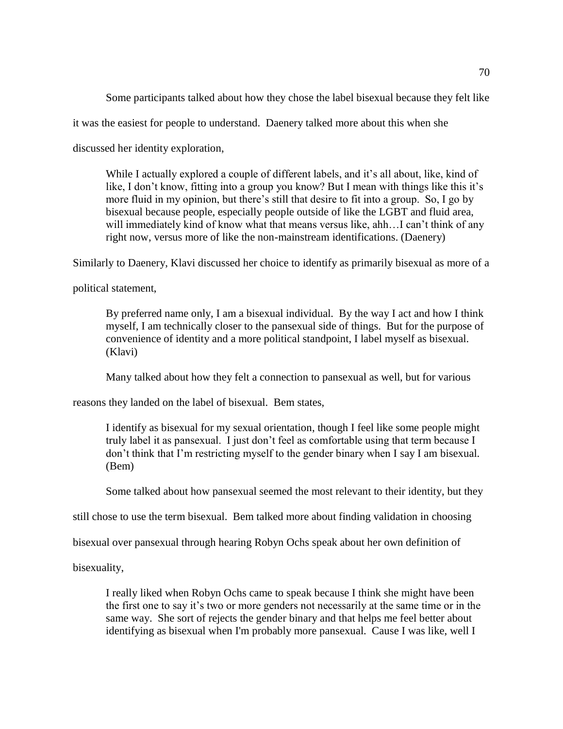Some participants talked about how they chose the label bisexual because they felt like it was the easiest for people to understand. Daenery talked more about this when she discussed her identity exploration,

> While I actually explored a couple of different labels, and it's all about, like, kind of like, I don't know, fitting into a group you know? But I mean with things like this it's more fluid in my opinion, but there's still that desire to fit into a group. So, I go by bisexual because people, especially people outside of like the LGBT and fluid area, will immediately kind of know what that means versus like, ahh…I can't think of any right now, versus more of like the non-mainstream identifications. (Daenery)

Similarly to Daenery, Klavi discussed her choice to identify as primarily bisexual as more of a political statement,

> By preferred name only, I am a bisexual individual. By the way I act and how I think myself, I am technically closer to the pansexual side of things. But for the purpose of convenience of identity and a more political standpoint, I label myself as bisexual. (Klavi)

Many talked about how they felt a connection to pansexual as well, but for various reasons they landed on the label of bisexual. Bem states,

> I identify as bisexual for my sexual orientation, though I feel like some people might truly label it as pansexual. I just don't feel as comfortable using that term because I don't think that I'm restricting myself to the gender binary when I say I am bisexual. (Bem)

Some talked about how pansexual seemed the most relevant to their identity, but they still chose to use the term bisexual. Bem talked more about finding validation in choosing bisexual over pansexual through hearing Robyn Ochs speak about her own definition of bisexuality,

> I really liked when Robyn Ochs came to speak because I think she might have been the first one to say it's two or more genders not necessarily at the same time or in the same way. She sort of rejects the gender binary and that helps me feel better about identifying as bisexual when I'm probably more pansexual. Cause I was like, well I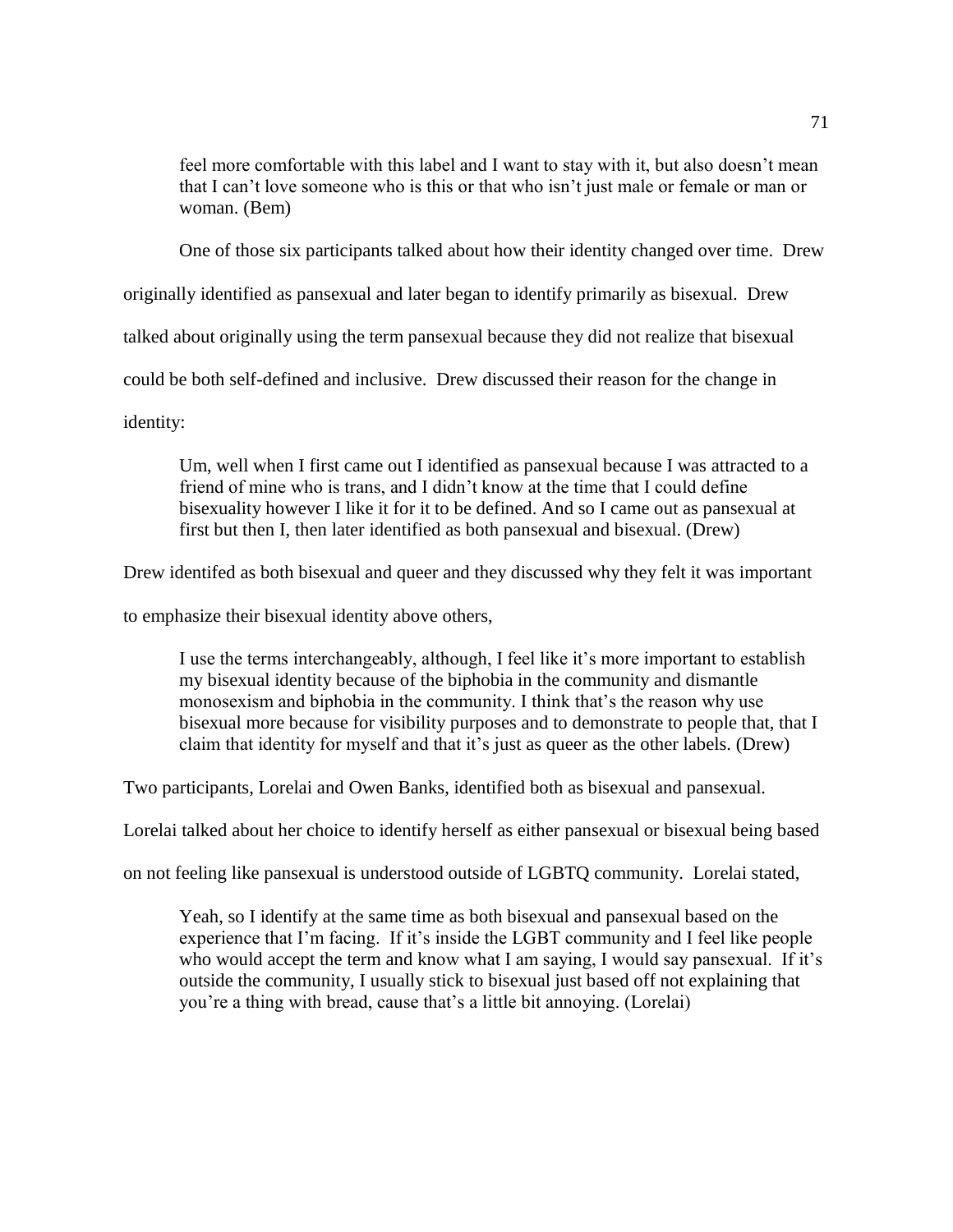> feel more comfortable with this label and I want to stay with it, but also doesn't mean that I can't love someone who is this or that who isn't just male or female or man or woman. (Bem)

One of those six participants talked about how their identity changed over time. Drew originally identified as pansexual and later began to identify primarily as bisexual. Drew talked about originally using the term pansexual because they did not realize that bisexual could be both self-defined and inclusive. Drew discussed their reason for the change in identity:

> Um, well when I first came out I identified as pansexual because I was attracted to a friend of mine who is trans, and I didn't know at the time that I could define bisexuality however I like it for it to be defined. And so I came out as pansexual at first but then I, then later identified as both pansexual and bisexual. (Drew)

Drew identifed as both bisexual and queer and they discussed why they felt it was important to emphasize their bisexual identity above others,

> I use the terms interchangeably, although, I feel like it's more important to establish my bisexual identity because of the biphobia in the community and dismantle monosexism and biphobia in the community. I think that's the reason why use bisexual more because for visibility purposes and to demonstrate to people that, that I claim that identity for myself and that it's just as queer as the other labels. (Drew)

Two participants, Lorelai and Owen Banks, identified both as bisexual and pansexual. Lorelai talked about her choice to identify herself as either pansexual or bisexual being based on not feeling like pansexual is understood outside of LGBTQ community. Lorelai stated,

> Yeah, so I identify at the same time as both bisexual and pansexual based on the experience that I'm facing. If it's inside the LGBT community and I feel like people who would accept the term and know what I am saying, I would say pansexual. If it's outside the community, I usually stick to bisexual just based off not explaining that you're a thing with bread, cause that's a little bit annoying. (Lorelai)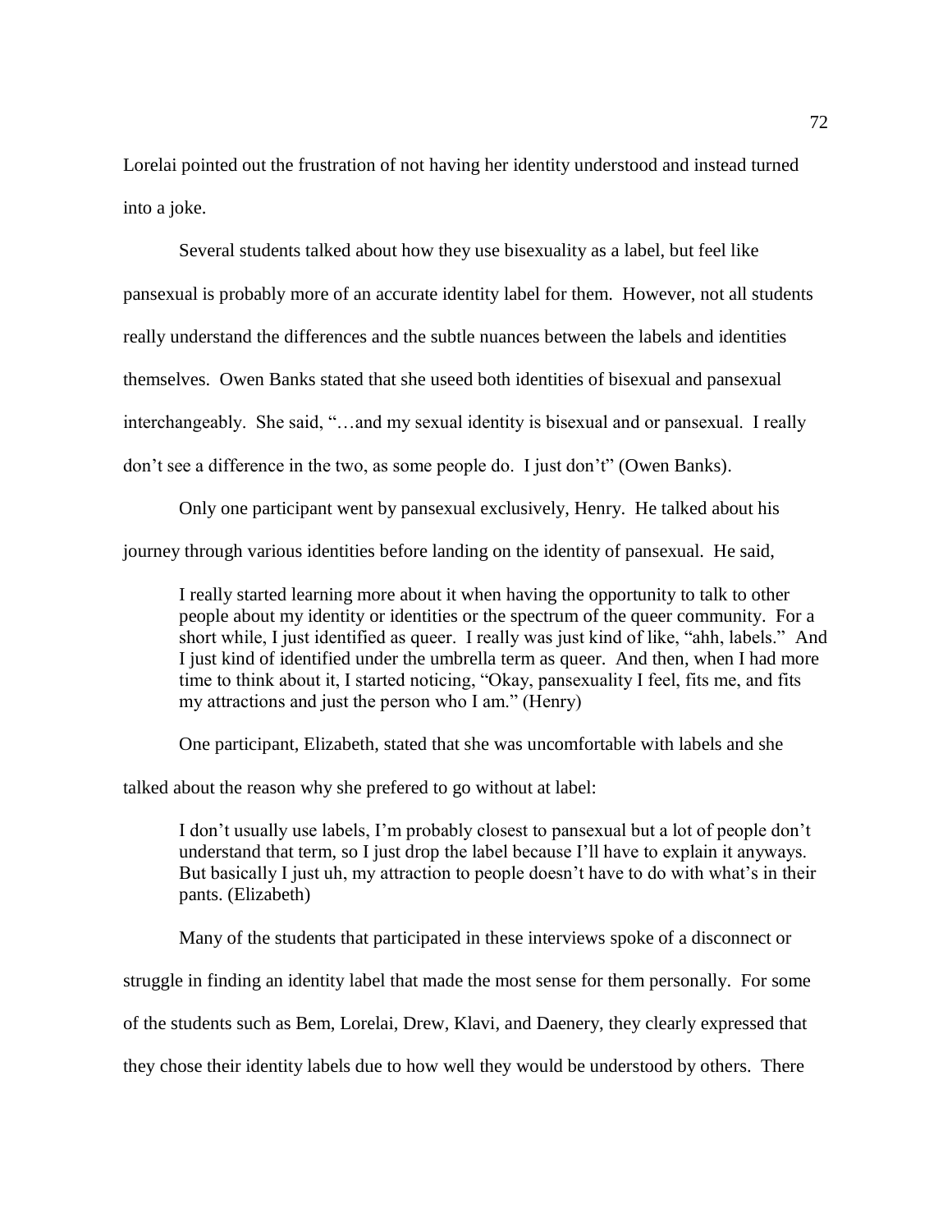Lorelai pointed out the frustration of not having her identity understood and instead turned into a joke.

Several students talked about how they use bisexuality as a label, but feel like pansexual is probably more of an accurate identity label for them. However, not all students really understand the differences and the subtle nuances between the labels and identities themselves. Owen Banks stated that she useed both identities of bisexual and pansexual interchangeably. She said, "…and my sexual identity is bisexual and or pansexual. I really don't see a difference in the two, as some people do. I just don't" (Owen Banks).

Only one participant went by pansexual exclusively, Henry. He talked about his journey through various identities before landing on the identity of pansexual. He said,

> I really started learning more about it when having the opportunity to talk to other people about my identity or identities or the spectrum of the queer community. For a short while, I just identified as queer. I really was just kind of like, "ahh, labels." And I just kind of identified under the umbrella term as queer. And then, when I had more time to think about it, I started noticing, "Okay, pansexuality I feel, fits me, and fits my attractions and just the person who I am." (Henry)

One participant, Elizabeth, stated that she was uncomfortable with labels and she talked about the reason why she prefered to go without at label:

> I don't usually use labels, I'm probably closest to pansexual but a lot of people don't understand that term, so I just drop the label because I'll have to explain it anyways. But basically I just uh, my attraction to people doesn't have to do with what's in their pants. (Elizabeth)

Many of the students that participated in these interviews spoke of a disconnect or struggle in finding an identity label that made the most sense for them personally. For some of the students such as Bem, Lorelai, Drew, Klavi, and Daenery, they clearly expressed that they chose their identity labels due to how well they would be understood by others. There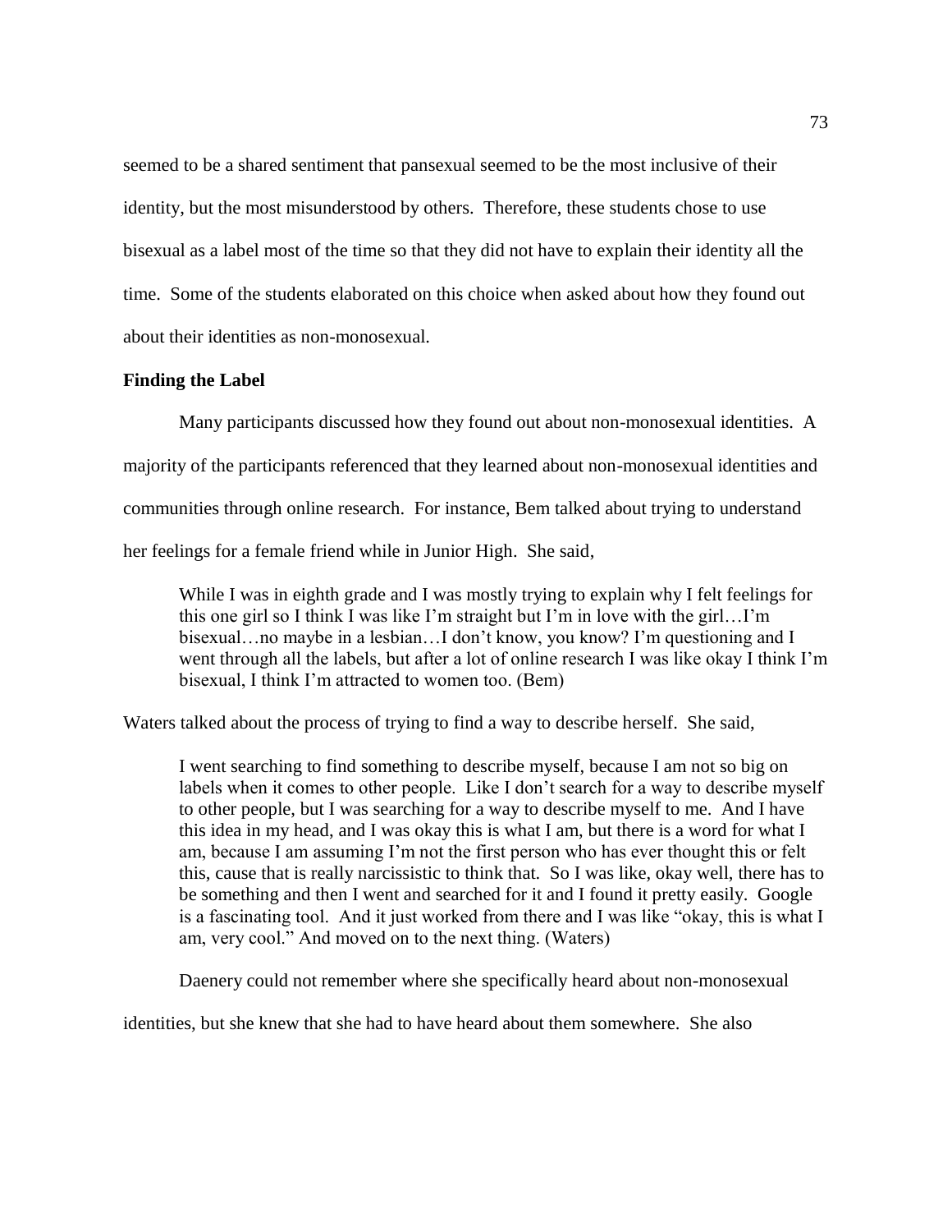seemed to be a shared sentiment that pansexual seemed to be the most inclusive of their identity, but the most misunderstood by others. Therefore, these students chose to use bisexual as a label most of the time so that they did not have to explain their identity all the time. Some of the students elaborated on this choice when asked about how they found out about their identities as non-monosexual.

### Finding the Label

Many participants discussed how they found out about non-monosexual identities. A majority of the participants referenced that they learned about non-monosexual identities and communities through online research. For instance, Bem talked about trying to understand her feelings for a female friend while in Junior High. She said,

> While I was in eighth grade and I was mostly trying to explain why I felt feelings for this one girl so I think I was like I'm straight but I'm in love with the girl…I'm bisexual…no maybe in a lesbian…I don't know, you know? I'm questioning and I went through all the labels, but after a lot of online research I was like okay I think I'm bisexual, I think I'm attracted to women too. (Bem)

Waters talked about the process of trying to find a way to describe herself. She said,

> I went searching to find something to describe myself, because I am not so big on labels when it comes to other people. Like I don't search for a way to describe myself to other people, but I was searching for a way to describe myself to me. And I have this idea in my head, and I was okay this is what I am, but there is a word for what I am, because I am assuming I'm not the first person who has ever thought this or felt this, cause that is really narcissistic to think that. So I was like, okay well, there has to be something and then I went and searched for it and I found it pretty easily. Google is a fascinating tool. And it just worked from there and I was like "okay, this is what I am, very cool." And moved on to the next thing. (Waters)

Daenery could not remember where she specifically heard about non-monosexual identities, but she knew that she had to have heard about them somewhere. She also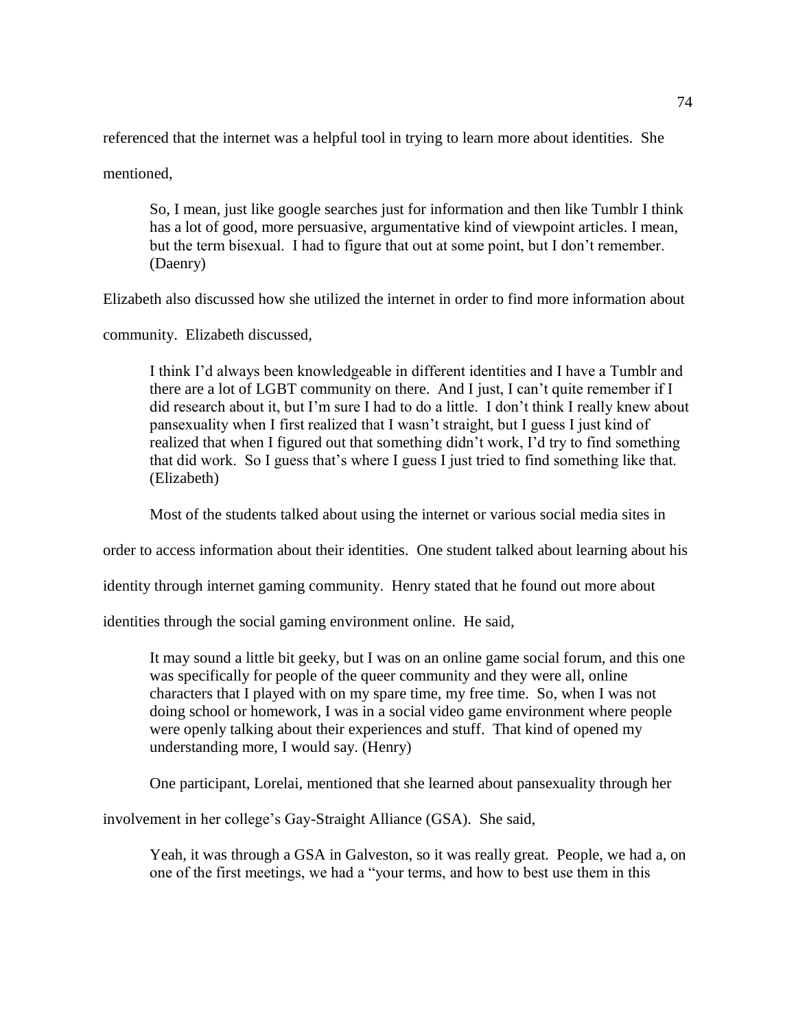referenced that the internet was a helpful tool in trying to learn more about identities. She mentioned,

> So, I mean, just like google searches just for information and then like Tumblr I think has a lot of good, more persuasive, argumentative kind of viewpoint articles. I mean, but the term bisexual. I had to figure that out at some point, but I don't remember. (Daenry)

Elizabeth also discussed how she utilized the internet in order to find more information about community. Elizabeth discussed,

> I think I'd always been knowledgeable in different identities and I have a Tumblr and there are a lot of LGBT community on there. And I just, I can't quite remember if I did research about it, but I'm sure I had to do a little. I don't think I really knew about pansexuality when I first realized that I wasn't straight, but I guess I just kind of realized that when I figured out that something didn't work, I'd try to find something that did work. So I guess that's where I guess I just tried to find something like that. (Elizabeth)

Most of the students talked about using the internet or various social media sites in order to access information about their identities. One student talked about learning about his identity through internet gaming community. Henry stated that he found out more about identities through the social gaming environment online. He said,

> It may sound a little bit geeky, but I was on an online game social forum, and this one was specifically for people of the queer community and they were all, online characters that I played with on my spare time, my free time. So, when I was not doing school or homework, I was in a social video game environment where people were openly talking about their experiences and stuff. That kind of opened my understanding more, I would say. (Henry)

One participant, Lorelai, mentioned that she learned about pansexuality through her involvement in her college's Gay-Straight Alliance (GSA). She said,

> Yeah, it was through a GSA in Galveston, so it was really great. People, we had a, on one of the first meetings, we had a "your terms, and how to best use them in this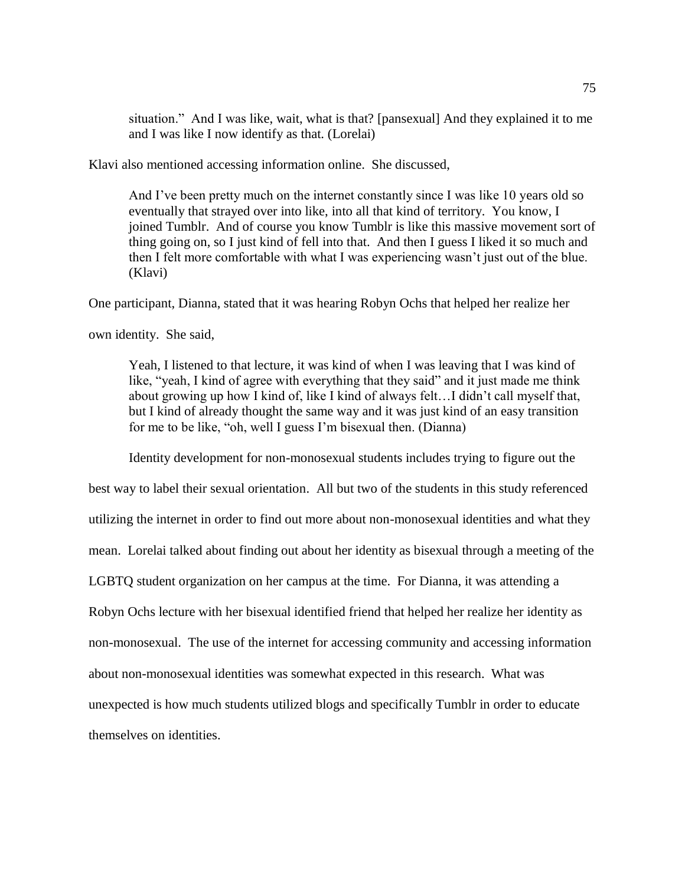situation." And I was like, wait, what is that? [pansexual] And they explained it to me and I was like I now identify as that. (Lorelai)

Klavi also mentioned accessing information online. She discussed,

> And I've been pretty much on the internet constantly since I was like 10 years old so eventually that strayed over into like, into all that kind of territory. You know, I joined Tumblr. And of course you know Tumblr is like this massive movement sort of thing going on, so I just kind of fell into that. And then I guess I liked it so much and then I felt more comfortable with what I was experiencing wasn't just out of the blue. (Klavi)

One participant, Dianna, stated that it was hearing Robyn Ochs that helped her realize her own identity. She said,

> Yeah, I listened to that lecture, it was kind of when I was leaving that I was kind of like, "yeah, I kind of agree with everything that they said" and it just made me think about growing up how I kind of, like I kind of always felt…I didn't call myself that, but I kind of already thought the same way and it was just kind of an easy transition for me to be like, "oh, well I guess I'm bisexual then. (Dianna)

Identity development for non-monosexual students includes trying to figure out the best way to label their sexual orientation. All but two of the students in this study referenced utilizing the internet in order to find out more about non-monosexual identities and what they mean. Lorelai talked about finding out about her identity as bisexual through a meeting of the LGBTQ student organization on her campus at the time. For Dianna, it was attending a Robyn Ochs lecture with her bisexual identified friend that helped her realize her identity as non-monosexual. The use of the internet for accessing community and accessing information about non-monosexual identities was somewhat expected in this research. What was unexpected is how much students utilized blogs and specifically Tumblr in order to educate themselves on identities.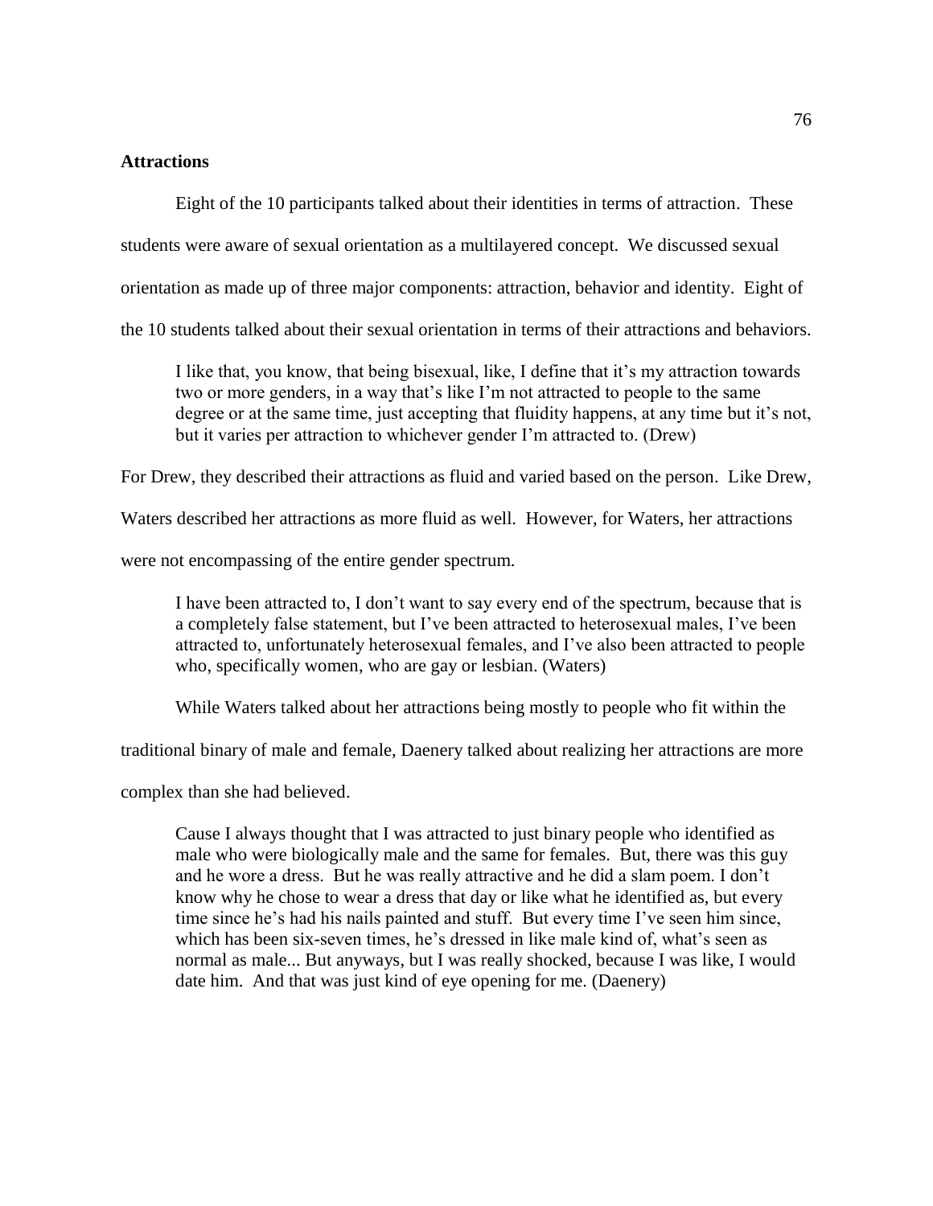### Attractions

Eight of the 10 participants talked about their identities in terms of attraction. These students were aware of sexual orientation as a multilayered concept. We discussed sexual orientation as made up of three major components: attraction, behavior and identity. Eight of the 10 students talked about their sexual orientation in terms of their attractions and behaviors.

> I like that, you know, that being bisexual, like, I define that it's my attraction towards two or more genders, in a way that's like I'm not attracted to people to the same degree or at the same time, just accepting that fluidity happens, at any time but it's not, but it varies per attraction to whichever gender I'm attracted to. (Drew)

For Drew, they described their attractions as fluid and varied based on the person. Like Drew, Waters described her attractions as more fluid as well. However, for Waters, her attractions were not encompassing of the entire gender spectrum.

> I have been attracted to, I don't want to say every end of the spectrum, because that is a completely false statement, but I've been attracted to heterosexual males, I've been attracted to, unfortunately heterosexual females, and I've also been attracted to people who, specifically women, who are gay or lesbian. (Waters)

While Waters talked about her attractions being mostly to people who fit within the traditional binary of male and female, Daenery talked about realizing her attractions are more complex than she had believed.

> Cause I always thought that I was attracted to just binary people who identified as male who were biologically male and the same for females. But, there was this guy and he wore a dress. But he was really attractive and he did a slam poem. I don't know why he chose to wear a dress that day or like what he identified as, but every time since he's had his nails painted and stuff. But every time I've seen him since, which has been six-seven times, he's dressed in like male kind of, what's seen as normal as male... But anyways, but I was really shocked, because I was like, I would date him. And that was just kind of eye opening for me. (Daenery)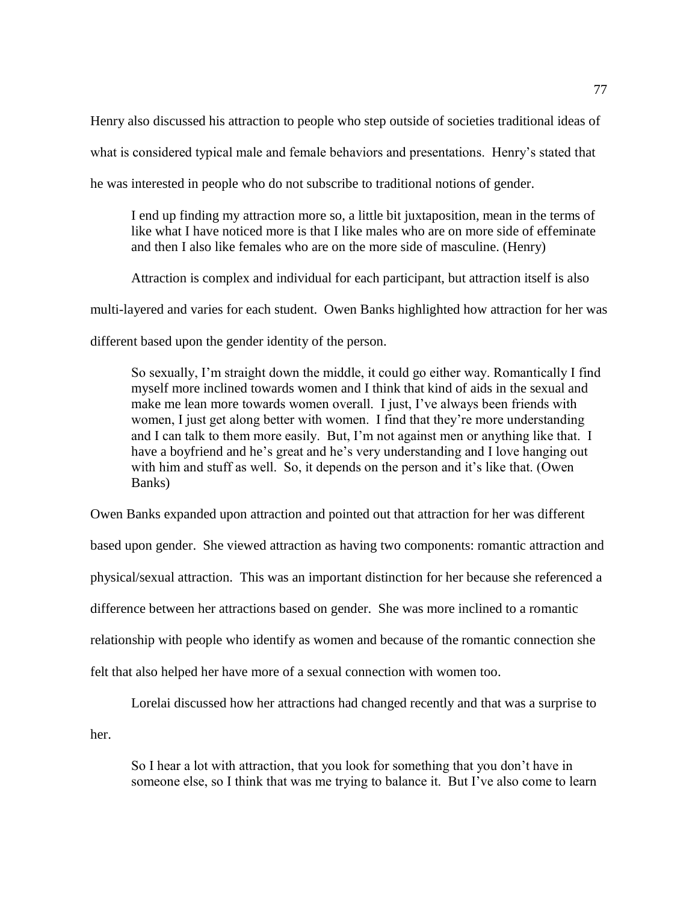Henry also discussed his attraction to people who step outside of societies traditional ideas of what is considered typical male and female behaviors and presentations. Henry's stated that he was interested in people who do not subscribe to traditional notions of gender.

> I end up finding my attraction more so, a little bit juxtaposition, mean in the terms of like what I have noticed more is that I like males who are on more side of effeminate and then I also like females who are on the more side of masculine. (Henry)

Attraction is complex and individual for each participant, but attraction itself is also multi-layered and varies for each student. Owen Banks highlighted how attraction for her was different based upon the gender identity of the person.

> So sexually, I'm straight down the middle, it could go either way. Romantically I find myself more inclined towards women and I think that kind of aids in the sexual and make me lean more towards women overall. I just, I've always been friends with women, I just get along better with women. I find that they're more understanding and I can talk to them more easily. But, I'm not against men or anything like that. I have a boyfriend and he's great and he's very understanding and I love hanging out with him and stuff as well. So, it depends on the person and it's like that. (Owen Banks)

Owen Banks expanded upon attraction and pointed out that attraction for her was different based upon gender. She viewed attraction as having two components: romantic attraction and physical/sexual attraction. This was an important distinction for her because she referenced a difference between her attractions based on gender. She was more inclined to a romantic relationship with people who identify as women and because of the romantic connection she felt that also helped her have more of a sexual connection with women too.

Lorelai discussed how her attractions had changed recently and that was a surprise to her.

> So I hear a lot with attraction, that you look for something that you don't have in someone else, so I think that was me trying to balance it. But I've also come to learn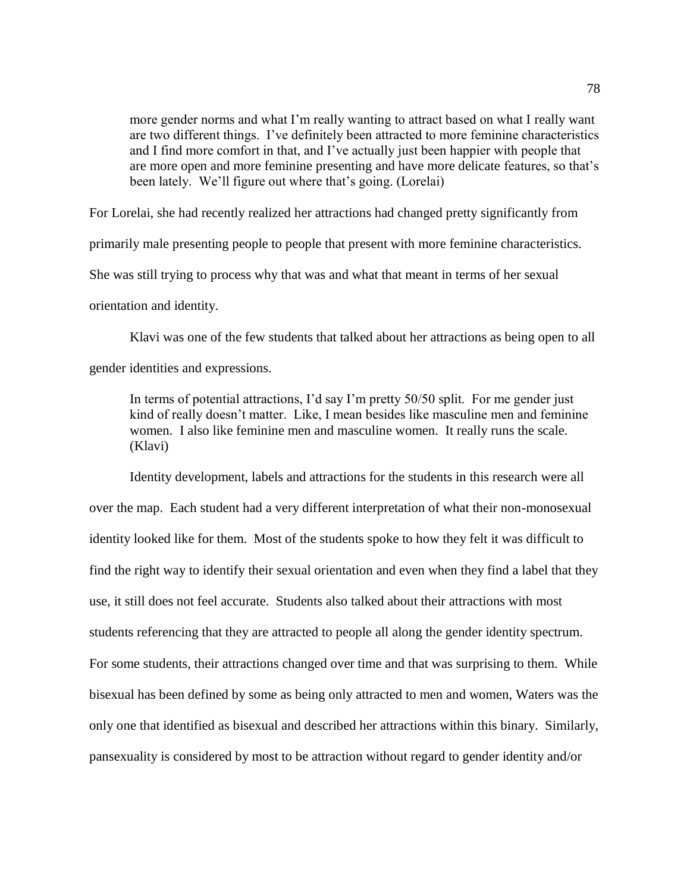> more gender norms and what I'm really wanting to attract based on what I really want are two different things. I've definitely been attracted to more feminine characteristics and I find more comfort in that, and I've actually just been happier with people that are more open and more feminine presenting and have more delicate features, so that's been lately. We'll figure out where that's going. (Lorelai)

For Lorelai, she had recently realized her attractions had changed pretty significantly from primarily male presenting people to people that present with more feminine characteristics. She was still trying to process why that was and what that meant in terms of her sexual orientation and identity.

Klavi was one of the few students that talked about her attractions as being open to all gender identities and expressions.

> In terms of potential attractions, I'd say I'm pretty 50/50 split. For me gender just kind of really doesn't matter. Like, I mean besides like masculine men and feminine women. I also like feminine men and masculine women. It really runs the scale. (Klavi)

Identity development, labels and attractions for the students in this research were all over the map. Each student had a very different interpretation of what their non-monosexual identity looked like for them. Most of the students spoke to how they felt it was difficult to find the right way to identify their sexual orientation and even when they find a label that they use, it still does not feel accurate. Students also talked about their attractions with most students referencing that they are attracted to people all along the gender identity spectrum. For some students, their attractions changed over time and that was surprising to them. While bisexual has been defined by some as being only attracted to men and women, Waters was the only one that identified as bisexual and described her attractions within this binary. Similarly, pansexuality is considered by most to be attraction without regard to gender identity and/or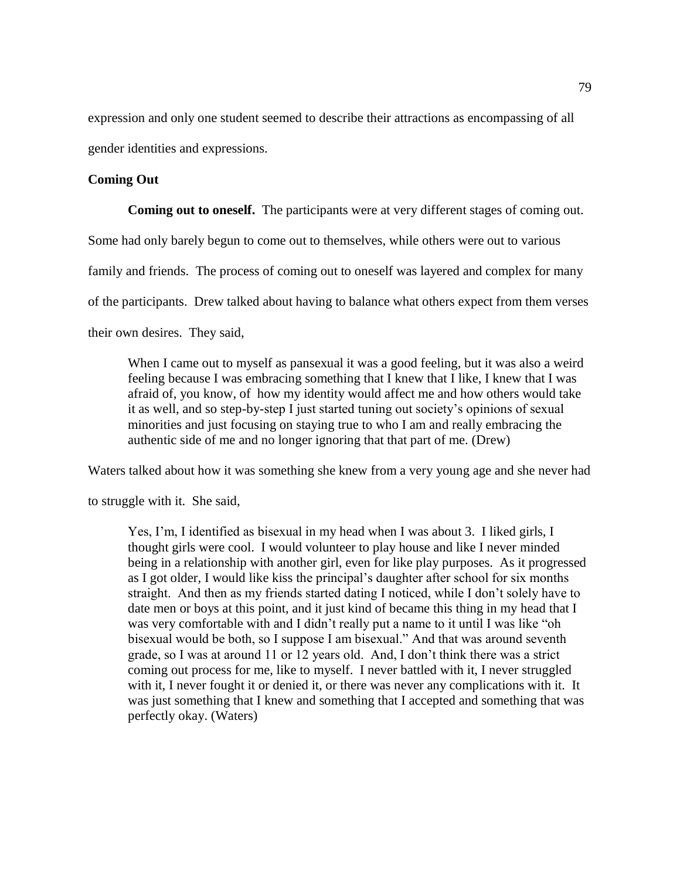expression and only one student seemed to describe their attractions as encompassing of all gender identities and expressions.

## Coming Out

**Coming out to oneself.** The participants were at very different stages of coming out. Some had only barely begun to come out to themselves, while others were out to various family and friends. The process of coming out to oneself was layered and complex for many of the participants. Drew talked about having to balance what others expect from them verses their own desires. They said,

> When I came out to myself as pansexual it was a good feeling, but it was also a weird feeling because I was embracing something that I knew that I like, I knew that I was afraid of, you know, of how my identity would affect me and how others would take it as well, and so step-by-step I just started tuning out society's opinions of sexual minorities and just focusing on staying true to who I am and really embracing the authentic side of me and no longer ignoring that that part of me. (Drew)

Waters talked about how it was something she knew from a very young age and she never had to struggle with it. She said,

> Yes, I'm, I identified as bisexual in my head when I was about 3. I liked girls, I thought girls were cool. I would volunteer to play house and like I never minded being in a relationship with another girl, even for like play purposes. As it progressed as I got older, I would like kiss the principal's daughter after school for six months straight. And then as my friends started dating I noticed, while I don't solely have to date men or boys at this point, and it just kind of became this thing in my head that I was very comfortable with and I didn't really put a name to it until I was like "oh bisexual would be both, so I suppose I am bisexual." And that was around seventh grade, so I was at around 11 or 12 years old. And, I don't think there was a strict coming out process for me, like to myself. I never battled with it, I never struggled with it, I never fought it or denied it, or there was never any complications with it. It was just something that I knew and something that I accepted and something that was perfectly okay. (Waters)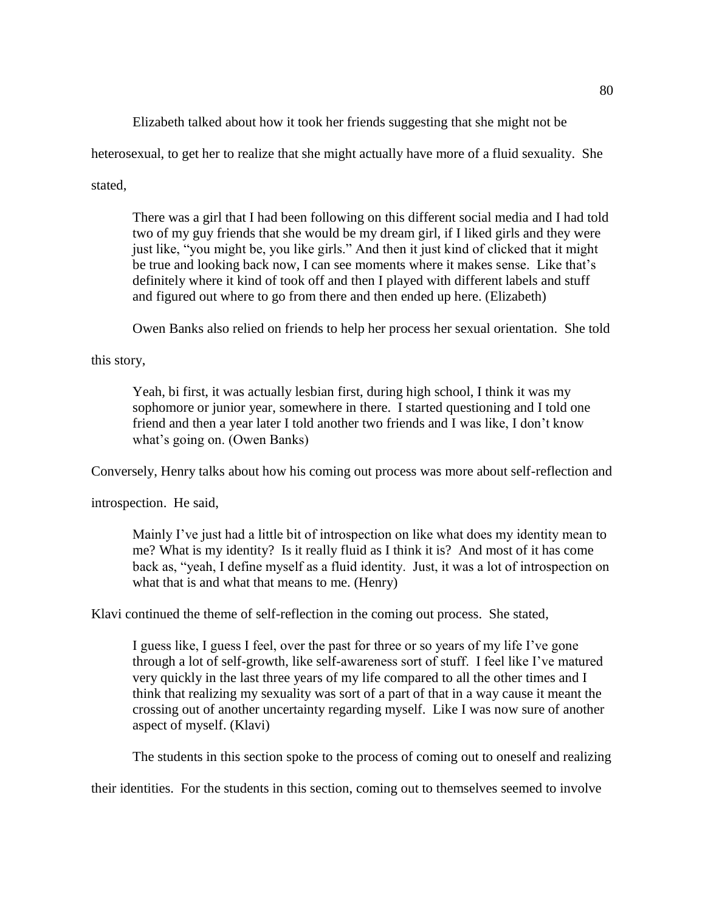Elizabeth talked about how it took her friends suggesting that she might not be heterosexual, to get her to realize that she might actually have more of a fluid sexuality. She stated,

> There was a girl that I had been following on this different social media and I had told two of my guy friends that she would be my dream girl, if I liked girls and they were just like, "you might be, you like girls." And then it just kind of clicked that it might be true and looking back now, I can see moments where it makes sense. Like that's definitely where it kind of took off and then I played with different labels and stuff and figured out where to go from there and then ended up here. (Elizabeth)

Owen Banks also relied on friends to help her process her sexual orientation. She told this story,

> Yeah, bi first, it was actually lesbian first, during high school, I think it was my sophomore or junior year, somewhere in there. I started questioning and I told one friend and then a year later I told another two friends and I was like, I don't know what's going on. (Owen Banks)

Conversely, Henry talks about how his coming out process was more about self-reflection and introspection. He said,

> Mainly I've just had a little bit of introspection on like what does my identity mean to me? What is my identity? Is it really fluid as I think it is? And most of it has come back as, "yeah, I define myself as a fluid identity. Just, it was a lot of introspection on what that is and what that means to me. (Henry)

Klavi continued the theme of self-reflection in the coming out process. She stated,

> I guess like, I guess I feel, over the past for three or so years of my life I've gone through a lot of self-growth, like self-awareness sort of stuff. I feel like I've matured very quickly in the last three years of my life compared to all the other times and I think that realizing my sexuality was sort of a part of that in a way cause it meant the crossing out of another uncertainty regarding myself. Like I was now sure of another aspect of myself. (Klavi)

The students in this section spoke to the process of coming out to oneself and realizing their identities. For the students in this section, coming out to themselves seemed to involve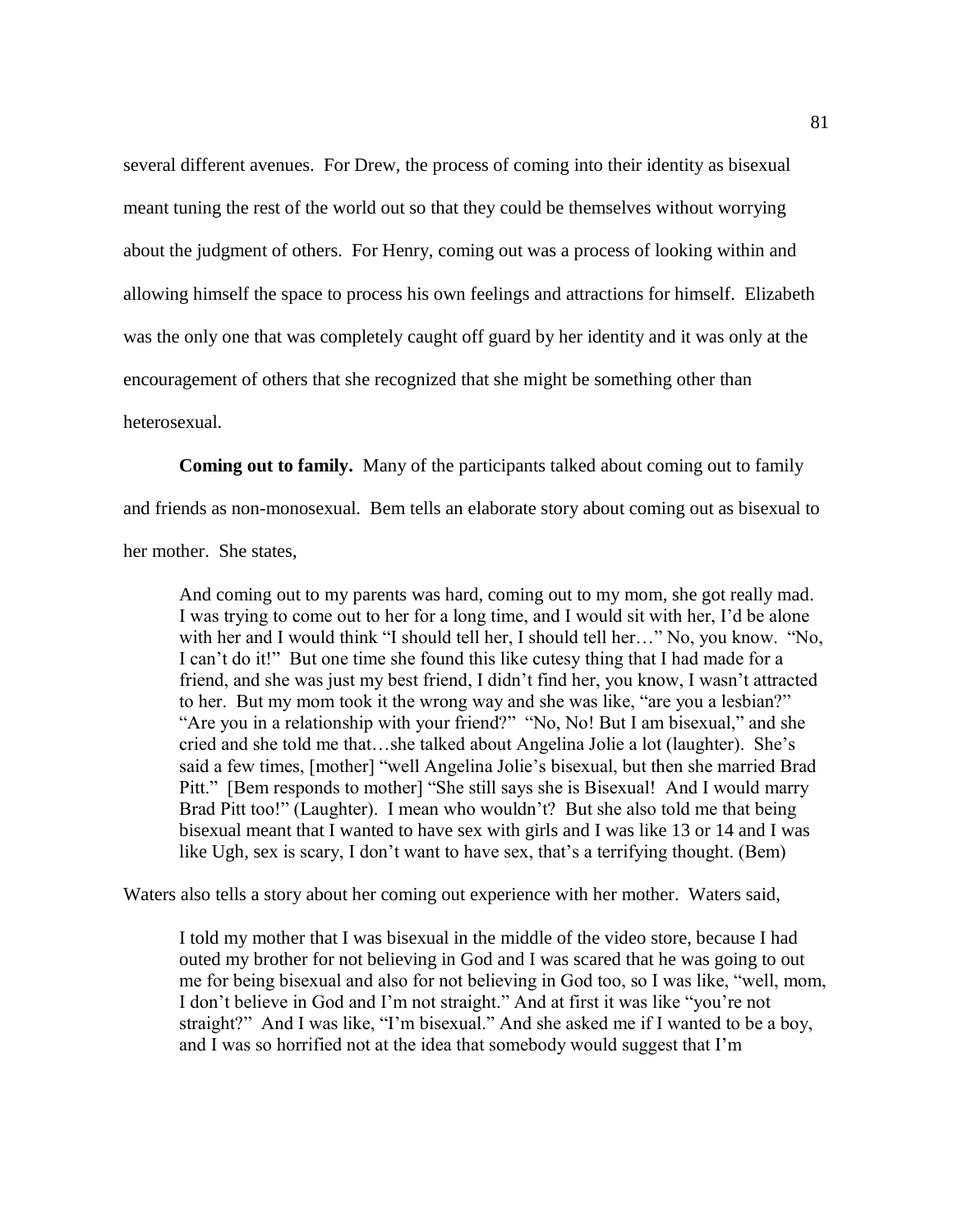several different avenues. For Drew, the process of coming into their identity as bisexual meant tuning the rest of the world out so that they could be themselves without worrying about the judgment of others. For Henry, coming out was a process of looking within and allowing himself the space to process his own feelings and attractions for himself. Elizabeth was the only one that was completely caught off guard by her identity and it was only at the encouragement of others that she recognized that she might be something other than heterosexual.

**Coming out to family.** Many of the participants talked about coming out to family and friends as non-monosexual. Bem tells an elaborate story about coming out as bisexual to her mother. She states,

> And coming out to my parents was hard, coming out to my mom, she got really mad. I was trying to come out to her for a long time, and I would sit with her, I'd be alone with her and I would think "I should tell her, I should tell her…" No, you know. "No, I can't do it!" But one time she found this like cutesy thing that I had made for a friend, and she was just my best friend, I didn't find her, you know, I wasn't attracted to her. But my mom took it the wrong way and she was like, "are you a lesbian?" "Are you in a relationship with your friend?" "No, No! But I am bisexual," and she cried and she told me that…she talked about Angelina Jolie a lot (laughter). She's said a few times, [mother] "well Angelina Jolie's bisexual, but then she married Brad Pitt." [Bem responds to mother] "She still says she is Bisexual! And I would marry Brad Pitt too!" (Laughter). I mean who wouldn't? But she also told me that being bisexual meant that I wanted to have sex with girls and I was like 13 or 14 and I was like Ugh, sex is scary, I don't want to have sex, that's a terrifying thought. (Bem)

Waters also tells a story about her coming out experience with her mother. Waters said,

> I told my mother that I was bisexual in the middle of the video store, because I had outed my brother for not believing in God and I was scared that he was going to out me for being bisexual and also for not believing in God too, so I was like, "well, mom, I don't believe in God and I'm not straight." And at first it was like "you're not straight?" And I was like, "I'm bisexual." And she asked me if I wanted to be a boy, and I was so horrified not at the idea that somebody would suggest that I'm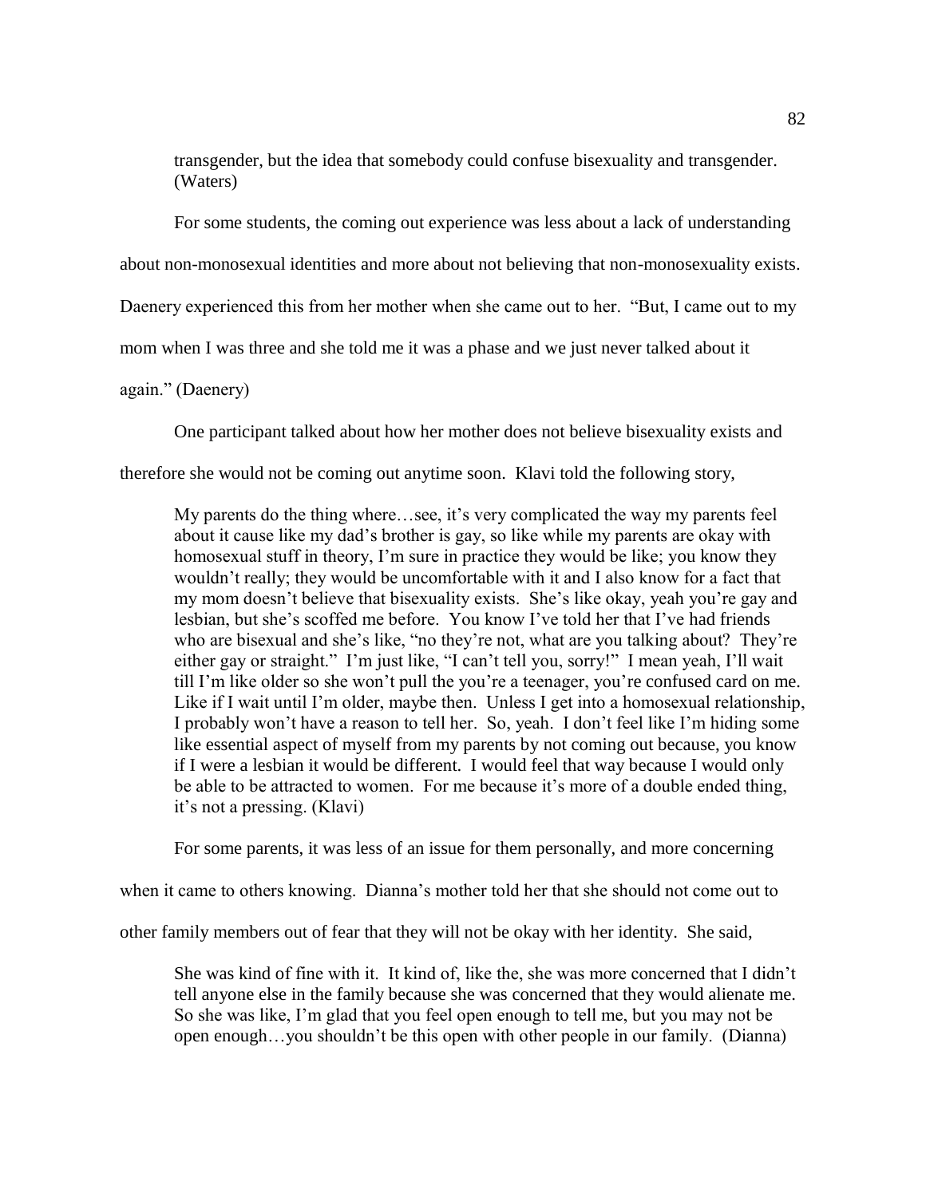> transgender, but the idea that somebody could confuse bisexuality and transgender. (Waters)

For some students, the coming out experience was less about a lack of understanding about non-monosexual identities and more about not believing that non-monosexuality exists. Daenery experienced this from her mother when she came out to her. "But, I came out to my mom when I was three and she told me it was a phase and we just never talked about it again." (Daenery)

One participant talked about how her mother does not believe bisexuality exists and therefore she would not be coming out anytime soon. Klavi told the following story,

> My parents do the thing where…see, it's very complicated the way my parents feel about it cause like my dad's brother is gay, so like while my parents are okay with homosexual stuff in theory, I'm sure in practice they would be like; you know they wouldn't really; they would be uncomfortable with it and I also know for a fact that my mom doesn't believe that bisexuality exists. She's like okay, yeah you're gay and lesbian, but she's scoffed me before. You know I've told her that I've had friends who are bisexual and she's like, "no they're not, what are you talking about? They're either gay or straight." I'm just like, "I can't tell you, sorry!" I mean yeah, I'll wait till I'm like older so she won't pull the you're a teenager, you're confused card on me. Like if I wait until I'm older, maybe then. Unless I get into a homosexual relationship, I probably won't have a reason to tell her. So, yeah. I don't feel like I'm hiding some like essential aspect of myself from my parents by not coming out because, you know if I were a lesbian it would be different. I would feel that way because I would only be able to be attracted to women. For me because it's more of a double ended thing, it's not a pressing. (Klavi)

For some parents, it was less of an issue for them personally, and more concerning when it came to others knowing. Dianna's mother told her that she should not come out to other family members out of fear that they will not be okay with her identity. She said,

> She was kind of fine with it. It kind of, like the, she was more concerned that I didn't tell anyone else in the family because she was concerned that they would alienate me. So she was like, I'm glad that you feel open enough to tell me, but you may not be open enough…you shouldn't be this open with other people in our family. (Dianna)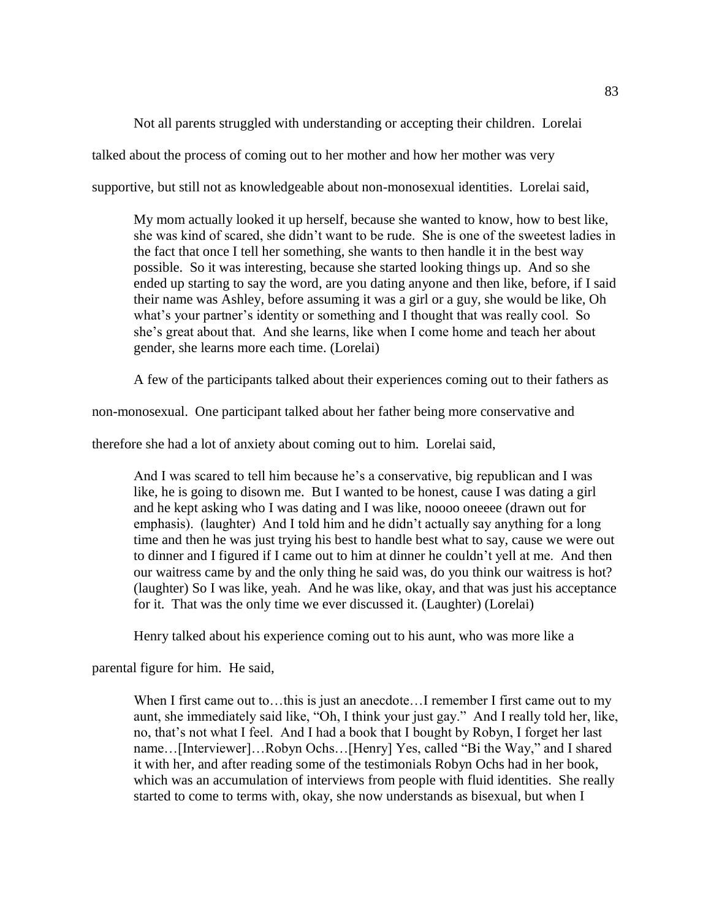Not all parents struggled with understanding or accepting their children. Lorelai talked about the process of coming out to her mother and how her mother was very supportive, but still not as knowledgeable about non-monosexual identities. Lorelai said,

> My mom actually looked it up herself, because she wanted to know, how to best like, she was kind of scared, she didn't want to be rude. She is one of the sweetest ladies in the fact that once I tell her something, she wants to then handle it in the best way possible. So it was interesting, because she started looking things up. And so she ended up starting to say the word, are you dating anyone and then like, before, if I said their name was Ashley, before assuming it was a girl or a guy, she would be like, Oh what's your partner's identity or something and I thought that was really cool. So she's great about that. And she learns, like when I come home and teach her about gender, she learns more each time. (Lorelai)

A few of the participants talked about their experiences coming out to their fathers as non-monosexual. One participant talked about her father being more conservative and therefore she had a lot of anxiety about coming out to him. Lorelai said,

> And I was scared to tell him because he's a conservative, big republican and I was like, he is going to disown me. But I wanted to be honest, cause I was dating a girl and he kept asking who I was dating and I was like, noooo oneeee (drawn out for emphasis). (laughter) And I told him and he didn't actually say anything for a long time and then he was just trying his best to handle best what to say, cause we were out to dinner and I figured if I came out to him at dinner he couldn't yell at me. And then our waitress came by and the only thing he said was, do you think our waitress is hot? (laughter) So I was like, yeah. And he was like, okay, and that was just his acceptance for it. That was the only time we ever discussed it. (Laughter) (Lorelai)

Henry talked about his experience coming out to his aunt, who was more like a parental figure for him. He said,

> When I first came out to…this is just an anecdote…I remember I first came out to my aunt, she immediately said like, "Oh, I think your just gay." And I really told her, like, no, that's not what I feel. And I had a book that I bought by Robyn, I forget her last name…[Interviewer]…Robyn Ochs…[Henry] Yes, called "Bi the Way," and I shared it with her, and after reading some of the testimonials Robyn Ochs had in her book, which was an accumulation of interviews from people with fluid identities. She really started to come to terms with, okay, she now understands as bisexual, but when I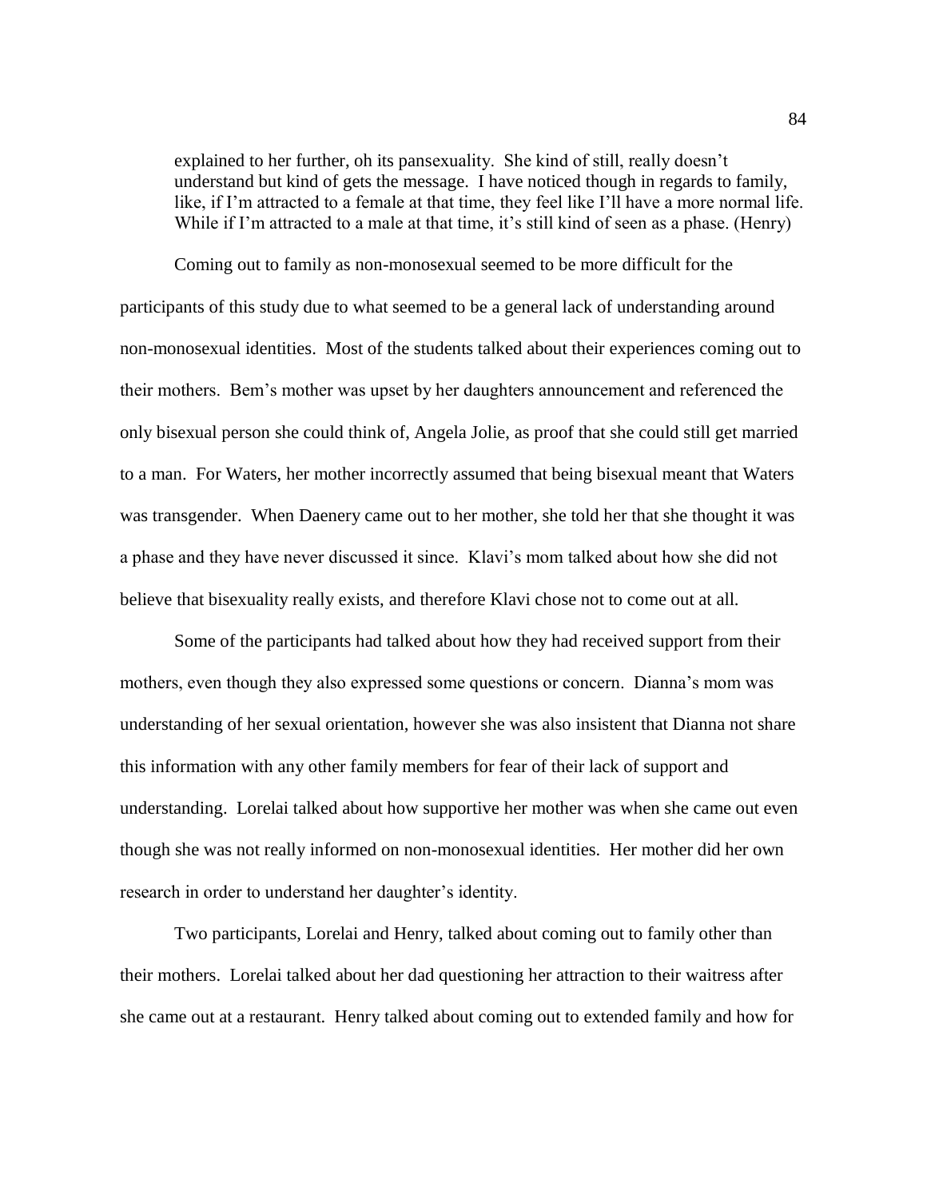> explained to her further, oh its pansexuality. She kind of still, really doesn't understand but kind of gets the message. I have noticed though in regards to family, like, if I'm attracted to a female at that time, they feel like I'll have a more normal life. While if I'm attracted to a male at that time, it's still kind of seen as a phase. (Henry)

Coming out to family as non-monosexual seemed to be more difficult for the participants of this study due to what seemed to be a general lack of understanding around non-monosexual identities. Most of the students talked about their experiences coming out to their mothers. Bem's mother was upset by her daughters announcement and referenced the only bisexual person she could think of, Angela Jolie, as proof that she could still get married to a man. For Waters, her mother incorrectly assumed that being bisexual meant that Waters was transgender. When Daenery came out to her mother, she told her that she thought it was a phase and they have never discussed it since. Klavi's mom talked about how she did not believe that bisexuality really exists, and therefore Klavi chose not to come out at all.

Some of the participants had talked about how they had received support from their mothers, even though they also expressed some questions or concern. Dianna's mom was understanding of her sexual orientation, however she was also insistent that Dianna not share this information with any other family members for fear of their lack of support and understanding. Lorelai talked about how supportive her mother was when she came out even though she was not really informed on non-monosexual identities. Her mother did her own research in order to understand her daughter's identity.

Two participants, Lorelai and Henry, talked about coming out to family other than their mothers. Lorelai talked about her dad questioning her attraction to their waitress after she came out at a restaurant. Henry talked about coming out to extended family and how for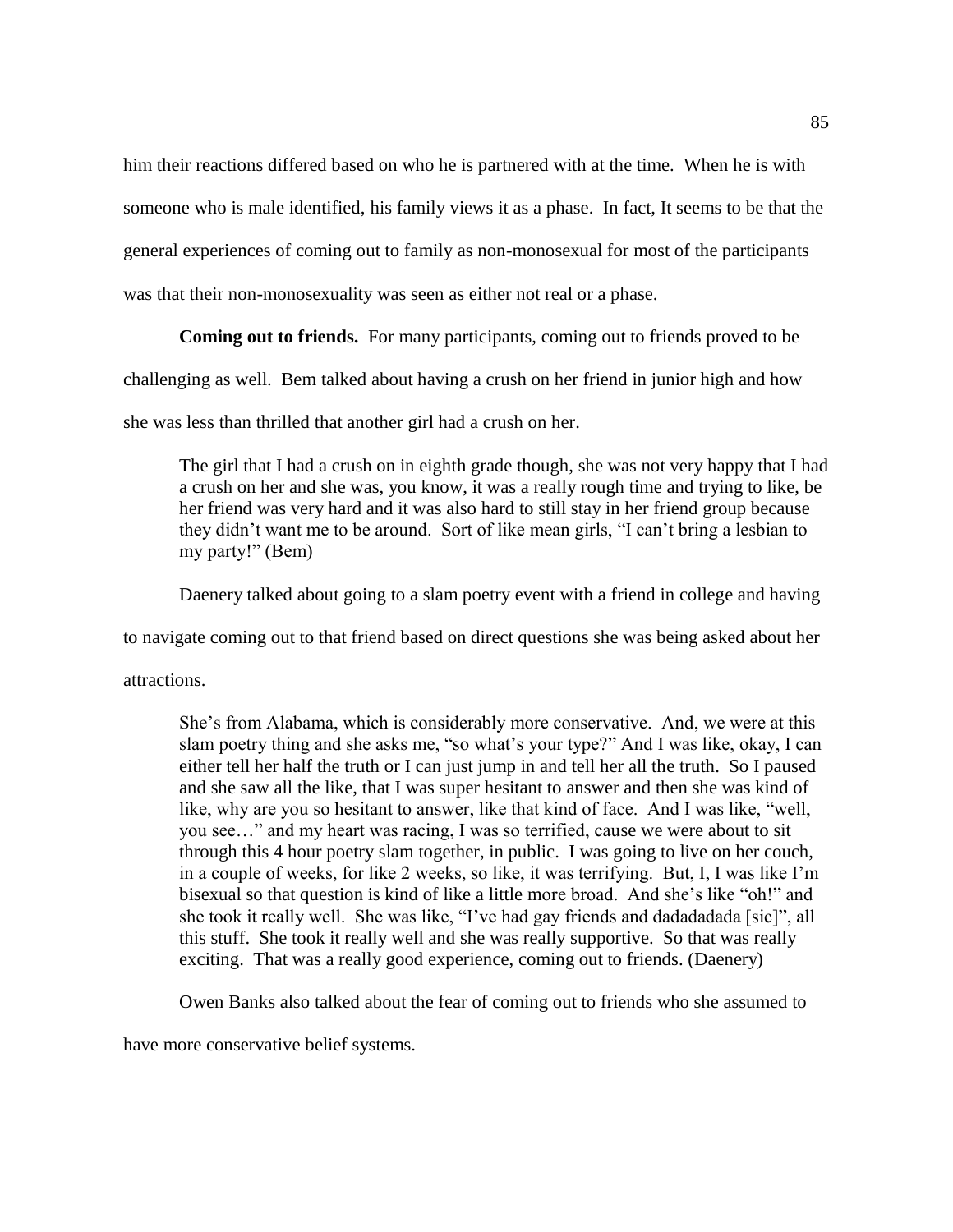him their reactions differed based on who he is partnered with at the time. When he is with someone who is male identified, his family views it as a phase. In fact, It seems to be that the general experiences of coming out to family as non-monosexual for most of the participants was that their non-monosexuality was seen as either not real or a phase.

**Coming out to friends.** For many participants, coming out to friends proved to be challenging as well. Bem talked about having a crush on her friend in junior high and how she was less than thrilled that another girl had a crush on her.

> The girl that I had a crush on in eighth grade though, she was not very happy that I had a crush on her and she was, you know, it was a really rough time and trying to like, be her friend was very hard and it was also hard to still stay in her friend group because they didn't want me to be around. Sort of like mean girls, "I can't bring a lesbian to my party!" (Bem)

Daenery talked about going to a slam poetry event with a friend in college and having to navigate coming out to that friend based on direct questions she was being asked about her attractions.

> She's from Alabama, which is considerably more conservative. And, we were at this slam poetry thing and she asks me, "so what's your type?" And I was like, okay, I can either tell her half the truth or I can just jump in and tell her all the truth. So I paused and she saw all the like, that I was super hesitant to answer and then she was kind of like, why are you so hesitant to answer, like that kind of face. And I was like, "well, you see…" and my heart was racing, I was so terrified, cause we were about to sit through this 4 hour poetry slam together, in public. I was going to live on her couch, in a couple of weeks, for like 2 weeks, so like, it was terrifying. But, I, I was like I'm bisexual so that question is kind of like a little more broad. And she's like "oh!" and she took it really well. She was like, "I've had gay friends and dadadadada [sic]", all this stuff. She took it really well and she was really supportive. So that was really exciting. That was a really good experience, coming out to friends. (Daenery)

Owen Banks also talked about the fear of coming out to friends who she assumed to have more conservative belief systems.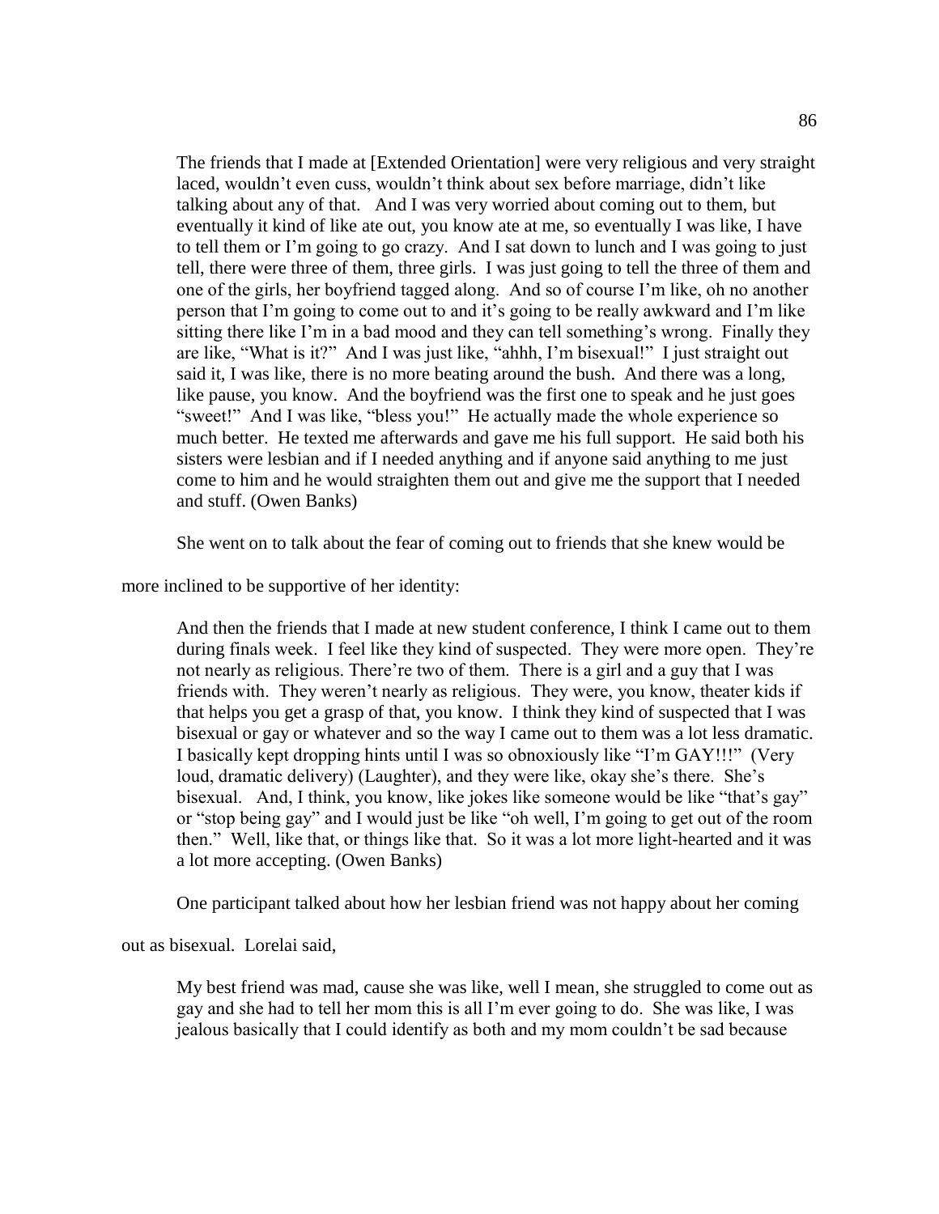> The friends that I made at [Extended Orientation] were very religious and very straight laced, wouldn't even cuss, wouldn't think about sex before marriage, didn't like talking about any of that. And I was very worried about coming out to them, but eventually it kind of like ate out, you know ate at me, so eventually I was like, I have to tell them or I'm going to go crazy. And I sat down to lunch and I was going to just tell, there were three of them, three girls. I was just going to tell the three of them and one of the girls, her boyfriend tagged along. And so of course I'm like, oh no another person that I'm going to come out to and it's going to be really awkward and I'm like sitting there like I'm in a bad mood and they can tell something's wrong. Finally they are like, "What is it?" And I was just like, "ahhh, I'm bisexual!" I just straight out said it, I was like, there is no more beating around the bush. And there was a long, like pause, you know. And the boyfriend was the first one to speak and he just goes "sweet!" And I was like, "bless you!" He actually made the whole experience so much better. He texted me afterwards and gave me his full support. He said both his sisters were lesbian and if I needed anything and if anyone said anything to me just come to him and he would straighten them out and give me the support that I needed and stuff. (Owen Banks)

She went on to talk about the fear of coming out to friends that she knew would be more inclined to be supportive of her identity:

> And then the friends that I made at new student conference, I think I came out to them during finals week. I feel like they kind of suspected. They were more open. They're not nearly as religious. There're two of them. There is a girl and a guy that I was friends with. They weren't nearly as religious. They were, you know, theater kids if that helps you get a grasp of that, you know. I think they kind of suspected that I was bisexual or gay or whatever and so the way I came out to them was a lot less dramatic. I basically kept dropping hints until I was so obnoxiously like "I'm GAY!!!" (Very loud, dramatic delivery) (Laughter), and they were like, okay she's there. She's bisexual. And, I think, you know, like jokes like someone would be like "that's gay" or "stop being gay" and I would just be like "oh well, I'm going to get out of the room then." Well, like that, or things like that. So it was a lot more light-hearted and it was a lot more accepting. (Owen Banks)

One participant talked about how her lesbian friend was not happy about her coming out as bisexual. Lorelai said,

> My best friend was mad, cause she was like, well I mean, she struggled to come out as gay and she had to tell her mom this is all I'm ever going to do. She was like, I was jealous basically that I could identify as both and my mom couldn't be sad because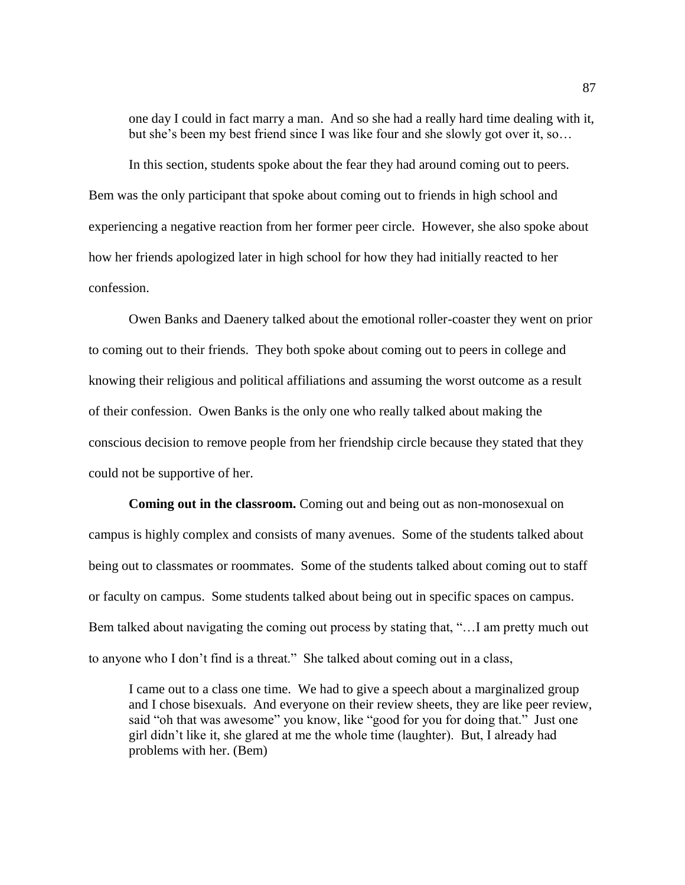> one day I could in fact marry a man. And so she had a really hard time dealing with it, but she's been my best friend since I was like four and she slowly got over it, so…

In this section, students spoke about the fear they had around coming out to peers. Bem was the only participant that spoke about coming out to friends in high school and experiencing a negative reaction from her former peer circle. However, she also spoke about how her friends apologized later in high school for how they had initially reacted to her confession.

Owen Banks and Daenery talked about the emotional roller-coaster they went on prior to coming out to their friends. They both spoke about coming out to peers in college and knowing their religious and political affiliations and assuming the worst outcome as a result of their confession. Owen Banks is the only one who really talked about making the conscious decision to remove people from her friendship circle because they stated that they could not be supportive of her.

**Coming out in the classroom.** Coming out and being out as non-monosexual on campus is highly complex and consists of many avenues. Some of the students talked about being out to classmates or roommates. Some of the students talked about coming out to staff or faculty on campus. Some students talked about being out in specific spaces on campus. Bem talked about navigating the coming out process by stating that, "…I am pretty much out to anyone who I don't find is a threat." She talked about coming out in a class,

> I came out to a class one time. We had to give a speech about a marginalized group and I chose bisexuals. And everyone on their review sheets, they are like peer review, said "oh that was awesome" you know, like "good for you for doing that." Just one girl didn't like it, she glared at me the whole time (laughter). But, I already had problems with her. (Bem)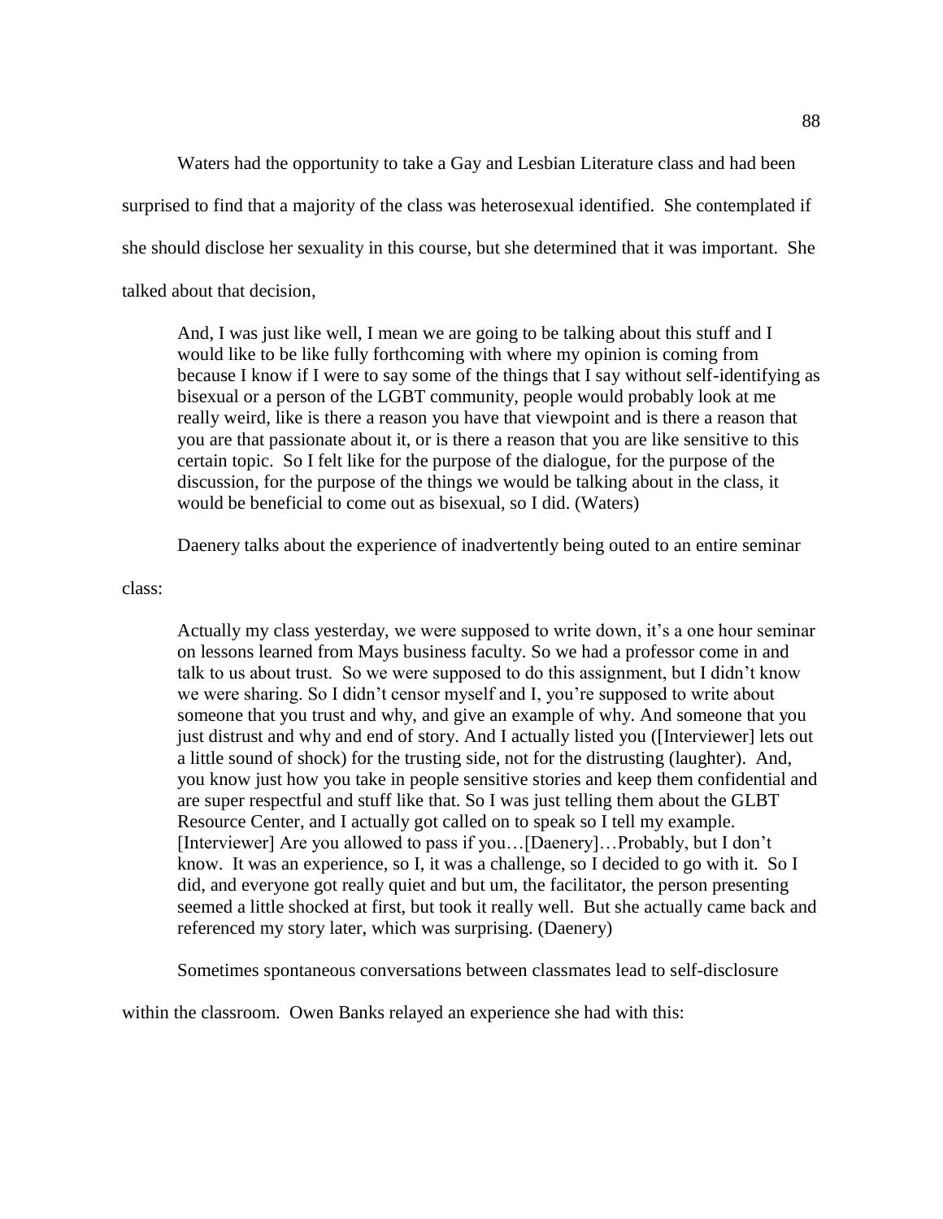Waters had the opportunity to take a Gay and Lesbian Literature class and had been surprised to find that a majority of the class was heterosexual identified. She contemplated if she should disclose her sexuality in this course, but she determined that it was important. She talked about that decision,

> And, I was just like well, I mean we are going to be talking about this stuff and I would like to be like fully forthcoming with where my opinion is coming from because I know if I were to say some of the things that I say without self-identifying as bisexual or a person of the LGBT community, people would probably look at me really weird, like is there a reason you have that viewpoint and is there a reason that you are that passionate about it, or is there a reason that you are like sensitive to this certain topic. So I felt like for the purpose of the dialogue, for the purpose of the discussion, for the purpose of the things we would be talking about in the class, it would be beneficial to come out as bisexual, so I did. (Waters)

Daenery talks about the experience of inadvertently being outed to an entire seminar class:

> Actually my class yesterday, we were supposed to write down, it's a one hour seminar on lessons learned from Mays business faculty. So we had a professor come in and talk to us about trust. So we were supposed to do this assignment, but I didn't know we were sharing. So I didn't censor myself and I, you're supposed to write about someone that you trust and why, and give an example of why. And someone that you just distrust and why and end of story. And I actually listed you ([Interviewer] lets out a little sound of shock) for the trusting side, not for the distrusting (laughter). And, you know just how you take in people sensitive stories and keep them confidential and are super respectful and stuff like that. So I was just telling them about the GLBT Resource Center, and I actually got called on to speak so I tell my example. [Interviewer] Are you allowed to pass if you…[Daenery]…Probably, but I don't know. It was an experience, so I, it was a challenge, so I decided to go with it. So I did, and everyone got really quiet and but um, the facilitator, the person presenting seemed a little shocked at first, but took it really well. But she actually came back and referenced my story later, which was surprising. (Daenery)

Sometimes spontaneous conversations between classmates lead to self-disclosure within the classroom. Owen Banks relayed an experience she had with this: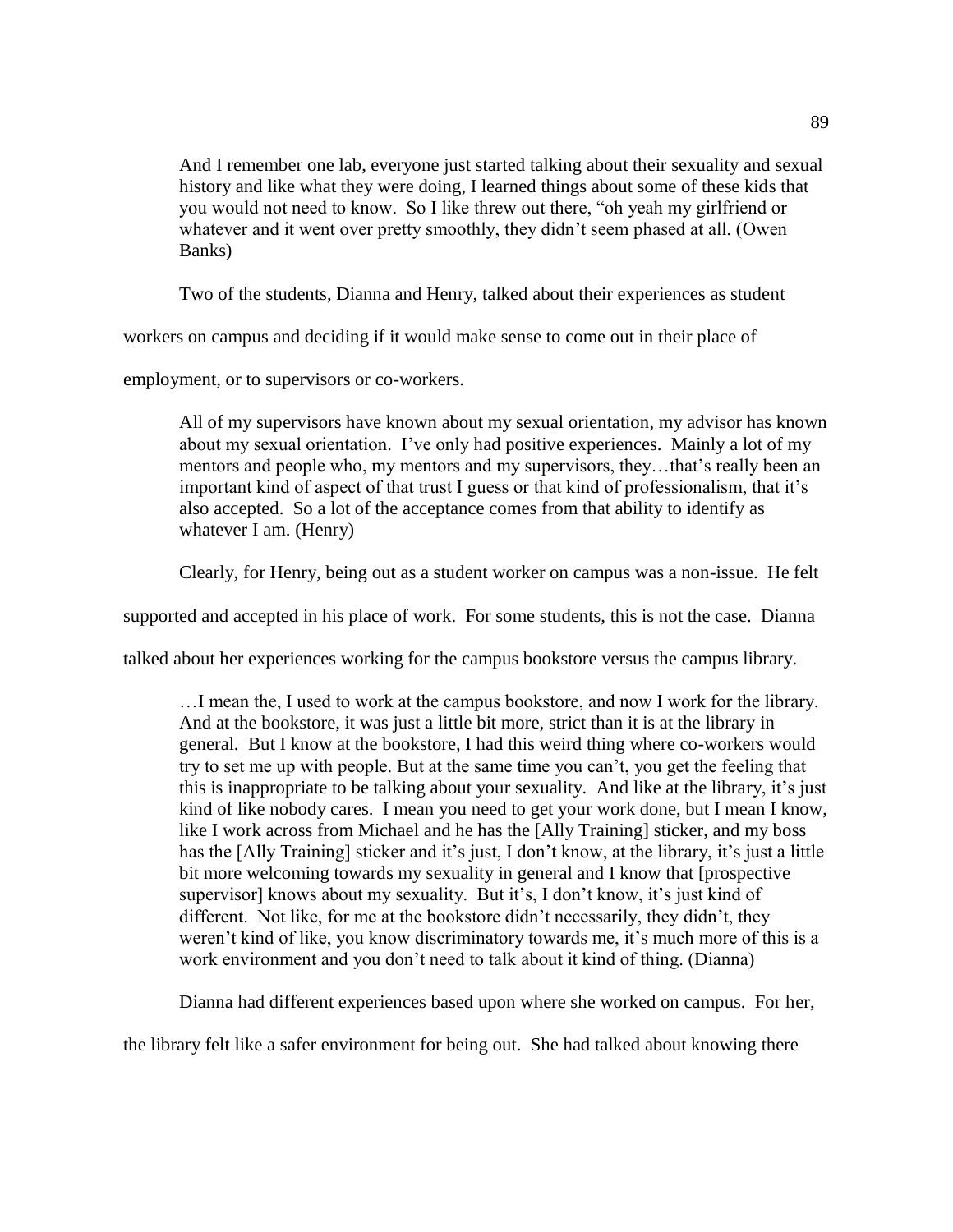> And I remember one lab, everyone just started talking about their sexuality and sexual history and like what they were doing, I learned things about some of these kids that you would not need to know. So I like threw out there, "oh yeah my girlfriend or whatever and it went over pretty smoothly, they didn't seem phased at all. (Owen Banks)

Two of the students, Dianna and Henry, talked about their experiences as student workers on campus and deciding if it would make sense to come out in their place of employment, or to supervisors or co-workers.

> All of my supervisors have known about my sexual orientation, my advisor has known about my sexual orientation. I've only had positive experiences. Mainly a lot of my mentors and people who, my mentors and my supervisors, they…that's really been an important kind of aspect of that trust I guess or that kind of professionalism, that it's also accepted. So a lot of the acceptance comes from that ability to identify as whatever I am. (Henry)

Clearly, for Henry, being out as a student worker on campus was a non-issue. He felt supported and accepted in his place of work. For some students, this is not the case. Dianna talked about her experiences working for the campus bookstore versus the campus library.

> …I mean the, I used to work at the campus bookstore, and now I work for the library. And at the bookstore, it was just a little bit more, strict than it is at the library in general. But I know at the bookstore, I had this weird thing where co-workers would try to set me up with people. But at the same time you can't, you get the feeling that this is inappropriate to be talking about your sexuality. And like at the library, it's just kind of like nobody cares. I mean you need to get your work done, but I mean I know, like I work across from Michael and he has the [Ally Training] sticker, and my boss has the [Ally Training] sticker and it's just, I don't know, at the library, it's just a little bit more welcoming towards my sexuality in general and I know that [prospective supervisor] knows about my sexuality. But it's, I don't know, it's just kind of different. Not like, for me at the bookstore didn't necessarily, they didn't, they weren't kind of like, you know discriminatory towards me, it's much more of this is a work environment and you don't need to talk about it kind of thing. (Dianna)

Dianna had different experiences based upon where she worked on campus. For her, the library felt like a safer environment for being out. She had talked about knowing there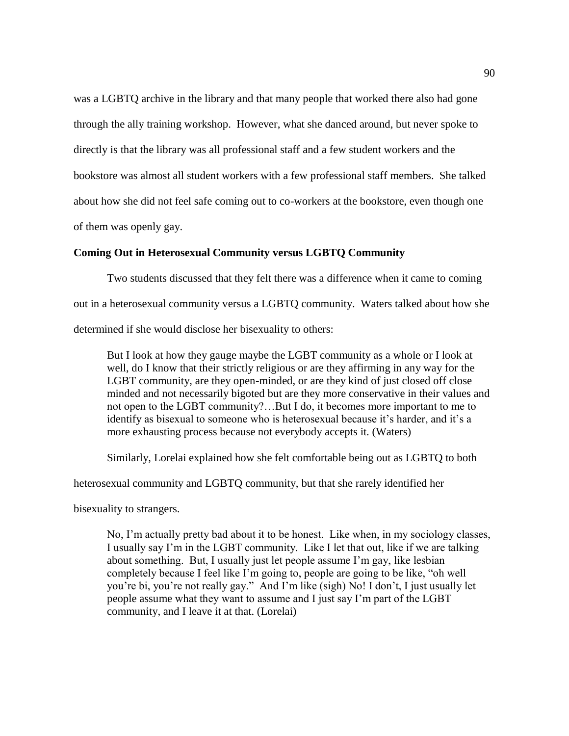was a LGBTQ archive in the library and that many people that worked there also had gone through the ally training workshop. However, what she danced around, but never spoke to directly is that the library was all professional staff and a few student workers and the bookstore was almost all student workers with a few professional staff members. She talked about how she did not feel safe coming out to co-workers at the bookstore, even though one of them was openly gay.

### Coming Out in Heterosexual Community versus LGBTQ Community

Two students discussed that they felt there was a difference when it came to coming out in a heterosexual community versus a LGBTQ community. Waters talked about how she determined if she would disclose her bisexuality to others:

> But I look at how they gauge maybe the LGBT community as a whole or I look at well, do I know that their strictly religious or are they affirming in any way for the LGBT community, are they open-minded, or are they kind of just closed off close minded and not necessarily bigoted but are they more conservative in their values and not open to the LGBT community?…But I do, it becomes more important to me to identify as bisexual to someone who is heterosexual because it's harder, and it's a more exhausting process because not everybody accepts it. (Waters)

Similarly, Lorelai explained how she felt comfortable being out as LGBTQ to both heterosexual community and LGBTQ community, but that she rarely identified her bisexuality to strangers.

> No, I'm actually pretty bad about it to be honest. Like when, in my sociology classes, I usually say I'm in the LGBT community. Like I let that out, like if we are talking about something. But, I usually just let people assume I'm gay, like lesbian completely because I feel like I'm going to, people are going to be like, "oh well you're bi, you're not really gay." And I'm like (sigh) No! I don't, I just usually let people assume what they want to assume and I just say I'm part of the LGBT community, and I leave it at that. (Lorelai)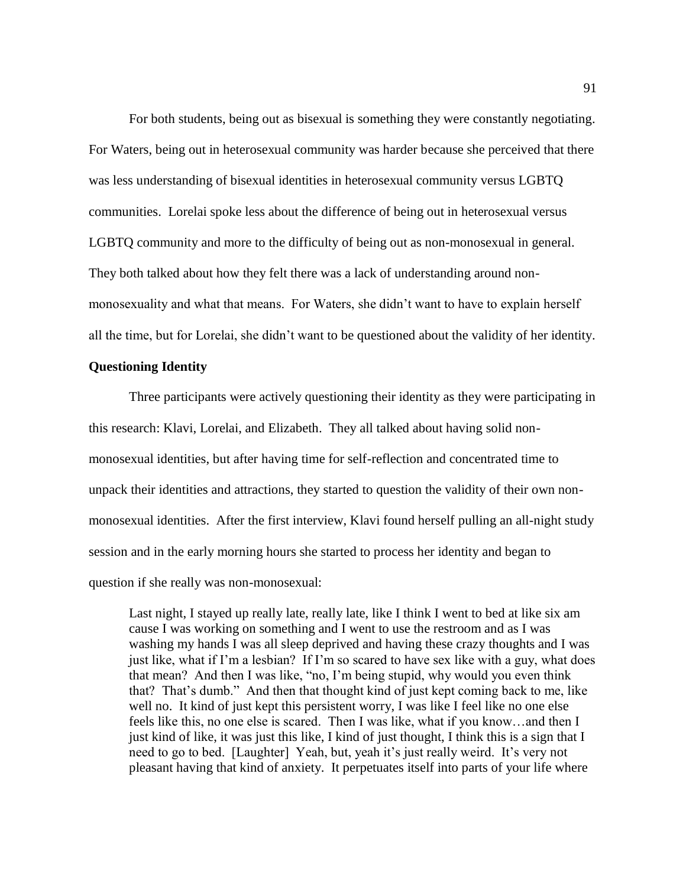For both students, being out as bisexual is something they were constantly negotiating. For Waters, being out in heterosexual community was harder because she perceived that there was less understanding of bisexual identities in heterosexual community versus LGBTQ communities. Lorelai spoke less about the difference of being out in heterosexual versus LGBTQ community and more to the difficulty of being out as non-monosexual in general. They both talked about how they felt there was a lack of understanding around non-monosexuality and what that means. For Waters, she didn't want to have to explain herself all the time, but for Lorelai, she didn't want to be questioned about the validity of her identity.

**Questioning Identity**

Three participants were actively questioning their identity as they were participating in this research: Klavi, Lorelai, and Elizabeth. They all talked about having solid non-monosexual identities, but after having time for self-reflection and concentrated time to unpack their identities and attractions, they started to question the validity of their own non-monosexual identities. After the first interview, Klavi found herself pulling an all-night study session and in the early morning hours she started to process her identity and began to question if she really was non-monosexual:

> Last night, I stayed up really late, really late, like I think I went to bed at like six am cause I was working on something and I went to use the restroom and as I was washing my hands I was all sleep deprived and having these crazy thoughts and I was just like, what if I'm a lesbian? If I'm so scared to have sex like with a guy, what does that mean? And then I was like, "no, I'm being stupid, why would you even think that? That's dumb." And then that thought kind of just kept coming back to me, like well no. It kind of just kept this persistent worry, I was like I feel like no one else feels like this, no one else is scared. Then I was like, what if you know…and then I just kind of like, it was just this like, I kind of just thought, I think this is a sign that I need to go to bed. [Laughter] Yeah, but, yeah it's just really weird. It's very not pleasant having that kind of anxiety. It perpetuates itself into parts of your life where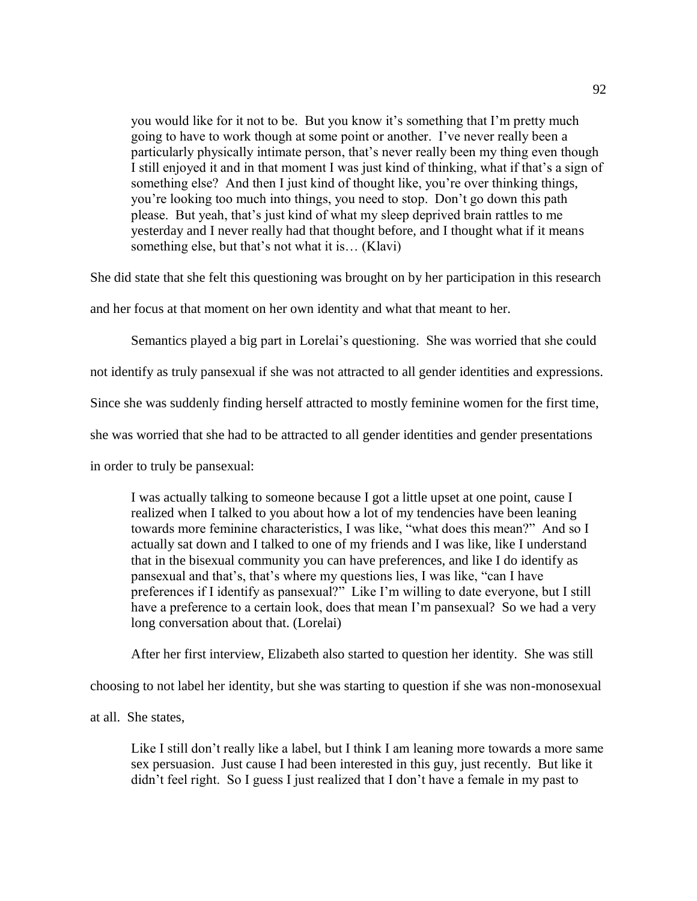> you would like for it not to be. But you know it's something that I'm pretty much going to have to work though at some point or another. I've never really been a particularly physically intimate person, that's never really been my thing even though I still enjoyed it and in that moment I was just kind of thinking, what if that's a sign of something else? And then I just kind of thought like, you're over thinking things, you're looking too much into things, you need to stop. Don't go down this path please. But yeah, that's just kind of what my sleep deprived brain rattles to me yesterday and I never really had that thought before, and I thought what if it means something else, but that's not what it is… (Klavi)

She did state that she felt this questioning was brought on by her participation in this research and her focus at that moment on her own identity and what that meant to her.

Semantics played a big part in Lorelai's questioning. She was worried that she could not identify as truly pansexual if she was not attracted to all gender identities and expressions. Since she was suddenly finding herself attracted to mostly feminine women for the first time, she was worried that she had to be attracted to all gender identities and gender presentations in order to truly be pansexual:

> I was actually talking to someone because I got a little upset at one point, cause I realized when I talked to you about how a lot of my tendencies have been leaning towards more feminine characteristics, I was like, "what does this mean?" And so I actually sat down and I talked to one of my friends and I was like, like I understand that in the bisexual community you can have preferences, and like I do identify as pansexual and that's, that's where my questions lies, I was like, "can I have preferences if I identify as pansexual?" Like I'm willing to date everyone, but I still have a preference to a certain look, does that mean I'm pansexual? So we had a very long conversation about that. (Lorelai)

After her first interview, Elizabeth also started to question her identity. She was still choosing to not label her identity, but she was starting to question if she was non-monosexual at all. She states,

> Like I still don't really like a label, but I think I am leaning more towards a more same sex persuasion. Just cause I had been interested in this guy, just recently. But like it didn't feel right. So I guess I just realized that I don't have a female in my past to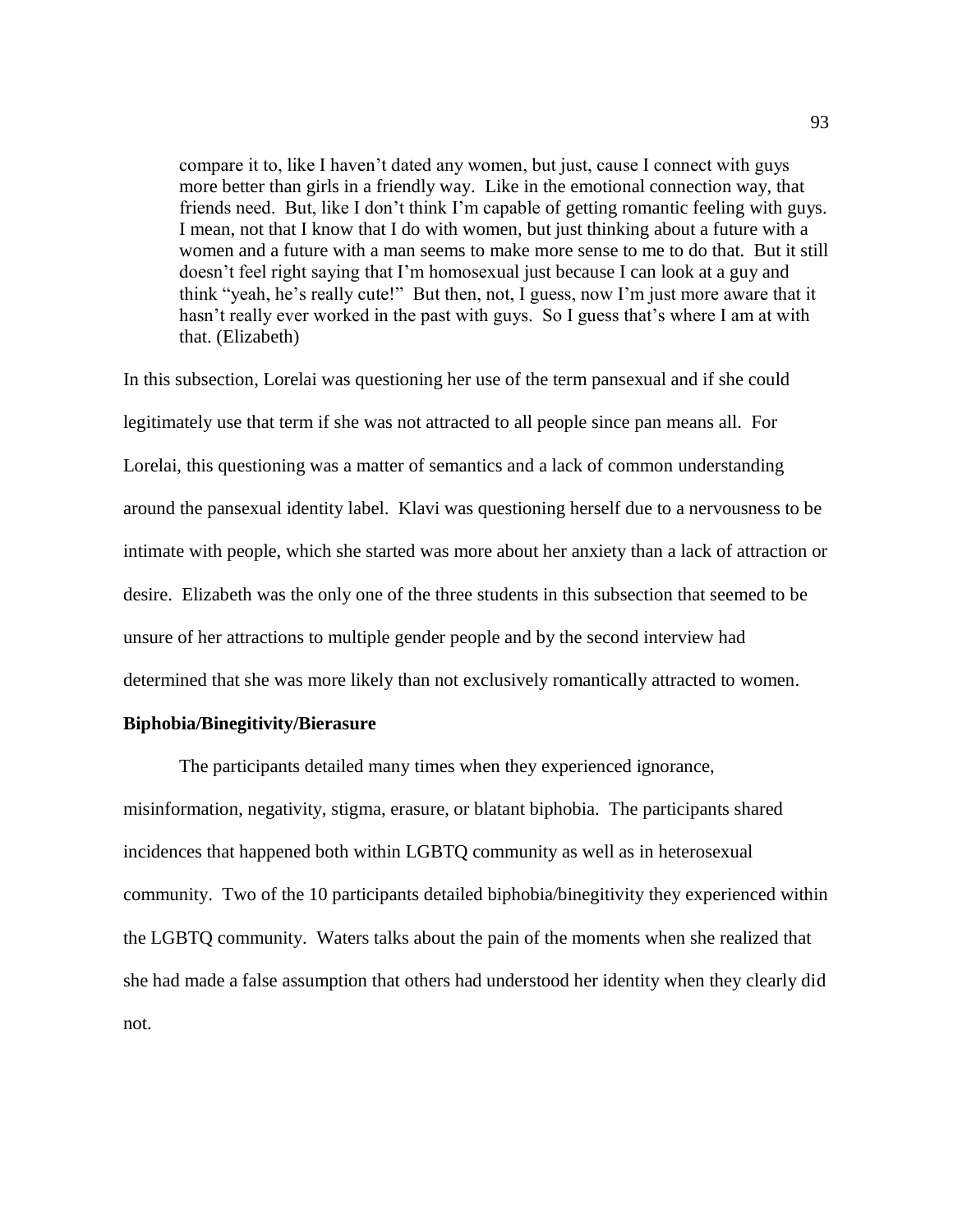> compare it to, like I haven't dated any women, but just, cause I connect with guys more better than girls in a friendly way. Like in the emotional connection way, that friends need. But, like I don't think I'm capable of getting romantic feeling with guys. I mean, not that I know that I do with women, but just thinking about a future with a women and a future with a man seems to make more sense to me to do that. But it still doesn't feel right saying that I'm homosexual just because I can look at a guy and think "yeah, he's really cute!" But then, not, I guess, now I'm just more aware that it hasn't really ever worked in the past with guys. So I guess that's where I am at with that. (Elizabeth)

In this subsection, Lorelai was questioning her use of the term pansexual and if she could legitimately use that term if she was not attracted to all people since pan means all. For Lorelai, this questioning was a matter of semantics and a lack of common understanding around the pansexual identity label. Klavi was questioning herself due to a nervousness to be intimate with people, which she started was more about her anxiety than a lack of attraction or desire. Elizabeth was the only one of the three students in this subsection that seemed to be unsure of her attractions to multiple gender people and by the second interview had determined that she was more likely than not exclusively romantically attracted to women.

**Biphobia/Binegitivity/Bierasure**

The participants detailed many times when they experienced ignorance, misinformation, negativity, stigma, erasure, or blatant biphobia. The participants shared incidences that happened both within LGBTQ community as well as in heterosexual community. Two of the 10 participants detailed biphobia/binegitivity they experienced within the LGBTQ community. Waters talks about the pain of the moments when she realized that she had made a false assumption that others had understood her identity when they clearly did not.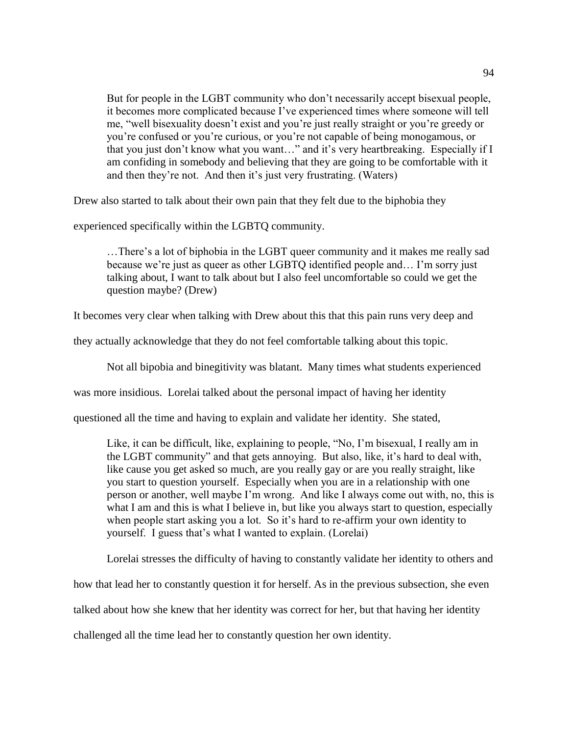> But for people in the LGBT community who don't necessarily accept bisexual people, it becomes more complicated because I've experienced times where someone will tell me, "well bisexuality doesn't exist and you're just really straight or you're greedy or you're confused or you're curious, or you're not capable of being monogamous, or that you just don't know what you want…" and it's very heartbreaking. Especially if I am confiding in somebody and believing that they are going to be comfortable with it and then they're not. And then it's just very frustrating. (Waters)

Drew also started to talk about their own pain that they felt due to the biphobia they experienced specifically within the LGBTQ community.

> …There's a lot of biphobia in the LGBT queer community and it makes me really sad because we're just as queer as other LGBTQ identified people and… I'm sorry just talking about, I want to talk about but I also feel uncomfortable so could we get the question maybe? (Drew)

It becomes very clear when talking with Drew about this that this pain runs very deep and they actually acknowledge that they do not feel comfortable talking about this topic.

Not all bipobia and binegitivity was blatant. Many times what students experienced was more insidious. Lorelai talked about the personal impact of having her identity questioned all the time and having to explain and validate her identity. She stated,

> Like, it can be difficult, like, explaining to people, "No, I'm bisexual, I really am in the LGBT community" and that gets annoying. But also, like, it's hard to deal with, like cause you get asked so much, are you really gay or are you really straight, like you start to question yourself. Especially when you are in a relationship with one person or another, well maybe I'm wrong. And like I always come out with, no, this is what I am and this is what I believe in, but like you always start to question, especially when people start asking you a lot. So it's hard to re-affirm your own identity to yourself. I guess that's what I wanted to explain. (Lorelai)

Lorelai stresses the difficulty of having to constantly validate her identity to others and how that lead her to constantly question it for herself. As in the previous subsection, she even talked about how she knew that her identity was correct for her, but that having her identity challenged all the time lead her to constantly question her own identity.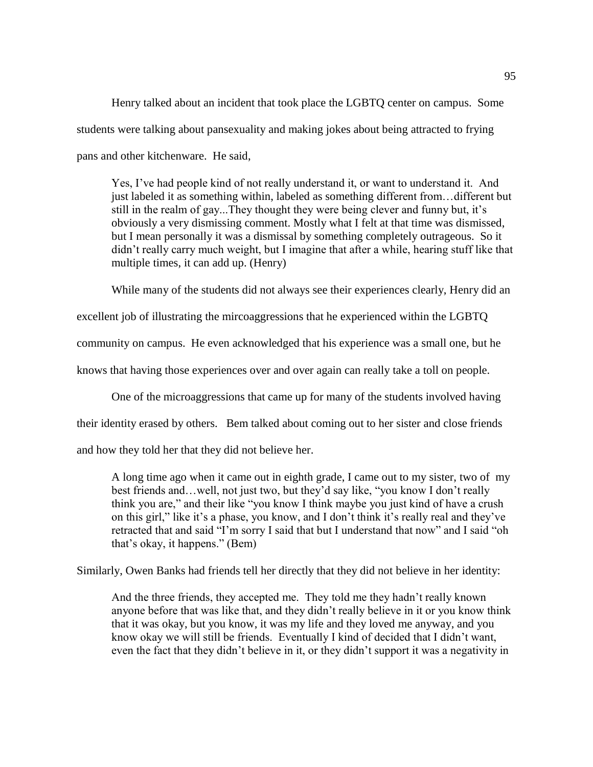Henry talked about an incident that took place the LGBTQ center on campus. Some students were talking about pansexuality and making jokes about being attracted to frying pans and other kitchenware. He said,

> Yes, I've had people kind of not really understand it, or want to understand it. And just labeled it as something within, labeled as something different from…different but still in the realm of gay...They thought they were being clever and funny but, it's obviously a very dismissing comment. Mostly what I felt at that time was dismissed, but I mean personally it was a dismissal by something completely outrageous. So it didn't really carry much weight, but I imagine that after a while, hearing stuff like that multiple times, it can add up. (Henry)

While many of the students did not always see their experiences clearly, Henry did an excellent job of illustrating the mircoaggressions that he experienced within the LGBTQ community on campus. He even acknowledged that his experience was a small one, but he knows that having those experiences over and over again can really take a toll on people.

One of the microaggressions that came up for many of the students involved having their identity erased by others. Bem talked about coming out to her sister and close friends and how they told her that they did not believe her.

> A long time ago when it came out in eighth grade, I came out to my sister, two of my best friends and…well, not just two, but they'd say like, "you know I don't really think you are," and their like "you know I think maybe you just kind of have a crush on this girl," like it's a phase, you know, and I don't think it's really real and they've retracted that and said "I'm sorry I said that but I understand that now" and I said "oh that's okay, it happens." (Bem)

Similarly, Owen Banks had friends tell her directly that they did not believe in her identity:

> And the three friends, they accepted me. They told me they hadn't really known anyone before that was like that, and they didn't really believe in it or you know think that it was okay, but you know, it was my life and they loved me anyway, and you know okay we will still be friends. Eventually I kind of decided that I didn't want, even the fact that they didn't believe in it, or they didn't support it was a negativity in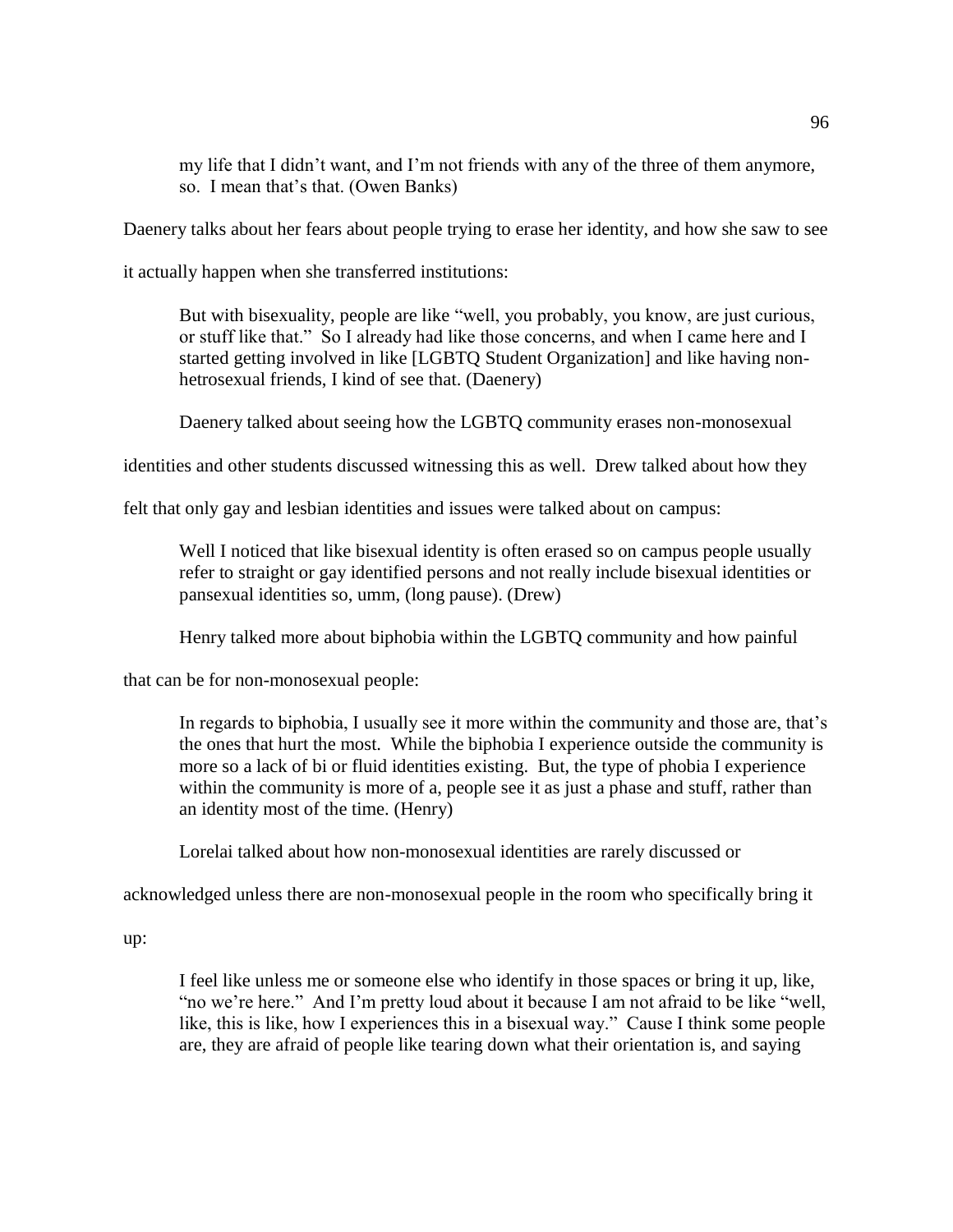> my life that I didn't want, and I'm not friends with any of the three of them anymore, so. I mean that's that. (Owen Banks)

Daenery talks about her fears about people trying to erase her identity, and how she saw to see it actually happen when she transferred institutions:

> But with bisexuality, people are like "well, you probably, you know, are just curious, or stuff like that." So I already had like those concerns, and when I came here and I started getting involved in like [LGBTQ Student Organization] and like having non-hetrosexual friends, I kind of see that. (Daenery)

Daenery talked about seeing how the LGBTQ community erases non-monosexual identities and other students discussed witnessing this as well. Drew talked about how they felt that only gay and lesbian identities and issues were talked about on campus:

> Well I noticed that like bisexual identity is often erased so on campus people usually refer to straight or gay identified persons and not really include bisexual identities or pansexual identities so, umm, (long pause). (Drew)

Henry talked more about biphobia within the LGBTQ community and how painful that can be for non-monosexual people:

> In regards to biphobia, I usually see it more within the community and those are, that's the ones that hurt the most. While the biphobia I experience outside the community is more so a lack of bi or fluid identities existing. But, the type of phobia I experience within the community is more of a, people see it as just a phase and stuff, rather than an identity most of the time. (Henry)

Lorelai talked about how non-monosexual identities are rarely discussed or acknowledged unless there are non-monosexual people in the room who specifically bring it up:

> I feel like unless me or someone else who identify in those spaces or bring it up, like, "no we're here." And I'm pretty loud about it because I am not afraid to be like "well, like, this is like, how I experiences this in a bisexual way." Cause I think some people are, they are afraid of people like tearing down what their orientation is, and saying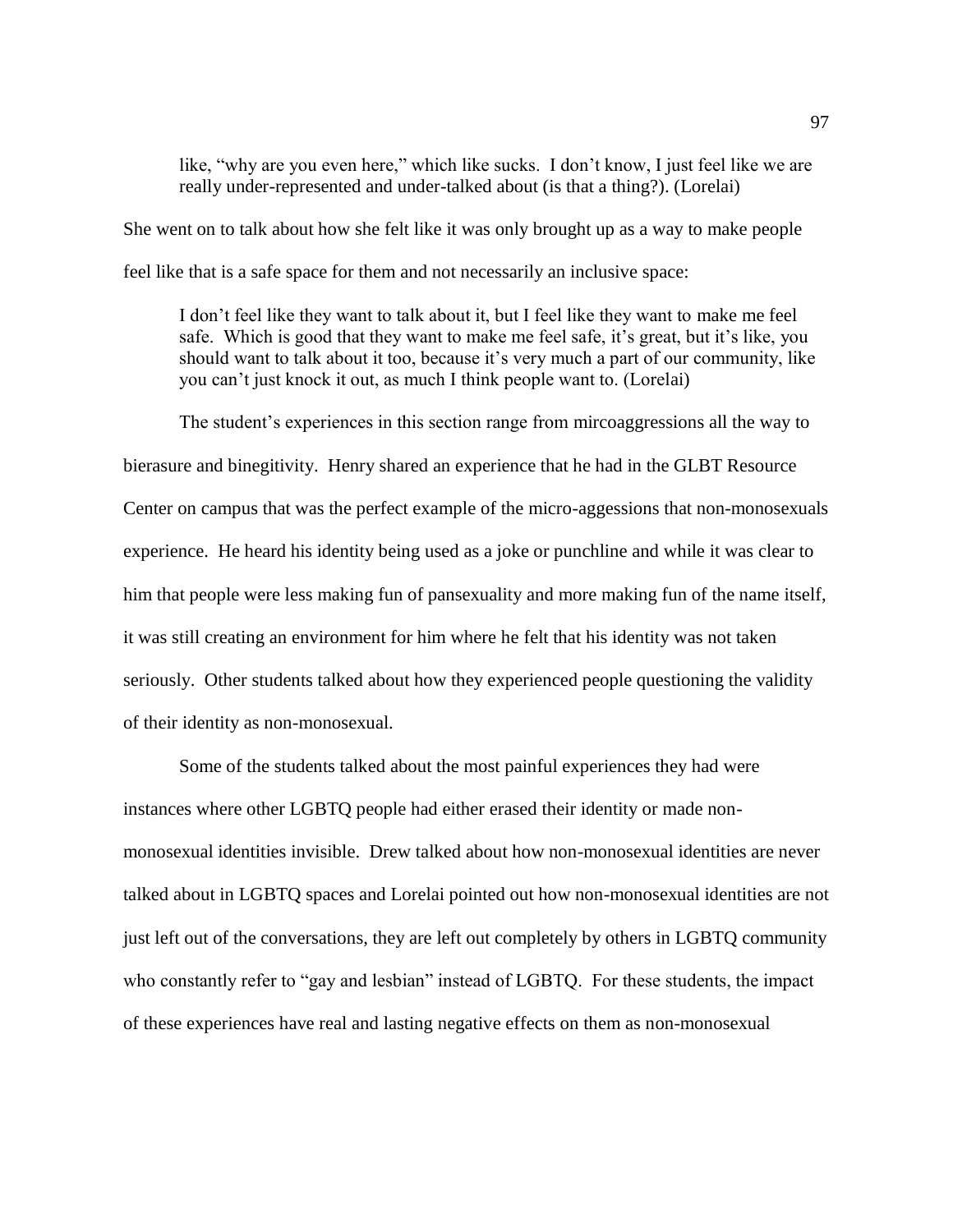> like, "why are you even here," which like sucks. I don't know, I just feel like we are really under-represented and under-talked about (is that a thing?). (Lorelai)

She went on to talk about how she felt like it was only brought up as a way to make people feel like that is a safe space for them and not necessarily an inclusive space:

> I don't feel like they want to talk about it, but I feel like they want to make me feel safe. Which is good that they want to make me feel safe, it's great, but it's like, you should want to talk about it too, because it's very much a part of our community, like you can't just knock it out, as much I think people want to. (Lorelai)

The student's experiences in this section range from mircoaggressions all the way to bierasure and binegitivity. Henry shared an experience that he had in the GLBT Resource Center on campus that was the perfect example of the micro-aggessions that non-monosexuals experience. He heard his identity being used as a joke or punchline and while it was clear to him that people were less making fun of pansexuality and more making fun of the name itself, it was still creating an environment for him where he felt that his identity was not taken seriously. Other students talked about how they experienced people questioning the validity of their identity as non-monosexual.

Some of the students talked about the most painful experiences they had were instances where other LGBTQ people had either erased their identity or made non-monosexual identities invisible. Drew talked about how non-monosexual identities are never talked about in LGBTQ spaces and Lorelai pointed out how non-monosexual identities are not just left out of the conversations, they are left out completely by others in LGBTQ community who constantly refer to "gay and lesbian" instead of LGBTQ. For these students, the impact of these experiences have real and lasting negative effects on them as non-monosexual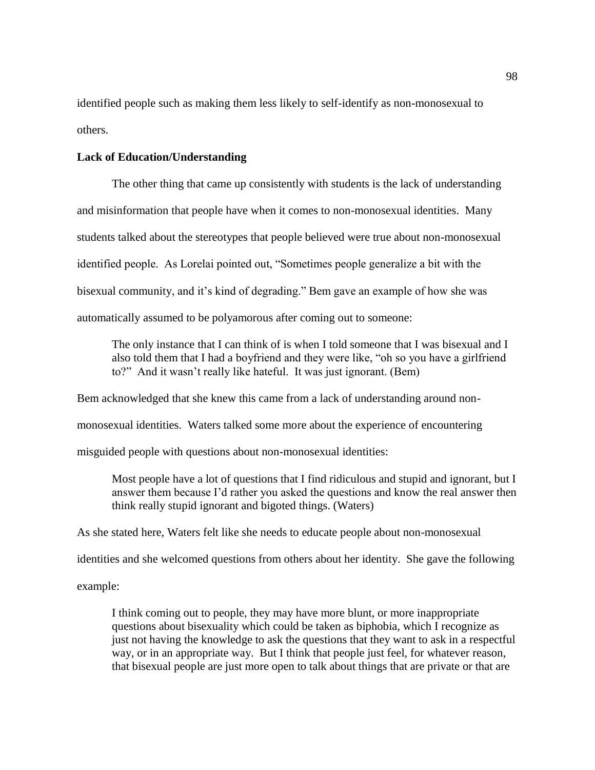identified people such as making them less likely to self-identify as non-monosexual to others.

**Lack of Education/Understanding**

The other thing that came up consistently with students is the lack of understanding and misinformation that people have when it comes to non-monosexual identities. Many students talked about the stereotypes that people believed were true about non-monosexual identified people. As Lorelai pointed out, "Sometimes people generalize a bit with the bisexual community, and it's kind of degrading." Bem gave an example of how she was automatically assumed to be polyamorous after coming out to someone:

> The only instance that I can think of is when I told someone that I was bisexual and I also told them that I had a boyfriend and they were like, "oh so you have a girlfriend to?" And it wasn't really like hateful. It was just ignorant. (Bem)

Bem acknowledged that she knew this came from a lack of understanding around non-monosexual identities. Waters talked some more about the experience of encountering misguided people with questions about non-monosexual identities:

> Most people have a lot of questions that I find ridiculous and stupid and ignorant, but I answer them because I'd rather you asked the questions and know the real answer then think really stupid ignorant and bigoted things. (Waters)

As she stated here, Waters felt like she needs to educate people about non-monosexual identities and she welcomed questions from others about her identity. She gave the following example:

> I think coming out to people, they may have more blunt, or more inappropriate questions about bisexuality which could be taken as biphobia, which I recognize as just not having the knowledge to ask the questions that they want to ask in a respectful way, or in an appropriate way. But I think that people just feel, for whatever reason, that bisexual people are just more open to talk about things that are private or that are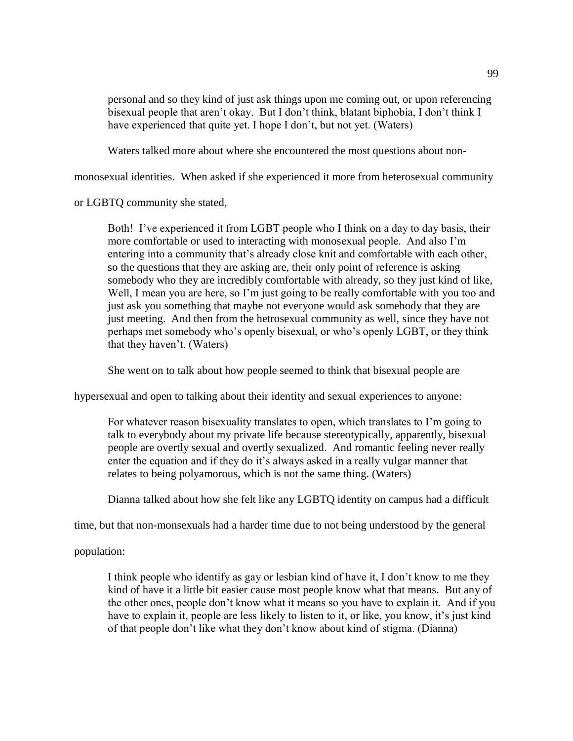> personal and so they kind of just ask things upon me coming out, or upon referencing bisexual people that aren't okay. But I don't think, blatant biphobia, I don't think I have experienced that quite yet. I hope I don't, but not yet. (Waters)

Waters talked more about where she encountered the most questions about non-monosexual identities. When asked if she experienced it more from heterosexual community or LGBTQ community she stated,

> Both! I've experienced it from LGBT people who I think on a day to day basis, their more comfortable or used to interacting with monosexual people. And also I'm entering into a community that's already close knit and comfortable with each other, so the questions that they are asking are, their only point of reference is asking somebody who they are incredibly comfortable with already, so they just kind of like, Well, I mean you are here, so I'm just going to be really comfortable with you too and just ask you something that maybe not everyone would ask somebody that they are just meeting. And then from the hetrosexual community as well, since they have not perhaps met somebody who's openly bisexual, or who's openly LGBT, or they think that they haven't. (Waters)

She went on to talk about how people seemed to think that bisexual people are hypersexual and open to talking about their identity and sexual experiences to anyone:

> For whatever reason bisexuality translates to open, which translates to I'm going to talk to everybody about my private life because stereotypically, apparently, bisexual people are overtly sexual and overtly sexualized. And romantic feeling never really enter the equation and if they do it's always asked in a really vulgar manner that relates to being polyamorous, which is not the same thing. (Waters)

Dianna talked about how she felt like any LGBTQ identity on campus had a difficult time, but that non-monsexuals had a harder time due to not being understood by the general population:

> I think people who identify as gay or lesbian kind of have it, I don't know to me they kind of have it a little bit easier cause most people know what that means. But any of the other ones, people don't know what it means so you have to explain it. And if you have to explain it, people are less likely to listen to it, or like, you know, it's just kind of that people don't like what they don't know about kind of stigma. (Dianna)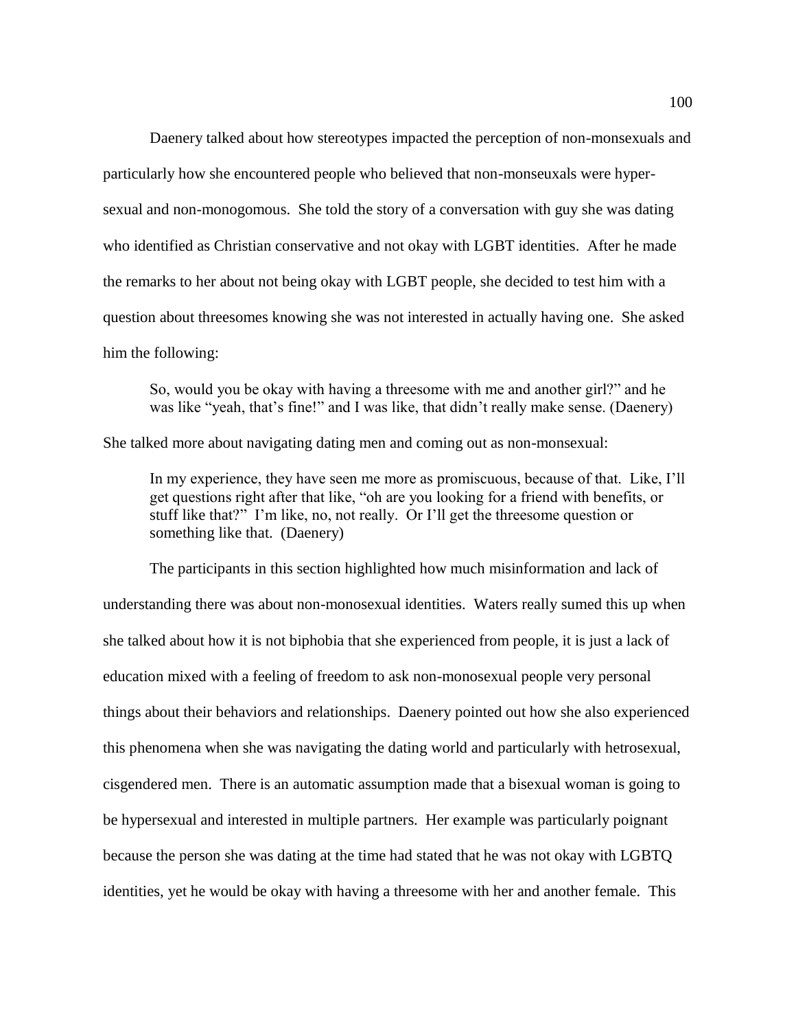Daenery talked about how stereotypes impacted the perception of non-monsexuals and particularly how she encountered people who believed that non-monseuxals were hyper-sexual and non-monogomous. She told the story of a conversation with guy she was dating who identified as Christian conservative and not okay with LGBT identities. After he made the remarks to her about not being okay with LGBT people, she decided to test him with a question about threesomes knowing she was not interested in actually having one. She asked him the following:

> So, would you be okay with having a threesome with me and another girl?" and he was like "yeah, that's fine!" and I was like, that didn't really make sense. (Daenery)

She talked more about navigating dating men and coming out as non-monsexual:

> In my experience, they have seen me more as promiscuous, because of that. Like, I'll get questions right after that like, "oh are you looking for a friend with benefits, or stuff like that?" I'm like, no, not really. Or I'll get the threesome question or something like that. (Daenery)

The participants in this section highlighted how much misinformation and lack of understanding there was about non-monosexual identities. Waters really sumed this up when she talked about how it is not biphobia that she experienced from people, it is just a lack of education mixed with a feeling of freedom to ask non-monosexual people very personal things about their behaviors and relationships. Daenery pointed out how she also experienced this phenomena when she was navigating the dating world and particularly with hetrosexual, cisgendered men. There is an automatic assumption made that a bisexual woman is going to be hypersexual and interested in multiple partners. Her example was particularly poignant because the person she was dating at the time had stated that he was not okay with LGBTQ identities, yet he would be okay with having a threesome with her and another female. This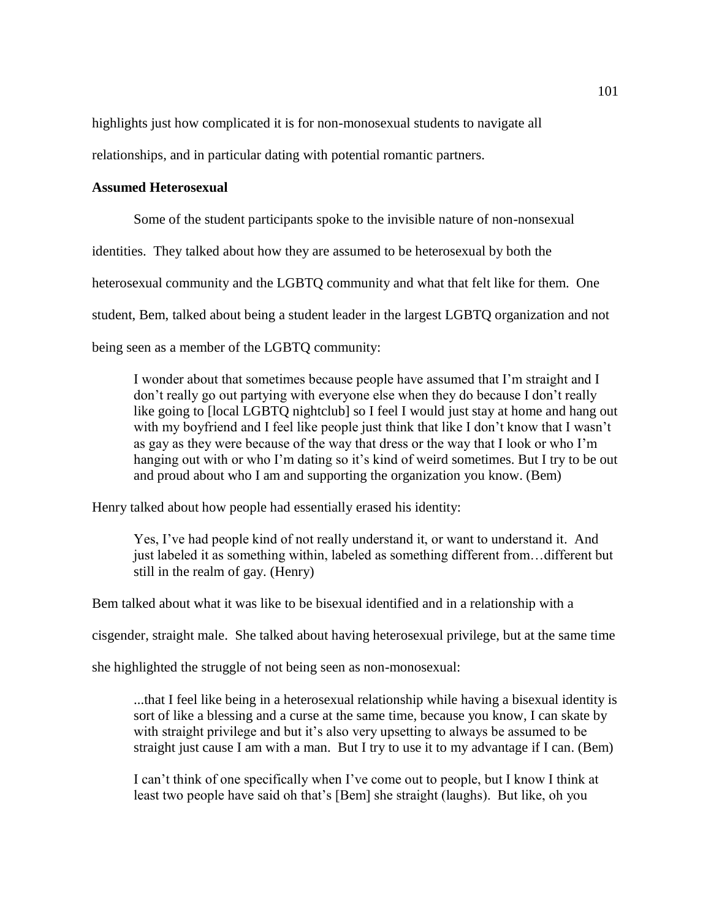highlights just how complicated it is for non-monosexual students to navigate all relationships, and in particular dating with potential romantic partners.

**Assumed Heterosexual**

Some of the student participants spoke to the invisible nature of non-nonsexual identities. They talked about how they are assumed to be heterosexual by both the heterosexual community and the LGBTQ community and what that felt like for them. One student, Bem, talked about being a student leader in the largest LGBTQ organization and not being seen as a member of the LGBTQ community:

> I wonder about that sometimes because people have assumed that I'm straight and I don't really go out partying with everyone else when they do because I don't really like going to [local LGBTQ nightclub] so I feel I would just stay at home and hang out with my boyfriend and I feel like people just think that like I don't know that I wasn't as gay as they were because of the way that dress or the way that I look or who I'm hanging out with or who I'm dating so it's kind of weird sometimes. But I try to be out and proud about who I am and supporting the organization you know. (Bem)

Henry talked about how people had essentially erased his identity:

> Yes, I've had people kind of not really understand it, or want to understand it. And just labeled it as something within, labeled as something different from…different but still in the realm of gay. (Henry)

Bem talked about what it was like to be bisexual identified and in a relationship with a cisgender, straight male. She talked about having heterosexual privilege, but at the same time she highlighted the struggle of not being seen as non-monosexual:

> ...that I feel like being in a heterosexual relationship while having a bisexual identity is sort of like a blessing and a curse at the same time, because you know, I can skate by with straight privilege and but it's also very upsetting to always be assumed to be straight just cause I am with a man. But I try to use it to my advantage if I can. (Bem)

> I can't think of one specifically when I've come out to people, but I know I think at least two people have said oh that's [Bem] she straight (laughs). But like, oh you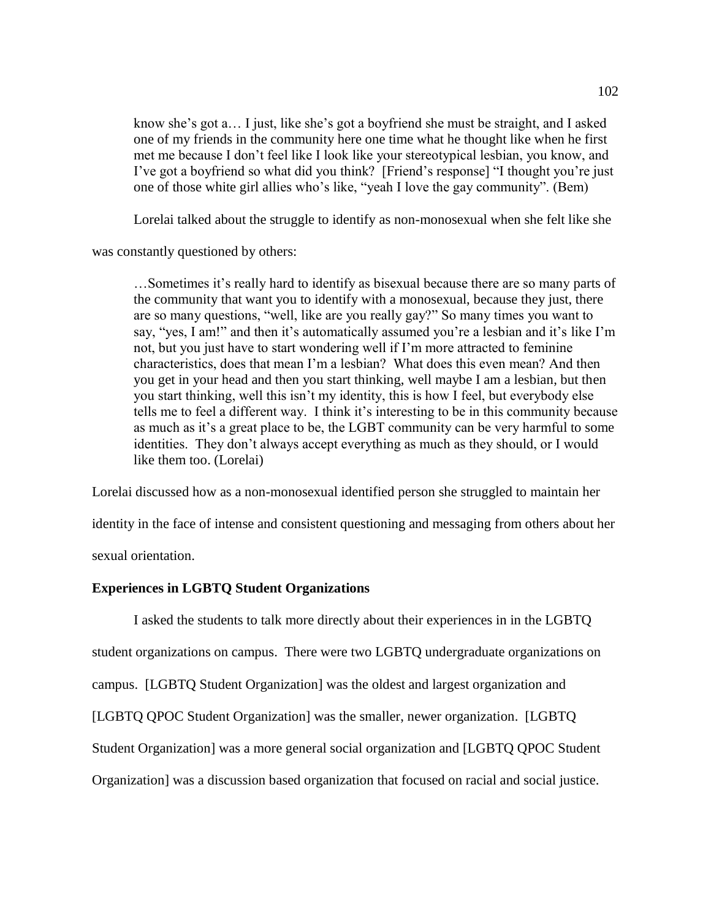know she's got a… I just, like she's got a boyfriend she must be straight, and I asked one of my friends in the community here one time what he thought like when he first met me because I don't feel like I look like your stereotypical lesbian, you know, and I've got a boyfriend so what did you think? [Friend's response] "I thought you're just one of those white girl allies who's like, "yeah I love the gay community". (Bem)

Lorelai talked about the struggle to identify as non-monosexual when she felt like she was constantly questioned by others:

> …Sometimes it's really hard to identify as bisexual because there are so many parts of the community that want you to identify with a monosexual, because they just, there are so many questions, "well, like are you really gay?" So many times you want to say, "yes, I am!" and then it's automatically assumed you're a lesbian and it's like I'm not, but you just have to start wondering well if I'm more attracted to feminine characteristics, does that mean I'm a lesbian? What does this even mean? And then you get in your head and then you start thinking, well maybe I am a lesbian, but then you start thinking, well this isn't my identity, this is how I feel, but everybody else tells me to feel a different way. I think it's interesting to be in this community because as much as it's a great place to be, the LGBT community can be very harmful to some identities. They don't always accept everything as much as they should, or I would like them too. (Lorelai)

Lorelai discussed how as a non-monosexual identified person she struggled to maintain her identity in the face of intense and consistent questioning and messaging from others about her sexual orientation.

### Experiences in LGBTQ Student Organizations

I asked the students to talk more directly about their experiences in in the LGBTQ student organizations on campus. There were two LGBTQ undergraduate organizations on campus. [LGBTQ Student Organization] was the oldest and largest organization and [LGBTQ QPOC Student Organization] was the smaller, newer organization. [LGBTQ Student Organization] was a more general social organization and [LGBTQ QPOC Student Organization] was a discussion based organization that focused on racial and social justice.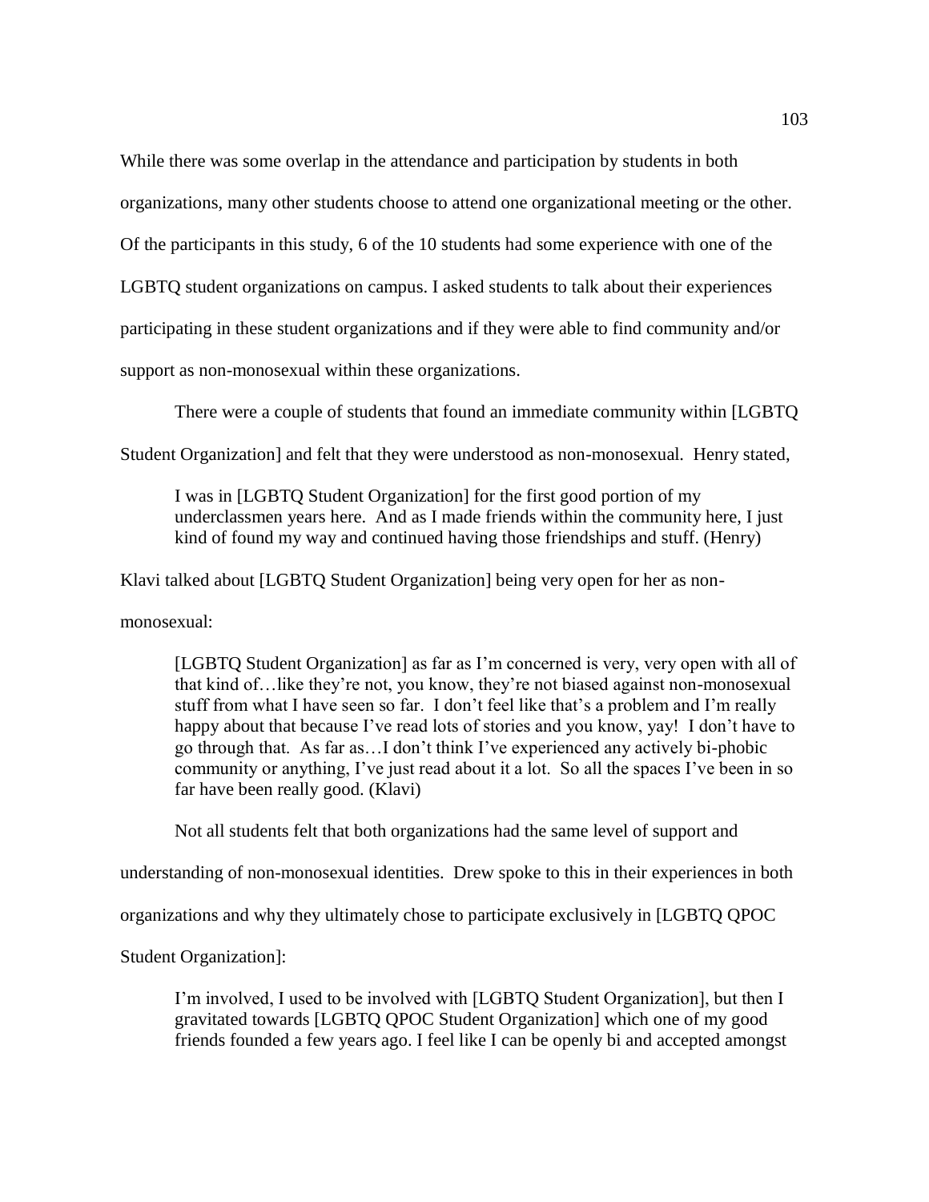While there was some overlap in the attendance and participation by students in both organizations, many other students choose to attend one organizational meeting or the other. Of the participants in this study, 6 of the 10 students had some experience with one of the LGBTQ student organizations on campus. I asked students to talk about their experiences participating in these student organizations and if they were able to find community and/or support as non-monosexual within these organizations.

There were a couple of students that found an immediate community within [LGBTQ Student Organization] and felt that they were understood as non-monosexual. Henry stated,

> I was in [LGBTQ Student Organization] for the first good portion of my underclassmen years here. And as I made friends within the community here, I just kind of found my way and continued having those friendships and stuff. (Henry)

Klavi talked about [LGBTQ Student Organization] being very open for her as non-monosexual:

> [LGBTQ Student Organization] as far as I'm concerned is very, very open with all of that kind of…like they're not, you know, they're not biased against non-monosexual stuff from what I have seen so far. I don't feel like that's a problem and I'm really happy about that because I've read lots of stories and you know, yay! I don't have to go through that. As far as…I don't think I've experienced any actively bi-phobic community or anything, I've just read about it a lot. So all the spaces I've been in so far have been really good. (Klavi)

Not all students felt that both organizations had the same level of support and understanding of non-monosexual identities. Drew spoke to this in their experiences in both organizations and why they ultimately chose to participate exclusively in [LGBTQ QPOC Student Organization]:

> I'm involved, I used to be involved with [LGBTQ Student Organization], but then I gravitated towards [LGBTQ QPOC Student Organization] which one of my good friends founded a few years ago. I feel like I can be openly bi and accepted amongst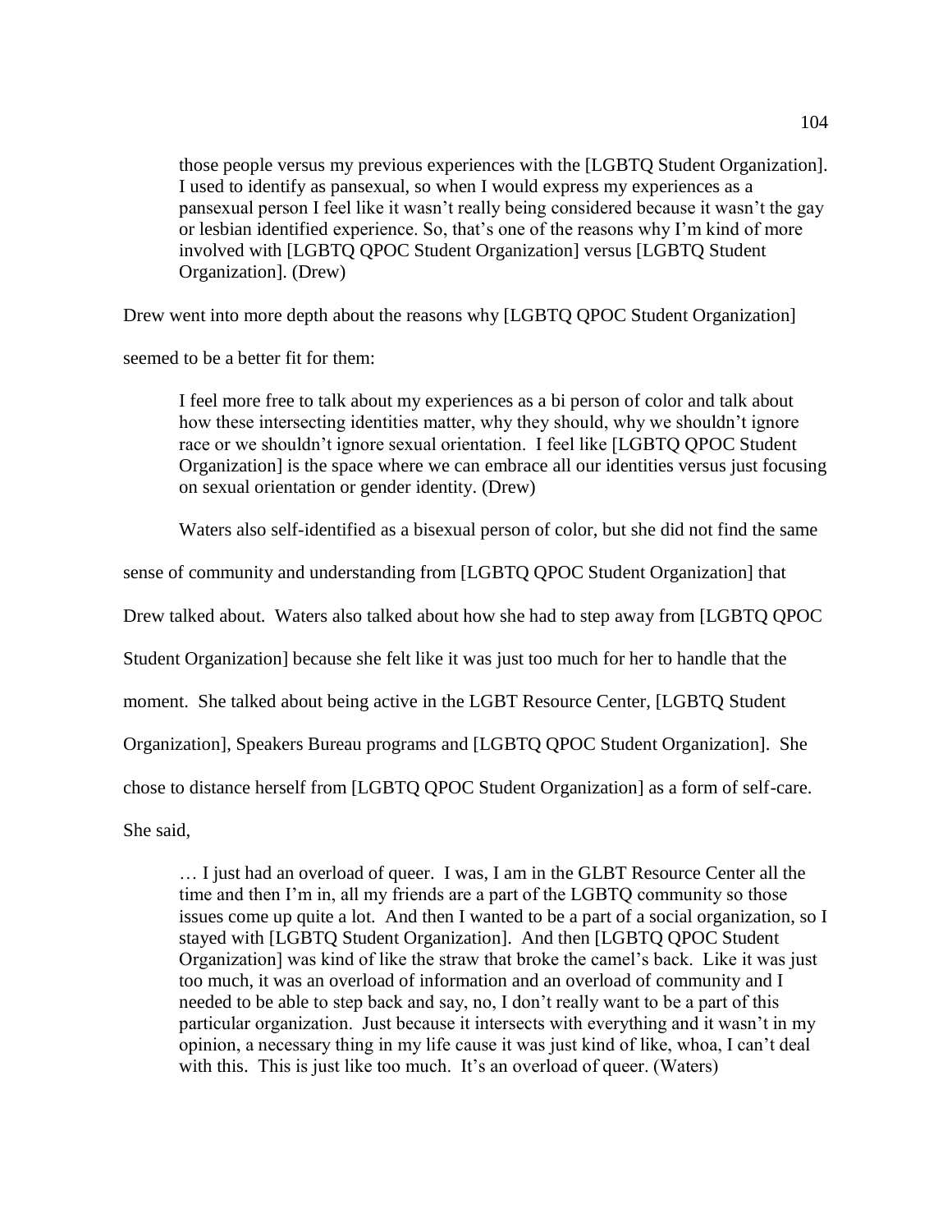> those people versus my previous experiences with the [LGBTQ Student Organization]. I used to identify as pansexual, so when I would express my experiences as a pansexual person I feel like it wasn't really being considered because it wasn't the gay or lesbian identified experience. So, that's one of the reasons why I'm kind of more involved with [LGBTQ QPOC Student Organization] versus [LGBTQ Student Organization]. (Drew)

Drew went into more depth about the reasons why [LGBTQ QPOC Student Organization] seemed to be a better fit for them:

> I feel more free to talk about my experiences as a bi person of color and talk about how these intersecting identities matter, why they should, why we shouldn't ignore race or we shouldn't ignore sexual orientation. I feel like [LGBTQ QPOC Student Organization] is the space where we can embrace all our identities versus just focusing on sexual orientation or gender identity. (Drew)

Waters also self-identified as a bisexual person of color, but she did not find the same sense of community and understanding from [LGBTQ QPOC Student Organization] that Drew talked about. Waters also talked about how she had to step away from [LGBTQ QPOC Student Organization] because she felt like it was just too much for her to handle that the moment. She talked about being active in the LGBT Resource Center, [LGBTQ Student Organization], Speakers Bureau programs and [LGBTQ QPOC Student Organization]. She chose to distance herself from [LGBTQ QPOC Student Organization] as a form of self-care. She said,

> … I just had an overload of queer. I was, I am in the GLBT Resource Center all the time and then I'm in, all my friends are a part of the LGBTQ community so those issues come up quite a lot. And then I wanted to be a part of a social organization, so I stayed with [LGBTQ Student Organization]. And then [LGBTQ QPOC Student Organization] was kind of like the straw that broke the camel's back. Like it was just too much, it was an overload of information and an overload of community and I needed to be able to step back and say, no, I don't really want to be a part of this particular organization. Just because it intersects with everything and it wasn't in my opinion, a necessary thing in my life cause it was just kind of like, whoa, I can't deal with this. This is just like too much. It's an overload of queer. (Waters)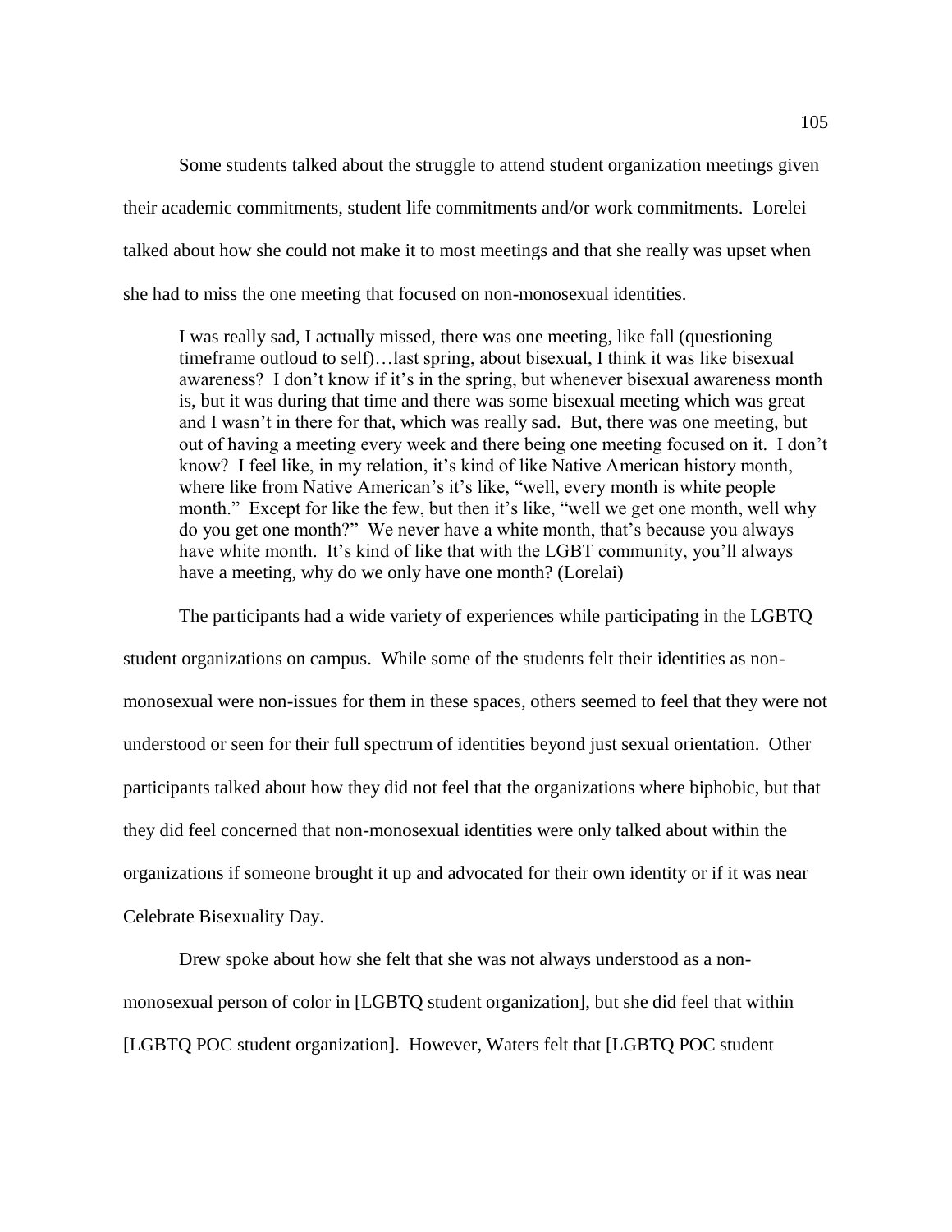Some students talked about the struggle to attend student organization meetings given their academic commitments, student life commitments and/or work commitments. Lorelei talked about how she could not make it to most meetings and that she really was upset when she had to miss the one meeting that focused on non-monosexual identities.

> I was really sad, I actually missed, there was one meeting, like fall (questioning timeframe outloud to self)…last spring, about bisexual, I think it was like bisexual awareness? I don't know if it's in the spring, but whenever bisexual awareness month is, but it was during that time and there was some bisexual meeting which was great and I wasn't in there for that, which was really sad. But, there was one meeting, but out of having a meeting every week and there being one meeting focused on it. I don't know? I feel like, in my relation, it's kind of like Native American history month, where like from Native American's it's like, "well, every month is white people month." Except for like the few, but then it's like, "well we get one month, well why do you get one month?" We never have a white month, that's because you always have white month. It's kind of like that with the LGBT community, you'll always have a meeting, why do we only have one month? (Lorelai)

The participants had a wide variety of experiences while participating in the LGBTQ student organizations on campus. While some of the students felt their identities as non-monosexual were non-issues for them in these spaces, others seemed to feel that they were not understood or seen for their full spectrum of identities beyond just sexual orientation. Other participants talked about how they did not feel that the organizations where biphobic, but that they did feel concerned that non-monosexual identities were only talked about within the organizations if someone brought it up and advocated for their own identity or if it was near Celebrate Bisexuality Day.

Drew spoke about how she felt that she was not always understood as a non-monosexual person of color in [LGBTQ student organization], but she did feel that within [LGBTQ POC student organization]. However, Waters felt that [LGBTQ POC student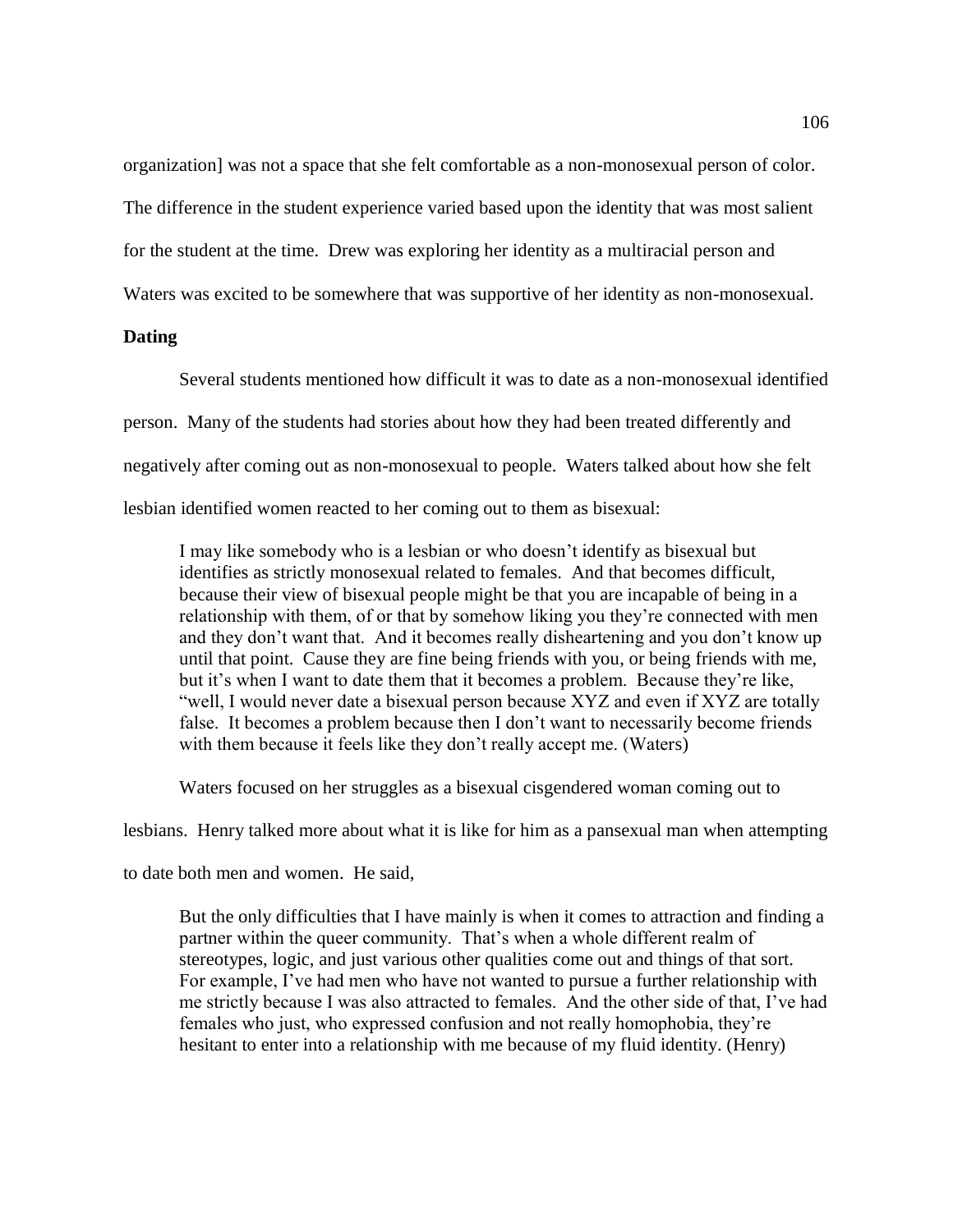organization] was not a space that she felt comfortable as a non-monosexual person of color. The difference in the student experience varied based upon the identity that was most salient for the student at the time. Drew was exploring her identity as a multiracial person and Waters was excited to be somewhere that was supportive of her identity as non-monosexual.

**Dating**

Several students mentioned how difficult it was to date as a non-monosexual identified person. Many of the students had stories about how they had been treated differently and negatively after coming out as non-monosexual to people. Waters talked about how she felt lesbian identified women reacted to her coming out to them as bisexual:

> I may like somebody who is a lesbian or who doesn't identify as bisexual but identifies as strictly monosexual related to females. And that becomes difficult, because their view of bisexual people might be that you are incapable of being in a relationship with them, of or that by somehow liking you they're connected with men and they don't want that. And it becomes really disheartening and you don't know up until that point. Cause they are fine being friends with you, or being friends with me, but it's when I want to date them that it becomes a problem. Because they're like, "well, I would never date a bisexual person because XYZ and even if XYZ are totally false. It becomes a problem because then I don't want to necessarily become friends with them because it feels like they don't really accept me. (Waters)

Waters focused on her struggles as a bisexual cisgendered woman coming out to lesbians. Henry talked more about what it is like for him as a pansexual man when attempting to date both men and women. He said,

> But the only difficulties that I have mainly is when it comes to attraction and finding a partner within the queer community. That's when a whole different realm of stereotypes, logic, and just various other qualities come out and things of that sort. For example, I've had men who have not wanted to pursue a further relationship with me strictly because I was also attracted to females. And the other side of that, I've had females who just, who expressed confusion and not really homophobia, they're hesitant to enter into a relationship with me because of my fluid identity. (Henry)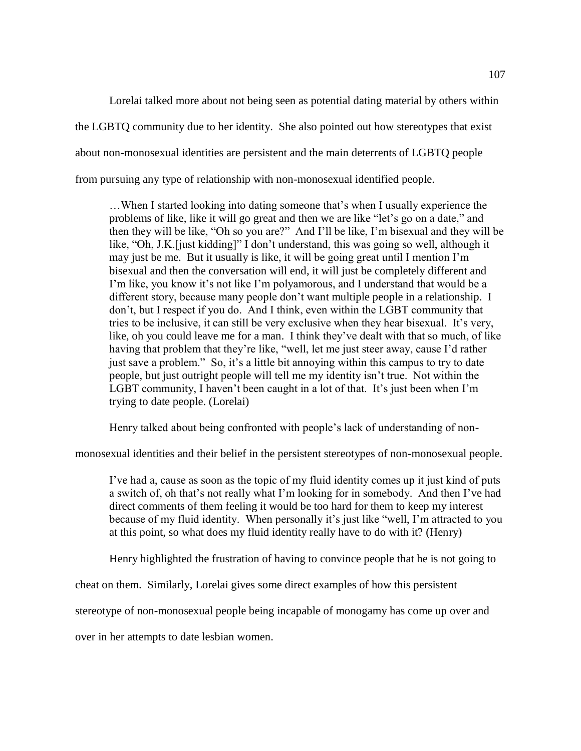Lorelai talked more about not being seen as potential dating material by others within the LGBTQ community due to her identity. She also pointed out how stereotypes that exist about non-monosexual identities are persistent and the main deterrents of LGBTQ people from pursuing any type of relationship with non-monosexual identified people.

> …When I started looking into dating someone that's when I usually experience the problems of like, like it will go great and then we are like "let's go on a date," and then they will be like, "Oh so you are?" And I'll be like, I'm bisexual and they will be like, "Oh, J.K.[just kidding]" I don't understand, this was going so well, although it may just be me. But it usually is like, it will be going great until I mention I'm bisexual and then the conversation will end, it will just be completely different and I'm like, you know it's not like I'm polyamorous, and I understand that would be a different story, because many people don't want multiple people in a relationship. I don't, but I respect if you do. And I think, even within the LGBT community that tries to be inclusive, it can still be very exclusive when they hear bisexual. It's very, like, oh you could leave me for a man. I think they've dealt with that so much, of like having that problem that they're like, "well, let me just steer away, cause I'd rather just save a problem." So, it's a little bit annoying within this campus to try to date people, but just outright people will tell me my identity isn't true. Not within the LGBT community, I haven't been caught in a lot of that. It's just been when I'm trying to date people. (Lorelai)

Henry talked about being confronted with people's lack of understanding of non-monosexual identities and their belief in the persistent stereotypes of non-monosexual people.

> I've had a, cause as soon as the topic of my fluid identity comes up it just kind of puts a switch of, oh that's not really what I'm looking for in somebody. And then I've had direct comments of them feeling it would be too hard for them to keep my interest because of my fluid identity. When personally it's just like "well, I'm attracted to you at this point, so what does my fluid identity really have to do with it? (Henry)

Henry highlighted the frustration of having to convince people that he is not going to cheat on them. Similarly, Lorelai gives some direct examples of how this persistent stereotype of non-monosexual people being incapable of monogamy has come up over and over in her attempts to date lesbian women.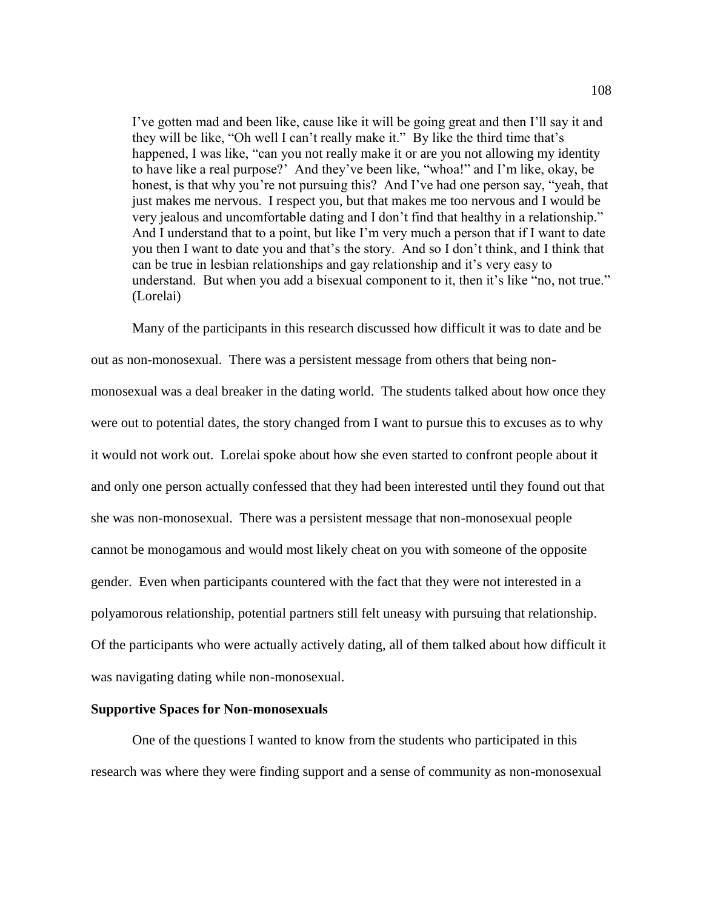> I've gotten mad and been like, cause like it will be going great and then I'll say it and they will be like, "Oh well I can't really make it." By like the third time that's happened, I was like, "can you not really make it or are you not allowing my identity to have like a real purpose?' And they've been like, "whoa!" and I'm like, okay, be honest, is that why you're not pursuing this? And I've had one person say, "yeah, that just makes me nervous. I respect you, but that makes me too nervous and I would be very jealous and uncomfortable dating and I don't find that healthy in a relationship." And I understand that to a point, but like I'm very much a person that if I want to date you then I want to date you and that's the story. And so I don't think, and I think that can be true in lesbian relationships and gay relationship and it's very easy to understand. But when you add a bisexual component to it, then it's like "no, not true." (Lorelai)

Many of the participants in this research discussed how difficult it was to date and be out as non-monosexual. There was a persistent message from others that being non-monosexual was a deal breaker in the dating world. The students talked about how once they were out to potential dates, the story changed from I want to pursue this to excuses as to why it would not work out. Lorelai spoke about how she even started to confront people about it and only one person actually confessed that they had been interested until they found out that she was non-monosexual. There was a persistent message that non-monosexual people cannot be monogamous and would most likely cheat on you with someone of the opposite gender. Even when participants countered with the fact that they were not interested in a polyamorous relationship, potential partners still felt uneasy with pursuing that relationship. Of the participants who were actually actively dating, all of them talked about how difficult it was navigating dating while non-monosexual.

**Supportive Spaces for Non-monosexuals**

One of the questions I wanted to know from the students who participated in this research was where they were finding support and a sense of community as non-monosexual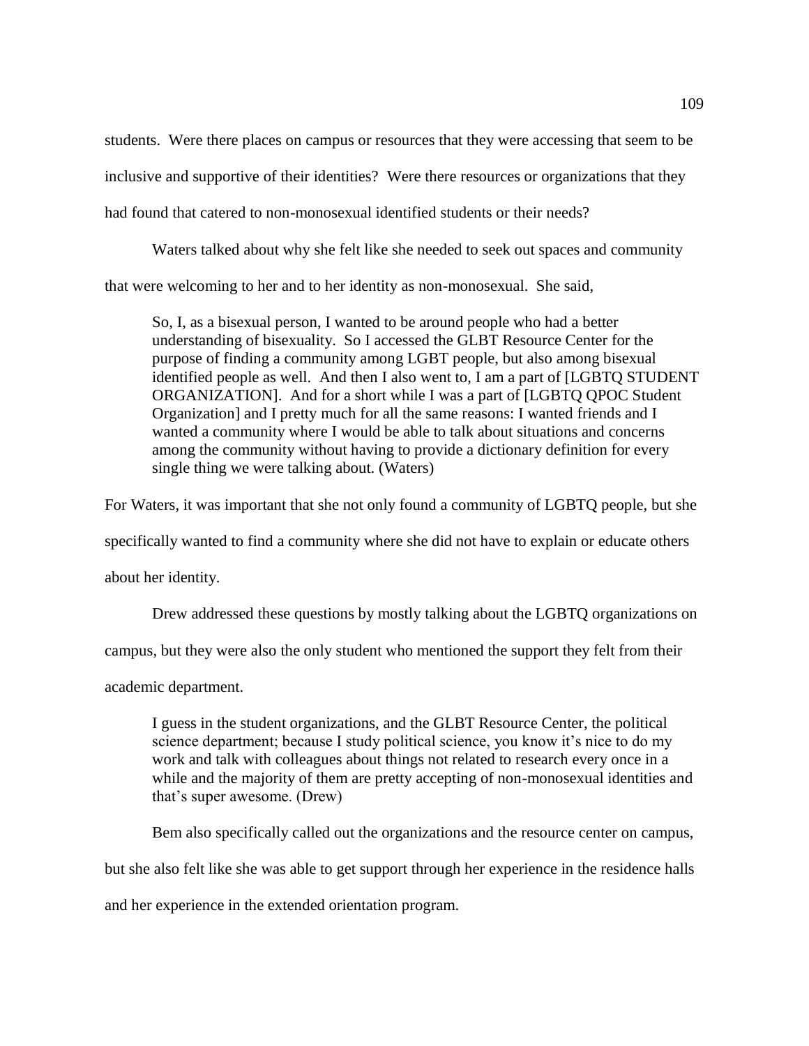students. Were there places on campus or resources that they were accessing that seem to be inclusive and supportive of their identities? Were there resources or organizations that they had found that catered to non-monosexual identified students or their needs?

Waters talked about why she felt like she needed to seek out spaces and community that were welcoming to her and to her identity as non-monosexual. She said,

> So, I, as a bisexual person, I wanted to be around people who had a better understanding of bisexuality. So I accessed the GLBT Resource Center for the purpose of finding a community among LGBT people, but also among bisexual identified people as well. And then I also went to, I am a part of [LGBTQ STUDENT ORGANIZATION]. And for a short while I was a part of [LGBTQ QPOC Student Organization] and I pretty much for all the same reasons: I wanted friends and I wanted a community where I would be able to talk about situations and concerns among the community without having to provide a dictionary definition for every single thing we were talking about. (Waters)

For Waters, it was important that she not only found a community of LGBTQ people, but she specifically wanted to find a community where she did not have to explain or educate others about her identity.

Drew addressed these questions by mostly talking about the LGBTQ organizations on campus, but they were also the only student who mentioned the support they felt from their academic department.

> I guess in the student organizations, and the GLBT Resource Center, the political science department; because I study political science, you know it's nice to do my work and talk with colleagues about things not related to research every once in a while and the majority of them are pretty accepting of non-monosexual identities and that's super awesome. (Drew)

Bem also specifically called out the organizations and the resource center on campus, but she also felt like she was able to get support through her experience in the residence halls and her experience in the extended orientation program.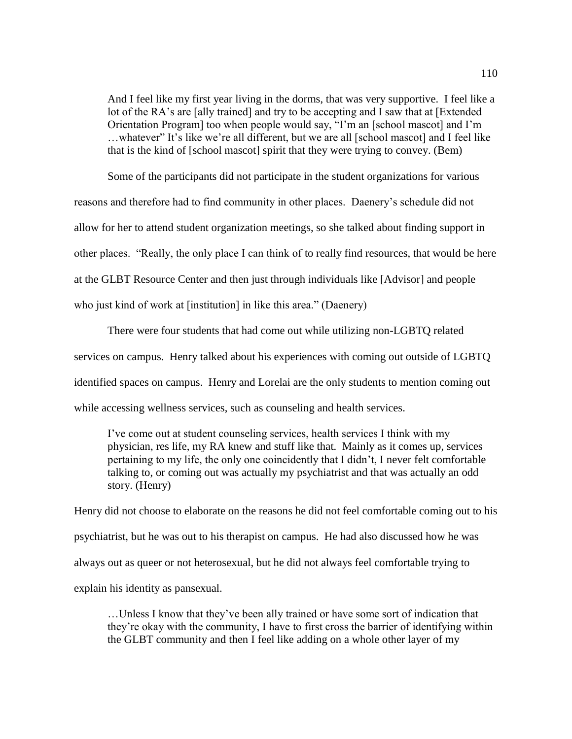> And I feel like my first year living in the dorms, that was very supportive. I feel like a lot of the RA's are [ally trained] and try to be accepting and I saw that at [Extended Orientation Program] too when people would say, "I'm an [school mascot] and I'm …whatever" It's like we're all different, but we are all [school mascot] and I feel like that is the kind of [school mascot] spirit that they were trying to convey. (Bem)

Some of the participants did not participate in the student organizations for various reasons and therefore had to find community in other places. Daenery's schedule did not allow for her to attend student organization meetings, so she talked about finding support in other places. "Really, the only place I can think of to really find resources, that would be here at the GLBT Resource Center and then just through individuals like [Advisor] and people who just kind of work at [institution] in like this area." (Daenery)

There were four students that had come out while utilizing non-LGBTQ related services on campus. Henry talked about his experiences with coming out outside of LGBTQ identified spaces on campus. Henry and Lorelai are the only students to mention coming out while accessing wellness services, such as counseling and health services.

> I've come out at student counseling services, health services I think with my physician, res life, my RA knew and stuff like that. Mainly as it comes up, services pertaining to my life, the only one coincidently that I didn't, I never felt comfortable talking to, or coming out was actually my psychiatrist and that was actually an odd story. (Henry)

Henry did not choose to elaborate on the reasons he did not feel comfortable coming out to his psychiatrist, but he was out to his therapist on campus. He had also discussed how he was always out as queer or not heterosexual, but he did not always feel comfortable trying to explain his identity as pansexual.

> …Unless I know that they've been ally trained or have some sort of indication that they're okay with the community, I have to first cross the barrier of identifying within the GLBT community and then I feel like adding on a whole other layer of my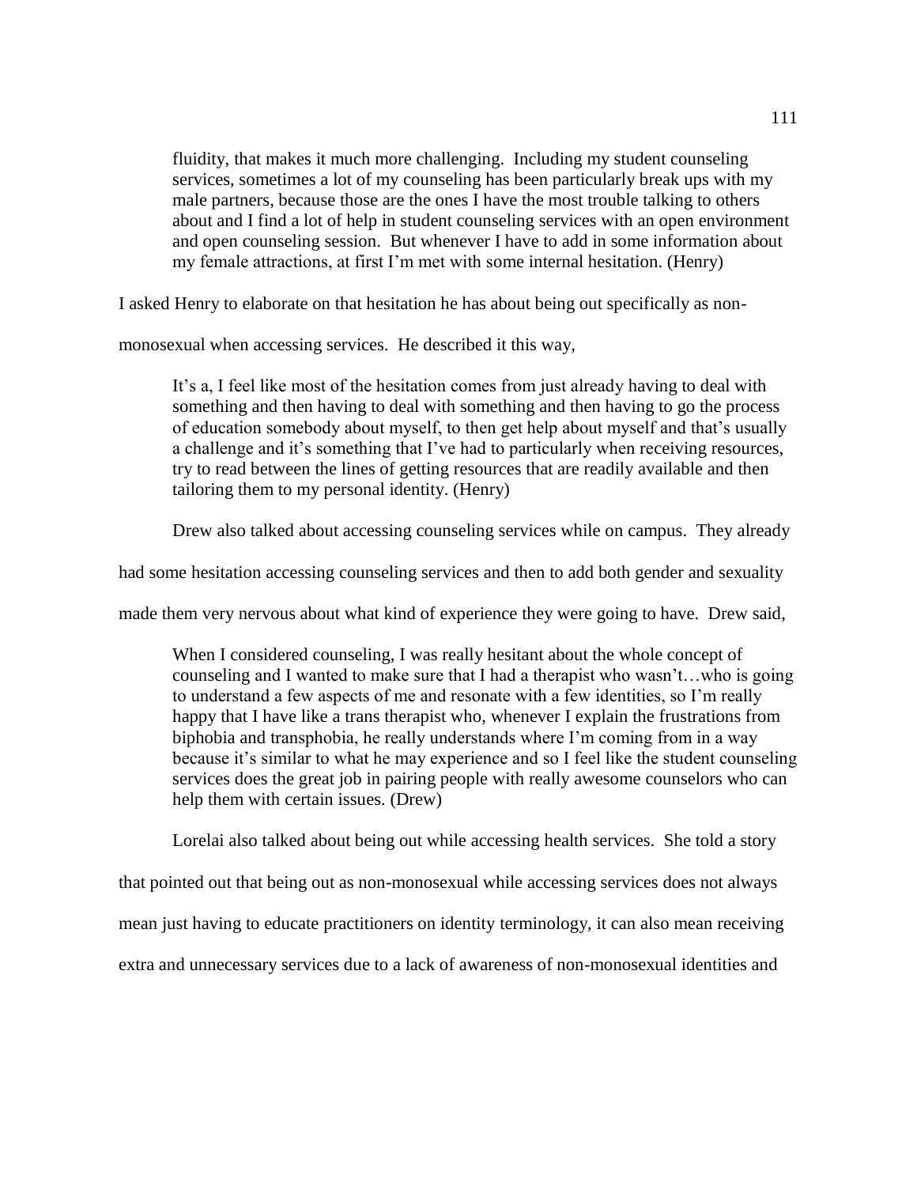> fluidity, that makes it much more challenging. Including my student counseling services, sometimes a lot of my counseling has been particularly break ups with my male partners, because those are the ones I have the most trouble talking to others about and I find a lot of help in student counseling services with an open environment and open counseling session. But whenever I have to add in some information about my female attractions, at first I'm met with some internal hesitation. (Henry)

I asked Henry to elaborate on that hesitation he has about being out specifically as non-monosexual when accessing services. He described it this way,

> It's a, I feel like most of the hesitation comes from just already having to deal with something and then having to deal with something and then having to go the process of education somebody about myself, to then get help about myself and that's usually a challenge and it's something that I've had to particularly when receiving resources, try to read between the lines of getting resources that are readily available and then tailoring them to my personal identity. (Henry)

Drew also talked about accessing counseling services while on campus. They already had some hesitation accessing counseling services and then to add both gender and sexuality made them very nervous about what kind of experience they were going to have. Drew said,

> When I considered counseling, I was really hesitant about the whole concept of counseling and I wanted to make sure that I had a therapist who wasn't…who is going to understand a few aspects of me and resonate with a few identities, so I'm really happy that I have like a trans therapist who, whenever I explain the frustrations from biphobia and transphobia, he really understands where I'm coming from in a way because it's similar to what he may experience and so I feel like the student counseling services does the great job in pairing people with really awesome counselors who can help them with certain issues. (Drew)

Lorelai also talked about being out while accessing health services. She told a story that pointed out that being out as non-monosexual while accessing services does not always mean just having to educate practitioners on identity terminology, it can also mean receiving extra and unnecessary services due to a lack of awareness of non-monosexual identities and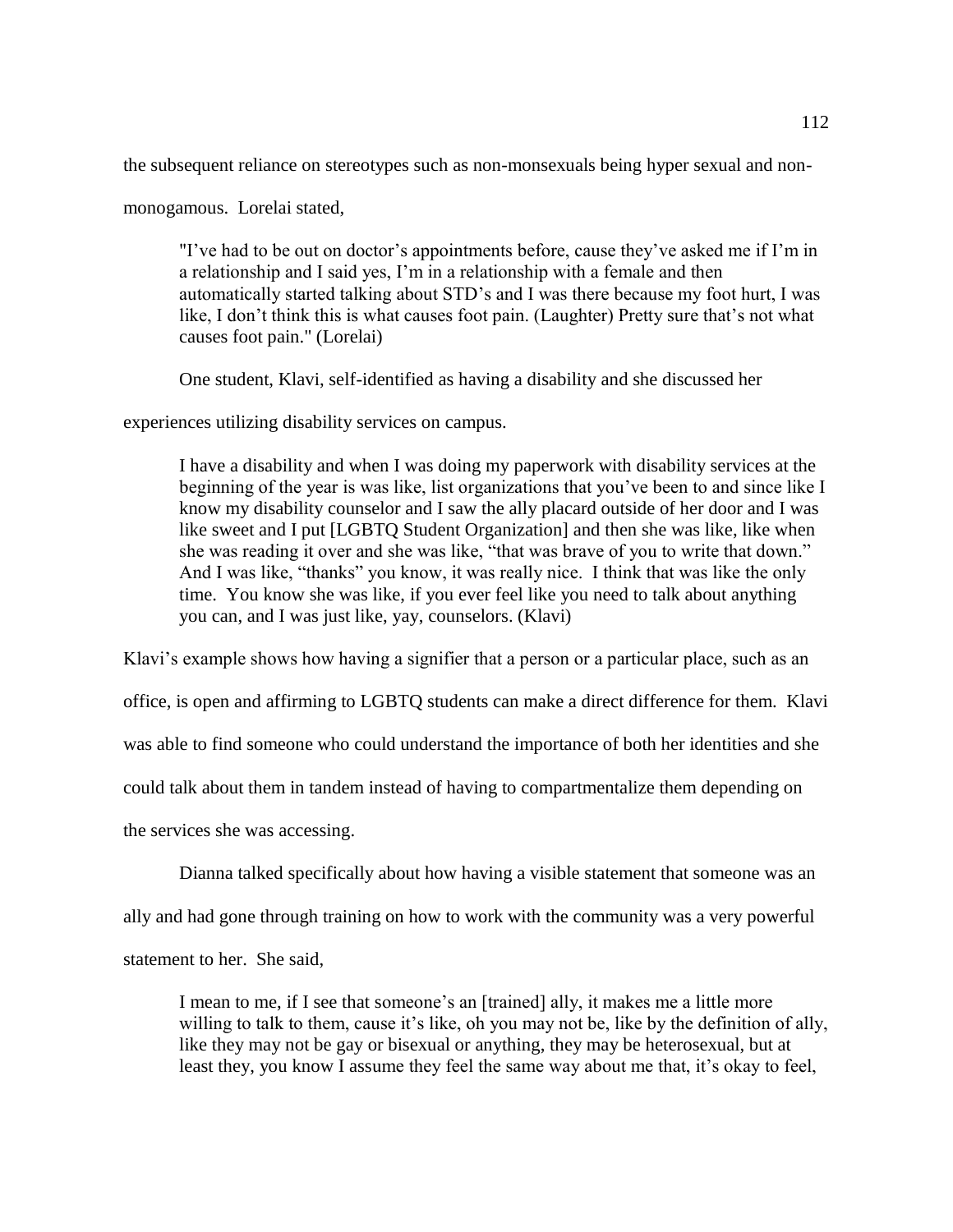the subsequent reliance on stereotypes such as non-monsexuals being hyper sexual and non-monogamous. Lorelai stated,

> "I've had to be out on doctor's appointments before, cause they've asked me if I'm in a relationship and I said yes, I'm in a relationship with a female and then automatically started talking about STD's and I was there because my foot hurt, I was like, I don't think this is what causes foot pain. (Laughter) Pretty sure that's not what causes foot pain." (Lorelai)

One student, Klavi, self-identified as having a disability and she discussed her experiences utilizing disability services on campus.

> I have a disability and when I was doing my paperwork with disability services at the beginning of the year is was like, list organizations that you've been to and since like I know my disability counselor and I saw the ally placard outside of her door and I was like sweet and I put [LGBTQ Student Organization] and then she was like, like when she was reading it over and she was like, "that was brave of you to write that down." And I was like, "thanks" you know, it was really nice. I think that was like the only time. You know she was like, if you ever feel like you need to talk about anything you can, and I was just like, yay, counselors. (Klavi)

Klavi's example shows how having a signifier that a person or a particular place, such as an office, is open and affirming to LGBTQ students can make a direct difference for them. Klavi was able to find someone who could understand the importance of both her identities and she could talk about them in tandem instead of having to compartmentalize them depending on the services she was accessing.

Dianna talked specifically about how having a visible statement that someone was an ally and had gone through training on how to work with the community was a very powerful statement to her. She said,

> I mean to me, if I see that someone's an [trained] ally, it makes me a little more willing to talk to them, cause it's like, oh you may not be, like by the definition of ally, like they may not be gay or bisexual or anything, they may be heterosexual, but at least they, you know I assume they feel the same way about me that, it's okay to feel,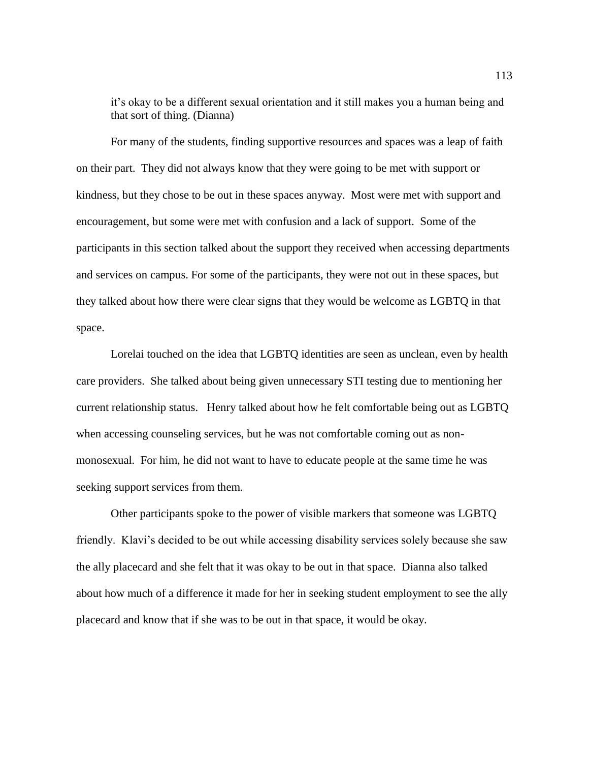> it's okay to be a different sexual orientation and it still makes you a human being and that sort of thing. (Dianna)

For many of the students, finding supportive resources and spaces was a leap of faith on their part. They did not always know that they were going to be met with support or kindness, but they chose to be out in these spaces anyway. Most were met with support and encouragement, but some were met with confusion and a lack of support. Some of the participants in this section talked about the support they received when accessing departments and services on campus. For some of the participants, they were not out in these spaces, but they talked about how there were clear signs that they would be welcome as LGBTQ in that space.

Lorelai touched on the idea that LGBTQ identities are seen as unclean, even by health care providers. She talked about being given unnecessary STI testing due to mentioning her current relationship status. Henry talked about how he felt comfortable being out as LGBTQ when accessing counseling services, but he was not comfortable coming out as non-monosexual. For him, he did not want to have to educate people at the same time he was seeking support services from them.

Other participants spoke to the power of visible markers that someone was LGBTQ friendly. Klavi's decided to be out while accessing disability services solely because she saw the ally placecard and she felt that it was okay to be out in that space. Dianna also talked about how much of a difference it made for her in seeking student employment to see the ally placecard and know that if she was to be out in that space, it would be okay.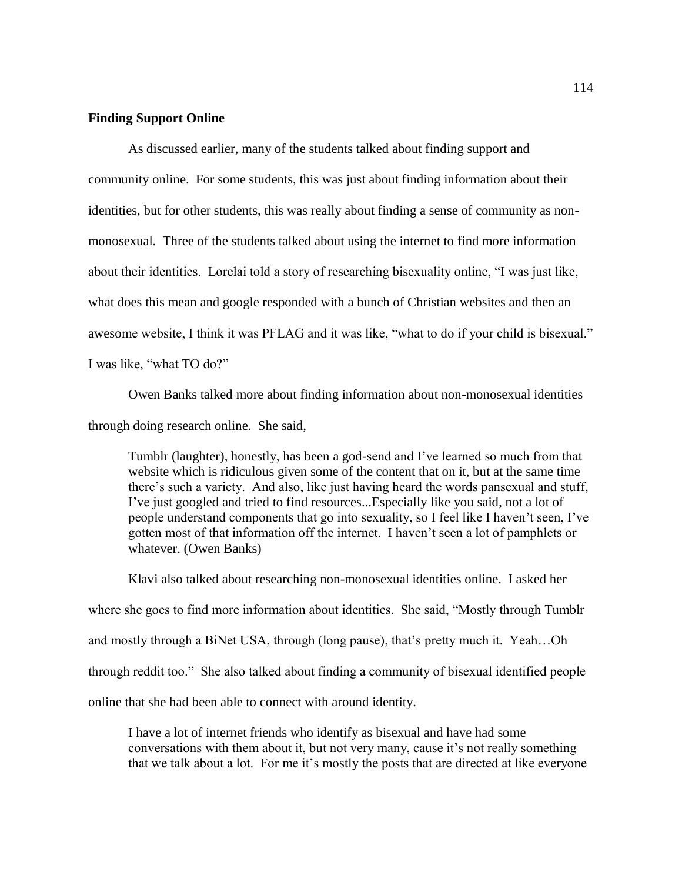**Finding Support Online**

As discussed earlier, many of the students talked about finding support and community online. For some students, this was just about finding information about their identities, but for other students, this was really about finding a sense of community as non-monosexual. Three of the students talked about using the internet to find more information about their identities. Lorelai told a story of researching bisexuality online, "I was just like, what does this mean and google responded with a bunch of Christian websites and then an awesome website, I think it was PFLAG and it was like, "what to do if your child is bisexual." I was like, "what TO do?"

Owen Banks talked more about finding information about non-monosexual identities through doing research online. She said,

> Tumblr (laughter), honestly, has been a god-send and I've learned so much from that website which is ridiculous given some of the content that on it, but at the same time there's such a variety. And also, like just having heard the words pansexual and stuff, I've just googled and tried to find resources...Especially like you said, not a lot of people understand components that go into sexuality, so I feel like I haven't seen, I've gotten most of that information off the internet. I haven't seen a lot of pamphlets or whatever. (Owen Banks)

Klavi also talked about researching non-monosexual identities online. I asked her where she goes to find more information about identities. She said, "Mostly through Tumblr and mostly through a BiNet USA, through (long pause), that's pretty much it. Yeah…Oh through reddit too." She also talked about finding a community of bisexual identified people online that she had been able to connect with around identity.

> I have a lot of internet friends who identify as bisexual and have had some conversations with them about it, but not very many, cause it's not really something that we talk about a lot. For me it's mostly the posts that are directed at like everyone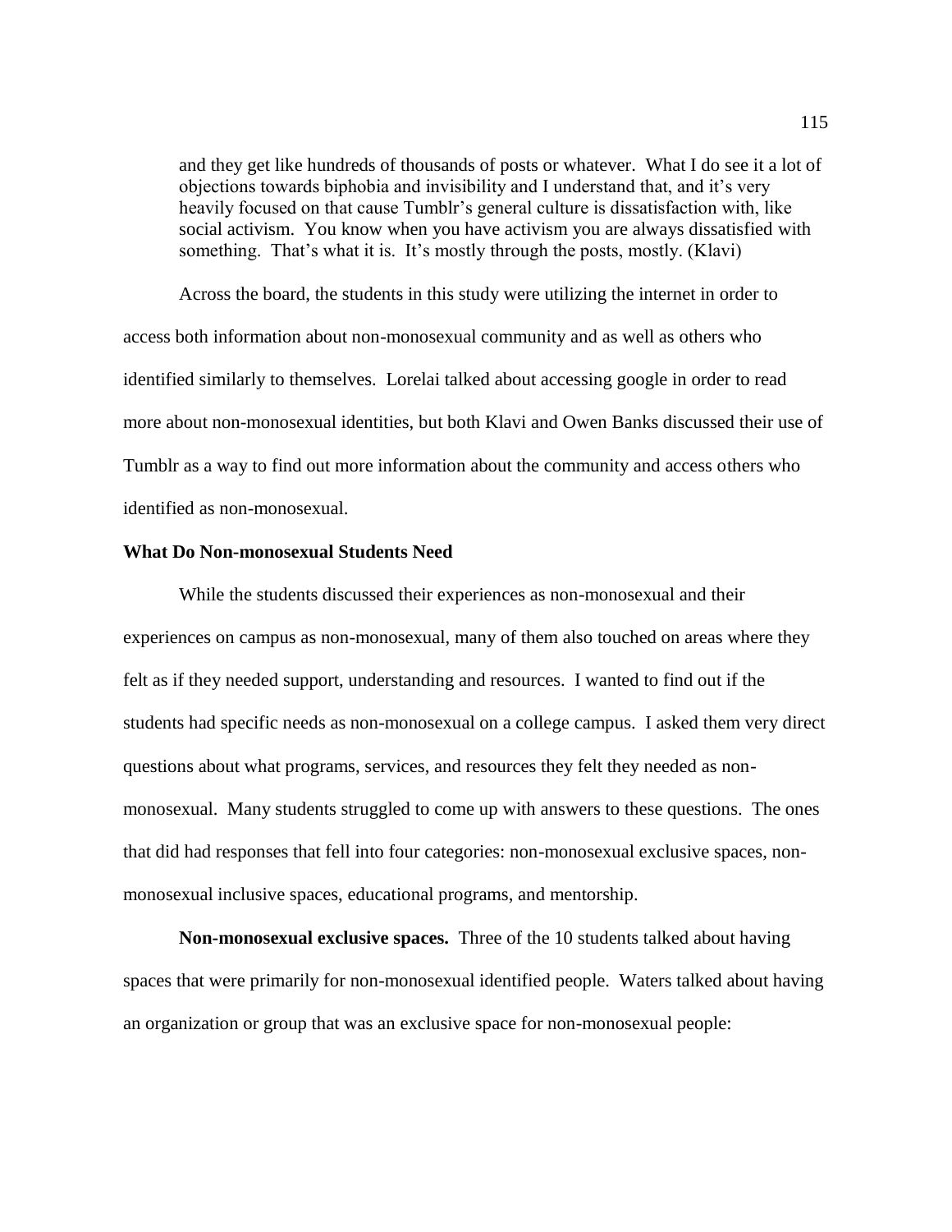> and they get like hundreds of thousands of posts or whatever. What I do see it a lot of objections towards biphobia and invisibility and I understand that, and it's very heavily focused on that cause Tumblr's general culture is dissatisfaction with, like social activism. You know when you have activism you are always dissatisfied with something. That's what it is. It's mostly through the posts, mostly. (Klavi)

Across the board, the students in this study were utilizing the internet in order to access both information about non-monosexual community and as well as others who identified similarly to themselves. Lorelai talked about accessing google in order to read more about non-monosexual identities, but both Klavi and Owen Banks discussed their use of Tumblr as a way to find out more information about the community and access others who identified as non-monosexual.

### What Do Non-monosexual Students Need

While the students discussed their experiences as non-monosexual and their experiences on campus as non-monosexual, many of them also touched on areas where they felt as if they needed support, understanding and resources. I wanted to find out if the students had specific needs as non-monosexual on a college campus. I asked them very direct questions about what programs, services, and resources they felt they needed as non-monosexual. Many students struggled to come up with answers to these questions. The ones that did had responses that fell into four categories: non-monosexual exclusive spaces, non-monosexual inclusive spaces, educational programs, and mentorship.

**Non-monosexual exclusive spaces.** Three of the 10 students talked about having spaces that were primarily for non-monosexual identified people. Waters talked about having an organization or group that was an exclusive space for non-monosexual people: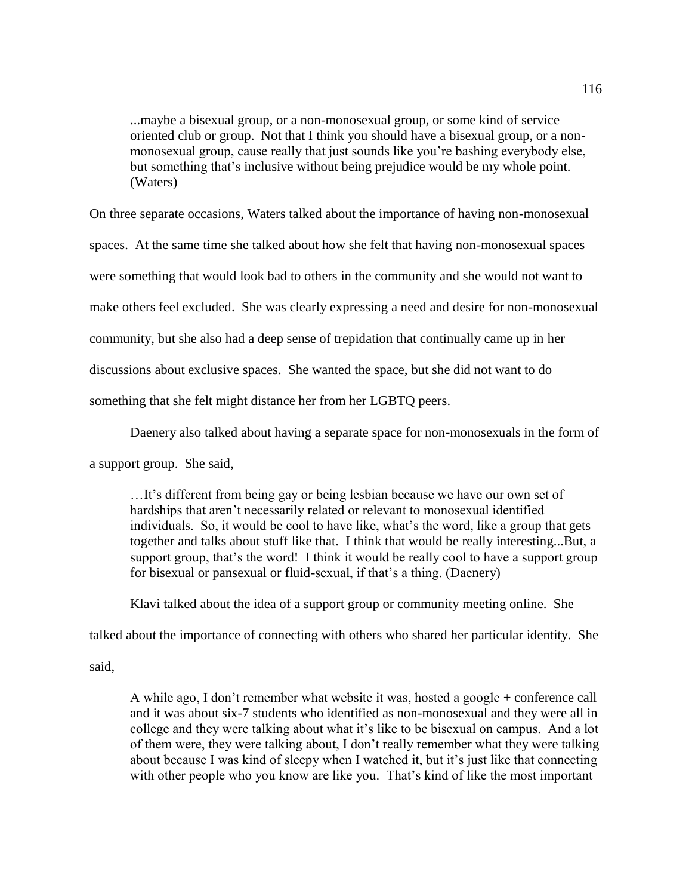> ...maybe a bisexual group, or a non-monosexual group, or some kind of service oriented club or group. Not that I think you should have a bisexual group, or a non-monosexual group, cause really that just sounds like you're bashing everybody else, but something that's inclusive without being prejudice would be my whole point. (Waters)

On three separate occasions, Waters talked about the importance of having non-monosexual spaces. At the same time she talked about how she felt that having non-monosexual spaces were something that would look bad to others in the community and she would not want to make others feel excluded. She was clearly expressing a need and desire for non-monosexual community, but she also had a deep sense of trepidation that continually came up in her discussions about exclusive spaces. She wanted the space, but she did not want to do something that she felt might distance her from her LGBTQ peers.

Daenery also talked about having a separate space for non-monosexuals in the form of a support group. She said,

> …It's different from being gay or being lesbian because we have our own set of hardships that aren't necessarily related or relevant to monosexual identified individuals. So, it would be cool to have like, what's the word, like a group that gets together and talks about stuff like that. I think that would be really interesting...But, a support group, that's the word! I think it would be really cool to have a support group for bisexual or pansexual or fluid-sexual, if that's a thing. (Daenery)

Klavi talked about the idea of a support group or community meeting online. She talked about the importance of connecting with others who shared her particular identity. She said,

> A while ago, I don't remember what website it was, hosted a google + conference call and it was about six-7 students who identified as non-monosexual and they were all in college and they were talking about what it's like to be bisexual on campus. And a lot of them were, they were talking about, I don't really remember what they were talking about because I was kind of sleepy when I watched it, but it's just like that connecting with other people who you know are like you. That's kind of like the most important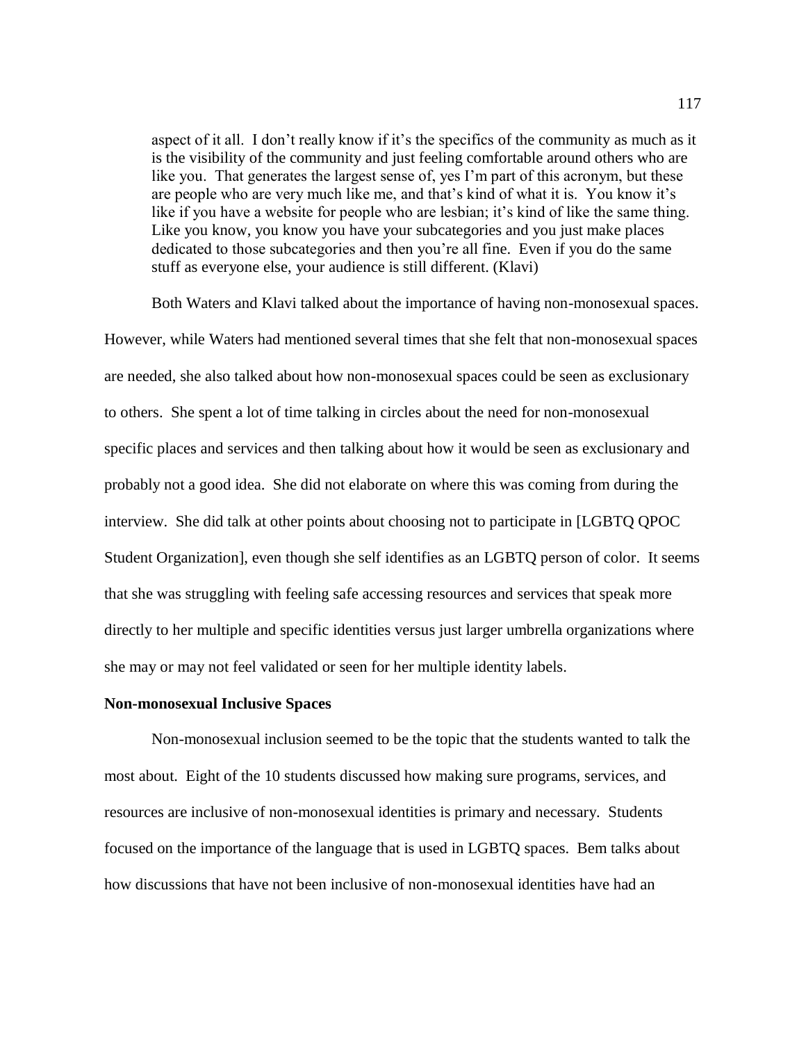> aspect of it all. I don't really know if it's the specifics of the community as much as it is the visibility of the community and just feeling comfortable around others who are like you. That generates the largest sense of, yes I'm part of this acronym, but these are people who are very much like me, and that's kind of what it is. You know it's like if you have a website for people who are lesbian; it's kind of like the same thing. Like you know, you know you have your subcategories and you just make places dedicated to those subcategories and then you're all fine. Even if you do the same stuff as everyone else, your audience is still different. (Klavi)

Both Waters and Klavi talked about the importance of having non-monosexual spaces. However, while Waters had mentioned several times that she felt that non-monosexual spaces are needed, she also talked about how non-monosexual spaces could be seen as exclusionary to others. She spent a lot of time talking in circles about the need for non-monosexual specific places and services and then talking about how it would be seen as exclusionary and probably not a good idea. She did not elaborate on where this was coming from during the interview. She did talk at other points about choosing not to participate in [LGBTQ QPOC Student Organization], even though she self identifies as an LGBTQ person of color. It seems that she was struggling with feeling safe accessing resources and services that speak more directly to her multiple and specific identities versus just larger umbrella organizations where she may or may not feel validated or seen for her multiple identity labels.

**Non-monosexual Inclusive Spaces**

Non-monosexual inclusion seemed to be the topic that the students wanted to talk the most about. Eight of the 10 students discussed how making sure programs, services, and resources are inclusive of non-monosexual identities is primary and necessary. Students focused on the importance of the language that is used in LGBTQ spaces. Bem talks about how discussions that have not been inclusive of non-monosexual identities have had an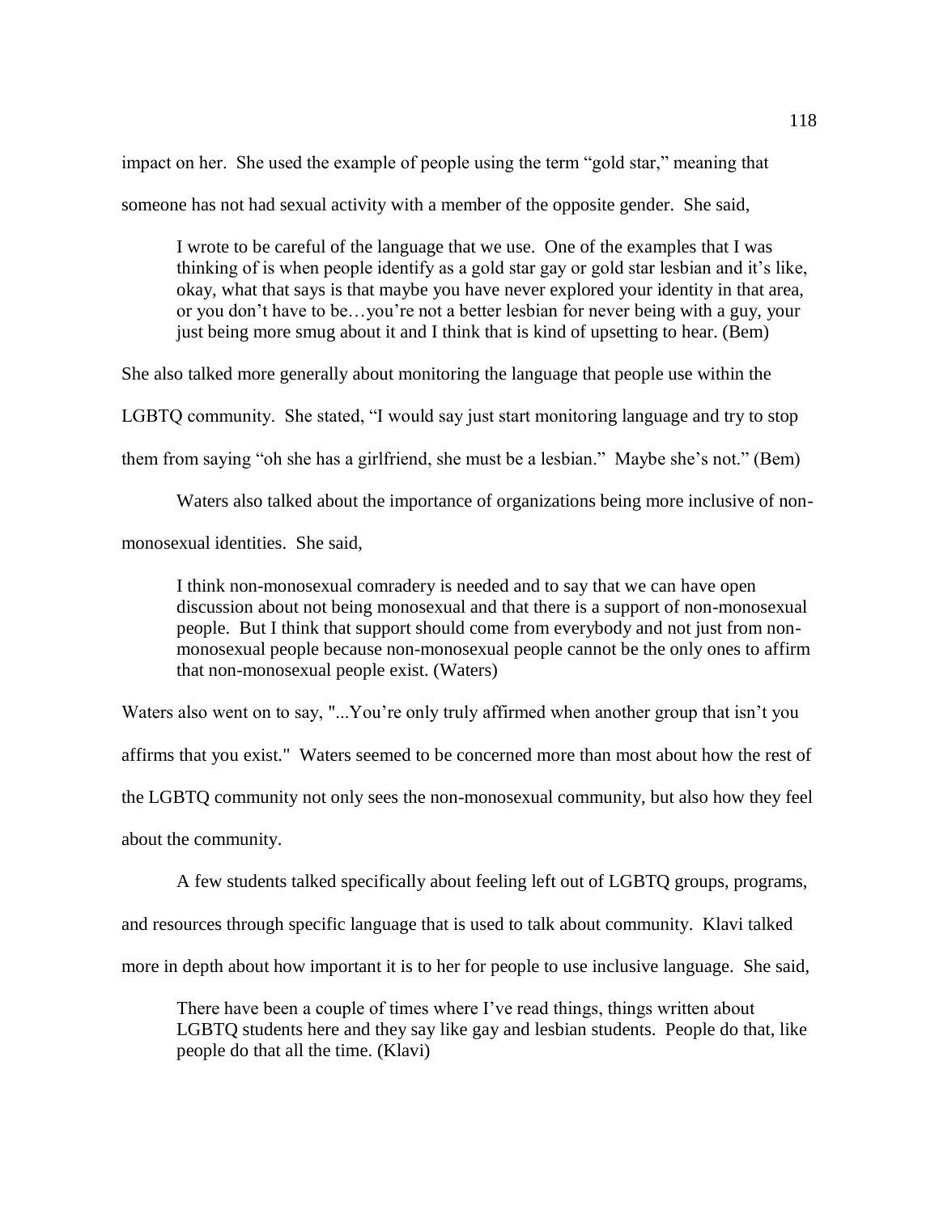impact on her. She used the example of people using the term "gold star," meaning that someone has not had sexual activity with a member of the opposite gender. She said,

> I wrote to be careful of the language that we use. One of the examples that I was thinking of is when people identify as a gold star gay or gold star lesbian and it's like, okay, what that says is that maybe you have never explored your identity in that area, or you don't have to be…you're not a better lesbian for never being with a guy, your just being more smug about it and I think that is kind of upsetting to hear. (Bem)

She also talked more generally about monitoring the language that people use within the LGBTQ community. She stated, "I would say just start monitoring language and try to stop them from saying "oh she has a girlfriend, she must be a lesbian." Maybe she's not." (Bem)

Waters also talked about the importance of organizations being more inclusive of non-monosexual identities. She said,

> I think non-monosexual comradery is needed and to say that we can have open discussion about not being monosexual and that there is a support of non-monosexual people. But I think that support should come from everybody and not just from non-monosexual people because non-monosexual people cannot be the only ones to affirm that non-monosexual people exist. (Waters)

Waters also went on to say, "...You're only truly affirmed when another group that isn't you affirms that you exist." Waters seemed to be concerned more than most about how the rest of the LGBTQ community not only sees the non-monosexual community, but also how they feel about the community.

A few students talked specifically about feeling left out of LGBTQ groups, programs, and resources through specific language that is used to talk about community. Klavi talked more in depth about how important it is to her for people to use inclusive language. She said,

> There have been a couple of times where I've read things, things written about LGBTQ students here and they say like gay and lesbian students. People do that, like people do that all the time. (Klavi)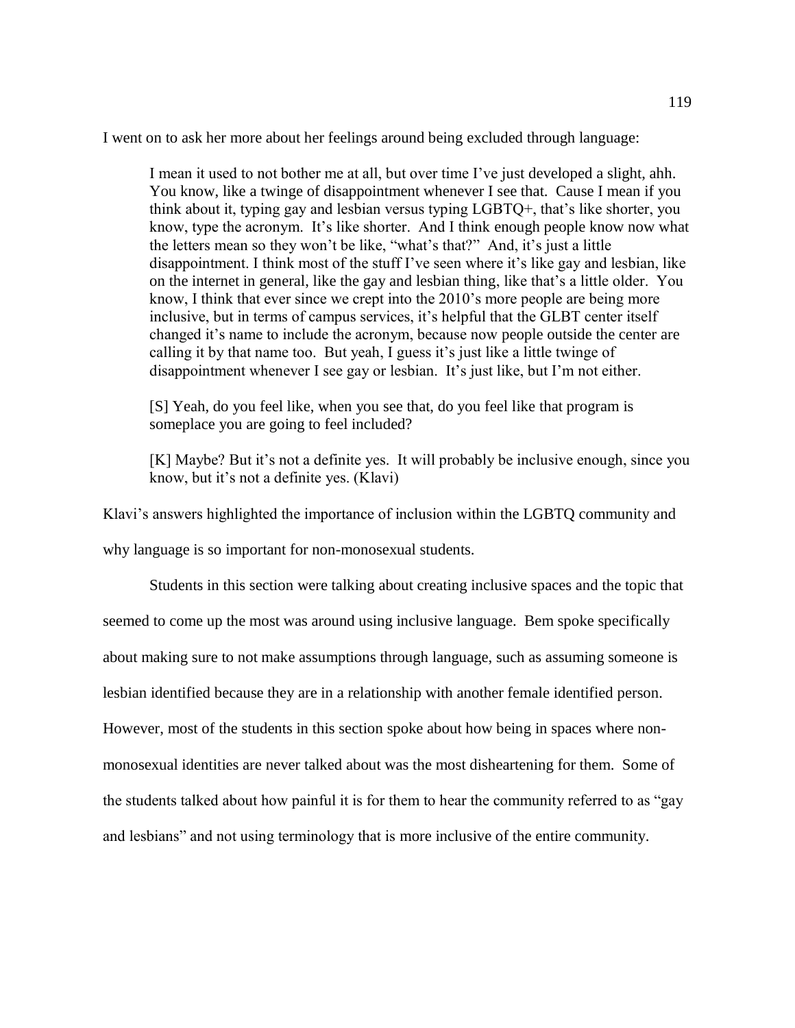I went on to ask her more about her feelings around being excluded through language:

> I mean it used to not bother me at all, but over time I've just developed a slight, ahh. You know, like a twinge of disappointment whenever I see that. Cause I mean if you think about it, typing gay and lesbian versus typing LGBTQ+, that's like shorter, you know, type the acronym. It's like shorter. And I think enough people know now what the letters mean so they won't be like, "what's that?" And, it's just a little disappointment. I think most of the stuff I've seen where it's like gay and lesbian, like on the internet in general, like the gay and lesbian thing, like that's a little older. You know, I think that ever since we crept into the 2010's more people are being more inclusive, but in terms of campus services, it's helpful that the GLBT center itself changed it's name to include the acronym, because now people outside the center are calling it by that name too. But yeah, I guess it's just like a little twinge of disappointment whenever I see gay or lesbian. It's just like, but I'm not either.
>
> [S] Yeah, do you feel like, when you see that, do you feel like that program is someplace you are going to feel included?
>
> [K] Maybe? But it's not a definite yes. It will probably be inclusive enough, since you know, but it's not a definite yes. (Klavi)

Klavi's answers highlighted the importance of inclusion within the LGBTQ community and why language is so important for non-monosexual students.

Students in this section were talking about creating inclusive spaces and the topic that seemed to come up the most was around using inclusive language. Bem spoke specifically about making sure to not make assumptions through language, such as assuming someone is lesbian identified because they are in a relationship with another female identified person. However, most of the students in this section spoke about how being in spaces where non-monosexual identities are never talked about was the most disheartening for them. Some of the students talked about how painful it is for them to hear the community referred to as "gay and lesbians" and not using terminology that is more inclusive of the entire community.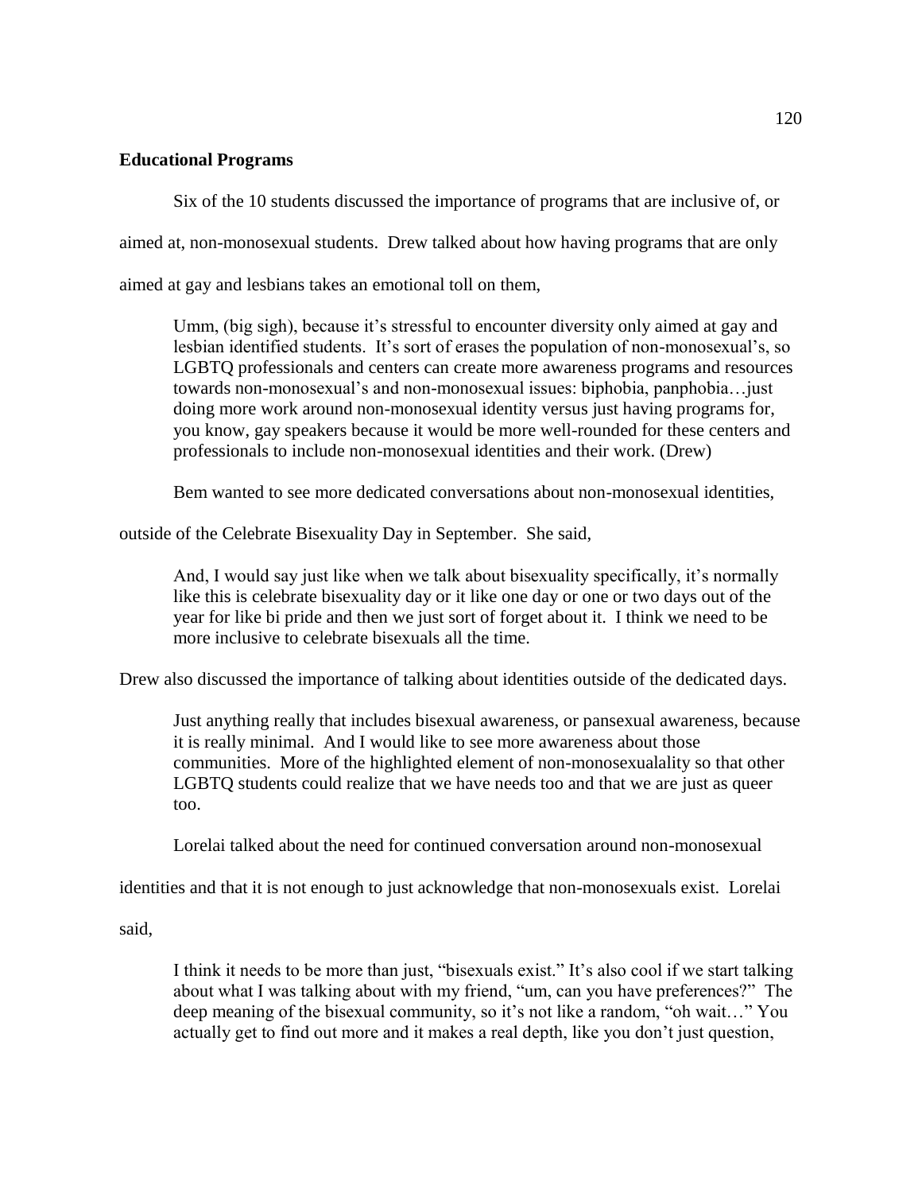**Educational Programs**

Six of the 10 students discussed the importance of programs that are inclusive of, or aimed at, non-monosexual students. Drew talked about how having programs that are only aimed at gay and lesbians takes an emotional toll on them,

> Umm, (big sigh), because it's stressful to encounter diversity only aimed at gay and lesbian identified students. It's sort of erases the population of non-monosexual's, so LGBTQ professionals and centers can create more awareness programs and resources towards non-monosexual's and non-monosexual issues: biphobia, panphobia…just doing more work around non-monosexual identity versus just having programs for, you know, gay speakers because it would be more well-rounded for these centers and professionals to include non-monosexual identities and their work. (Drew)

Bem wanted to see more dedicated conversations about non-monosexual identities, outside of the Celebrate Bisexuality Day in September. She said,

> And, I would say just like when we talk about bisexuality specifically, it's normally like this is celebrate bisexuality day or it like one day or one or two days out of the year for like bi pride and then we just sort of forget about it. I think we need to be more inclusive to celebrate bisexuals all the time.

Drew also discussed the importance of talking about identities outside of the dedicated days.

> Just anything really that includes bisexual awareness, or pansexual awareness, because it is really minimal. And I would like to see more awareness about those communities. More of the highlighted element of non-monosexualality so that other LGBTQ students could realize that we have needs too and that we are just as queer too.

Lorelai talked about the need for continued conversation around non-monosexual identities and that it is not enough to just acknowledge that non-monosexuals exist. Lorelai said,

> I think it needs to be more than just, "bisexuals exist." It's also cool if we start talking about what I was talking about with my friend, "um, can you have preferences?" The deep meaning of the bisexual community, so it's not like a random, "oh wait…" You actually get to find out more and it makes a real depth, like you don't just question,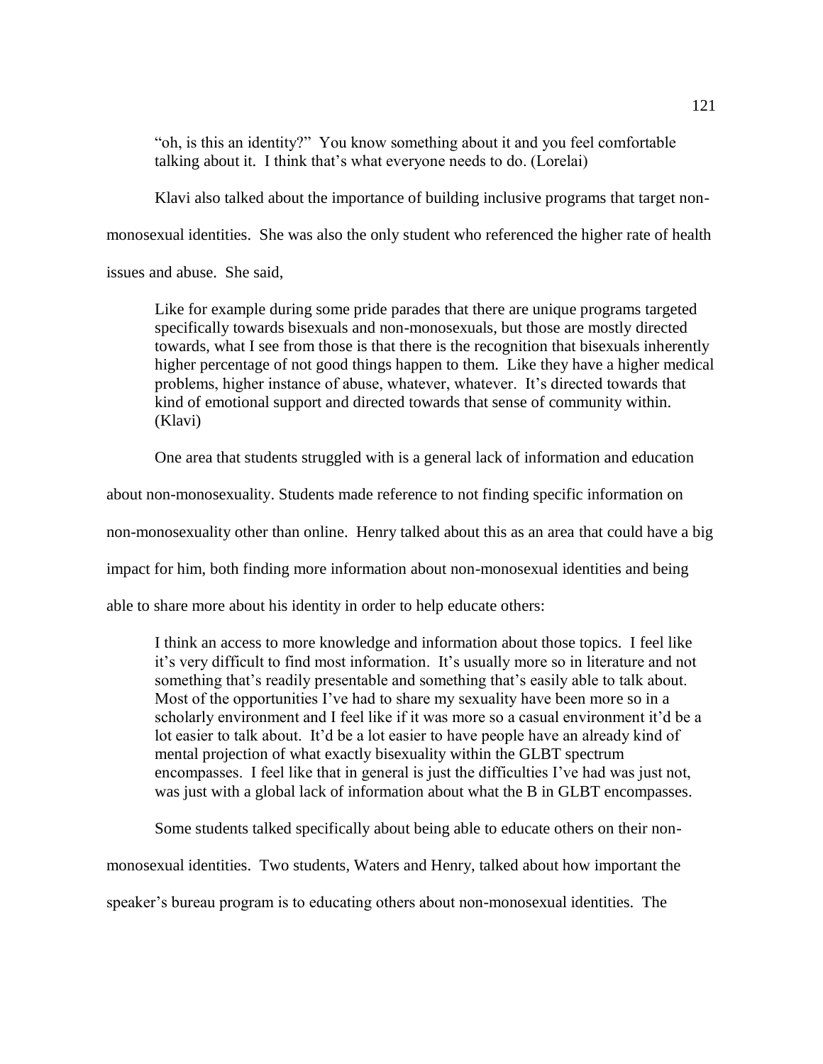> "oh, is this an identity?" You know something about it and you feel comfortable talking about it. I think that's what everyone needs to do. (Lorelai)

Klavi also talked about the importance of building inclusive programs that target non-monosexual identities. She was also the only student who referenced the higher rate of health issues and abuse. She said,

> Like for example during some pride parades that there are unique programs targeted specifically towards bisexuals and non-monosexuals, but those are mostly directed towards, what I see from those is that there is the recognition that bisexuals inherently higher percentage of not good things happen to them. Like they have a higher medical problems, higher instance of abuse, whatever, whatever. It's directed towards that kind of emotional support and directed towards that sense of community within. (Klavi)

One area that students struggled with is a general lack of information and education about non-monosexuality. Students made reference to not finding specific information on non-monosexuality other than online. Henry talked about this as an area that could have a big impact for him, both finding more information about non-monosexual identities and being able to share more about his identity in order to help educate others:

> I think an access to more knowledge and information about those topics. I feel like it's very difficult to find most information. It's usually more so in literature and not something that's readily presentable and something that's easily able to talk about. Most of the opportunities I've had to share my sexuality have been more so in a scholarly environment and I feel like if it was more so a casual environment it'd be a lot easier to talk about. It'd be a lot easier to have people have an already kind of mental projection of what exactly bisexuality within the GLBT spectrum encompasses. I feel like that in general is just the difficulties I've had was just not, was just with a global lack of information about what the B in GLBT encompasses.

Some students talked specifically about being able to educate others on their non-monosexual identities. Two students, Waters and Henry, talked about how important the speaker's bureau program is to educating others about non-monosexual identities. The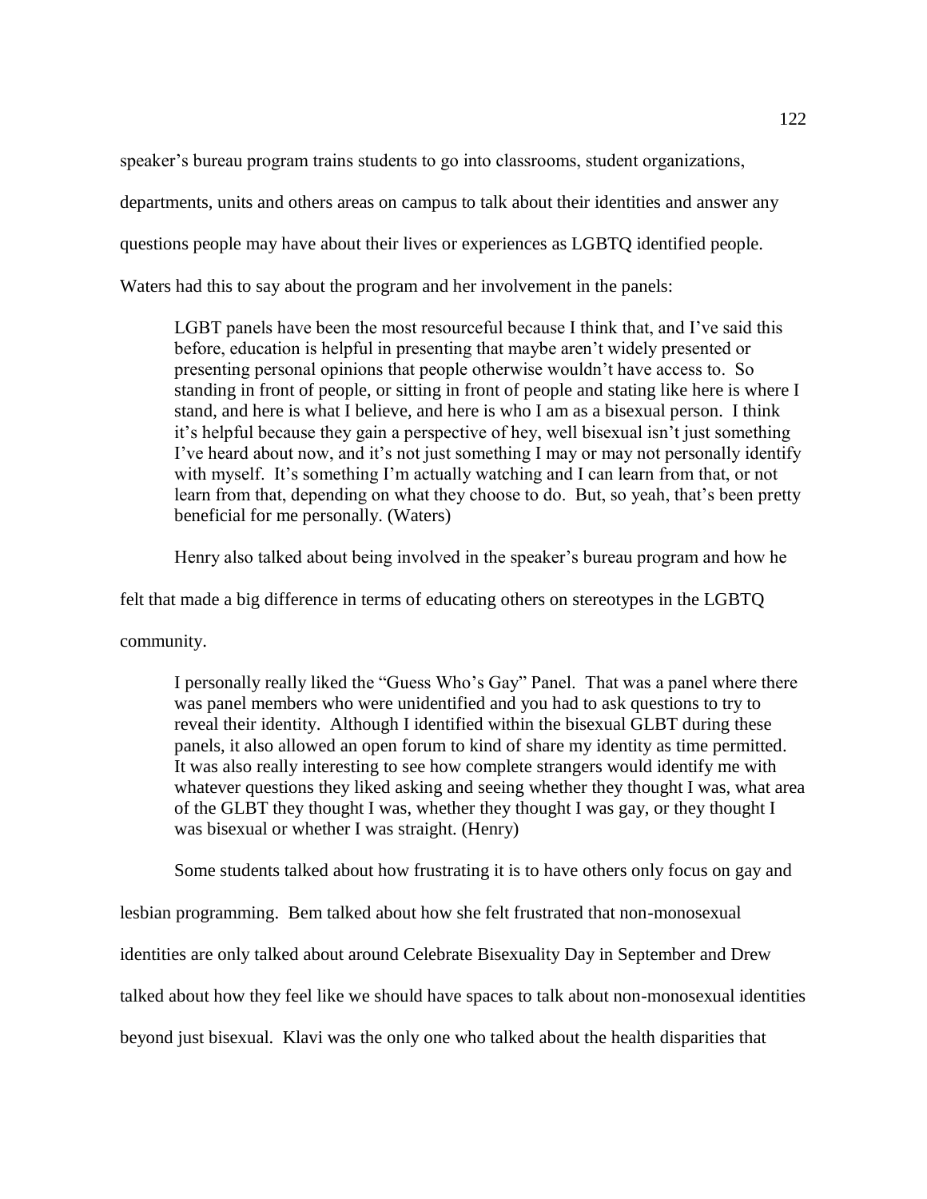speaker's bureau program trains students to go into classrooms, student organizations, departments, units and others areas on campus to talk about their identities and answer any questions people may have about their lives or experiences as LGBTQ identified people. Waters had this to say about the program and her involvement in the panels:

> LGBT panels have been the most resourceful because I think that, and I've said this before, education is helpful in presenting that maybe aren't widely presented or presenting personal opinions that people otherwise wouldn't have access to. So standing in front of people, or sitting in front of people and stating like here is where I stand, and here is what I believe, and here is who I am as a bisexual person. I think it's helpful because they gain a perspective of hey, well bisexual isn't just something I've heard about now, and it's not just something I may or may not personally identify with myself. It's something I'm actually watching and I can learn from that, or not learn from that, depending on what they choose to do. But, so yeah, that's been pretty beneficial for me personally. (Waters)

Henry also talked about being involved in the speaker's bureau program and how he felt that made a big difference in terms of educating others on stereotypes in the LGBTQ community.

> I personally really liked the "Guess Who's Gay" Panel. That was a panel where there was panel members who were unidentified and you had to ask questions to try to reveal their identity. Although I identified within the bisexual GLBT during these panels, it also allowed an open forum to kind of share my identity as time permitted. It was also really interesting to see how complete strangers would identify me with whatever questions they liked asking and seeing whether they thought I was, what area of the GLBT they thought I was, whether they thought I was gay, or they thought I was bisexual or whether I was straight. (Henry)

Some students talked about how frustrating it is to have others only focus on gay and lesbian programming. Bem talked about how she felt frustrated that non-monosexual identities are only talked about around Celebrate Bisexuality Day in September and Drew talked about how they feel like we should have spaces to talk about non-monosexual identities beyond just bisexual. Klavi was the only one who talked about the health disparities that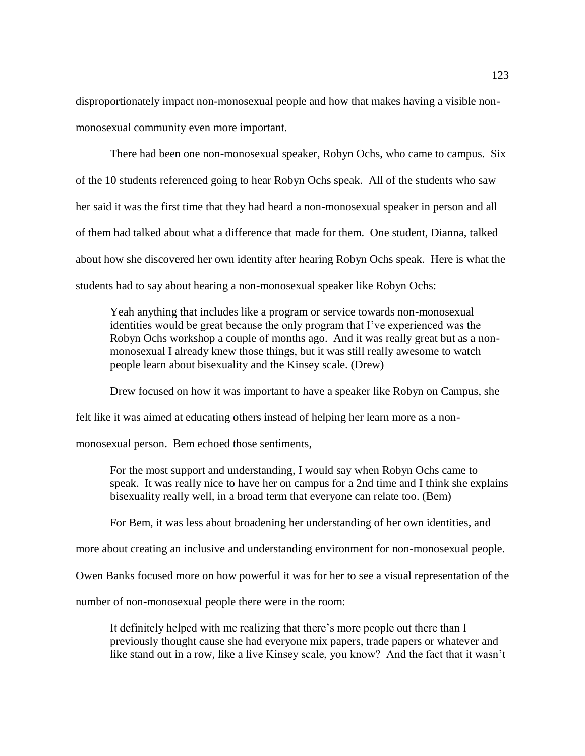disproportionately impact non-monosexual people and how that makes having a visible non-monosexual community even more important.

There had been one non-monosexual speaker, Robyn Ochs, who came to campus. Six of the 10 students referenced going to hear Robyn Ochs speak. All of the students who saw her said it was the first time that they had heard a non-monosexual speaker in person and all of them had talked about what a difference that made for them. One student, Dianna, talked about how she discovered her own identity after hearing Robyn Ochs speak. Here is what the students had to say about hearing a non-monosexual speaker like Robyn Ochs:

> Yeah anything that includes like a program or service towards non-monosexual identities would be great because the only program that I've experienced was the Robyn Ochs workshop a couple of months ago. And it was really great but as a non-monosexual I already knew those things, but it was still really awesome to watch people learn about bisexuality and the Kinsey scale. (Drew)

Drew focused on how it was important to have a speaker like Robyn on Campus, she felt like it was aimed at educating others instead of helping her learn more as a non-monosexual person. Bem echoed those sentiments,

> For the most support and understanding, I would say when Robyn Ochs came to speak. It was really nice to have her on campus for a 2nd time and I think she explains bisexuality really well, in a broad term that everyone can relate too. (Bem)

For Bem, it was less about broadening her understanding of her own identities, and more about creating an inclusive and understanding environment for non-monosexual people. Owen Banks focused more on how powerful it was for her to see a visual representation of the number of non-monosexual people there were in the room:

> It definitely helped with me realizing that there's more people out there than I previously thought cause she had everyone mix papers, trade papers or whatever and like stand out in a row, like a live Kinsey scale, you know? And the fact that it wasn't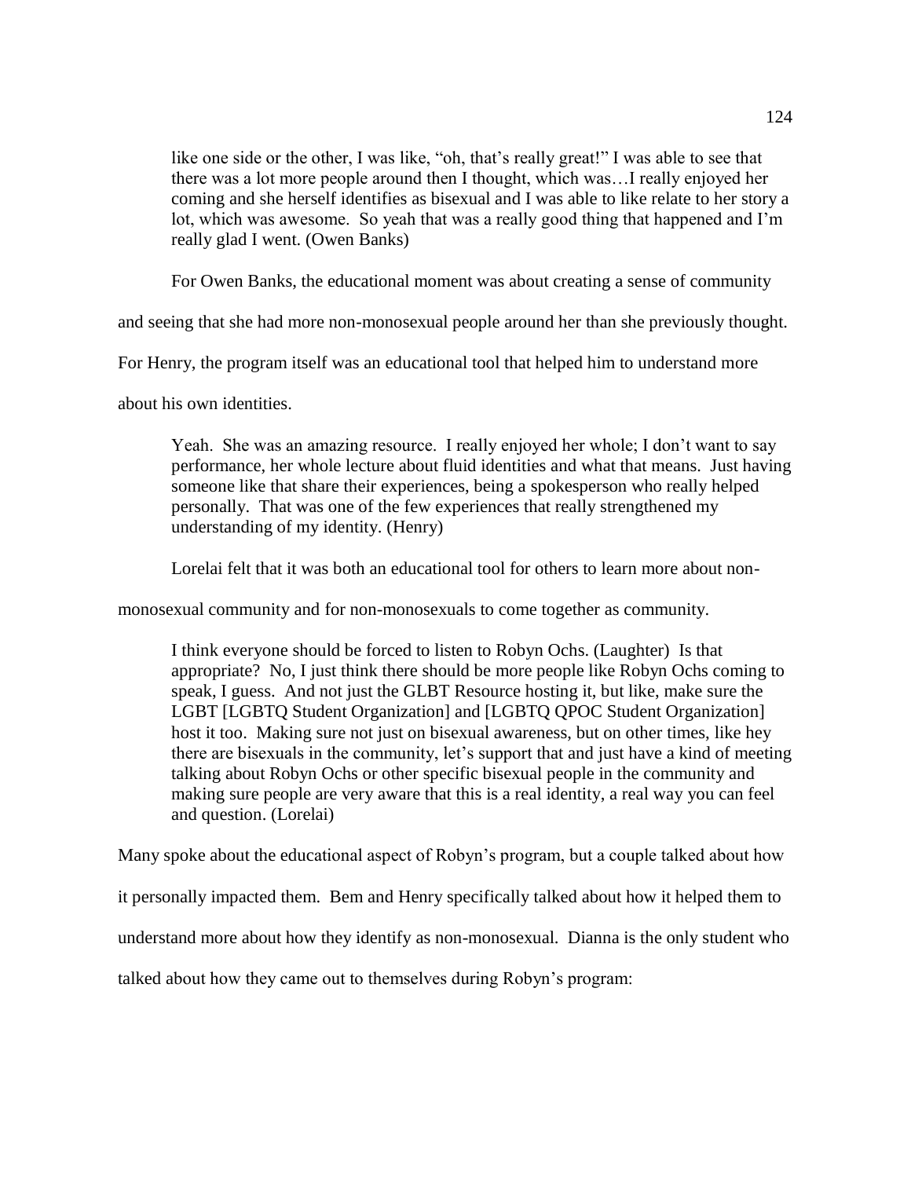like one side or the other, I was like, "oh, that's really great!" I was able to see that there was a lot more people around then I thought, which was…I really enjoyed her coming and she herself identifies as bisexual and I was able to like relate to her story a lot, which was awesome. So yeah that was a really good thing that happened and I'm really glad I went. (Owen Banks)

For Owen Banks, the educational moment was about creating a sense of community and seeing that she had more non-monosexual people around her than she previously thought. For Henry, the program itself was an educational tool that helped him to understand more about his own identities.

> Yeah. She was an amazing resource. I really enjoyed her whole; I don't want to say performance, her whole lecture about fluid identities and what that means. Just having someone like that share their experiences, being a spokesperson who really helped personally. That was one of the few experiences that really strengthened my understanding of my identity. (Henry)

Lorelai felt that it was both an educational tool for others to learn more about non-monosexual community and for non-monosexuals to come together as community.

> I think everyone should be forced to listen to Robyn Ochs. (Laughter) Is that appropriate? No, I just think there should be more people like Robyn Ochs coming to speak, I guess. And not just the GLBT Resource hosting it, but like, make sure the LGBT [LGBTQ Student Organization] and [LGBTQ QPOC Student Organization] host it too. Making sure not just on bisexual awareness, but on other times, like hey there are bisexuals in the community, let's support that and just have a kind of meeting talking about Robyn Ochs or other specific bisexual people in the community and making sure people are very aware that this is a real identity, a real way you can feel and question. (Lorelai)

Many spoke about the educational aspect of Robyn's program, but a couple talked about how it personally impacted them. Bem and Henry specifically talked about how it helped them to understand more about how they identify as non-monosexual. Dianna is the only student who talked about how they came out to themselves during Robyn's program: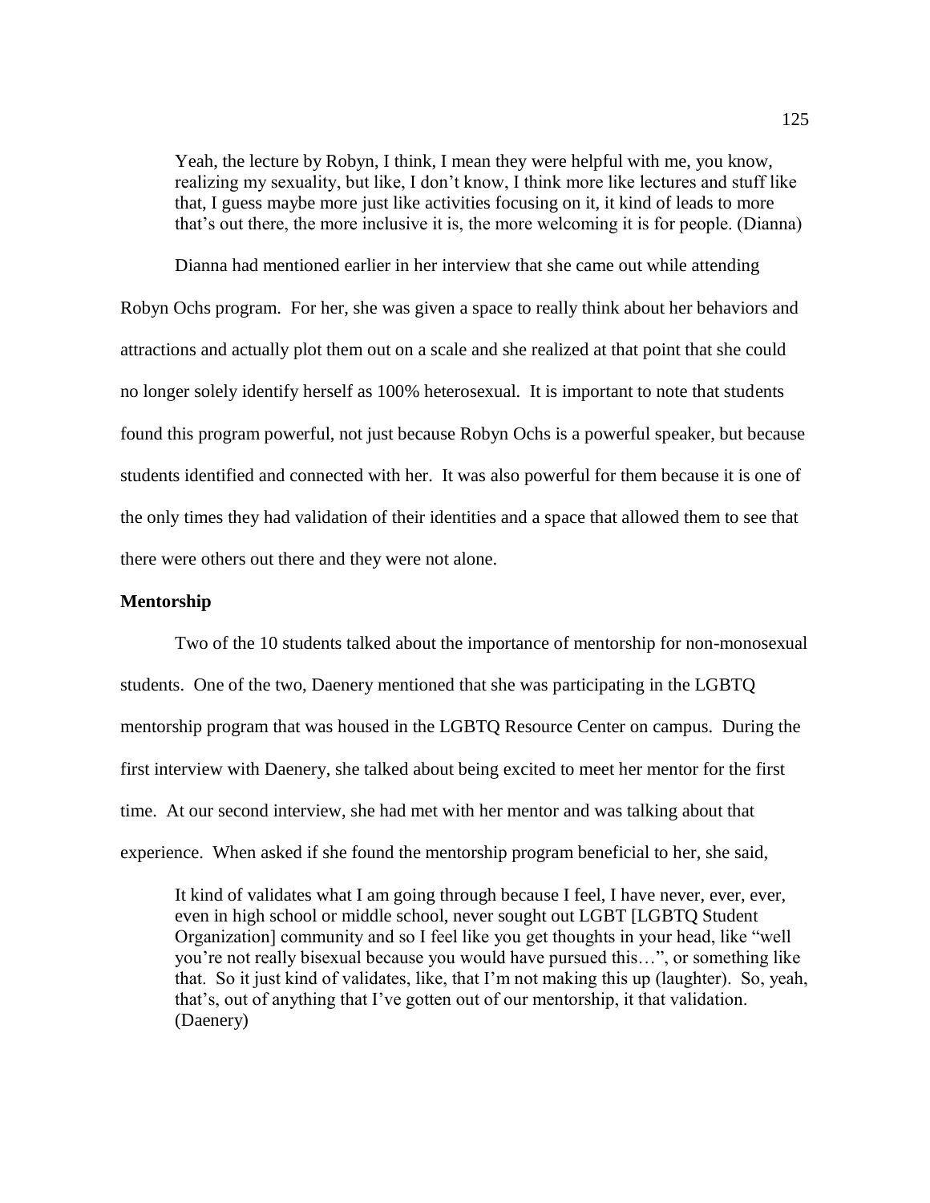> Yeah, the lecture by Robyn, I think, I mean they were helpful with me, you know, realizing my sexuality, but like, I don't know, I think more like lectures and stuff like that, I guess maybe more just like activities focusing on it, it kind of leads to more that's out there, the more inclusive it is, the more welcoming it is for people. (Dianna)

Dianna had mentioned earlier in her interview that she came out while attending Robyn Ochs program. For her, she was given a space to really think about her behaviors and attractions and actually plot them out on a scale and she realized at that point that she could no longer solely identify herself as 100% heterosexual. It is important to note that students found this program powerful, not just because Robyn Ochs is a powerful speaker, but because students identified and connected with her. It was also powerful for them because it is one of the only times they had validation of their identities and a space that allowed them to see that there were others out there and they were not alone.

**Mentorship**

Two of the 10 students talked about the importance of mentorship for non-monosexual students. One of the two, Daenery mentioned that she was participating in the LGBTQ mentorship program that was housed in the LGBTQ Resource Center on campus. During the first interview with Daenery, she talked about being excited to meet her mentor for the first time. At our second interview, she had met with her mentor and was talking about that experience. When asked if she found the mentorship program beneficial to her, she said,

> It kind of validates what I am going through because I feel, I have never, ever, ever, even in high school or middle school, never sought out LGBT [LGBTQ Student Organization] community and so I feel like you get thoughts in your head, like "well you're not really bisexual because you would have pursued this…", or something like that. So it just kind of validates, like, that I'm not making this up (laughter). So, yeah, that's, out of anything that I've gotten out of our mentorship, it that validation. (Daenery)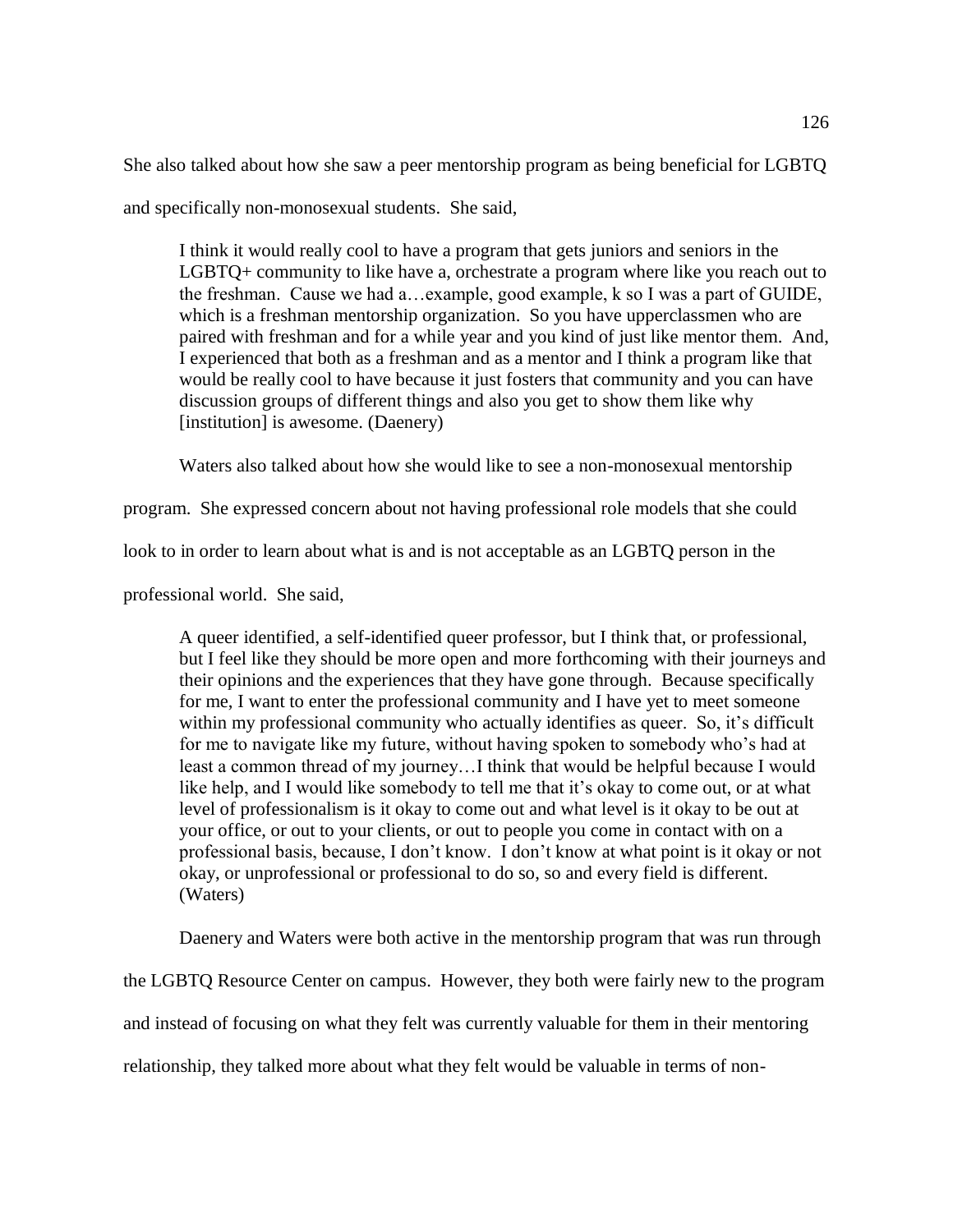She also talked about how she saw a peer mentorship program as being beneficial for LGBTQ and specifically non-monosexual students. She said,

> I think it would really cool to have a program that gets juniors and seniors in the LGBTQ+ community to like have a, orchestrate a program where like you reach out to the freshman. Cause we had a…example, good example, k so I was a part of GUIDE, which is a freshman mentorship organization. So you have upperclassmen who are paired with freshman and for a while year and you kind of just like mentor them. And, I experienced that both as a freshman and as a mentor and I think a program like that would be really cool to have because it just fosters that community and you can have discussion groups of different things and also you get to show them like why [institution] is awesome. (Daenery)

Waters also talked about how she would like to see a non-monosexual mentorship program. She expressed concern about not having professional role models that she could look to in order to learn about what is and is not acceptable as an LGBTQ person in the professional world. She said,

> A queer identified, a self-identified queer professor, but I think that, or professional, but I feel like they should be more open and more forthcoming with their journeys and their opinions and the experiences that they have gone through. Because specifically for me, I want to enter the professional community and I have yet to meet someone within my professional community who actually identifies as queer. So, it's difficult for me to navigate like my future, without having spoken to somebody who's had at least a common thread of my journey…I think that would be helpful because I would like help, and I would like somebody to tell me that it's okay to come out, or at what level of professionalism is it okay to come out and what level is it okay to be out at your office, or out to your clients, or out to people you come in contact with on a professional basis, because, I don't know. I don't know at what point is it okay or not okay, or unprofessional or professional to do so, so and every field is different. (Waters)

Daenery and Waters were both active in the mentorship program that was run through the LGBTQ Resource Center on campus. However, they both were fairly new to the program and instead of focusing on what they felt was currently valuable for them in their mentoring relationship, they talked more about what they felt would be valuable in terms of non-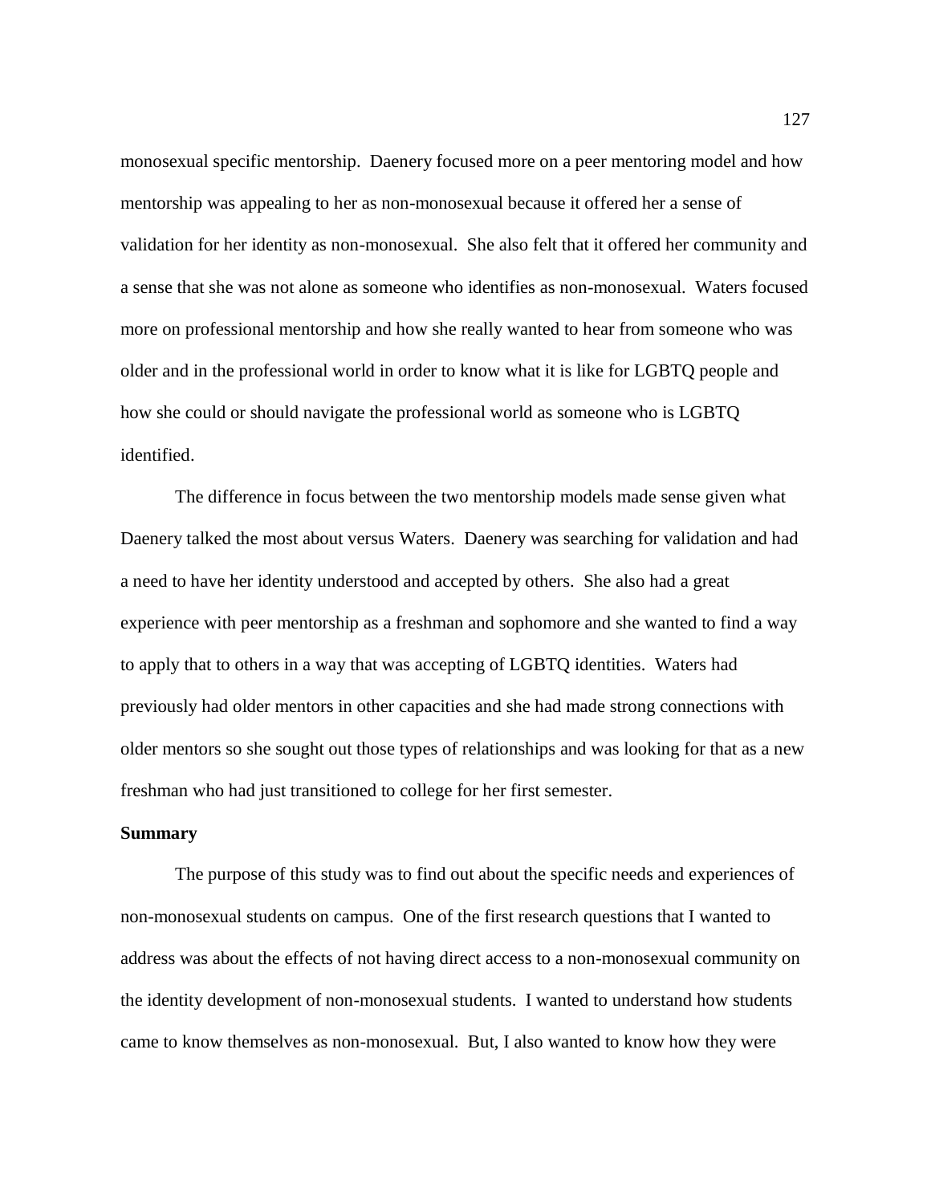monosexual specific mentorship. Daenery focused more on a peer mentoring model and how mentorship was appealing to her as non-monosexual because it offered her a sense of validation for her identity as non-monosexual. She also felt that it offered her community and a sense that she was not alone as someone who identifies as non-monosexual. Waters focused more on professional mentorship and how she really wanted to hear from someone who was older and in the professional world in order to know what it is like for LGBTQ people and how she could or should navigate the professional world as someone who is LGBTQ identified.

The difference in focus between the two mentorship models made sense given what Daenery talked the most about versus Waters. Daenery was searching for validation and had a need to have her identity understood and accepted by others. She also had a great experience with peer mentorship as a freshman and sophomore and she wanted to find a way to apply that to others in a way that was accepting of LGBTQ identities. Waters had previously had older mentors in other capacities and she had made strong connections with older mentors so she sought out those types of relationships and was looking for that as a new freshman who had just transitioned to college for her first semester.

**Summary**

The purpose of this study was to find out about the specific needs and experiences of non-monosexual students on campus. One of the first research questions that I wanted to address was about the effects of not having direct access to a non-monosexual community on the identity development of non-monosexual students. I wanted to understand how students came to know themselves as non-monosexual. But, I also wanted to know how they were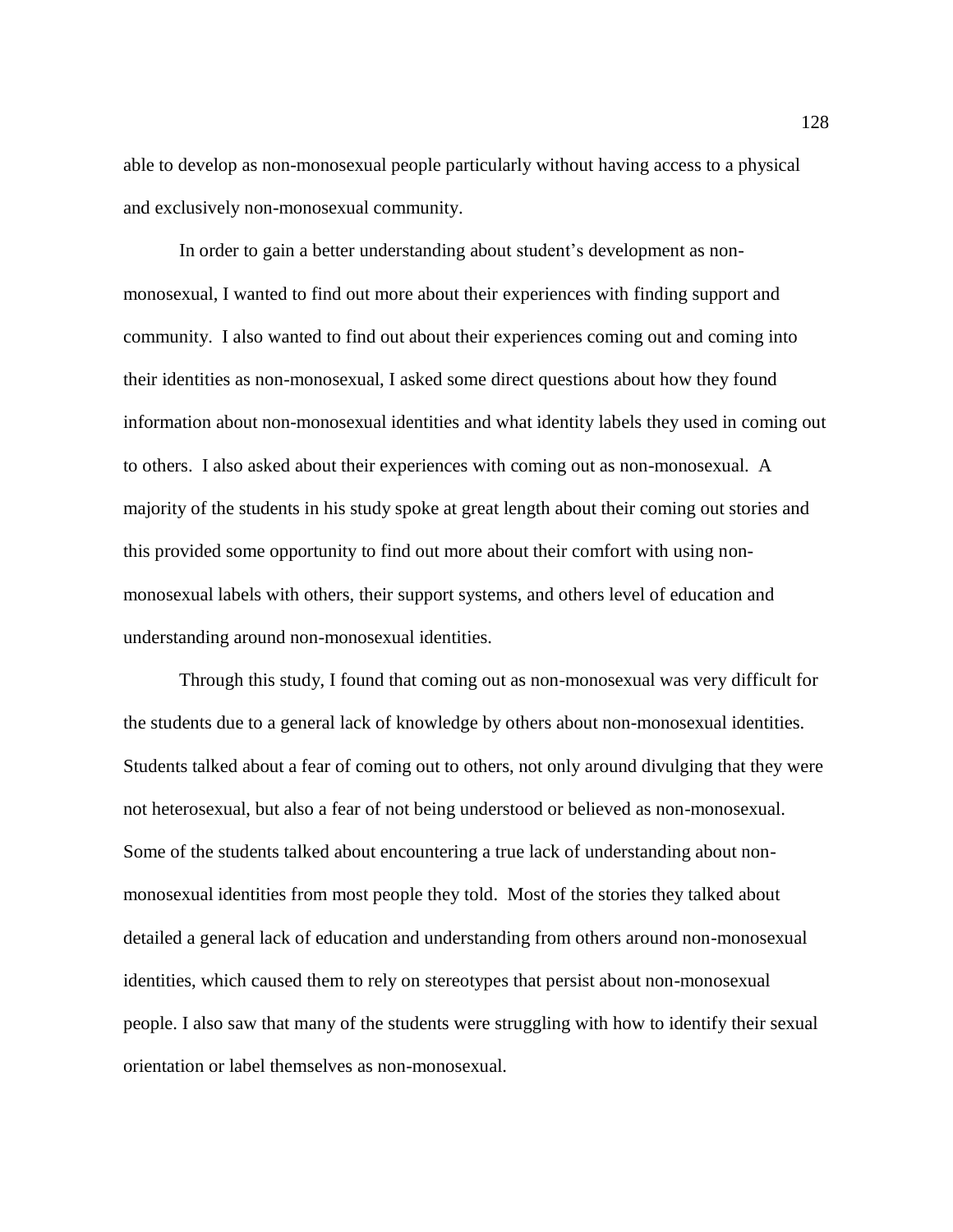able to develop as non-monosexual people particularly without having access to a physical and exclusively non-monosexual community.

In order to gain a better understanding about student's development as non-monosexual, I wanted to find out more about their experiences with finding support and community. I also wanted to find out about their experiences coming out and coming into their identities as non-monosexual, I asked some direct questions about how they found information about non-monosexual identities and what identity labels they used in coming out to others. I also asked about their experiences with coming out as non-monosexual. A majority of the students in his study spoke at great length about their coming out stories and this provided some opportunity to find out more about their comfort with using non-monosexual labels with others, their support systems, and others level of education and understanding around non-monosexual identities.

Through this study, I found that coming out as non-monosexual was very difficult for the students due to a general lack of knowledge by others about non-monosexual identities. Students talked about a fear of coming out to others, not only around divulging that they were not heterosexual, but also a fear of not being understood or believed as non-monosexual. Some of the students talked about encountering a true lack of understanding about non-monosexual identities from most people they told. Most of the stories they talked about detailed a general lack of education and understanding from others around non-monosexual identities, which caused them to rely on stereotypes that persist about non-monosexual people. I also saw that many of the students were struggling with how to identify their sexual orientation or label themselves as non-monosexual.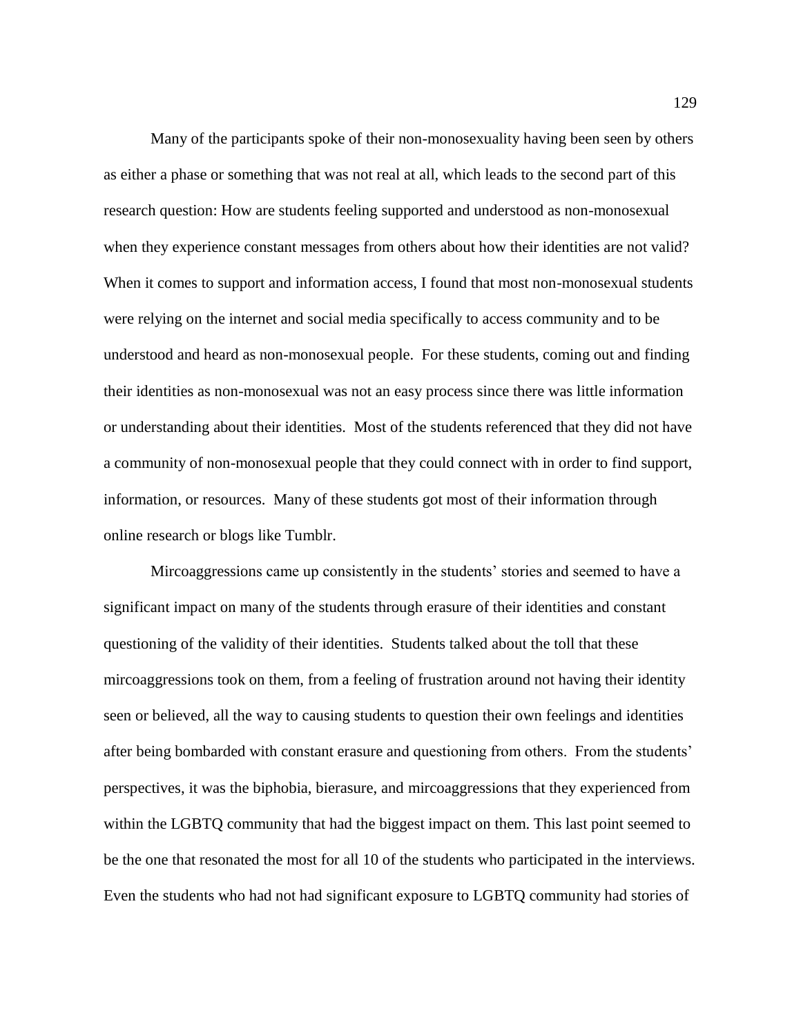Many of the participants spoke of their non-monosexuality having been seen by others as either a phase or something that was not real at all, which leads to the second part of this research question: How are students feeling supported and understood as non-monosexual when they experience constant messages from others about how their identities are not valid? When it comes to support and information access, I found that most non-monosexual students were relying on the internet and social media specifically to access community and to be understood and heard as non-monosexual people. For these students, coming out and finding their identities as non-monosexual was not an easy process since there was little information or understanding about their identities. Most of the students referenced that they did not have a community of non-monosexual people that they could connect with in order to find support, information, or resources. Many of these students got most of their information through online research or blogs like Tumblr.

Mircoaggressions came up consistently in the students' stories and seemed to have a significant impact on many of the students through erasure of their identities and constant questioning of the validity of their identities. Students talked about the toll that these mircoaggressions took on them, from a feeling of frustration around not having their identity seen or believed, all the way to causing students to question their own feelings and identities after being bombarded with constant erasure and questioning from others. From the students' perspectives, it was the biphobia, bierasure, and mircoaggressions that they experienced from within the LGBTQ community that had the biggest impact on them. This last point seemed to be the one that resonated the most for all 10 of the students who participated in the interviews. Even the students who had not had significant exposure to LGBTQ community had stories of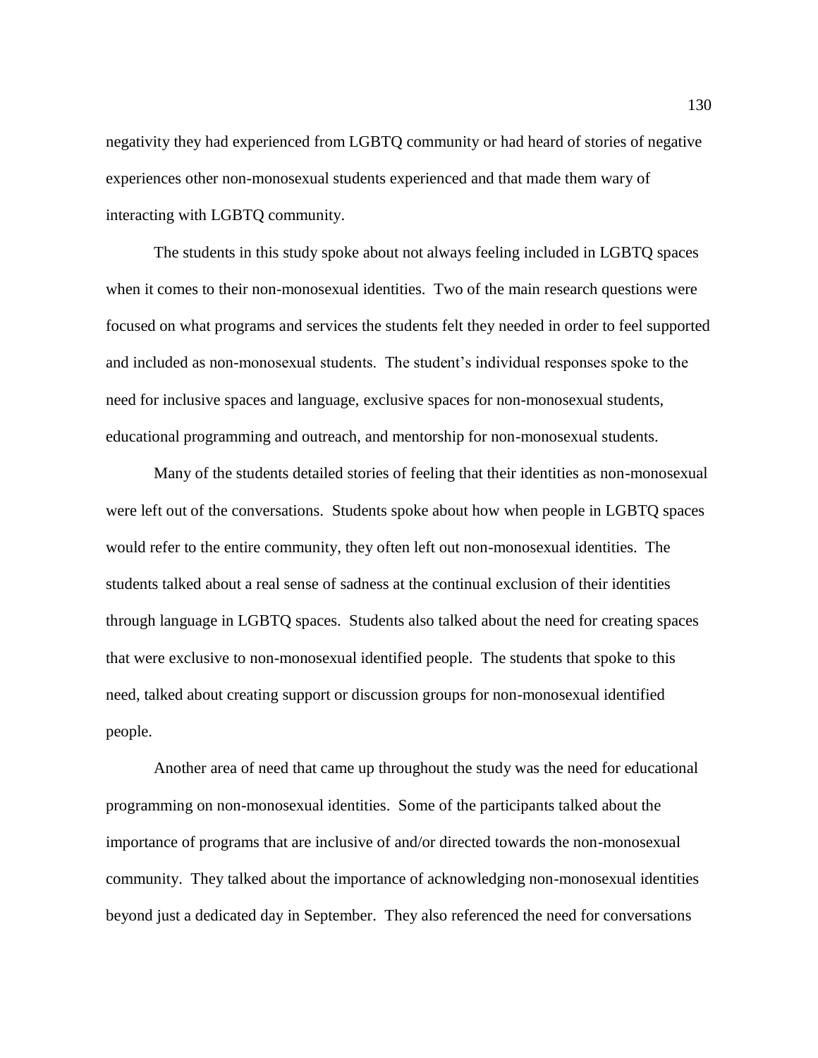negativity they had experienced from LGBTQ community or had heard of stories of negative experiences other non-monosexual students experienced and that made them wary of interacting with LGBTQ community.

The students in this study spoke about not always feeling included in LGBTQ spaces when it comes to their non-monosexual identities. Two of the main research questions were focused on what programs and services the students felt they needed in order to feel supported and included as non-monosexual students. The student's individual responses spoke to the need for inclusive spaces and language, exclusive spaces for non-monosexual students, educational programming and outreach, and mentorship for non-monosexual students.

Many of the students detailed stories of feeling that their identities as non-monosexual were left out of the conversations. Students spoke about how when people in LGBTQ spaces would refer to the entire community, they often left out non-monosexual identities. The students talked about a real sense of sadness at the continual exclusion of their identities through language in LGBTQ spaces. Students also talked about the need for creating spaces that were exclusive to non-monosexual identified people. The students that spoke to this need, talked about creating support or discussion groups for non-monosexual identified people.

Another area of need that came up throughout the study was the need for educational programming on non-monosexual identities. Some of the participants talked about the importance of programs that are inclusive of and/or directed towards the non-monosexual community. They talked about the importance of acknowledging non-monosexual identities beyond just a dedicated day in September. They also referenced the need for conversations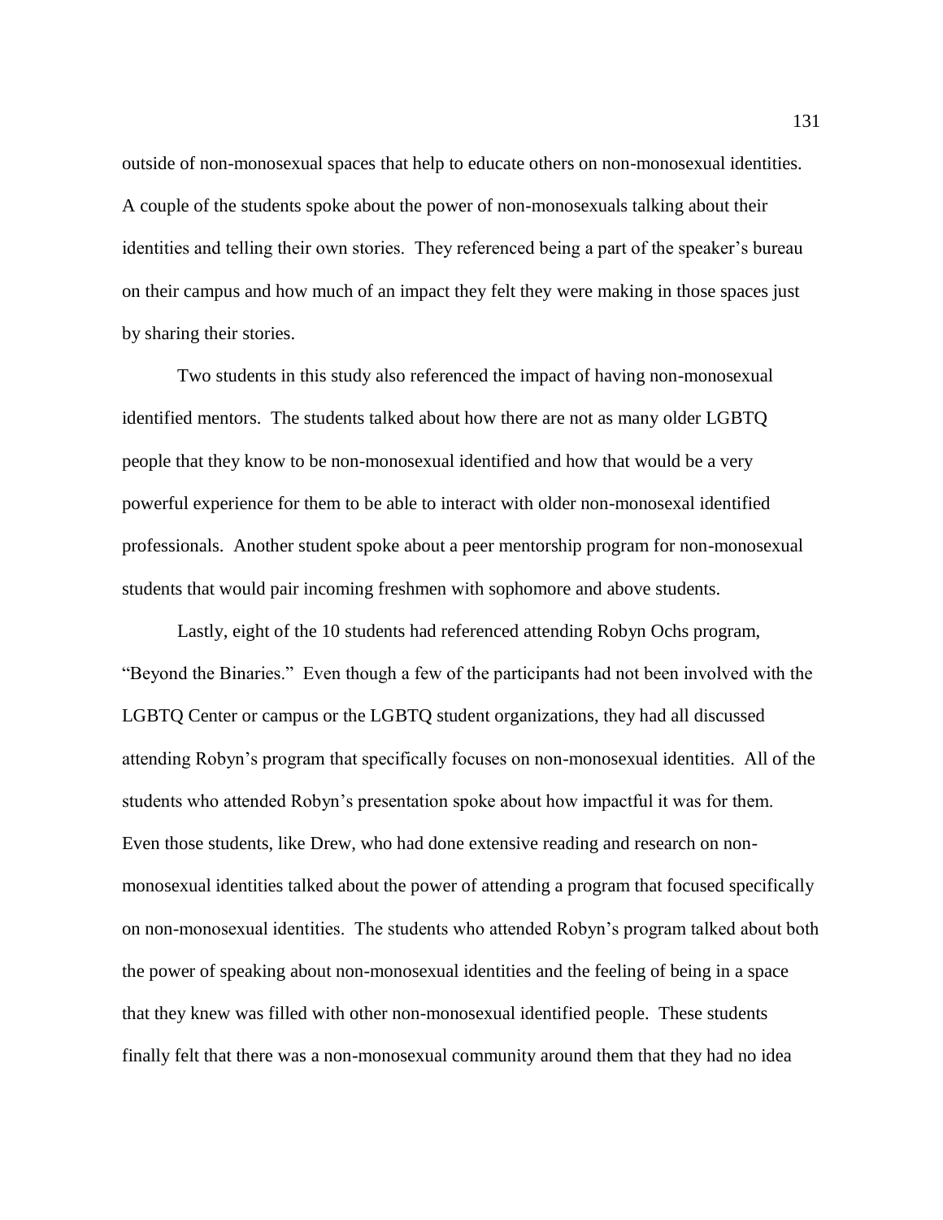outside of non-monosexual spaces that help to educate others on non-monosexual identities. A couple of the students spoke about the power of non-monosexuals talking about their identities and telling their own stories. They referenced being a part of the speaker's bureau on their campus and how much of an impact they felt they were making in those spaces just by sharing their stories.

Two students in this study also referenced the impact of having non-monosexual identified mentors. The students talked about how there are not as many older LGBTQ people that they know to be non-monosexual identified and how that would be a very powerful experience for them to be able to interact with older non-monosexal identified professionals. Another student spoke about a peer mentorship program for non-monosexual students that would pair incoming freshmen with sophomore and above students.

Lastly, eight of the 10 students had referenced attending Robyn Ochs program, "Beyond the Binaries." Even though a few of the participants had not been involved with the LGBTQ Center or campus or the LGBTQ student organizations, they had all discussed attending Robyn's program that specifically focuses on non-monosexual identities. All of the students who attended Robyn's presentation spoke about how impactful it was for them. Even those students, like Drew, who had done extensive reading and research on non-monosexual identities talked about the power of attending a program that focused specifically on non-monosexual identities. The students who attended Robyn's program talked about both the power of speaking about non-monosexual identities and the feeling of being in a space that they knew was filled with other non-monosexual identified people. These students finally felt that there was a non-monosexual community around them that they had no idea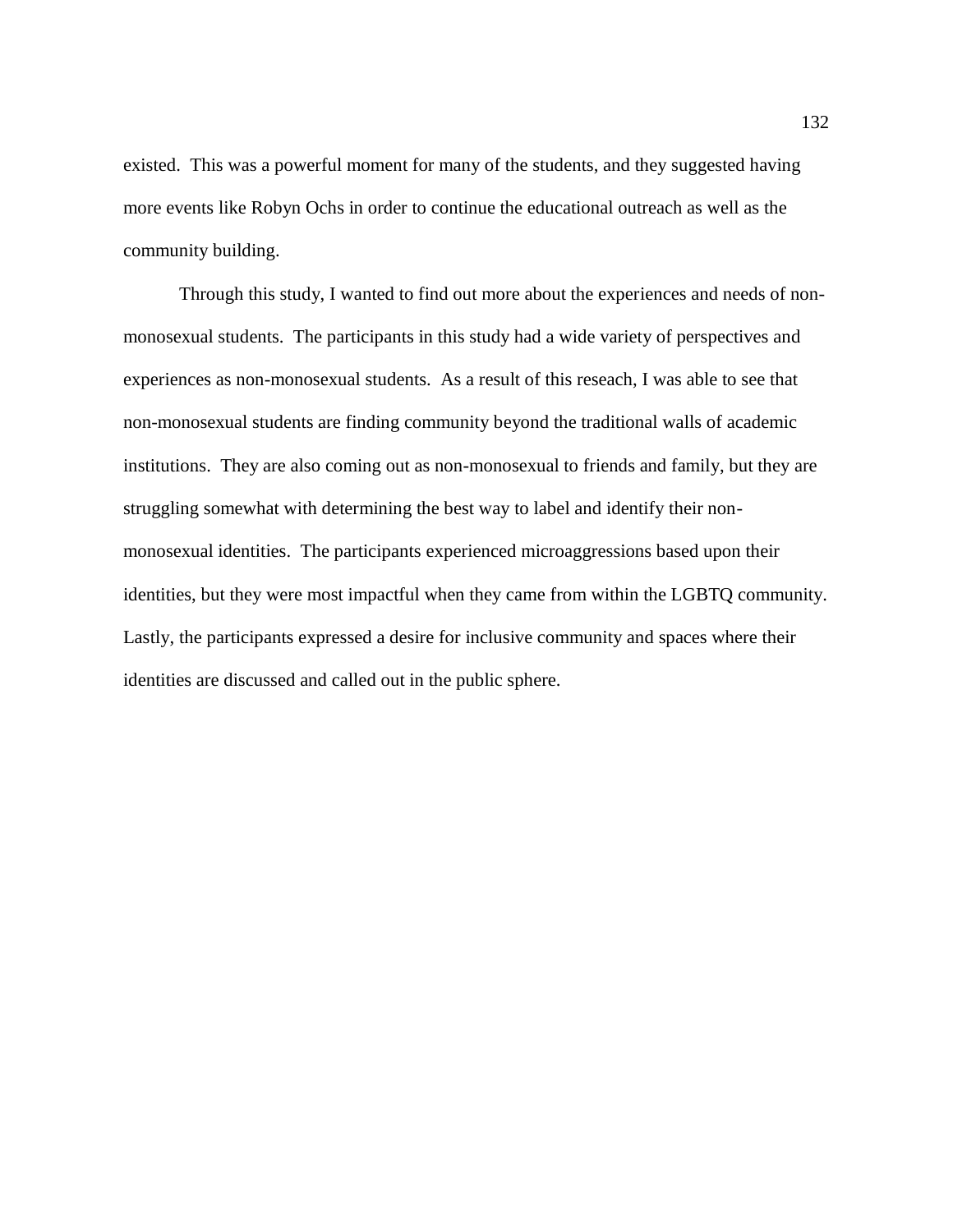existed. This was a powerful moment for many of the students, and they suggested having more events like Robyn Ochs in order to continue the educational outreach as well as the community building.

Through this study, I wanted to find out more about the experiences and needs of non-monosexual students. The participants in this study had a wide variety of perspectives and experiences as non-monosexual students. As a result of this reseach, I was able to see that non-monosexual students are finding community beyond the traditional walls of academic institutions. They are also coming out as non-monosexual to friends and family, but they are struggling somewhat with determining the best way to label and identify their non-monosexual identities. The participants experienced microaggressions based upon their identities, but they were most impactful when they came from within the LGBTQ community. Lastly, the participants expressed a desire for inclusive community and spaces where their identities are discussed and called out in the public sphere.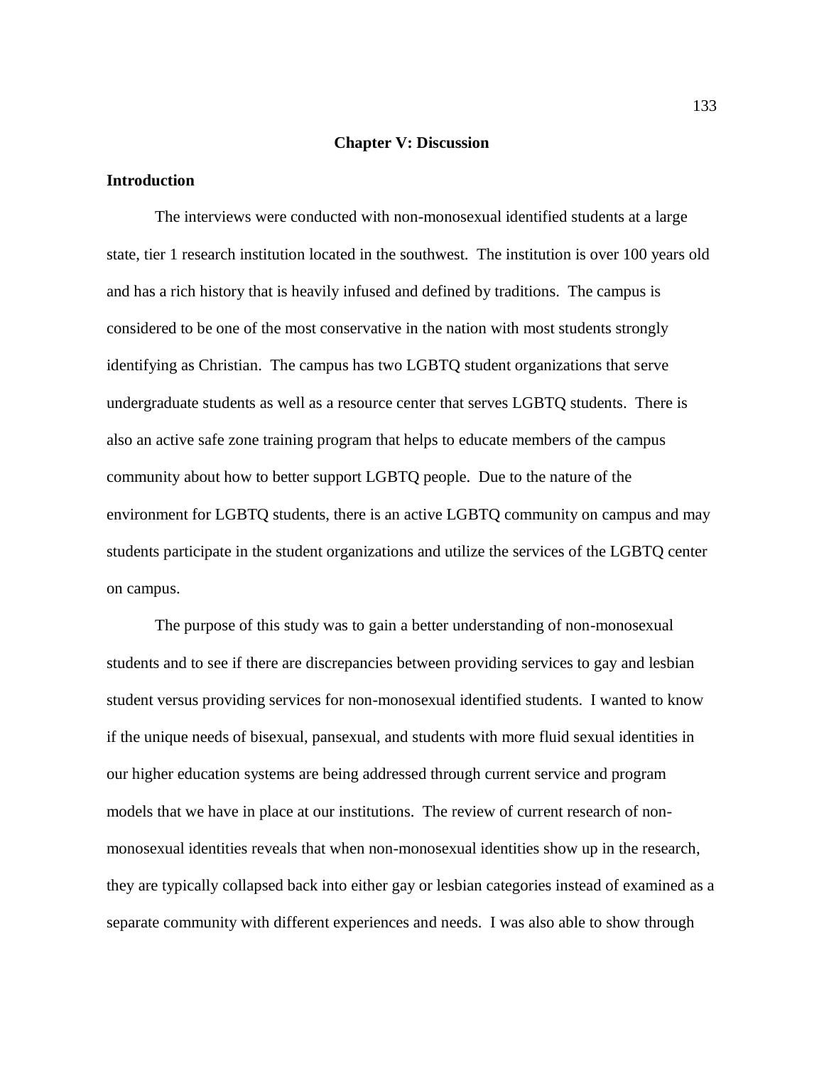# Chapter V: Discussion

## Introduction

The interviews were conducted with non-monosexual identified students at a large state, tier 1 research institution located in the southwest. The institution is over 100 years old and has a rich history that is heavily infused and defined by traditions. The campus is considered to be one of the most conservative in the nation with most students strongly identifying as Christian. The campus has two LGBTQ student organizations that serve undergraduate students as well as a resource center that serves LGBTQ students. There is also an active safe zone training program that helps to educate members of the campus community about how to better support LGBTQ people. Due to the nature of the environment for LGBTQ students, there is an active LGBTQ community on campus and may students participate in the student organizations and utilize the services of the LGBTQ center on campus.

The purpose of this study was to gain a better understanding of non-monosexual students and to see if there are discrepancies between providing services to gay and lesbian student versus providing services for non-monosexual identified students. I wanted to know if the unique needs of bisexual, pansexual, and students with more fluid sexual identities in our higher education systems are being addressed through current service and program models that we have in place at our institutions. The review of current research of non-monosexual identities reveals that when non-monosexual identities show up in the research, they are typically collapsed back into either gay or lesbian categories instead of examined as a separate community with different experiences and needs. I was also able to show through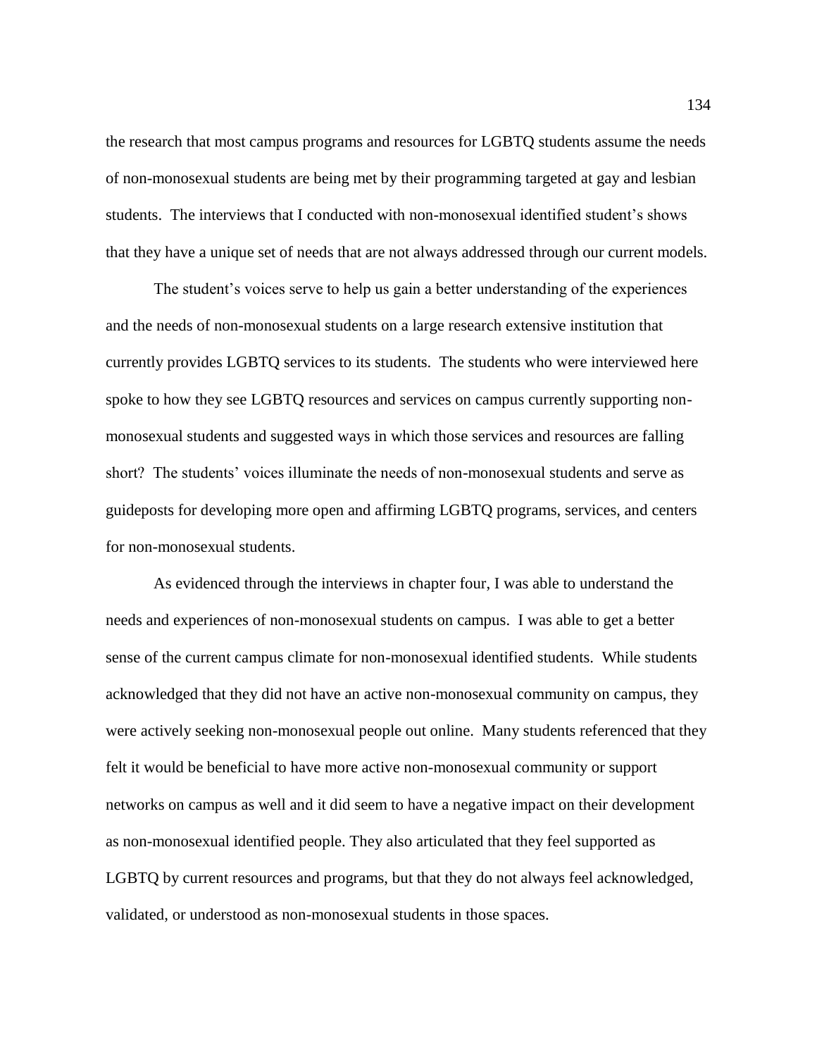the research that most campus programs and resources for LGBTQ students assume the needs of non-monosexual students are being met by their programming targeted at gay and lesbian students. The interviews that I conducted with non-monosexual identified student's shows that they have a unique set of needs that are not always addressed through our current models.

The student's voices serve to help us gain a better understanding of the experiences and the needs of non-monosexual students on a large research extensive institution that currently provides LGBTQ services to its students. The students who were interviewed here spoke to how they see LGBTQ resources and services on campus currently supporting non-monosexual students and suggested ways in which those services and resources are falling short? The students' voices illuminate the needs of non-monosexual students and serve as guideposts for developing more open and affirming LGBTQ programs, services, and centers for non-monosexual students.

As evidenced through the interviews in chapter four, I was able to understand the needs and experiences of non-monosexual students on campus. I was able to get a better sense of the current campus climate for non-monosexual identified students. While students acknowledged that they did not have an active non-monosexual community on campus, they were actively seeking non-monosexual people out online. Many students referenced that they felt it would be beneficial to have more active non-monosexual community or support networks on campus as well and it did seem to have a negative impact on their development as non-monosexual identified people. They also articulated that they feel supported as LGBTQ by current resources and programs, but that they do not always feel acknowledged, validated, or understood as non-monosexual students in those spaces.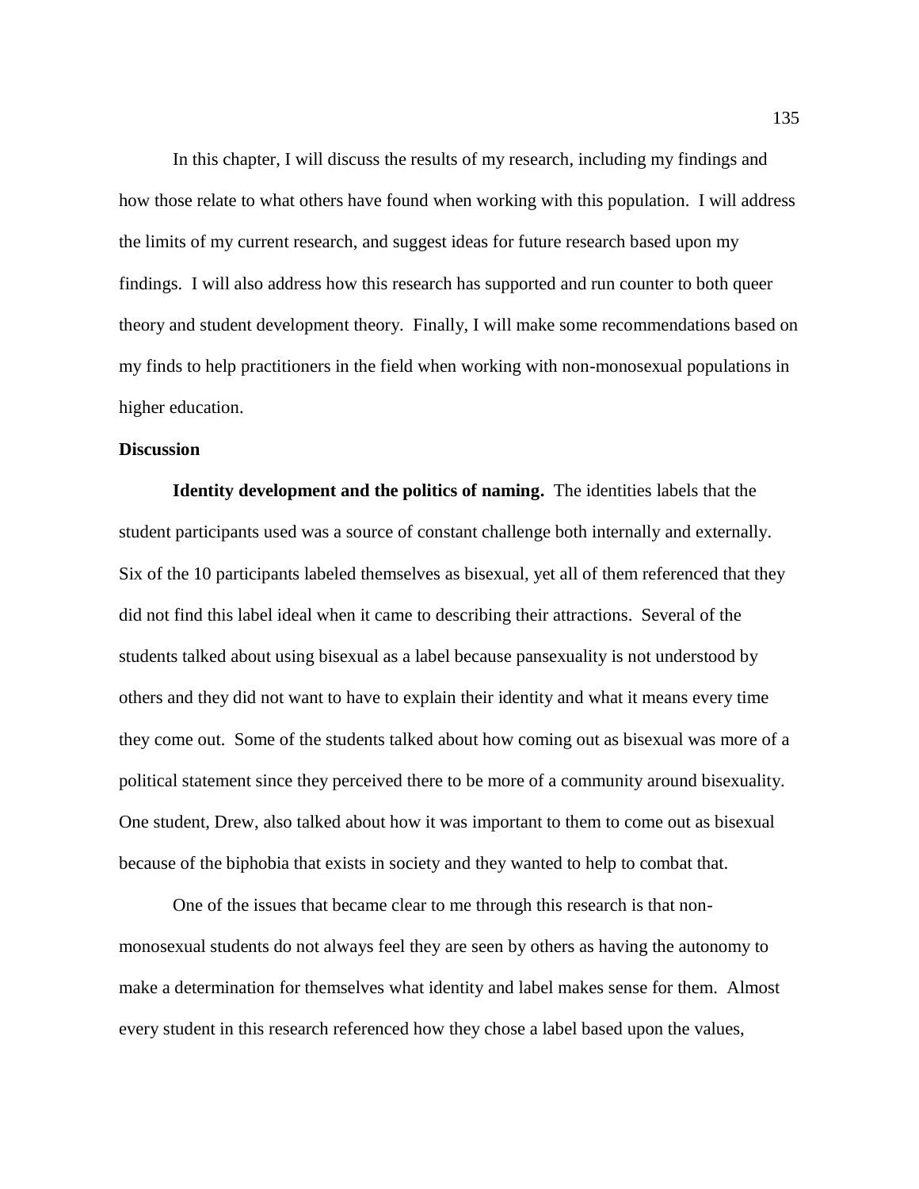In this chapter, I will discuss the results of my research, including my findings and how those relate to what others have found when working with this population. I will address the limits of my current research, and suggest ideas for future research based upon my findings. I will also address how this research has supported and run counter to both queer theory and student development theory. Finally, I will make some recommendations based on my finds to help practitioners in the field when working with non-monosexual populations in higher education.

## Discussion

**Identity development and the politics of naming.** The identities labels that the student participants used was a source of constant challenge both internally and externally. Six of the 10 participants labeled themselves as bisexual, yet all of them referenced that they did not find this label ideal when it came to describing their attractions. Several of the students talked about using bisexual as a label because pansexuality is not understood by others and they did not want to have to explain their identity and what it means every time they come out. Some of the students talked about how coming out as bisexual was more of a political statement since they perceived there to be more of a community around bisexuality. One student, Drew, also talked about how it was important to them to come out as bisexual because of the biphobia that exists in society and they wanted to help to combat that.

One of the issues that became clear to me through this research is that non-monosexual students do not always feel they are seen by others as having the autonomy to make a determination for themselves what identity and label makes sense for them. Almost every student in this research referenced how they chose a label based upon the values,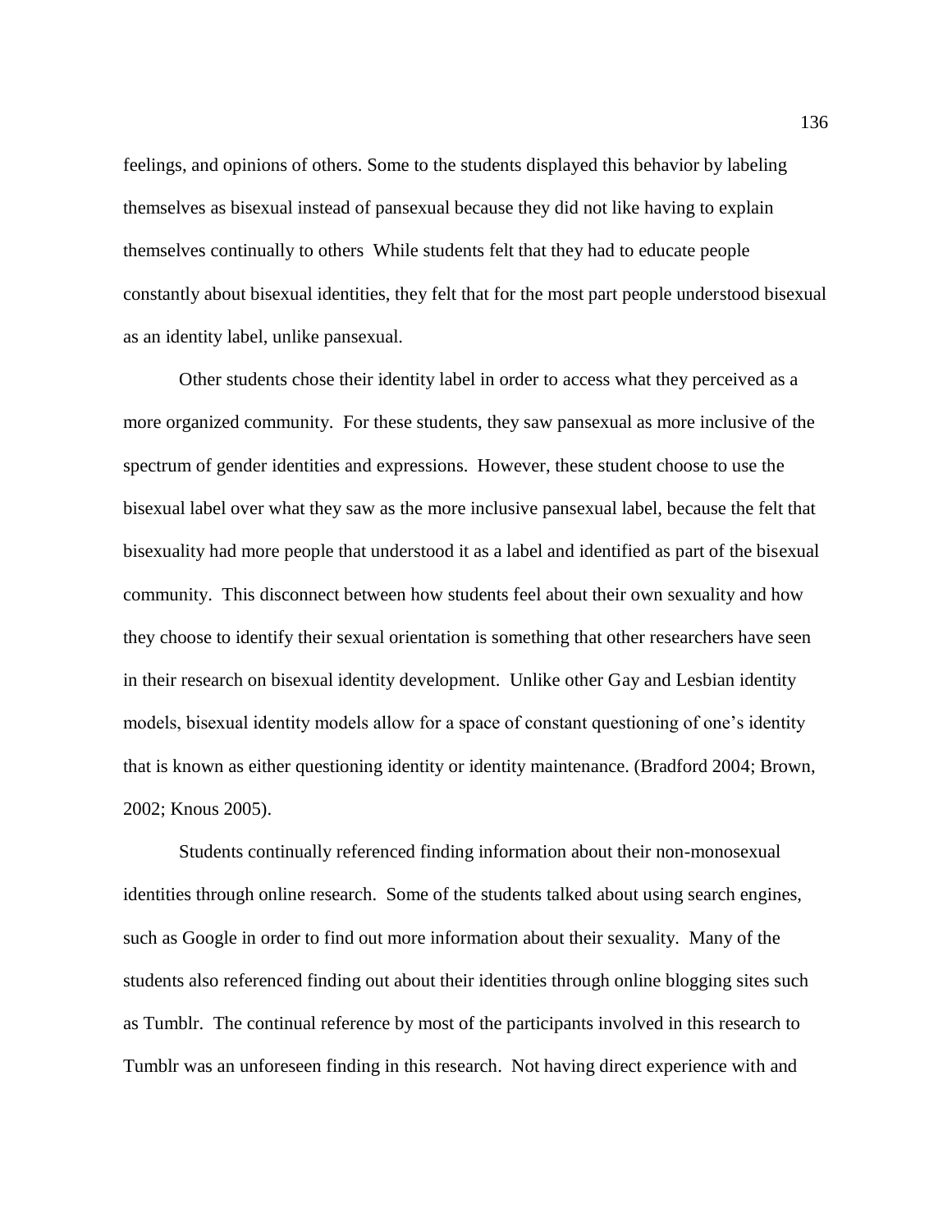feelings, and opinions of others. Some to the students displayed this behavior by labeling themselves as bisexual instead of pansexual because they did not like having to explain themselves continually to others While students felt that they had to educate people constantly about bisexual identities, they felt that for the most part people understood bisexual as an identity label, unlike pansexual.

Other students chose their identity label in order to access what they perceived as a more organized community. For these students, they saw pansexual as more inclusive of the spectrum of gender identities and expressions. However, these student choose to use the bisexual label over what they saw as the more inclusive pansexual label, because the felt that bisexuality had more people that understood it as a label and identified as part of the bisexual community. This disconnect between how students feel about their own sexuality and how they choose to identify their sexual orientation is something that other researchers have seen in their research on bisexual identity development. Unlike other Gay and Lesbian identity models, bisexual identity models allow for a space of constant questioning of one's identity that is known as either questioning identity or identity maintenance. (Bradford 2004; Brown, 2002; Knous 2005).

Students continually referenced finding information about their non-monosexual identities through online research. Some of the students talked about using search engines, such as Google in order to find out more information about their sexuality. Many of the students also referenced finding out about their identities through online blogging sites such as Tumblr. The continual reference by most of the participants involved in this research to Tumblr was an unforeseen finding in this research. Not having direct experience with and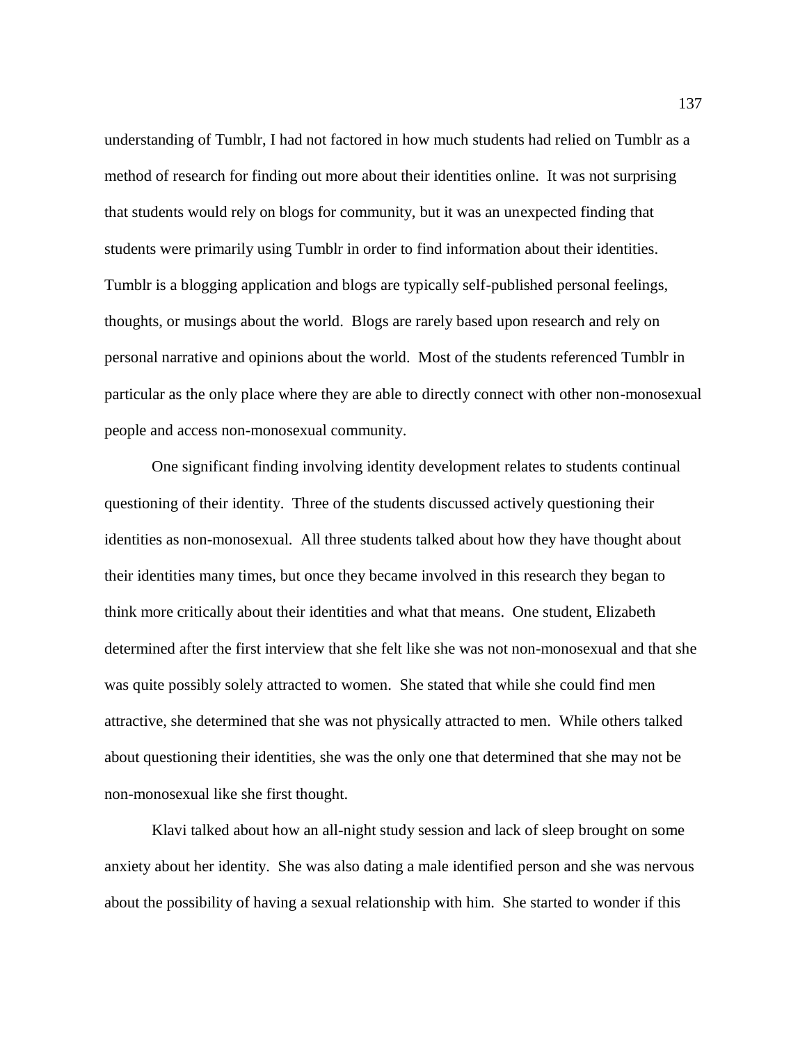understanding of Tumblr, I had not factored in how much students had relied on Tumblr as a method of research for finding out more about their identities online. It was not surprising that students would rely on blogs for community, but it was an unexpected finding that students were primarily using Tumblr in order to find information about their identities. Tumblr is a blogging application and blogs are typically self-published personal feelings, thoughts, or musings about the world. Blogs are rarely based upon research and rely on personal narrative and opinions about the world. Most of the students referenced Tumblr in particular as the only place where they are able to directly connect with other non-monosexual people and access non-monosexual community.

One significant finding involving identity development relates to students continual questioning of their identity. Three of the students discussed actively questioning their identities as non-monosexual. All three students talked about how they have thought about their identities many times, but once they became involved in this research they began to think more critically about their identities and what that means. One student, Elizabeth determined after the first interview that she felt like she was not non-monosexual and that she was quite possibly solely attracted to women. She stated that while she could find men attractive, she determined that she was not physically attracted to men. While others talked about questioning their identities, she was the only one that determined that she may not be non-monosexual like she first thought.

Klavi talked about how an all-night study session and lack of sleep brought on some anxiety about her identity. She was also dating a male identified person and she was nervous about the possibility of having a sexual relationship with him. She started to wonder if this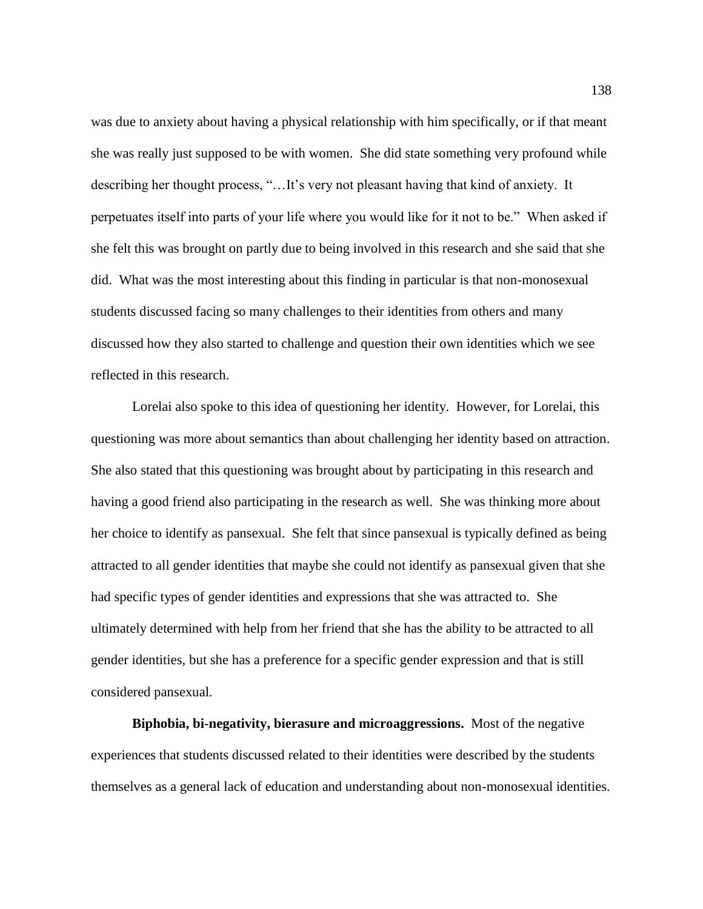was due to anxiety about having a physical relationship with him specifically, or if that meant she was really just supposed to be with women. She did state something very profound while describing her thought process, "…It's very not pleasant having that kind of anxiety. It perpetuates itself into parts of your life where you would like for it not to be." When asked if she felt this was brought on partly due to being involved in this research and she said that she did. What was the most interesting about this finding in particular is that non-monosexual students discussed facing so many challenges to their identities from others and many discussed how they also started to challenge and question their own identities which we see reflected in this research.

Lorelai also spoke to this idea of questioning her identity. However, for Lorelai, this questioning was more about semantics than about challenging her identity based on attraction. She also stated that this questioning was brought about by participating in this research and having a good friend also participating in the research as well. She was thinking more about her choice to identify as pansexual. She felt that since pansexual is typically defined as being attracted to all gender identities that maybe she could not identify as pansexual given that she had specific types of gender identities and expressions that she was attracted to. She ultimately determined with help from her friend that she has the ability to be attracted to all gender identities, but she has a preference for a specific gender expression and that is still considered pansexual.

**Biphobia, bi-negativity, bierasure and microaggressions.** Most of the negative experiences that students discussed related to their identities were described by the students themselves as a general lack of education and understanding about non-monosexual identities.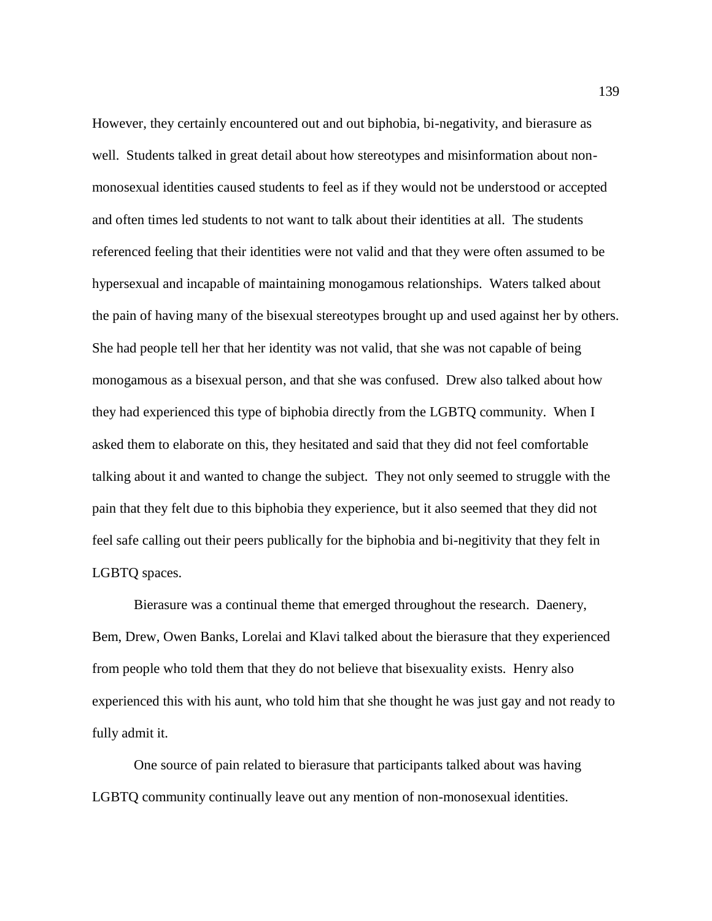However, they certainly encountered out and out biphobia, bi-negativity, and bierasure as well. Students talked in great detail about how stereotypes and misinformation about non-monosexual identities caused students to feel as if they would not be understood or accepted and often times led students to not want to talk about their identities at all. The students referenced feeling that their identities were not valid and that they were often assumed to be hypersexual and incapable of maintaining monogamous relationships. Waters talked about the pain of having many of the bisexual stereotypes brought up and used against her by others. She had people tell her that her identity was not valid, that she was not capable of being monogamous as a bisexual person, and that she was confused. Drew also talked about how they had experienced this type of biphobia directly from the LGBTQ community. When I asked them to elaborate on this, they hesitated and said that they did not feel comfortable talking about it and wanted to change the subject. They not only seemed to struggle with the pain that they felt due to this biphobia they experience, but it also seemed that they did not feel safe calling out their peers publically for the biphobia and bi-negitivity that they felt in LGBTQ spaces.

Bierasure was a continual theme that emerged throughout the research. Daenery, Bem, Drew, Owen Banks, Lorelai and Klavi talked about the bierasure that they experienced from people who told them that they do not believe that bisexuality exists. Henry also experienced this with his aunt, who told him that she thought he was just gay and not ready to fully admit it.

One source of pain related to bierasure that participants talked about was having LGBTQ community continually leave out any mention of non-monosexual identities.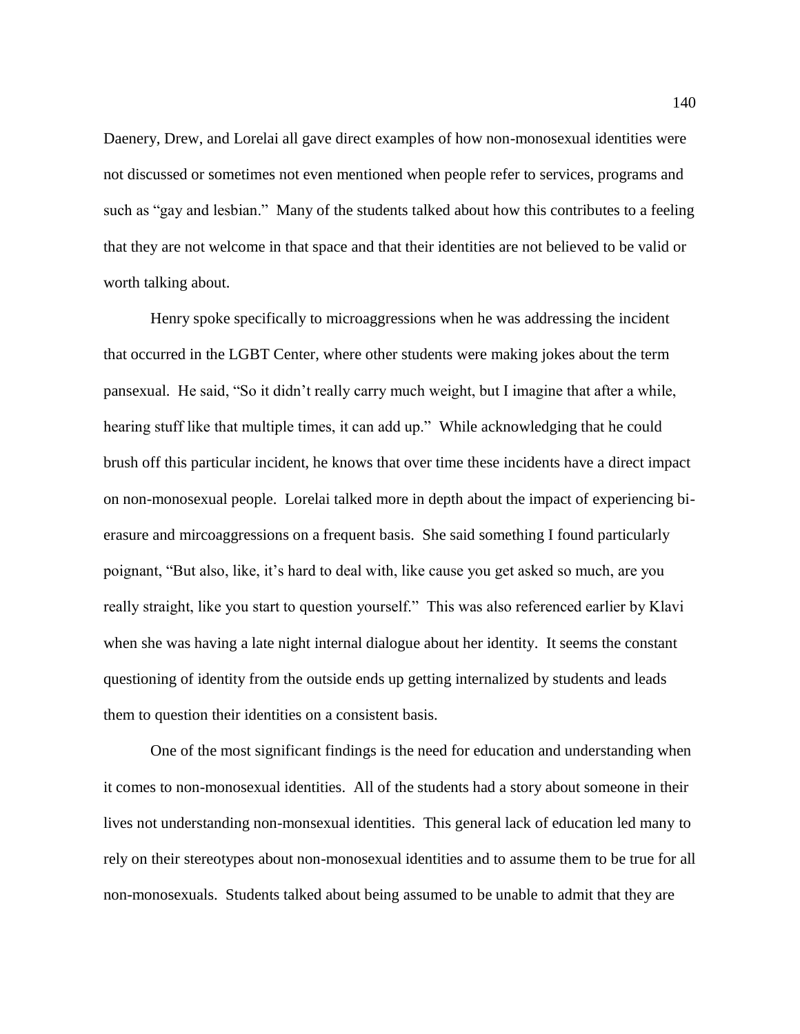Daenery, Drew, and Lorelai all gave direct examples of how non-monosexual identities were not discussed or sometimes not even mentioned when people refer to services, programs and such as "gay and lesbian." Many of the students talked about how this contributes to a feeling that they are not welcome in that space and that their identities are not believed to be valid or worth talking about.

Henry spoke specifically to microaggressions when he was addressing the incident that occurred in the LGBT Center, where other students were making jokes about the term pansexual. He said, "So it didn't really carry much weight, but I imagine that after a while, hearing stuff like that multiple times, it can add up." While acknowledging that he could brush off this particular incident, he knows that over time these incidents have a direct impact on non-monosexual people. Lorelai talked more in depth about the impact of experiencing bi-erasure and mircoaggressions on a frequent basis. She said something I found particularly poignant, "But also, like, it's hard to deal with, like cause you get asked so much, are you really straight, like you start to question yourself." This was also referenced earlier by Klavi when she was having a late night internal dialogue about her identity. It seems the constant questioning of identity from the outside ends up getting internalized by students and leads them to question their identities on a consistent basis.

One of the most significant findings is the need for education and understanding when it comes to non-monosexual identities. All of the students had a story about someone in their lives not understanding non-monsexual identities. This general lack of education led many to rely on their stereotypes about non-monosexual identities and to assume them to be true for all non-monosexuals. Students talked about being assumed to be unable to admit that they are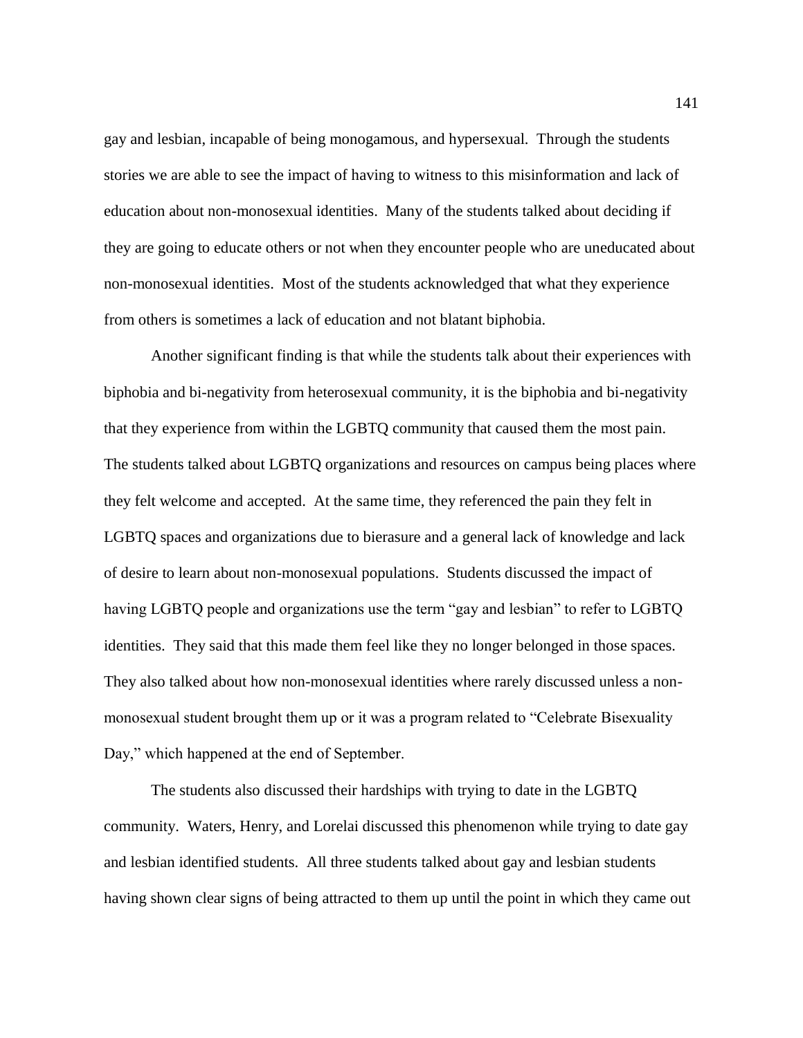gay and lesbian, incapable of being monogamous, and hypersexual. Through the students stories we are able to see the impact of having to witness to this misinformation and lack of education about non-monosexual identities. Many of the students talked about deciding if they are going to educate others or not when they encounter people who are uneducated about non-monosexual identities. Most of the students acknowledged that what they experience from others is sometimes a lack of education and not blatant biphobia.

Another significant finding is that while the students talk about their experiences with biphobia and bi-negativity from heterosexual community, it is the biphobia and bi-negativity that they experience from within the LGBTQ community that caused them the most pain. The students talked about LGBTQ organizations and resources on campus being places where they felt welcome and accepted. At the same time, they referenced the pain they felt in LGBTQ spaces and organizations due to bierasure and a general lack of knowledge and lack of desire to learn about non-monosexual populations. Students discussed the impact of having LGBTQ people and organizations use the term "gay and lesbian" to refer to LGBTQ identities. They said that this made them feel like they no longer belonged in those spaces. They also talked about how non-monosexual identities where rarely discussed unless a non-monosexual student brought them up or it was a program related to "Celebrate Bisexuality Day," which happened at the end of September.

The students also discussed their hardships with trying to date in the LGBTQ community. Waters, Henry, and Lorelai discussed this phenomenon while trying to date gay and lesbian identified students. All three students talked about gay and lesbian students having shown clear signs of being attracted to them up until the point in which they came out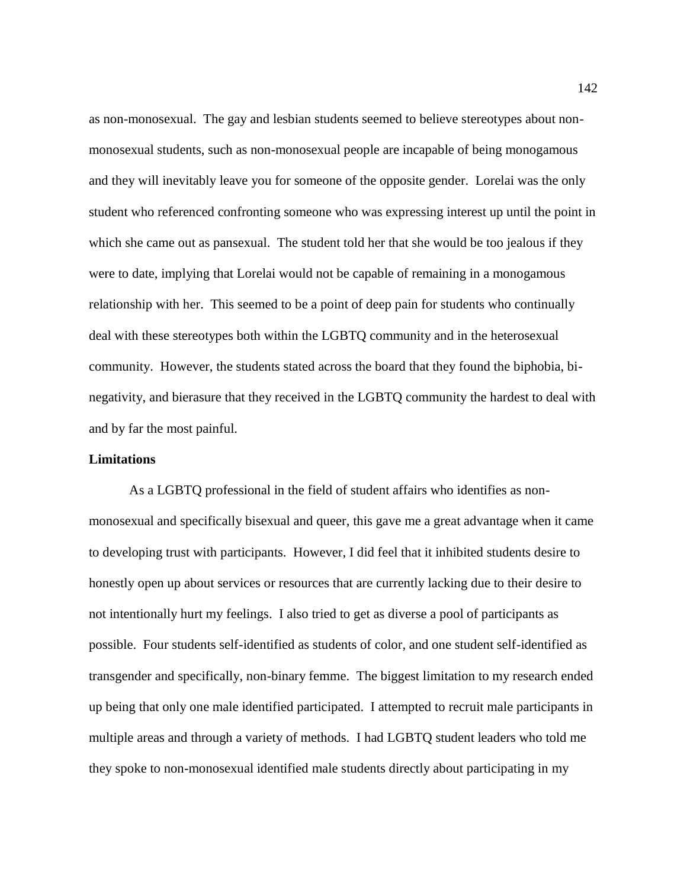as non-monosexual. The gay and lesbian students seemed to believe stereotypes about non-monosexual students, such as non-monosexual people are incapable of being monogamous and they will inevitably leave you for someone of the opposite gender. Lorelai was the only student who referenced confronting someone who was expressing interest up until the point in which she came out as pansexual. The student told her that she would be too jealous if they were to date, implying that Lorelai would not be capable of remaining in a monogamous relationship with her. This seemed to be a point of deep pain for students who continually deal with these stereotypes both within the LGBTQ community and in the heterosexual community. However, the students stated across the board that they found the biphobia, bi-negativity, and bierasure that they received in the LGBTQ community the hardest to deal with and by far the most painful.

**Limitations**

As a LGBTQ professional in the field of student affairs who identifies as non-monosexual and specifically bisexual and queer, this gave me a great advantage when it came to developing trust with participants. However, I did feel that it inhibited students desire to honestly open up about services or resources that are currently lacking due to their desire to not intentionally hurt my feelings. I also tried to get as diverse a pool of participants as possible. Four students self-identified as students of color, and one student self-identified as transgender and specifically, non-binary femme. The biggest limitation to my research ended up being that only one male identified participated. I attempted to recruit male participants in multiple areas and through a variety of methods. I had LGBTQ student leaders who told me they spoke to non-monosexual identified male students directly about participating in my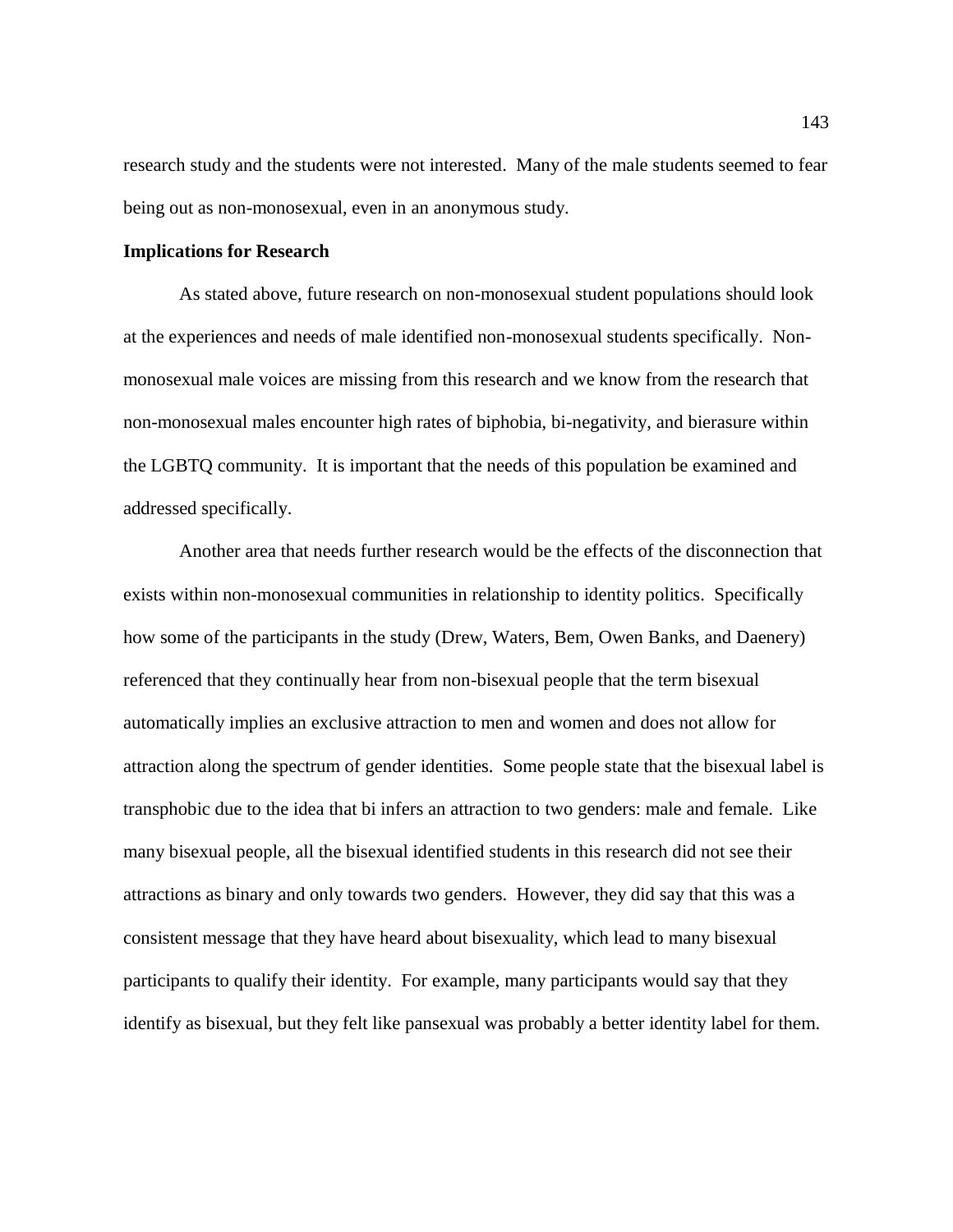research study and the students were not interested. Many of the male students seemed to fear being out as non-monosexual, even in an anonymous study.

**Implications for Research**

As stated above, future research on non-monosexual student populations should look at the experiences and needs of male identified non-monosexual students specifically. Non-monosexual male voices are missing from this research and we know from the research that non-monosexual males encounter high rates of biphobia, bi-negativity, and bierasure within the LGBTQ community. It is important that the needs of this population be examined and addressed specifically.

Another area that needs further research would be the effects of the disconnection that exists within non-monosexual communities in relationship to identity politics. Specifically how some of the participants in the study (Drew, Waters, Bem, Owen Banks, and Daenery) referenced that they continually hear from non-bisexual people that the term bisexual automatically implies an exclusive attraction to men and women and does not allow for attraction along the spectrum of gender identities. Some people state that the bisexual label is transphobic due to the idea that bi infers an attraction to two genders: male and female. Like many bisexual people, all the bisexual identified students in this research did not see their attractions as binary and only towards two genders. However, they did say that this was a consistent message that they have heard about bisexuality, which lead to many bisexual participants to qualify their identity. For example, many participants would say that they identify as bisexual, but they felt like pansexual was probably a better identity label for them.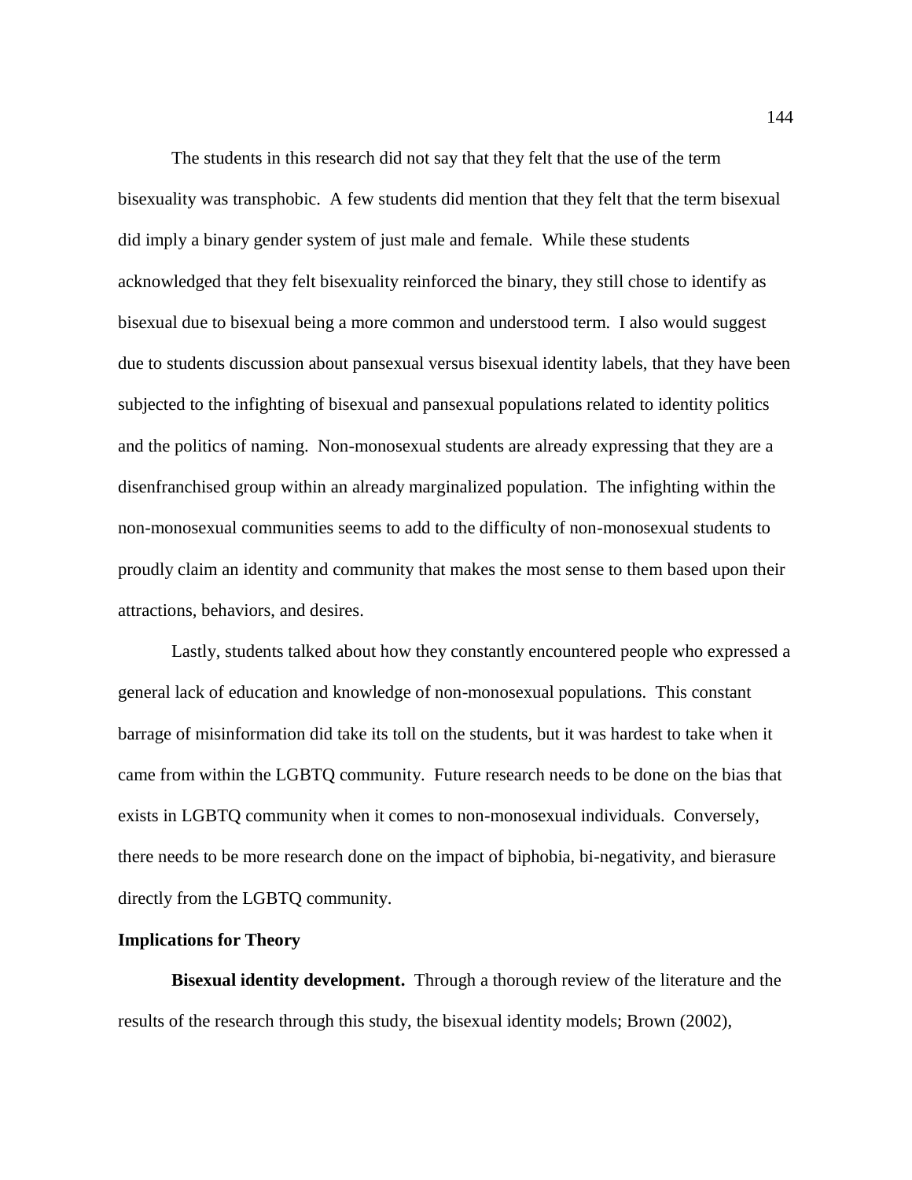The students in this research did not say that they felt that the use of the term bisexuality was transphobic. A few students did mention that they felt that the term bisexual did imply a binary gender system of just male and female. While these students acknowledged that they felt bisexuality reinforced the binary, they still chose to identify as bisexual due to bisexual being a more common and understood term. I also would suggest due to students discussion about pansexual versus bisexual identity labels, that they have been subjected to the infighting of bisexual and pansexual populations related to identity politics and the politics of naming. Non-monosexual students are already expressing that they are a disenfranchised group within an already marginalized population. The infighting within the non-monosexual communities seems to add to the difficulty of non-monosexual students to proudly claim an identity and community that makes the most sense to them based upon their attractions, behaviors, and desires.

Lastly, students talked about how they constantly encountered people who expressed a general lack of education and knowledge of non-monosexual populations. This constant barrage of misinformation did take its toll on the students, but it was hardest to take when it came from within the LGBTQ community. Future research needs to be done on the bias that exists in LGBTQ community when it comes to non-monosexual individuals. Conversely, there needs to be more research done on the impact of biphobia, bi-negativity, and bierasure directly from the LGBTQ community.

## Implications for Theory

**Bisexual identity development.** Through a thorough review of the literature and the results of the research through this study, the bisexual identity models; Brown (2002),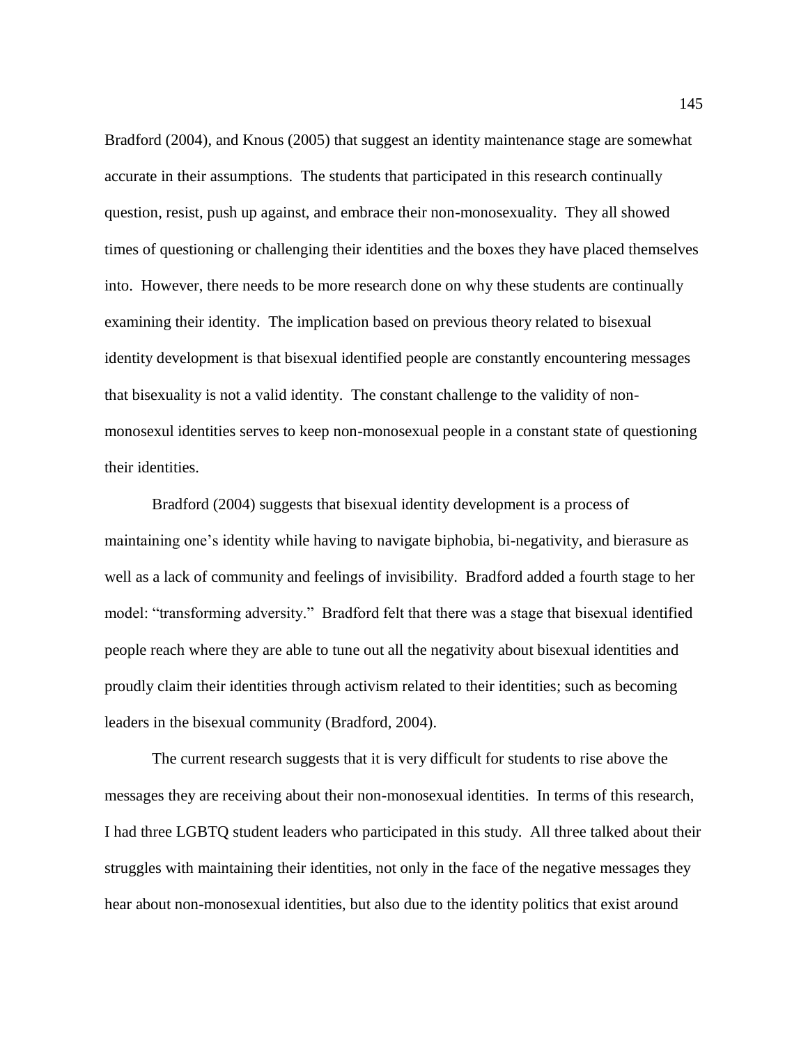Bradford (2004), and Knous (2005) that suggest an identity maintenance stage are somewhat accurate in their assumptions. The students that participated in this research continually question, resist, push up against, and embrace their non-monosexuality. They all showed times of questioning or challenging their identities and the boxes they have placed themselves into. However, there needs to be more research done on why these students are continually examining their identity. The implication based on previous theory related to bisexual identity development is that bisexual identified people are constantly encountering messages that bisexuality is not a valid identity. The constant challenge to the validity of non-monosexul identities serves to keep non-monosexual people in a constant state of questioning their identities.

Bradford (2004) suggests that bisexual identity development is a process of maintaining one's identity while having to navigate biphobia, bi-negativity, and bierasure as well as a lack of community and feelings of invisibility. Bradford added a fourth stage to her model: "transforming adversity." Bradford felt that there was a stage that bisexual identified people reach where they are able to tune out all the negativity about bisexual identities and proudly claim their identities through activism related to their identities; such as becoming leaders in the bisexual community (Bradford, 2004).

The current research suggests that it is very difficult for students to rise above the messages they are receiving about their non-monosexual identities. In terms of this research, I had three LGBTQ student leaders who participated in this study. All three talked about their struggles with maintaining their identities, not only in the face of the negative messages they hear about non-monosexual identities, but also due to the identity politics that exist around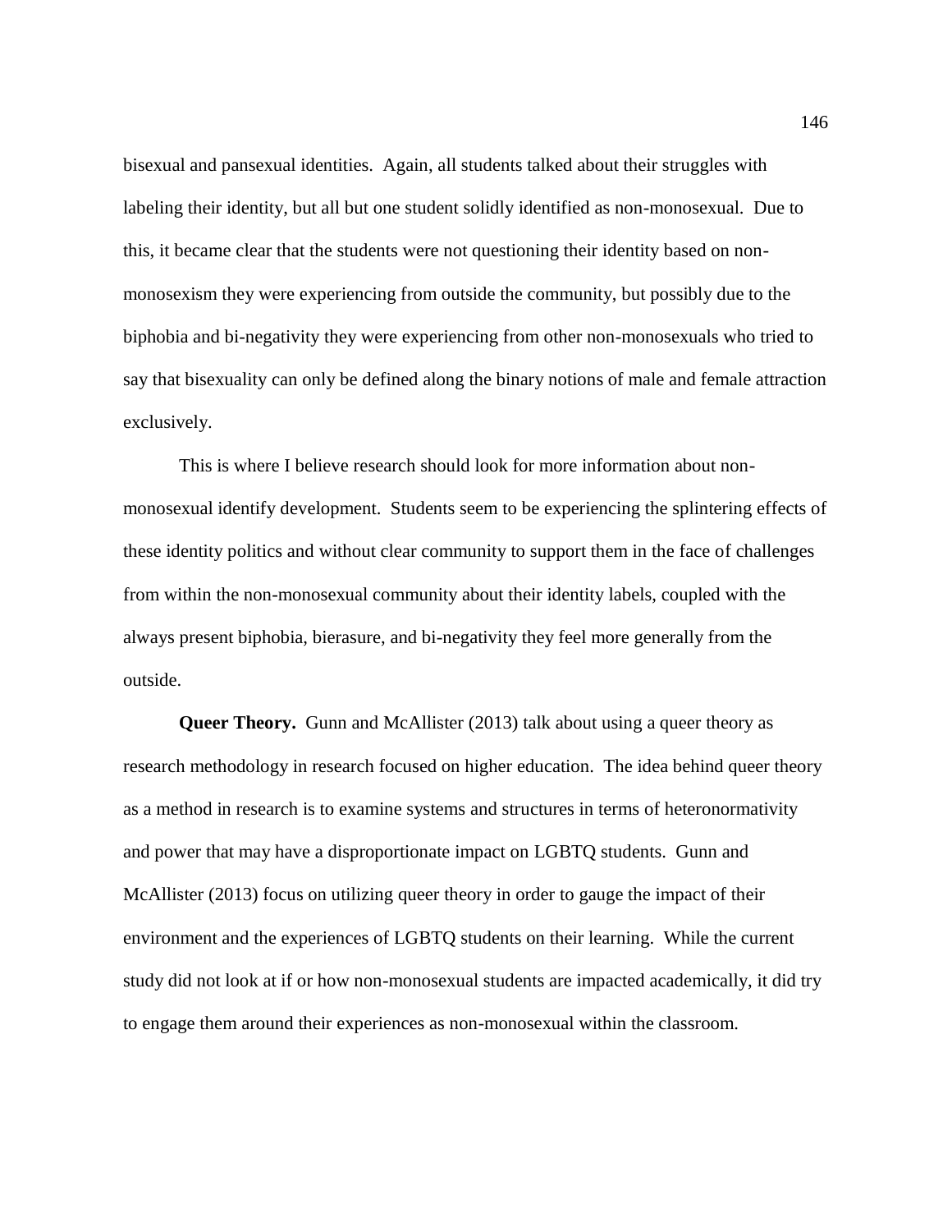bisexual and pansexual identities. Again, all students talked about their struggles with labeling their identity, but all but one student solidly identified as non-monosexual. Due to this, it became clear that the students were not questioning their identity based on non-monosexism they were experiencing from outside the community, but possibly due to the biphobia and bi-negativity they were experiencing from other non-monosexuals who tried to say that bisexuality can only be defined along the binary notions of male and female attraction exclusively.

This is where I believe research should look for more information about non-monosexual identify development. Students seem to be experiencing the splintering effects of these identity politics and without clear community to support them in the face of challenges from within the non-monosexual community about their identity labels, coupled with the always present biphobia, bierasure, and bi-negativity they feel more generally from the outside.

**Queer Theory.** Gunn and McAllister (2013) talk about using a queer theory as research methodology in research focused on higher education. The idea behind queer theory as a method in research is to examine systems and structures in terms of heteronormativity and power that may have a disproportionate impact on LGBTQ students. Gunn and McAllister (2013) focus on utilizing queer theory in order to gauge the impact of their environment and the experiences of LGBTQ students on their learning. While the current study did not look at if or how non-monosexual students are impacted academically, it did try to engage them around their experiences as non-monosexual within the classroom.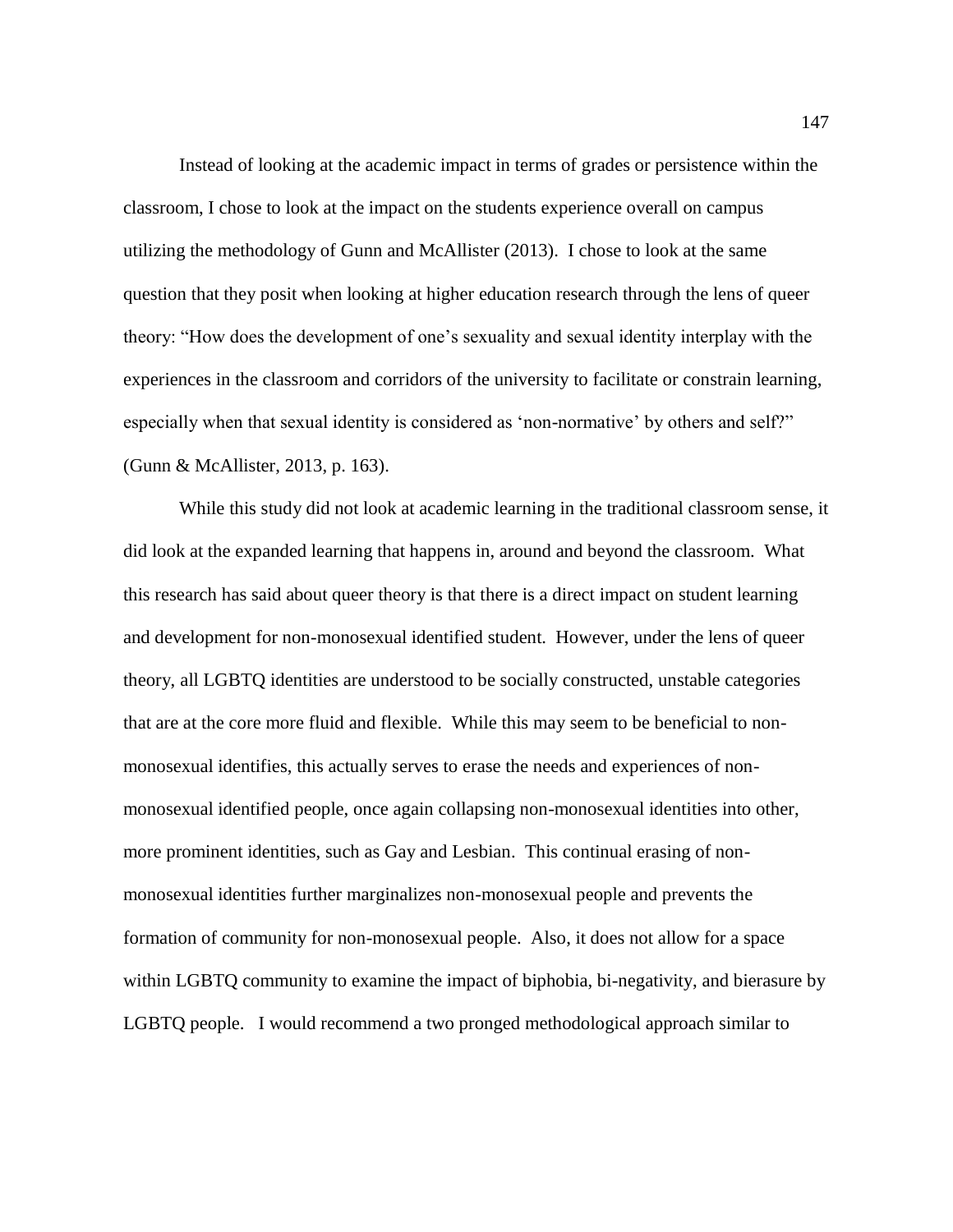Instead of looking at the academic impact in terms of grades or persistence within the classroom, I chose to look at the impact on the students experience overall on campus utilizing the methodology of Gunn and McAllister (2013). I chose to look at the same question that they posit when looking at higher education research through the lens of queer theory: "How does the development of one's sexuality and sexual identity interplay with the experiences in the classroom and corridors of the university to facilitate or constrain learning, especially when that sexual identity is considered as 'non-normative' by others and self?" (Gunn & McAllister, 2013, p. 163).

While this study did not look at academic learning in the traditional classroom sense, it did look at the expanded learning that happens in, around and beyond the classroom. What this research has said about queer theory is that there is a direct impact on student learning and development for non-monosexual identified student. However, under the lens of queer theory, all LGBTQ identities are understood to be socially constructed, unstable categories that are at the core more fluid and flexible. While this may seem to be beneficial to non-monosexual identifies, this actually serves to erase the needs and experiences of non-monosexual identified people, once again collapsing non-monosexual identities into other, more prominent identities, such as Gay and Lesbian. This continual erasing of non-monosexual identities further marginalizes non-monosexual people and prevents the formation of community for non-monosexual people. Also, it does not allow for a space within LGBTQ community to examine the impact of biphobia, bi-negativity, and bierasure by LGBTQ people. I would recommend a two pronged methodological approach similar to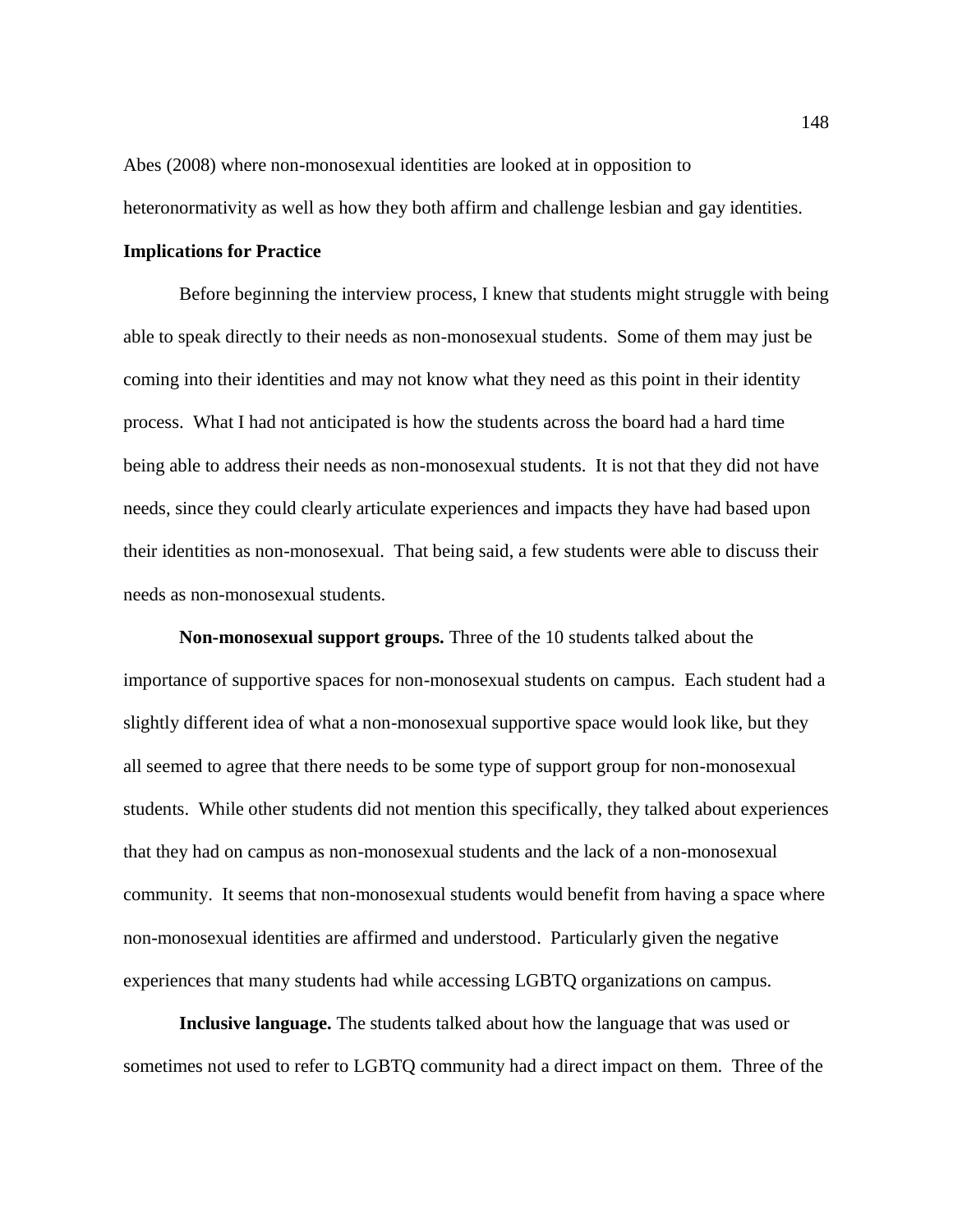Abes (2008) where non-monosexual identities are looked at in opposition to heteronormativity as well as how they both affirm and challenge lesbian and gay identities.

**Implications for Practice**

Before beginning the interview process, I knew that students might struggle with being able to speak directly to their needs as non-monosexual students. Some of them may just be coming into their identities and may not know what they need as this point in their identity process. What I had not anticipated is how the students across the board had a hard time being able to address their needs as non-monosexual students. It is not that they did not have needs, since they could clearly articulate experiences and impacts they have had based upon their identities as non-monosexual. That being said, a few students were able to discuss their needs as non-monosexual students.

**Non-monosexual support groups.** Three of the 10 students talked about the importance of supportive spaces for non-monosexual students on campus. Each student had a slightly different idea of what a non-monosexual supportive space would look like, but they all seemed to agree that there needs to be some type of support group for non-monosexual students. While other students did not mention this specifically, they talked about experiences that they had on campus as non-monosexual students and the lack of a non-monosexual community. It seems that non-monosexual students would benefit from having a space where non-monosexual identities are affirmed and understood. Particularly given the negative experiences that many students had while accessing LGBTQ organizations on campus.

**Inclusive language.** The students talked about how the language that was used or sometimes not used to refer to LGBTQ community had a direct impact on them. Three of the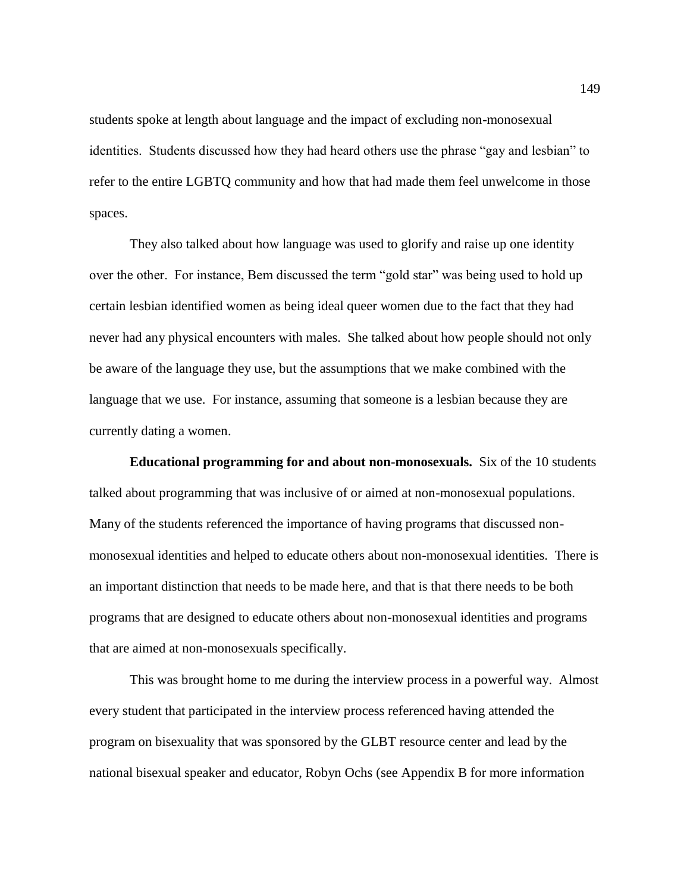students spoke at length about language and the impact of excluding non-monosexual identities. Students discussed how they had heard others use the phrase "gay and lesbian" to refer to the entire LGBTQ community and how that had made them feel unwelcome in those spaces.

They also talked about how language was used to glorify and raise up one identity over the other. For instance, Bem discussed the term "gold star" was being used to hold up certain lesbian identified women as being ideal queer women due to the fact that they had never had any physical encounters with males. She talked about how people should not only be aware of the language they use, but the assumptions that we make combined with the language that we use. For instance, assuming that someone is a lesbian because they are currently dating a women.

**Educational programming for and about non-monosexuals.** Six of the 10 students talked about programming that was inclusive of or aimed at non-monosexual populations. Many of the students referenced the importance of having programs that discussed non-monosexual identities and helped to educate others about non-monosexual identities. There is an important distinction that needs to be made here, and that is that there needs to be both programs that are designed to educate others about non-monosexual identities and programs that are aimed at non-monosexuals specifically.

This was brought home to me during the interview process in a powerful way. Almost every student that participated in the interview process referenced having attended the program on bisexuality that was sponsored by the GLBT resource center and lead by the national bisexual speaker and educator, Robyn Ochs (see Appendix B for more information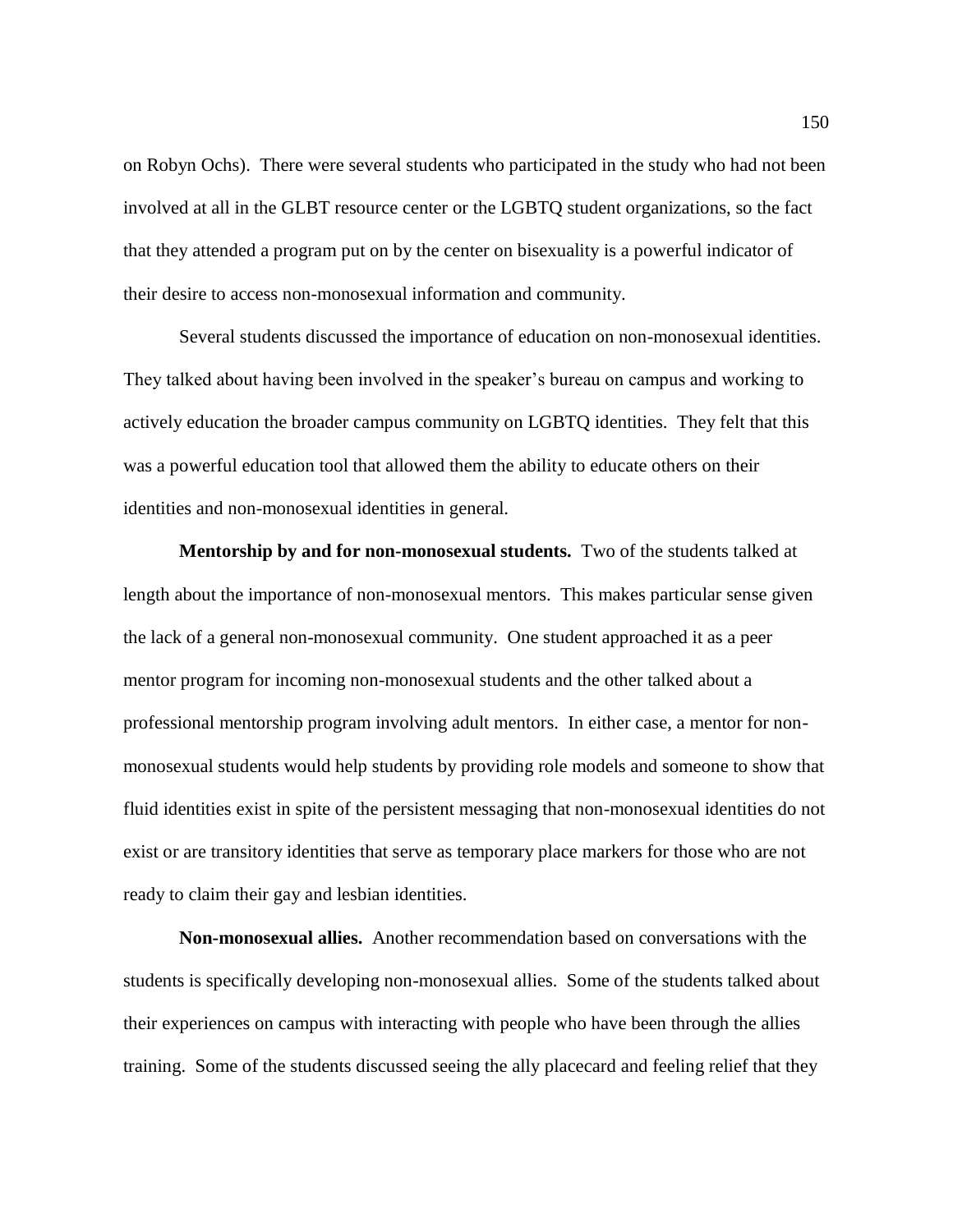on Robyn Ochs). There were several students who participated in the study who had not been involved at all in the GLBT resource center or the LGBTQ student organizations, so the fact that they attended a program put on by the center on bisexuality is a powerful indicator of their desire to access non-monosexual information and community.

Several students discussed the importance of education on non-monosexual identities. They talked about having been involved in the speaker's bureau on campus and working to actively education the broader campus community on LGBTQ identities. They felt that this was a powerful education tool that allowed them the ability to educate others on their identities and non-monosexual identities in general.

**Mentorship by and for non-monosexual students.** Two of the students talked at length about the importance of non-monosexual mentors. This makes particular sense given the lack of a general non-monosexual community. One student approached it as a peer mentor program for incoming non-monosexual students and the other talked about a professional mentorship program involving adult mentors. In either case, a mentor for non-monosexual students would help students by providing role models and someone to show that fluid identities exist in spite of the persistent messaging that non-monosexual identities do not exist or are transitory identities that serve as temporary place markers for those who are not ready to claim their gay and lesbian identities.

**Non-monosexual allies.** Another recommendation based on conversations with the students is specifically developing non-monosexual allies. Some of the students talked about their experiences on campus with interacting with people who have been through the allies training. Some of the students discussed seeing the ally placecard and feeling relief that they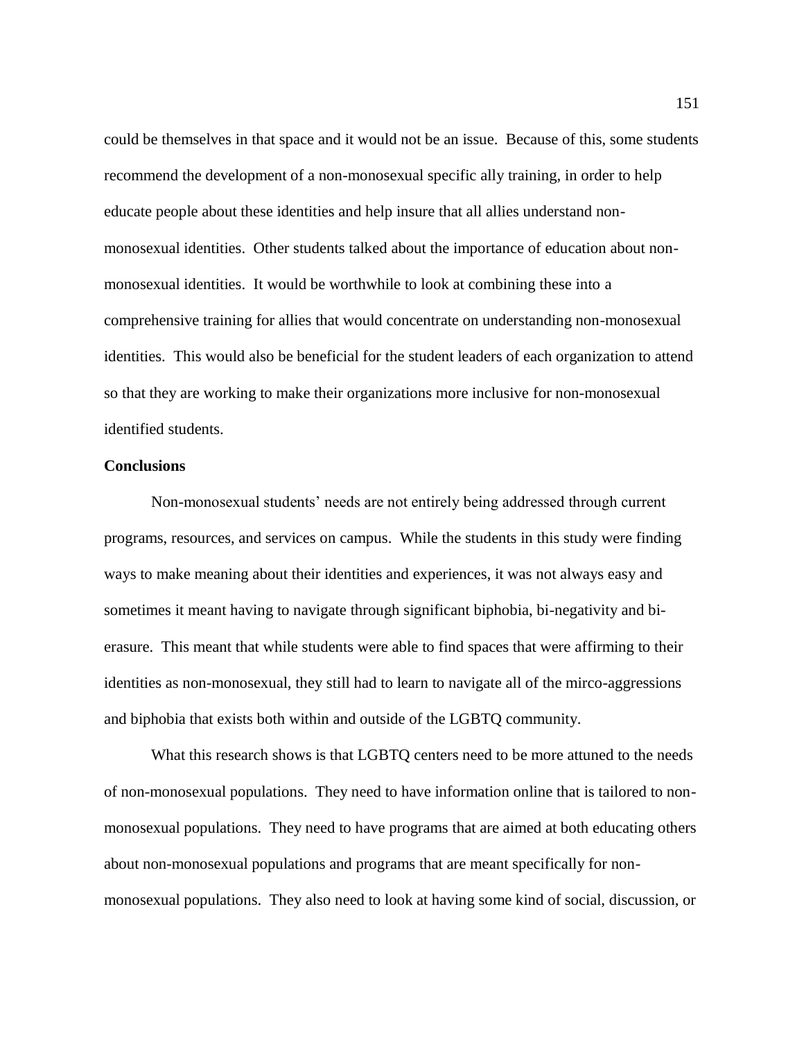could be themselves in that space and it would not be an issue. Because of this, some students recommend the development of a non-monosexual specific ally training, in order to help educate people about these identities and help insure that all allies understand non-monosexual identities. Other students talked about the importance of education about non-monosexual identities. It would be worthwhile to look at combining these into a comprehensive training for allies that would concentrate on understanding non-monosexual identities. This would also be beneficial for the student leaders of each organization to attend so that they are working to make their organizations more inclusive for non-monosexual identified students.

**Conclusions**

Non-monosexual students' needs are not entirely being addressed through current programs, resources, and services on campus. While the students in this study were finding ways to make meaning about their identities and experiences, it was not always easy and sometimes it meant having to navigate through significant biphobia, bi-negativity and bi-erasure. This meant that while students were able to find spaces that were affirming to their identities as non-monosexual, they still had to learn to navigate all of the mirco-aggressions and biphobia that exists both within and outside of the LGBTQ community.

What this research shows is that LGBTQ centers need to be more attuned to the needs of non-monosexual populations. They need to have information online that is tailored to non-monosexual populations. They need to have programs that are aimed at both educating others about non-monosexual populations and programs that are meant specifically for non-monosexual populations. They also need to look at having some kind of social, discussion, or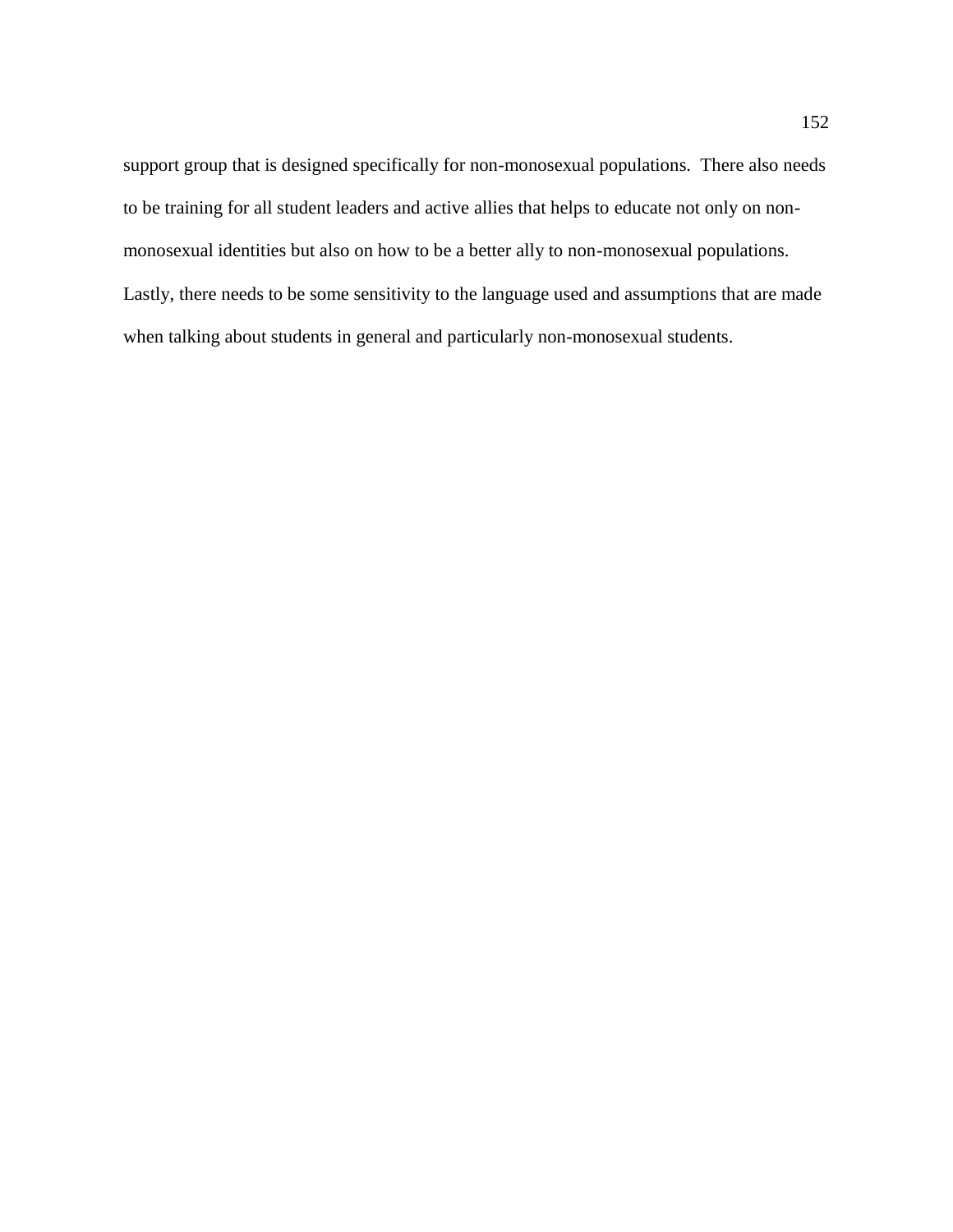support group that is designed specifically for non-monosexual populations. There also needs to be training for all student leaders and active allies that helps to educate not only on non-monosexual identities but also on how to be a better ally to non-monosexual populations. Lastly, there needs to be some sensitivity to the language used and assumptions that are made when talking about students in general and particularly non-monosexual students.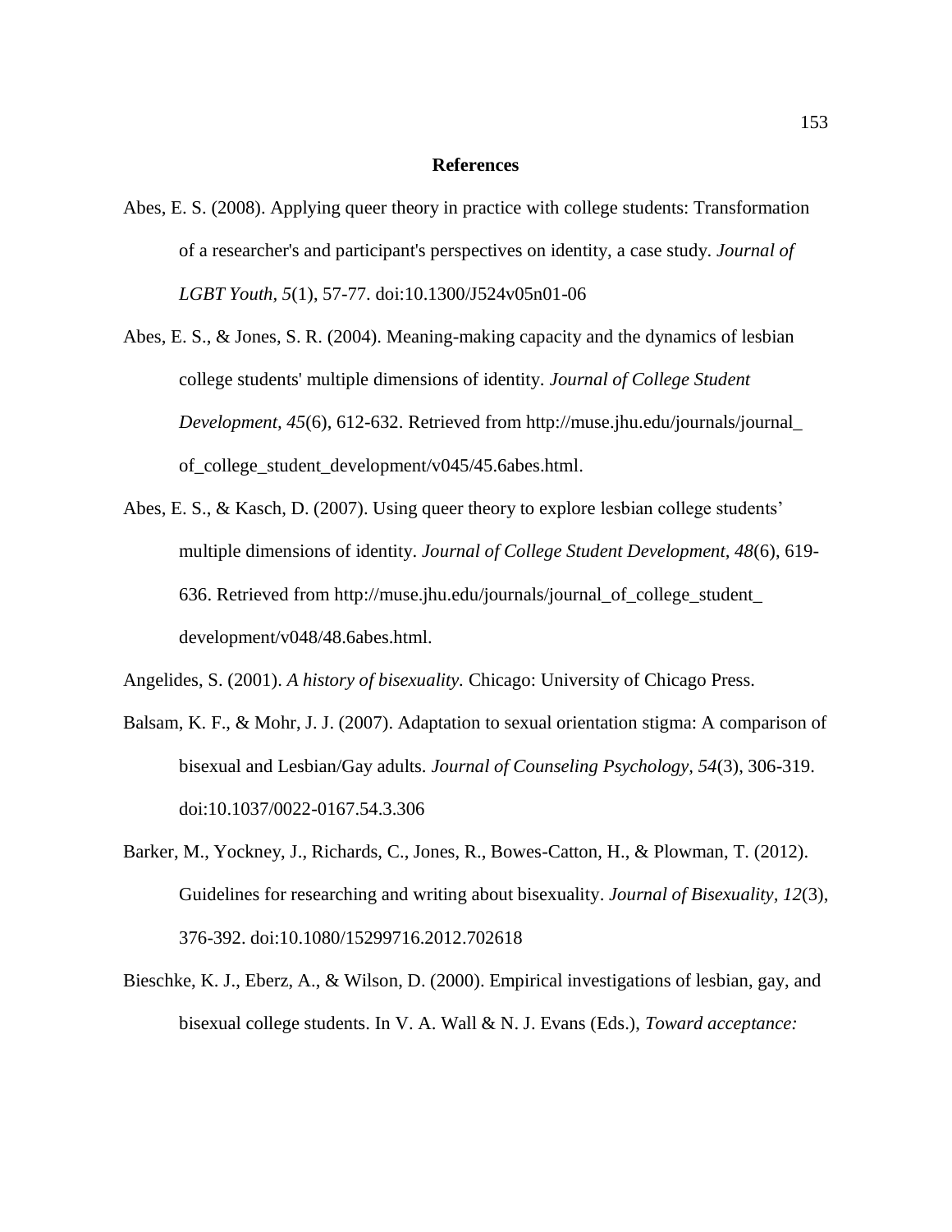# References

Abes, E. S. (2008). Applying queer theory in practice with college students: Transformation of a researcher's and participant's perspectives on identity, a case study. *Journal of LGBT Youth, 5*(1), 57-77. doi:10.1300/J524v05n01-06

Abes, E. S., & Jones, S. R. (2004). Meaning-making capacity and the dynamics of lesbian college students' multiple dimensions of identity. *Journal of College Student Development, 45*(6), 612-632. Retrieved from http://muse.jhu.edu/journals/journal_of_college_student_development/v045/45.6abes.html.

Abes, E. S., & Kasch, D. (2007). Using queer theory to explore lesbian college students' multiple dimensions of identity. *Journal of College Student Development, 48*(6), 619-636. Retrieved from http://muse.jhu.edu/journals/journal_of_college_student_development/v048/48.6abes.html.

Angelides, S. (2001). *A history of bisexuality.* Chicago: University of Chicago Press.

Balsam, K. F., & Mohr, J. J. (2007). Adaptation to sexual orientation stigma: A comparison of bisexual and Lesbian/Gay adults. *Journal of Counseling Psychology, 54*(3), 306-319. doi:10.1037/0022-0167.54.3.306

Barker, M., Yockney, J., Richards, C., Jones, R., Bowes-Catton, H., & Plowman, T. (2012). Guidelines for researching and writing about bisexuality. *Journal of Bisexuality, 12*(3), 376-392. doi:10.1080/15299716.2012.702618

Bieschke, K. J., Eberz, A., & Wilson, D. (2000). Empirical investigations of lesbian, gay, and bisexual college students. In V. A. Wall & N. J. Evans (Eds.), *Toward acceptance:*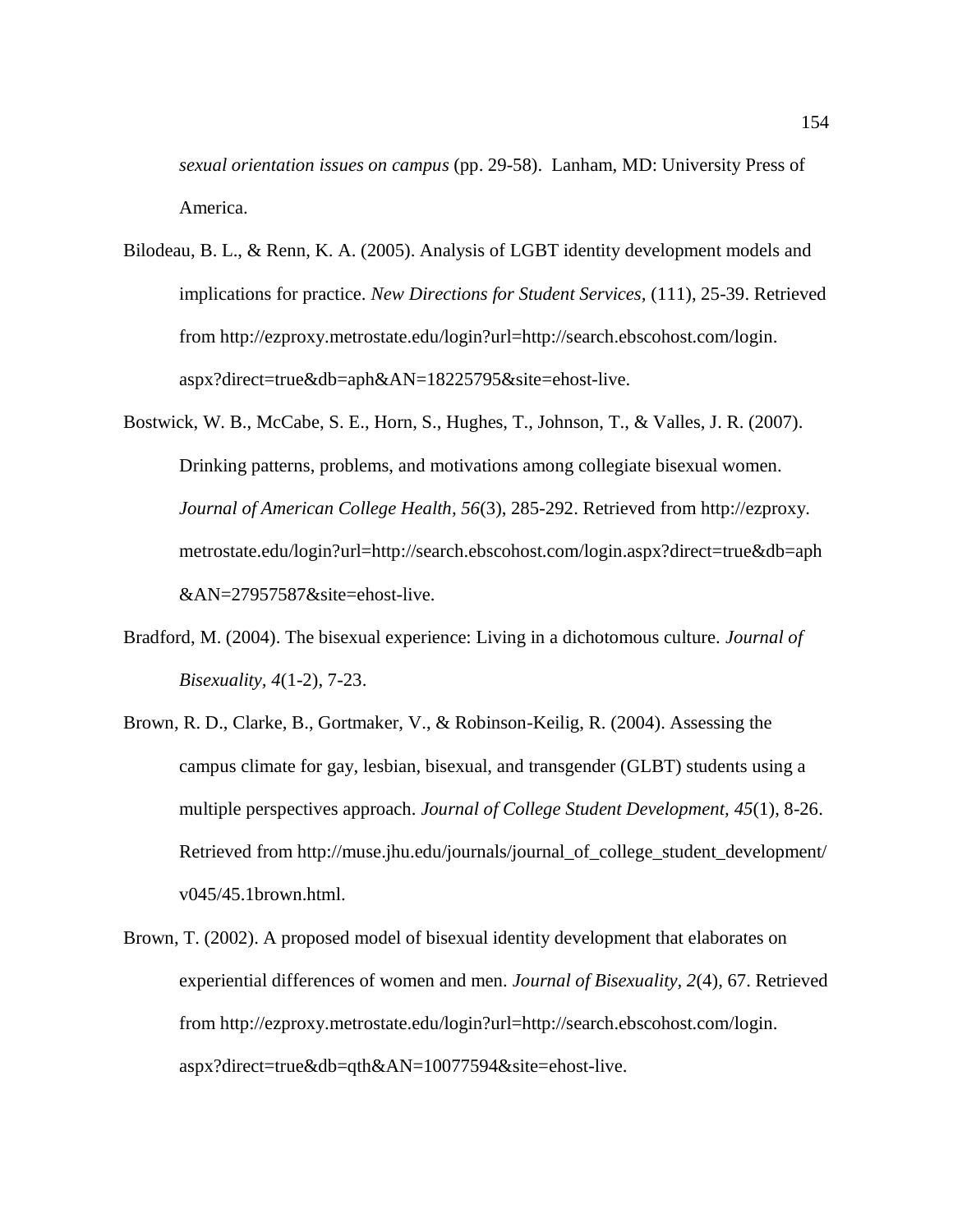*sexual orientation issues on campus* (pp. 29-58). Lanham, MD: University Press of America.

Bilodeau, B. L., & Renn, K. A. (2005). Analysis of LGBT identity development models and implications for practice. *New Directions for Student Services,* (111), 25-39. Retrieved from http://ezproxy.metrostate.edu/login?url=http://search.ebscohost.com/login.aspx?direct=true&db=aph&AN=18225795&site=ehost-live.

Bostwick, W. B., McCabe, S. E., Horn, S., Hughes, T., Johnson, T., & Valles, J. R. (2007). Drinking patterns, problems, and motivations among collegiate bisexual women. *Journal of American College Health, 56*(3), 285-292. Retrieved from http://ezproxy.metrostate.edu/login?url=http://search.ebscohost.com/login.aspx?direct=true&db=aph&AN=27957587&site=ehost-live.

Bradford, M. (2004). The bisexual experience: Living in a dichotomous culture. *Journal of Bisexuality, 4*(1-2), 7-23.

Brown, R. D., Clarke, B., Gortmaker, V., & Robinson-Keilig, R. (2004). Assessing the campus climate for gay, lesbian, bisexual, and transgender (GLBT) students using a multiple perspectives approach. *Journal of College Student Development, 45*(1), 8-26. Retrieved from http://muse.jhu.edu/journals/journal_of_college_student_development/v045/45.1brown.html.

Brown, T. (2002). A proposed model of bisexual identity development that elaborates on experiential differences of women and men. *Journal of Bisexuality, 2*(4), 67. Retrieved from http://ezproxy.metrostate.edu/login?url=http://search.ebscohost.com/login.aspx?direct=true&db=qth&AN=10077594&site=ehost-live.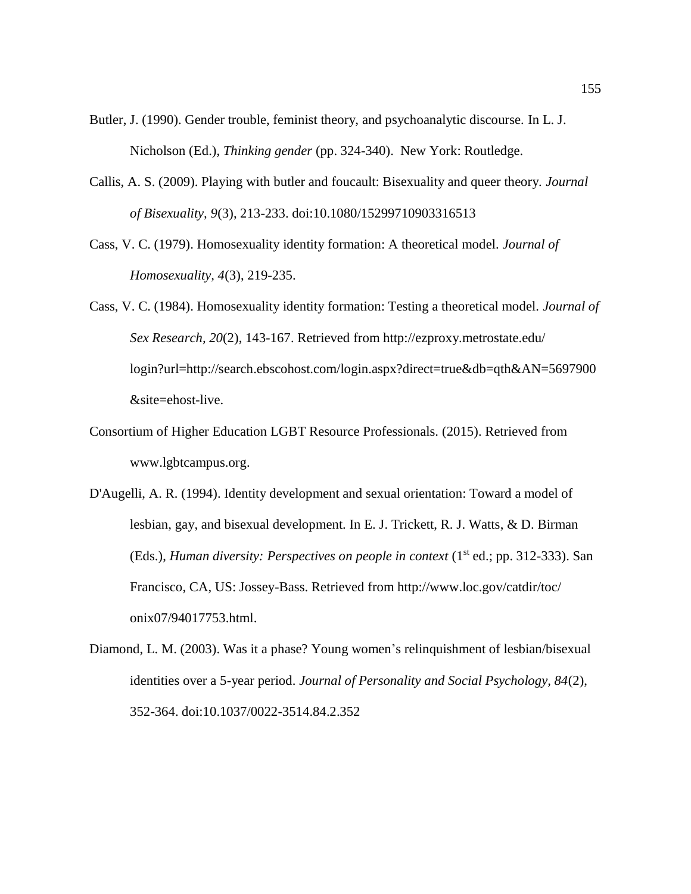Butler, J. (1990). Gender trouble, feminist theory, and psychoanalytic discourse. In L. J. Nicholson (Ed.), *Thinking gender* (pp. 324-340). New York: Routledge.

Callis, A. S. (2009). Playing with butler and foucault: Bisexuality and queer theory. *Journal of Bisexuality, 9*(3), 213-233. doi:10.1080/15299710903316513

Cass, V. C. (1979). Homosexuality identity formation: A theoretical model. *Journal of Homosexuality, 4*(3), 219-235.

Cass, V. C. (1984). Homosexuality identity formation: Testing a theoretical model. *Journal of Sex Research, 20*(2), 143-167. Retrieved from http://ezproxy.metrostate.edu/login?url=http://search.ebscohost.com/login.aspx?direct=true&db=qth&AN=5697900&site=ehost-live.

Consortium of Higher Education LGBT Resource Professionals. (2015). Retrieved from www.lgbtcampus.org.

D'Augelli, A. R. (1994). Identity development and sexual orientation: Toward a model of lesbian, gay, and bisexual development. In E. J. Trickett, R. J. Watts, & D. Birman (Eds.), *Human diversity: Perspectives on people in context* (1st ed.; pp. 312-333). San Francisco, CA, US: Jossey-Bass. Retrieved from http://www.loc.gov/catdir/toc/onix07/94017753.html.

Diamond, L. M. (2003). Was it a phase? Young women's relinquishment of lesbian/bisexual identities over a 5-year period. *Journal of Personality and Social Psychology, 84*(2), 352-364. doi:10.1037/0022-3514.84.2.352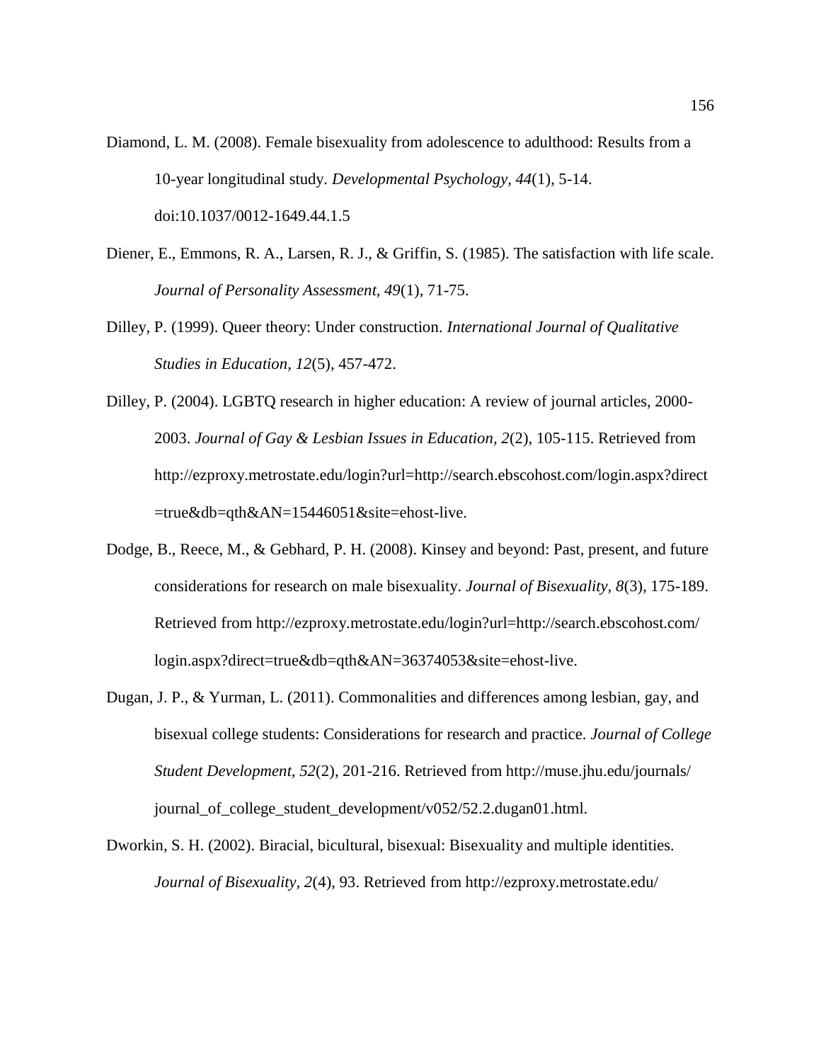Diamond, L. M. (2008). Female bisexuality from adolescence to adulthood: Results from a 10-year longitudinal study. *Developmental Psychology, 44*(1), 5-14. doi:10.1037/0012-1649.44.1.5

Diener, E., Emmons, R. A., Larsen, R. J., & Griffin, S. (1985). The satisfaction with life scale. *Journal of Personality Assessment, 49*(1), 71-75.

Dilley, P. (1999). Queer theory: Under construction. *International Journal of Qualitative Studies in Education, 12*(5), 457-472.

Dilley, P. (2004). LGBTQ research in higher education: A review of journal articles, 2000-2003. *Journal of Gay & Lesbian Issues in Education, 2*(2), 105-115. Retrieved from http://ezproxy.metrostate.edu/login?url=http://search.ebscohost.com/login.aspx?direct=true&db=qth&AN=15446051&site=ehost-live.

Dodge, B., Reece, M., & Gebhard, P. H. (2008). Kinsey and beyond: Past, present, and future considerations for research on male bisexuality. *Journal of Bisexuality, 8*(3), 175-189. Retrieved from http://ezproxy.metrostate.edu/login?url=http://search.ebscohost.com/login.aspx?direct=true&db=qth&AN=36374053&site=ehost-live.

Dugan, J. P., & Yurman, L. (2011). Commonalities and differences among lesbian, gay, and bisexual college students: Considerations for research and practice. *Journal of College Student Development, 52*(2), 201-216. Retrieved from http://muse.jhu.edu/journals/journal_of_college_student_development/v052/52.2.dugan01.html.

Dworkin, S. H. (2002). Biracial, bicultural, bisexual: Bisexuality and multiple identities. *Journal of Bisexuality, 2*(4), 93. Retrieved from http://ezproxy.metrostate.edu/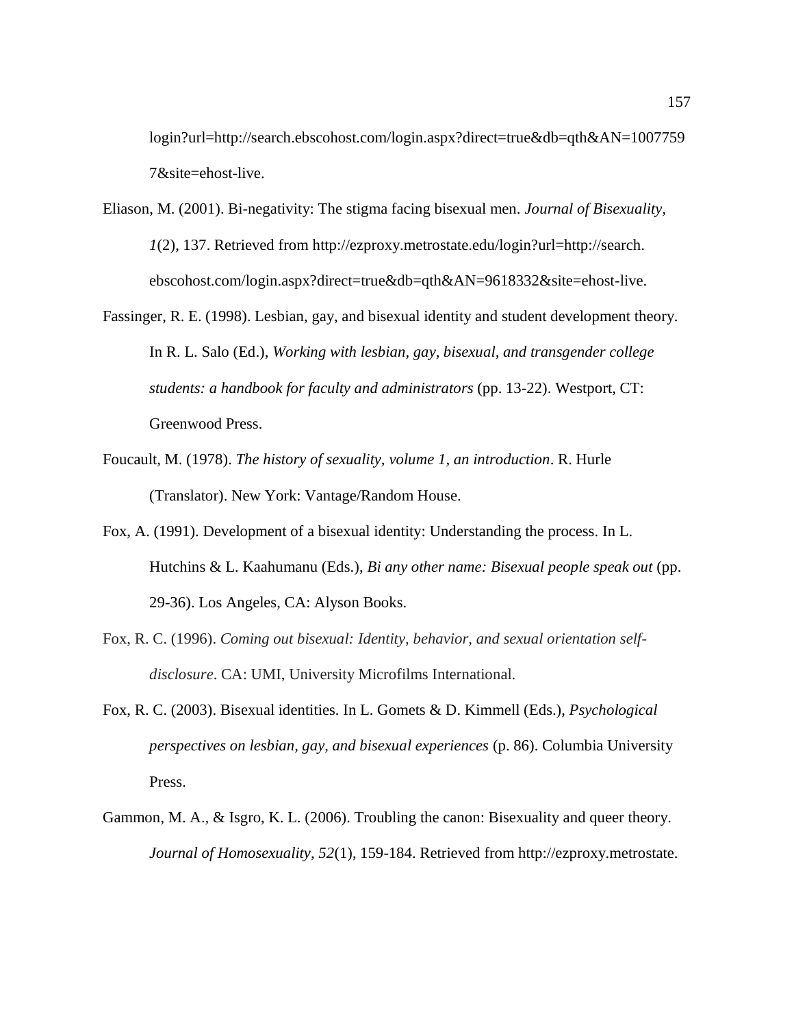login?url=http://search.ebscohost.com/login.aspx?direct=true&db=qth&AN=1007759 7&site=ehost-live.

Eliason, M. (2001). Bi-negativity: The stigma facing bisexual men. *Journal of Bisexuality, 1*(2), 137. Retrieved from http://ezproxy.metrostate.edu/login?url=http://search. ebscohost.com/login.aspx?direct=true&db=qth&AN=9618332&site=ehost-live.

Fassinger, R. E. (1998). Lesbian, gay, and bisexual identity and student development theory. In R. L. Salo (Ed.), *Working with lesbian, gay, bisexual, and transgender college students: a handbook for faculty and administrators* (pp. 13-22). Westport, CT: Greenwood Press.

Foucault, M. (1978). *The history of sexuality, volume 1, an introduction*. R. Hurle (Translator). New York: Vantage/Random House.

Fox, A. (1991). Development of a bisexual identity: Understanding the process. In L. Hutchins & L. Kaahumanu (Eds.), *Bi any other name: Bisexual people speak out* (pp. 29-36). Los Angeles, CA: Alyson Books.

Fox, R. C. (1996). *Coming out bisexual: Identity, behavior, and sexual orientation self-disclosure*. CA: UMI, University Microfilms International.

Fox, R. C. (2003). Bisexual identities. In L. Gomets & D. Kimmell (Eds.), *Psychological perspectives on lesbian, gay, and bisexual experiences* (p. 86). Columbia University Press.

Gammon, M. A., & Isgro, K. L. (2006). Troubling the canon: Bisexuality and queer theory. *Journal of Homosexuality, 52*(1), 159-184. Retrieved from http://ezproxy.metrostate.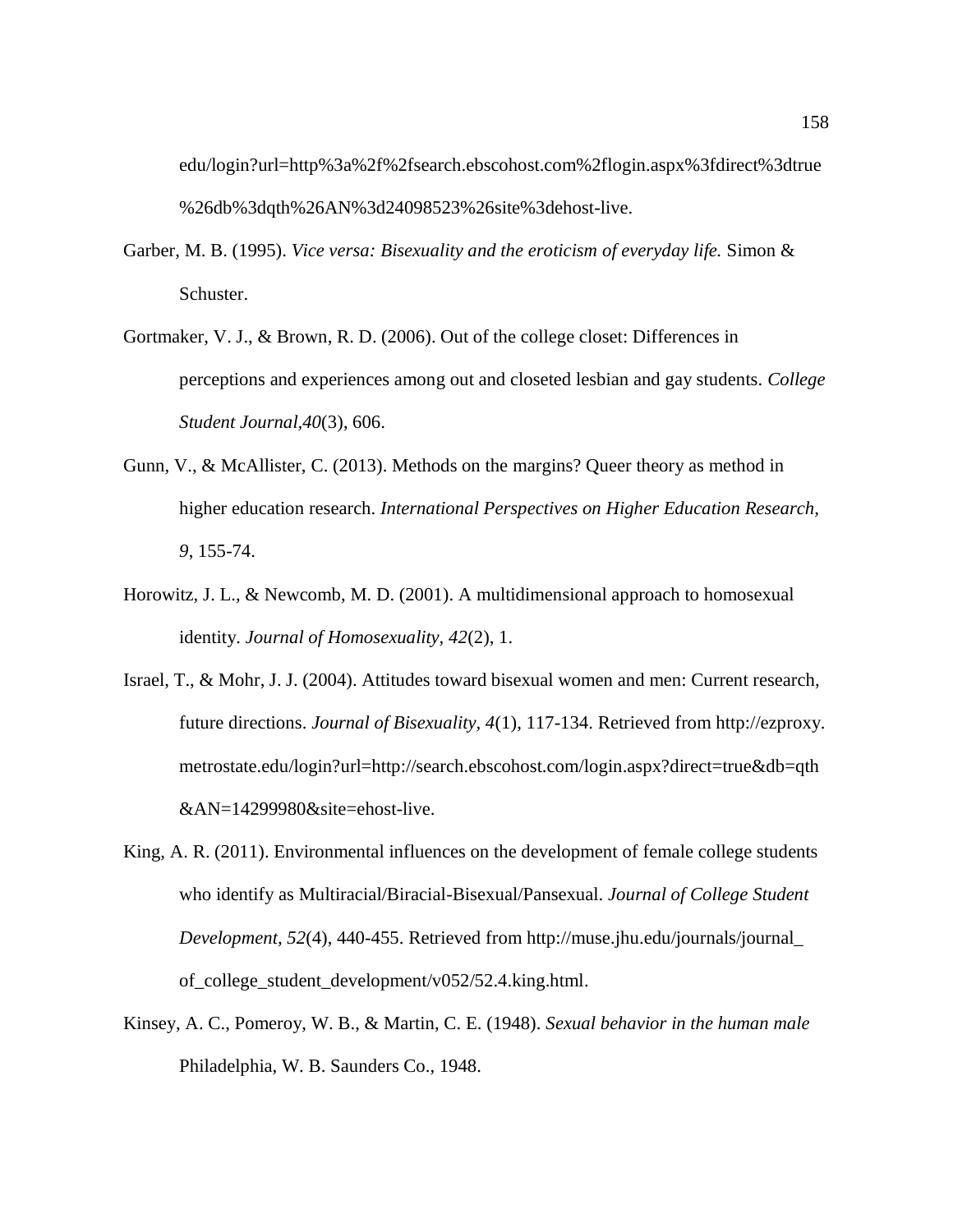edu/login?url=http%3a%2f%2fsearch.ebscohost.com%2flogin.aspx%3fdirect%3dtrue%26db%3dqth%26AN%3d24098523%26site%3dehost-live.

Garber, M. B. (1995). *Vice versa: Bisexuality and the eroticism of everyday life.* Simon & Schuster.

Gortmaker, V. J., & Brown, R. D. (2006). Out of the college closet: Differences in perceptions and experiences among out and closeted lesbian and gay students. *College Student Journal,40*(3), 606.

Gunn, V., & McAllister, C. (2013). Methods on the margins? Queer theory as method in higher education research. *International Perspectives on Higher Education Research, 9*, 155-74.

Horowitz, J. L., & Newcomb, M. D. (2001). A multidimensional approach to homosexual identity. *Journal of Homosexuality, 42*(2), 1.

Israel, T., & Mohr, J. J. (2004). Attitudes toward bisexual women and men: Current research, future directions. *Journal of Bisexuality, 4*(1), 117-134. Retrieved from http://ezproxy.metrostate.edu/login?url=http://search.ebscohost.com/login.aspx?direct=true&db=qth&AN=14299980&site=ehost-live.

King, A. R. (2011). Environmental influences on the development of female college students who identify as Multiracial/Biracial-Bisexual/Pansexual. *Journal of College Student Development, 52*(4), 440-455. Retrieved from http://muse.jhu.edu/journals/journal_of_college_student_development/v052/52.4.king.html.

Kinsey, A. C., Pomeroy, W. B., & Martin, C. E. (1948). *Sexual behavior in the human male* Philadelphia, W. B. Saunders Co., 1948.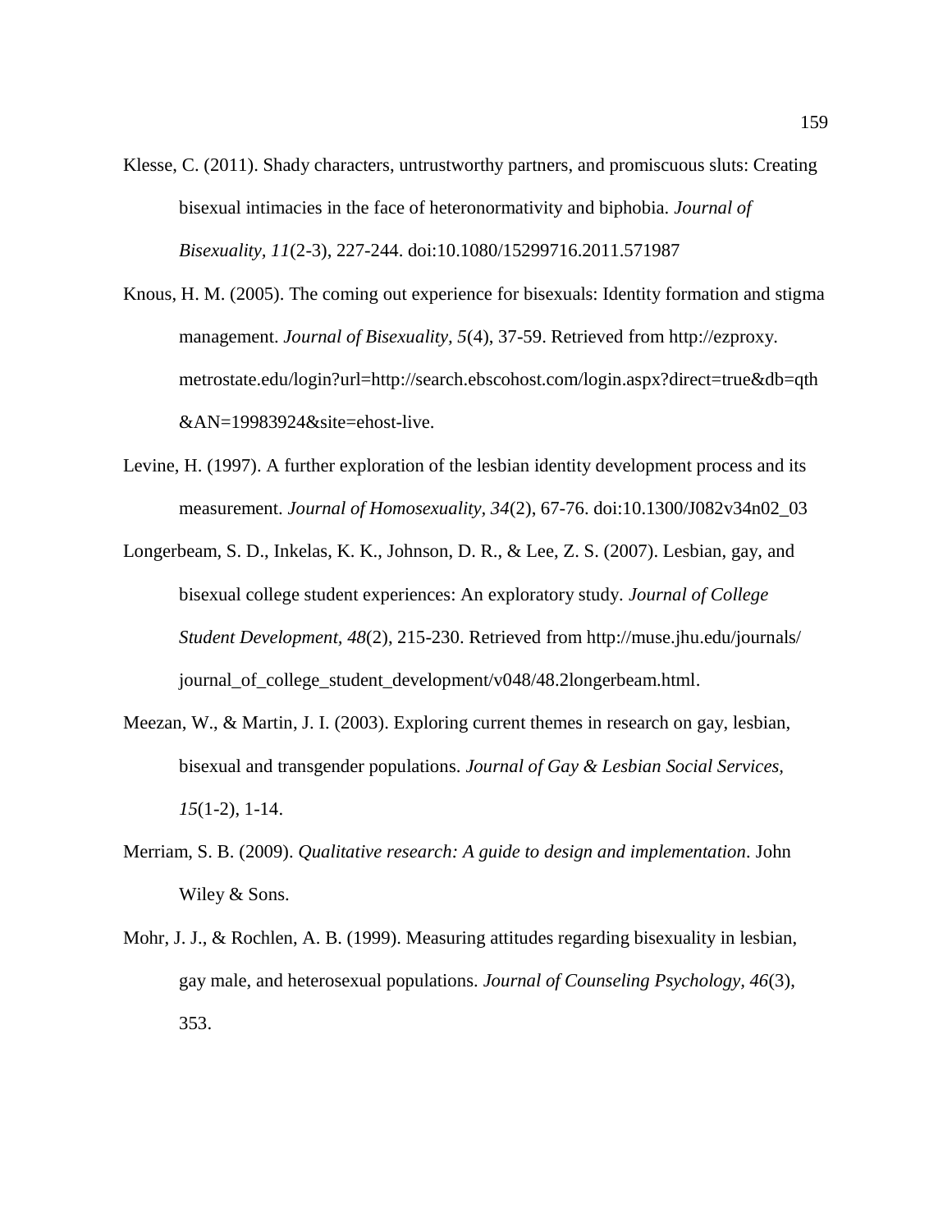Klesse, C. (2011). Shady characters, untrustworthy partners, and promiscuous sluts: Creating bisexual intimacies in the face of heteronormativity and biphobia. *Journal of Bisexuality, 11*(2-3), 227-244. doi:10.1080/15299716.2011.571987

Knous, H. M. (2005). The coming out experience for bisexuals: Identity formation and stigma management. *Journal of Bisexuality, 5*(4), 37-59. Retrieved from http://ezproxy.metrostate.edu/login?url=http://search.ebscohost.com/login.aspx?direct=true&db=qth&AN=19983924&site=ehost-live.

Levine, H. (1997). A further exploration of the lesbian identity development process and its measurement. *Journal of Homosexuality, 34*(2), 67-76. doi:10.1300/J082v34n02_03

Longerbeam, S. D., Inkelas, K. K., Johnson, D. R., & Lee, Z. S. (2007). Lesbian, gay, and bisexual college student experiences: An exploratory study. *Journal of College Student Development, 48*(2), 215-230. Retrieved from http://muse.jhu.edu/journals/journal_of_college_student_development/v048/48.2longerbeam.html.

Meezan, W., & Martin, J. I. (2003). Exploring current themes in research on gay, lesbian, bisexual and transgender populations. *Journal of Gay & Lesbian Social Services, 15*(1-2), 1-14.

Merriam, S. B. (2009). *Qualitative research: A guide to design and implementation*. John Wiley & Sons.

Mohr, J. J., & Rochlen, A. B. (1999). Measuring attitudes regarding bisexuality in lesbian, gay male, and heterosexual populations. *Journal of Counseling Psychology, 46*(3), 353.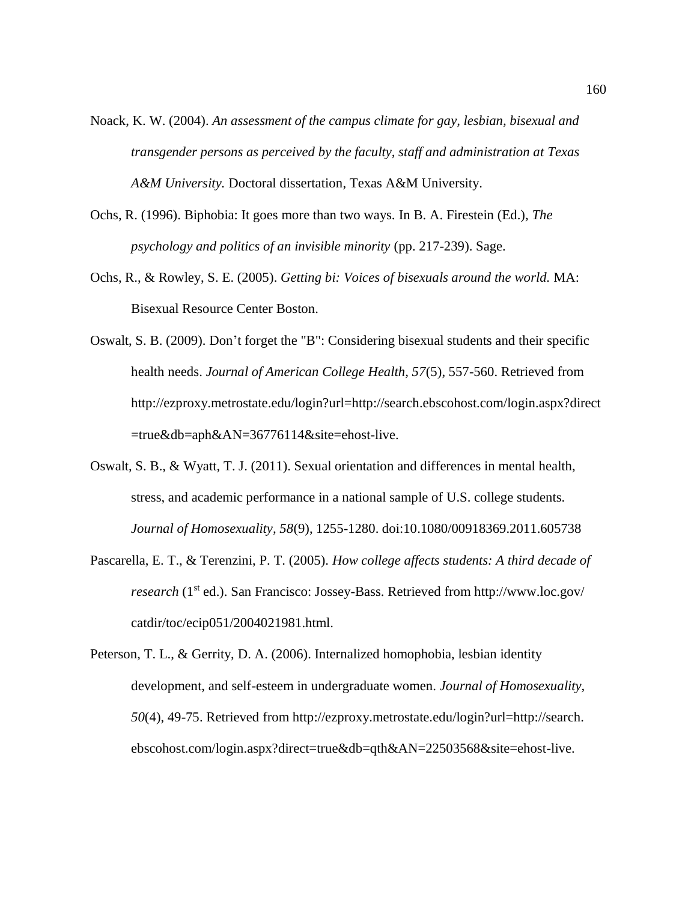Noack, K. W. (2004). *An assessment of the campus climate for gay, lesbian, bisexual and transgender persons as perceived by the faculty, staff and administration at Texas A&M University.* Doctoral dissertation, Texas A&M University.

Ochs, R. (1996). Biphobia: It goes more than two ways. In B. A. Firestein (Ed.), *The psychology and politics of an invisible minority* (pp. 217-239). Sage.

Ochs, R., & Rowley, S. E. (2005). *Getting bi: Voices of bisexuals around the world.* MA: Bisexual Resource Center Boston.

Oswalt, S. B. (2009). Don't forget the "B": Considering bisexual students and their specific health needs. *Journal of American College Health*, *57*(5), 557-560. Retrieved from http://ezproxy.metrostate.edu/login?url=http://search.ebscohost.com/login.aspx?direct=true&db=aph&AN=36776114&site=ehost-live.

Oswalt, S. B., & Wyatt, T. J. (2011). Sexual orientation and differences in mental health, stress, and academic performance in a national sample of U.S. college students. *Journal of Homosexuality*, *58*(9), 1255-1280. doi:10.1080/00918369.2011.605738

Pascarella, E. T., & Terenzini, P. T. (2005). *How college affects students: A third decade of research* (1st ed.). San Francisco: Jossey-Bass. Retrieved from http://www.loc.gov/catdir/toc/ecip051/2004021981.html.

Peterson, T. L., & Gerrity, D. A. (2006). Internalized homophobia, lesbian identity development, and self-esteem in undergraduate women. *Journal of Homosexuality, 50*(4), 49-75. Retrieved from http://ezproxy.metrostate.edu/login?url=http://search.ebscohost.com/login.aspx?direct=true&db=qth&AN=22503568&site=ehost-live.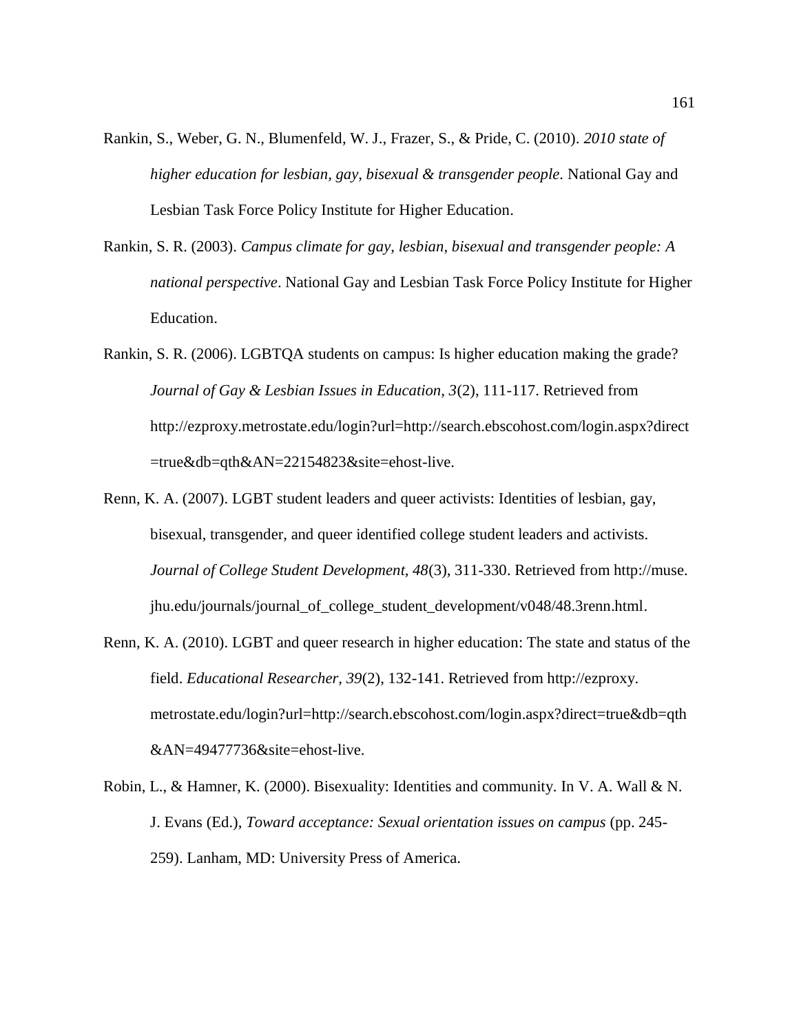Rankin, S., Weber, G. N., Blumenfeld, W. J., Frazer, S., & Pride, C. (2010). *2010 state of higher education for lesbian, gay, bisexual & transgender people.* National Gay and Lesbian Task Force Policy Institute for Higher Education.

Rankin, S. R. (2003). *Campus climate for gay, lesbian, bisexual and transgender people: A national perspective*. National Gay and Lesbian Task Force Policy Institute for Higher Education.

Rankin, S. R. (2006). LGBTQA students on campus: Is higher education making the grade? *Journal of Gay & Lesbian Issues in Education, 3*(2), 111-117. Retrieved from http://ezproxy.metrostate.edu/login?url=http://search.ebscohost.com/login.aspx?direct=true&db=qth&AN=22154823&site=ehost-live.

Renn, K. A. (2007). LGBT student leaders and queer activists: Identities of lesbian, gay, bisexual, transgender, and queer identified college student leaders and activists. *Journal of College Student Development, 48*(3), 311-330. Retrieved from http://muse.jhu.edu/journals/journal_of_college_student_development/v048/48.3renn.html.

Renn, K. A. (2010). LGBT and queer research in higher education: The state and status of the field. *Educational Researcher, 39*(2), 132-141. Retrieved from http://ezproxy.metrostate.edu/login?url=http://search.ebscohost.com/login.aspx?direct=true&db=qth&AN=49477736&site=ehost-live.

Robin, L., & Hamner, K. (2000). Bisexuality: Identities and community. In V. A. Wall & N. J. Evans (Ed.), *Toward acceptance: Sexual orientation issues on campus* (pp. 245-259). Lanham, MD: University Press of America.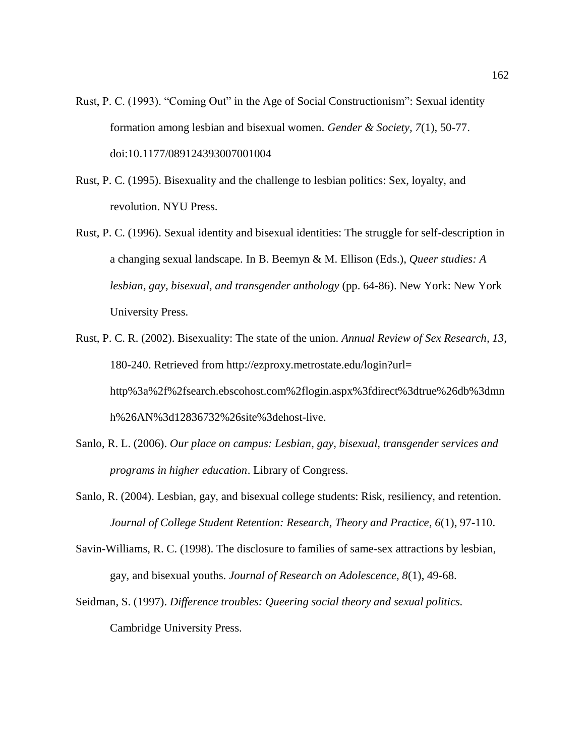Rust, P. C. (1993). “Coming Out” in the Age of Social Constructionism”: Sexual identity formation among lesbian and bisexual women. *Gender & Society, 7*(1), 50-77. doi:10.1177/089124393007001004

Rust, P. C. (1995). Bisexuality and the challenge to lesbian politics: Sex, loyalty, and revolution. NYU Press.

Rust, P. C. (1996). Sexual identity and bisexual identities: The struggle for self-description in a changing sexual landscape. In B. Beemyn & M. Ellison (Eds.), *Queer studies: A lesbian, gay, bisexual, and transgender anthology* (pp. 64-86). New York: New York University Press.

Rust, P. C. R. (2002). Bisexuality: The state of the union. *Annual Review of Sex Research, 13*, 180-240. Retrieved from http://ezproxy.metrostate.edu/login?url= http%3a%2f%2fsearch.ebscohost.com%2flogin.aspx%3fdirect%3dtrue%26db%3dmnh%26AN%3d12836732%26site%3dehost-live.

Sanlo, R. L. (2006). *Our place on campus: Lesbian, gay, bisexual, transgender services and programs in higher education*. Library of Congress.

Sanlo, R. (2004). Lesbian, gay, and bisexual college students: Risk, resiliency, and retention. *Journal of College Student Retention: Research, Theory and Practice, 6*(1), 97-110.

Savin-Williams, R. C. (1998). The disclosure to families of same-sex attractions by lesbian, gay, and bisexual youths. *Journal of Research on Adolescence, 8*(1), 49-68.

Seidman, S. (1997). *Difference troubles: Queering social theory and sexual politics.* Cambridge University Press.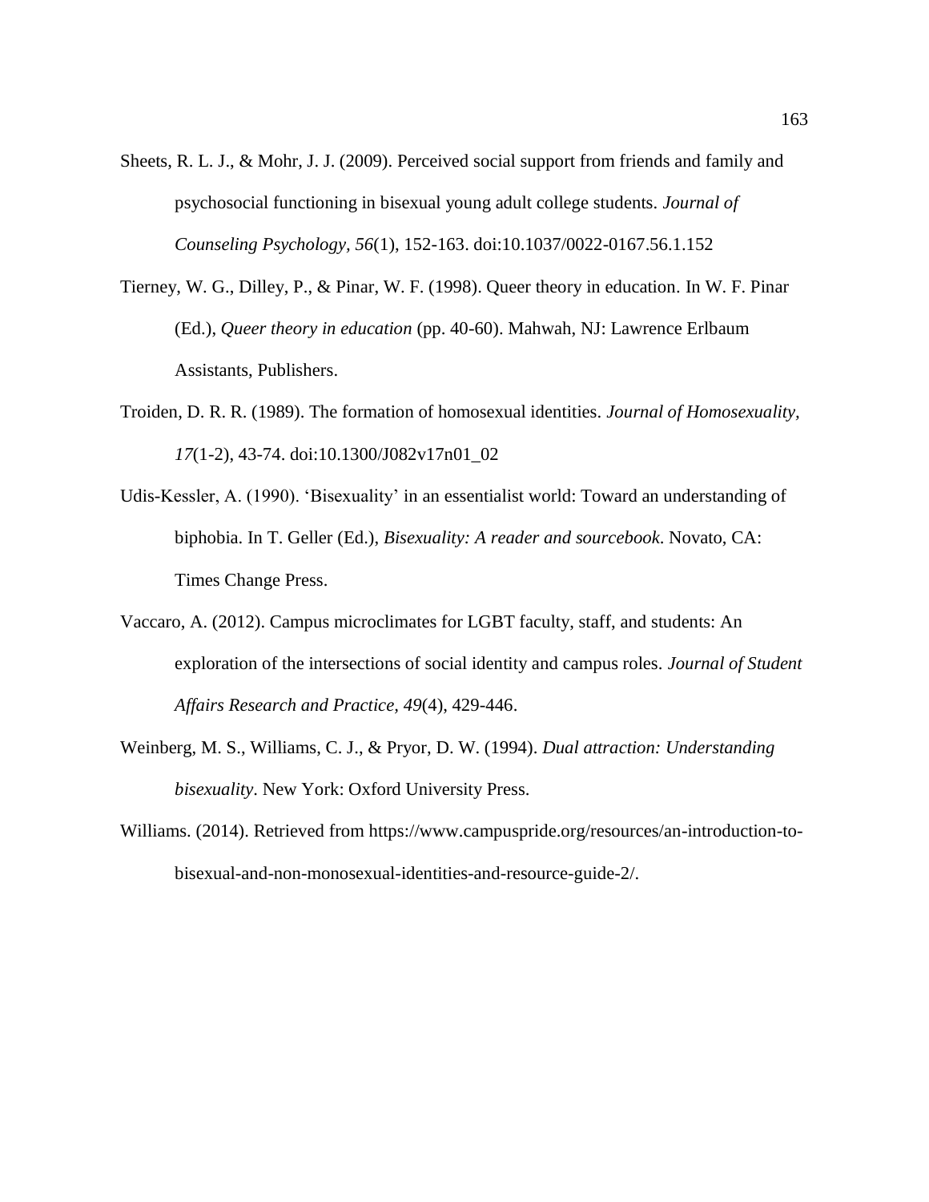Sheets, R. L. J., & Mohr, J. J. (2009). Perceived social support from friends and family and psychosocial functioning in bisexual young adult college students. *Journal of Counseling Psychology, 56*(1), 152-163. doi:10.1037/0022-0167.56.1.152

Tierney, W. G., Dilley, P., & Pinar, W. F. (1998). Queer theory in education. In W. F. Pinar (Ed.), *Queer theory in education* (pp. 40-60). Mahwah, NJ: Lawrence Erlbaum Assistants, Publishers.

Troiden, D. R. R. (1989). The formation of homosexual identities. *Journal of Homosexuality, 17*(1-2), 43-74. doi:10.1300/J082v17n01_02

Udis-Kessler, A. (1990). 'Bisexuality' in an essentialist world: Toward an understanding of biphobia. In T. Geller (Ed.), *Bisexuality: A reader and sourcebook*. Novato, CA: Times Change Press.

Vaccaro, A. (2012). Campus microclimates for LGBT faculty, staff, and students: An exploration of the intersections of social identity and campus roles. *Journal of Student Affairs Research and Practice, 49*(4), 429-446.

Weinberg, M. S., Williams, C. J., & Pryor, D. W. (1994). *Dual attraction: Understanding bisexuality*. New York: Oxford University Press.

Williams. (2014). Retrieved from https://www.campuspride.org/resources/an-introduction-to-bisexual-and-non-monosexual-identities-and-resource-guide-2/.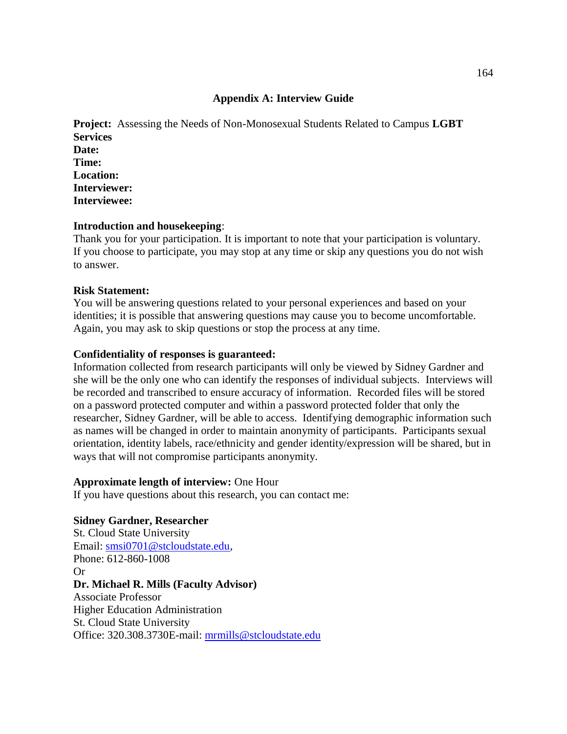## Appendix A: Interview Guide

**Project:** Assessing the Needs of Non-Monosexual Students Related to Campus **LGBT Services**
**Date:**
**Time:**
**Location:**
**Interviewer:**
**Interviewee:**

**Introduction and housekeeping**:
Thank you for your participation. It is important to note that your participation is voluntary. If you choose to participate, you may stop at any time or skip any questions you do not wish to answer.

**Risk Statement:**
You will be answering questions related to your personal experiences and based on your identities; it is possible that answering questions may cause you to become uncomfortable. Again, you may ask to skip questions or stop the process at any time.

**Confidentiality of responses is guaranteed:**
Information collected from research participants will only be viewed by Sidney Gardner and she will be the only one who can identify the responses of individual subjects. Interviews will be recorded and transcribed to ensure accuracy of information. Recorded files will be stored on a password protected computer and within a password protected folder that only the researcher, Sidney Gardner, will be able to access. Identifying demographic information such as names will be changed in order to maintain anonymity of participants. Participants sexual orientation, identity labels, race/ethnicity and gender identity/expression will be shared, but in ways that will not compromise participants anonymity.

**Approximate length of interview:** One Hour
If you have questions about this research, you can contact me:

**Sidney Gardner, Researcher**
St. Cloud State University
Email: smsi0701@stcloudstate.edu,
Phone: 612-860-1008
Or
**Dr. Michael R. Mills (Faculty Advisor)**
Associate Professor
Higher Education Administration
St. Cloud State University
Office: 320.308.3730E-mail: mrmills@stcloudstate.edu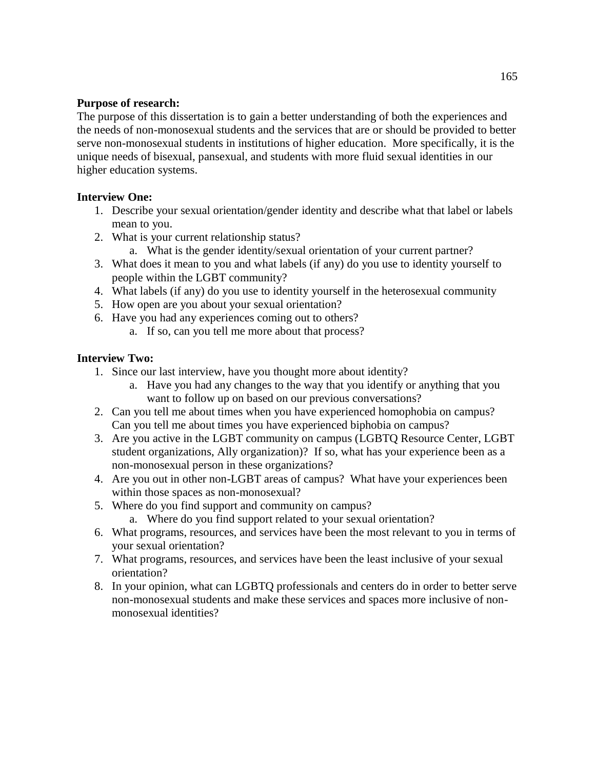**Purpose of research:**

The purpose of this dissertation is to gain a better understanding of both the experiences and the needs of non-monosexual students and the services that are or should be provided to better serve non-monosexual students in institutions of higher education. More specifically, it is the unique needs of bisexual, pansexual, and students with more fluid sexual identities in our higher education systems.

**Interview One:**

1. Describe your sexual orientation/gender identity and describe what that label or labels mean to you.
2. What is your current relationship status?
    a. What is the gender identity/sexual orientation of your current partner?
3. What does it mean to you and what labels (if any) do you use to identity yourself to people within the LGBT community?
4. What labels (if any) do you use to identity yourself in the heterosexual community
5. How open are you about your sexual orientation?
6. Have you had any experiences coming out to others?
    a. If so, can you tell me more about that process?

**Interview Two:**

1. Since our last interview, have you thought more about identity?
    a. Have you had any changes to the way that you identify or anything that you want to follow up on based on our previous conversations?
2. Can you tell me about times when you have experienced homophobia on campus? Can you tell me about times you have experienced biphobia on campus?
3. Are you active in the LGBT community on campus (LGBTQ Resource Center, LGBT student organizations, Ally organization)? If so, what has your experience been as a non-monosexual person in these organizations?
4. Are you out in other non-LGBT areas of campus? What have your experiences been within those spaces as non-monosexual?
5. Where do you find support and community on campus?
    a. Where do you find support related to your sexual orientation?
6. What programs, resources, and services have been the most relevant to you in terms of your sexual orientation?
7. What programs, resources, and services have been the least inclusive of your sexual orientation?
8. In your opinion, what can LGBTQ professionals and centers do in order to better serve non-monosexual students and make these services and spaces more inclusive of non-monosexual identities?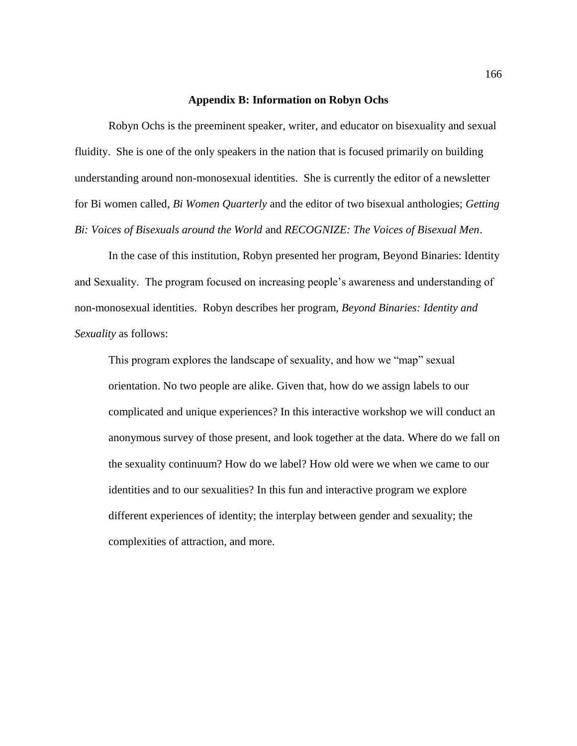## Appendix B: Information on Robyn Ochs

Robyn Ochs is the preeminent speaker, writer, and educator on bisexuality and sexual fluidity. She is one of the only speakers in the nation that is focused primarily on building understanding around non-monosexual identities. She is currently the editor of a newsletter for Bi women called, *Bi Women Quarterly* and the editor of two bisexual anthologies; *Getting Bi: Voices of Bisexuals around the World* and *RECOGNIZE: The Voices of Bisexual Men*.

In the case of this institution, Robyn presented her program, Beyond Binaries: Identity and Sexuality. The program focused on increasing people's awareness and understanding of non-monosexual identities. Robyn describes her program, *Beyond Binaries: Identity and Sexuality* as follows:

> This program explores the landscape of sexuality, and how we "map" sexual orientation. No two people are alike. Given that, how do we assign labels to our complicated and unique experiences? In this interactive workshop we will conduct an anonymous survey of those present, and look together at the data. Where do we fall on the sexuality continuum? How do we label? How old were we when we came to our identities and to our sexualities? In this fun and interactive program we explore different experiences of identity; the interplay between gender and sexuality; the complexities of attraction, and more.